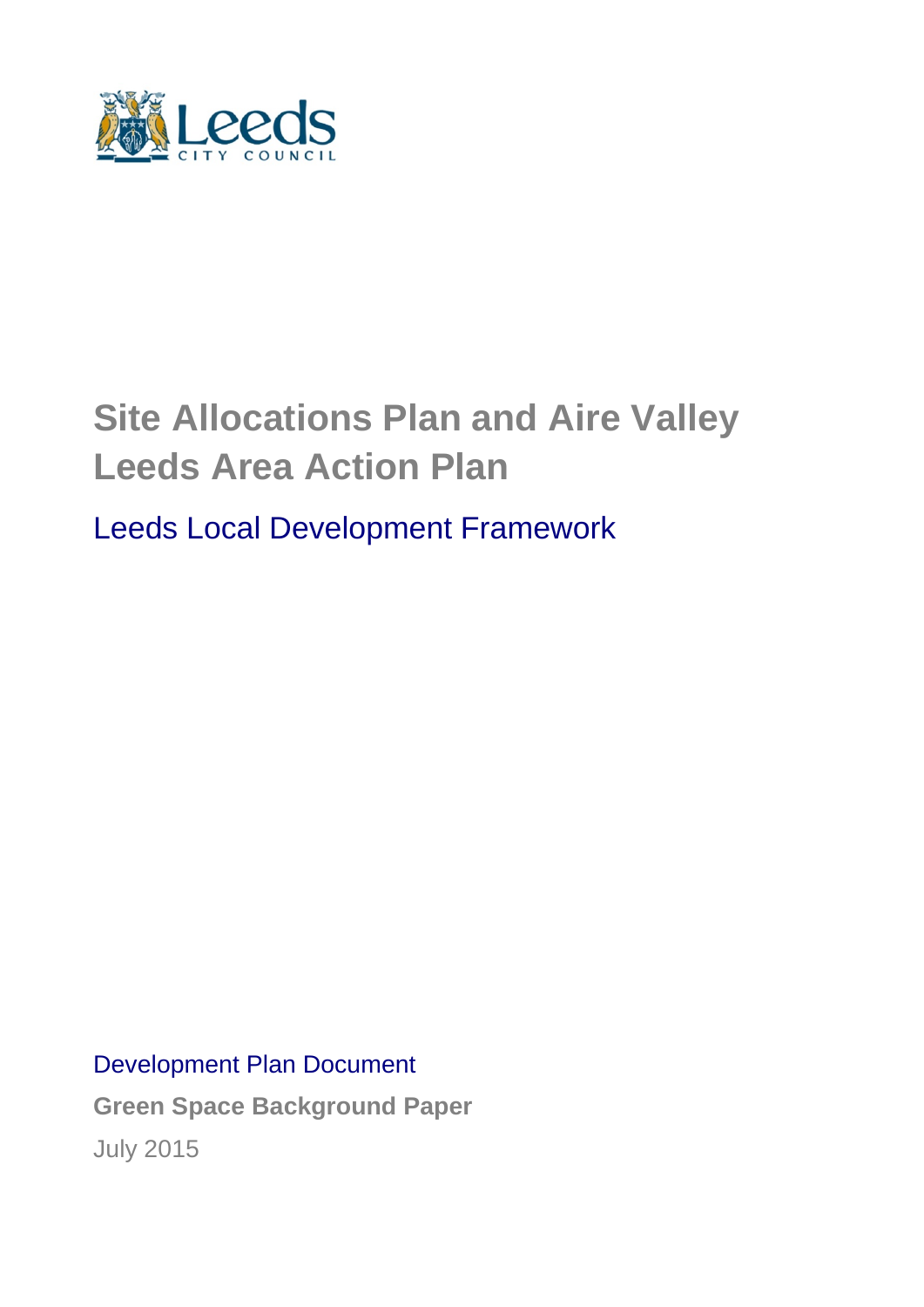Leeds
CITY COUNCIL

# Site Allocations Plan and Aire Valley Leeds Area Action Plan

## Leeds Local Development Framework

Development Plan Document

**Green Space Background Paper**

July 2015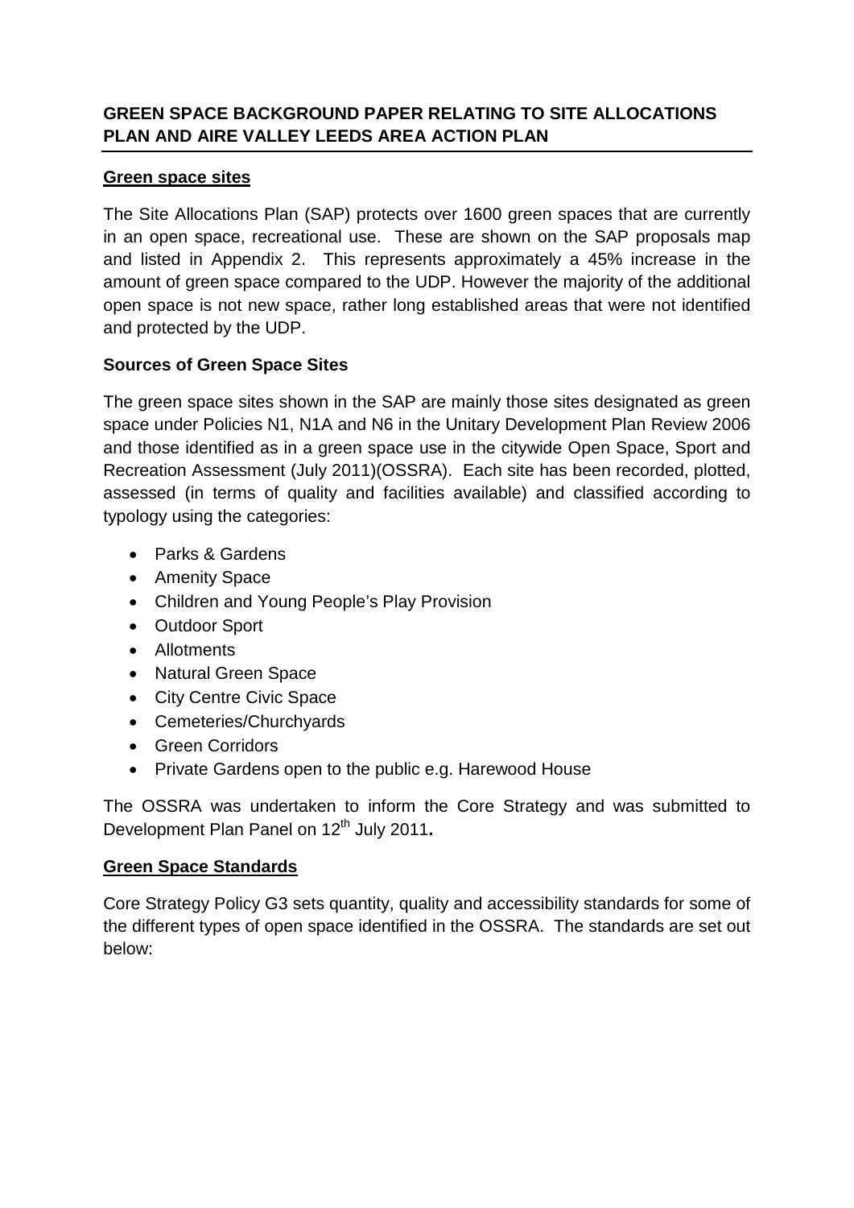## GREEN SPACE BACKGROUND PAPER RELATING TO SITE ALLOCATIONS PLAN AND AIRE VALLEY LEEDS AREA ACTION PLAN

### Green space sites

The Site Allocations Plan (SAP) protects over 1600 green spaces that are currently in an open space, recreational use. These are shown on the SAP proposals map and listed in Appendix 2. This represents approximately a 45% increase in the amount of green space compared to the UDP. However the majority of the additional open space is not new space, rather long established areas that were not identified and protected by the UDP.

### Sources of Green Space Sites

The green space sites shown in the SAP are mainly those sites designated as green space under Policies N1, N1A and N6 in the Unitary Development Plan Review 2006 and those identified as in a green space use in the citywide Open Space, Sport and Recreation Assessment (July 2011)(OSSRA). Each site has been recorded, plotted, assessed (in terms of quality and facilities available) and classified according to typology using the categories:

- Parks & Gardens
- Amenity Space
- Children and Young People's Play Provision
- Outdoor Sport
- Allotments
- Natural Green Space
- City Centre Civic Space
- Cemeteries/Churchyards
- Green Corridors
- Private Gardens open to the public e.g. Harewood House

The OSSRA was undertaken to inform the Core Strategy and was submitted to Development Plan Panel on 12th July 2011**.**

### Green Space Standards

Core Strategy Policy G3 sets quantity, quality and accessibility standards for some of the different types of open space identified in the OSSRA. The standards are set out below: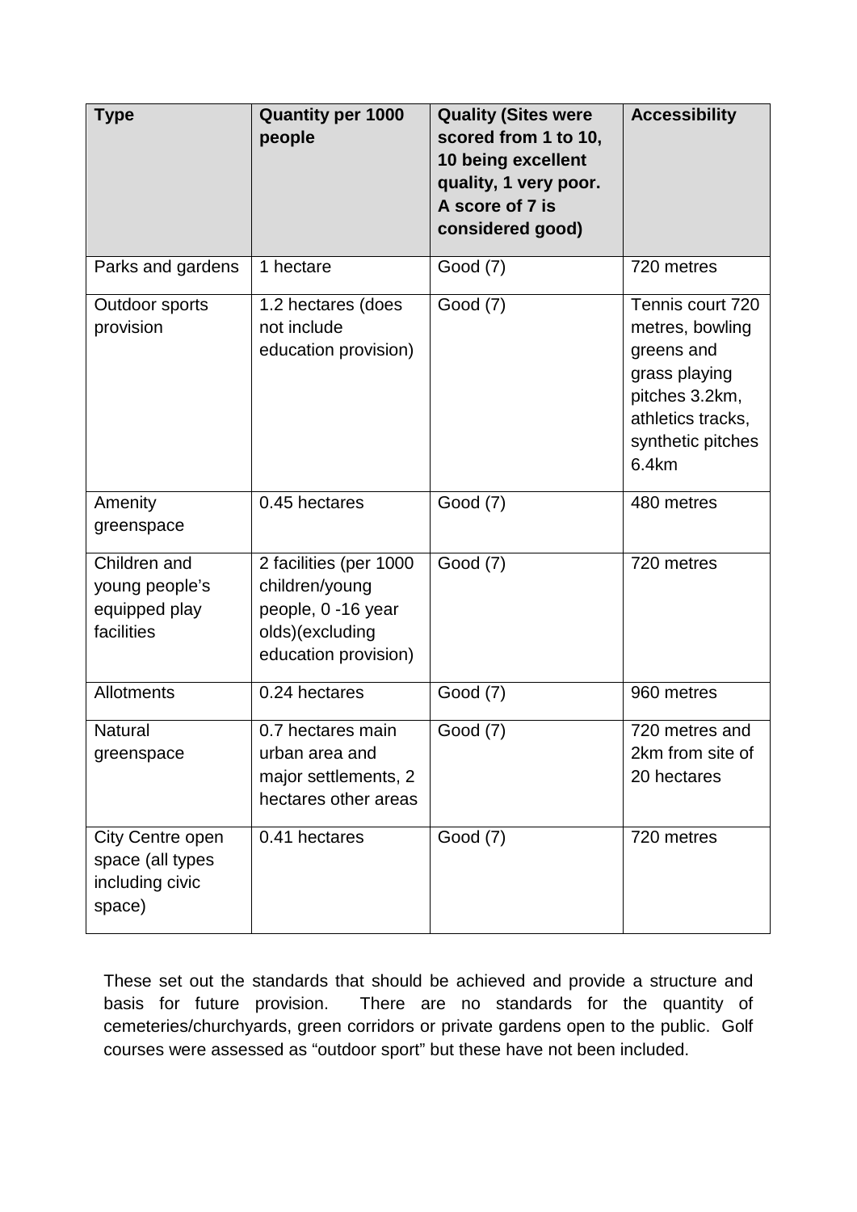| Type | Quantity per 1000 people | Quality (Sites were scored from 1 to 10, 10 being excellent quality, 1 very poor. A score of 7 is considered good) | Accessibility |
|---|---|---|---|
| Parks and gardens | 1 hectare | Good (7) | 720 metres |
| Outdoor sports provision | 1.2 hectares (does not include education provision) | Good (7) | Tennis court 720 metres, bowling greens and grass playing pitches 3.2km, athletics tracks, synthetic pitches 6.4km |
| Amenity greenspace | 0.45 hectares | Good (7) | 480 metres |
| Children and young people's equipped play facilities | 2 facilities (per 1000 children/young people, 0 -16 year olds)(excluding education provision) | Good (7) | 720 metres |
| Allotments | 0.24 hectares | Good (7) | 960 metres |
| Natural greenspace | 0.7 hectares main urban area and major settlements, 2 hectares other areas | Good (7) | 720 metres and 2km from site of 20 hectares |
| City Centre open space (all types including civic space) | 0.41 hectares | Good (7) | 720 metres |

These set out the standards that should be achieved and provide a structure and basis for future provision. There are no standards for the quantity of cemeteries/churchyards, green corridors or private gardens open to the public. Golf courses were assessed as "outdoor sport" but these have not been included.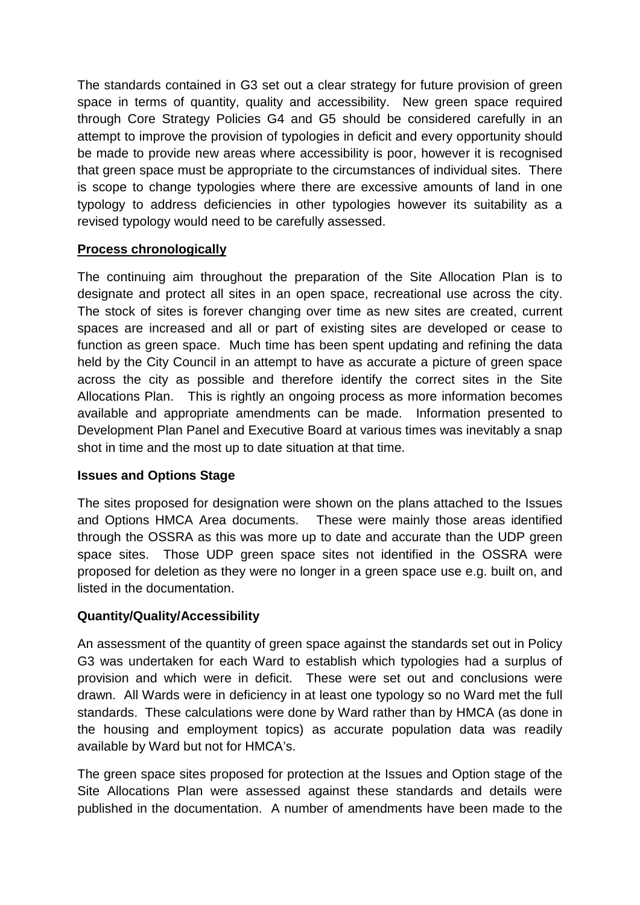The standards contained in G3 set out a clear strategy for future provision of green space in terms of quantity, quality and accessibility. New green space required through Core Strategy Policies G4 and G5 should be considered carefully in an attempt to improve the provision of typologies in deficit and every opportunity should be made to provide new areas where accessibility is poor, however it is recognised that green space must be appropriate to the circumstances of individual sites. There is scope to change typologies where there are excessive amounts of land in one typology to address deficiencies in other typologies however its suitability as a revised typology would need to be carefully assessed.

**<u>Process chronologically</u>**

The continuing aim throughout the preparation of the Site Allocation Plan is to designate and protect all sites in an open space, recreational use across the city. The stock of sites is forever changing over time as new sites are created, current spaces are increased and all or part of existing sites are developed or cease to function as green space. Much time has been spent updating and refining the data held by the City Council in an attempt to have as accurate a picture of green space across the city as possible and therefore identify the correct sites in the Site Allocations Plan. This is rightly an ongoing process as more information becomes available and appropriate amendments can be made. Information presented to Development Plan Panel and Executive Board at various times was inevitably a snap shot in time and the most up to date situation at that time.

**Issues and Options Stage**

The sites proposed for designation were shown on the plans attached to the Issues and Options HMCA Area documents. These were mainly those areas identified through the OSSRA as this was more up to date and accurate than the UDP green space sites. Those UDP green space sites not identified in the OSSRA were proposed for deletion as they were no longer in a green space use e.g. built on, and listed in the documentation.

**Quantity/Quality/Accessibility**

An assessment of the quantity of green space against the standards set out in Policy G3 was undertaken for each Ward to establish which typologies had a surplus of provision and which were in deficit. These were set out and conclusions were drawn. All Wards were in deficiency in at least one typology so no Ward met the full standards. These calculations were done by Ward rather than by HMCA (as done in the housing and employment topics) as accurate population data was readily available by Ward but not for HMCA's.

The green space sites proposed for protection at the Issues and Option stage of the Site Allocations Plan were assessed against these standards and details were published in the documentation. A number of amendments have been made to the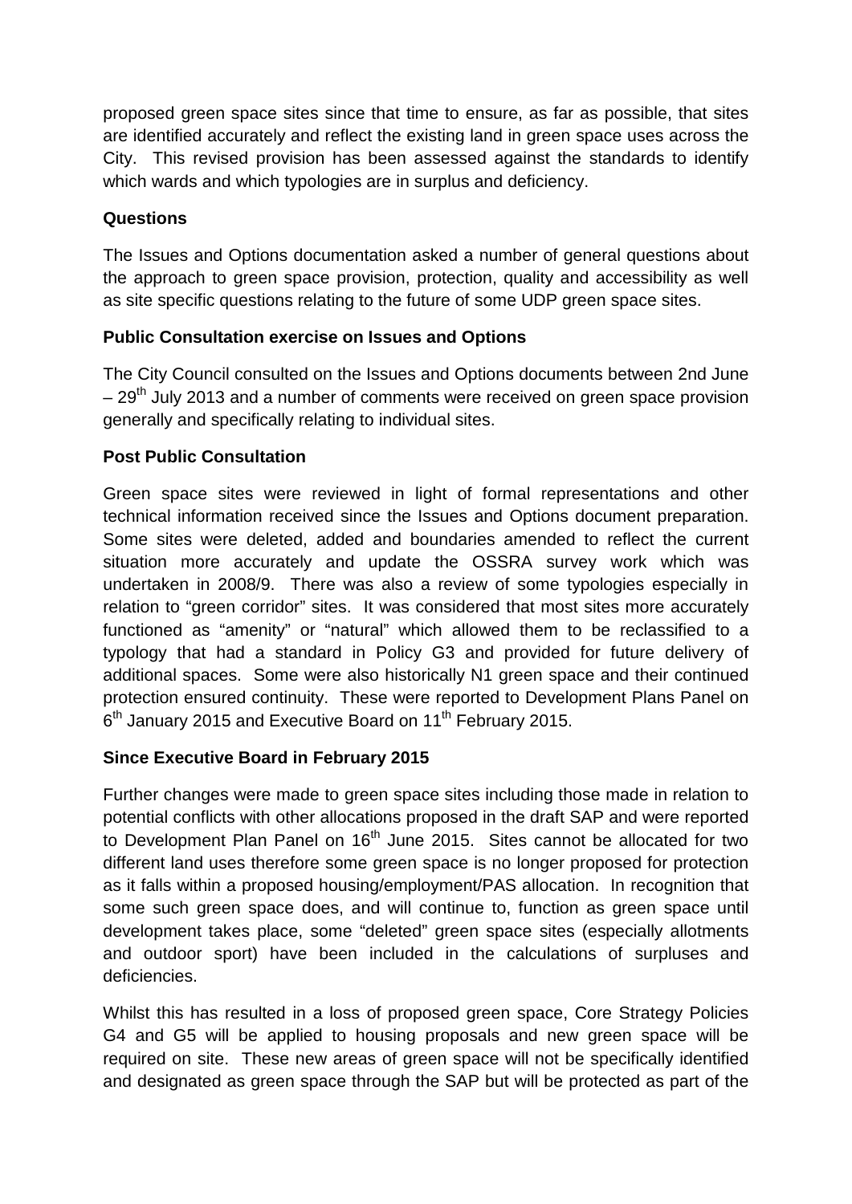proposed green space sites since that time to ensure, as far as possible, that sites are identified accurately and reflect the existing land in green space uses across the City. This revised provision has been assessed against the standards to identify which wards and which typologies are in surplus and deficiency.

**Questions**

The Issues and Options documentation asked a number of general questions about the approach to green space provision, protection, quality and accessibility as well as site specific questions relating to the future of some UDP green space sites.

**Public Consultation exercise on Issues and Options**

The City Council consulted on the Issues and Options documents between 2nd June – 29th July 2013 and a number of comments were received on green space provision generally and specifically relating to individual sites.

**Post Public Consultation**

Green space sites were reviewed in light of formal representations and other technical information received since the Issues and Options document preparation. Some sites were deleted, added and boundaries amended to reflect the current situation more accurately and update the OSSRA survey work which was undertaken in 2008/9. There was also a review of some typologies especially in relation to "green corridor" sites. It was considered that most sites more accurately functioned as "amenity" or "natural" which allowed them to be reclassified to a typology that had a standard in Policy G3 and provided for future delivery of additional spaces. Some were also historically N1 green space and their continued protection ensured continuity. These were reported to Development Plans Panel on 6th January 2015 and Executive Board on 11th February 2015.

**Since Executive Board in February 2015**

Further changes were made to green space sites including those made in relation to potential conflicts with other allocations proposed in the draft SAP and were reported to Development Plan Panel on 16th June 2015. Sites cannot be allocated for two different land uses therefore some green space is no longer proposed for protection as it falls within a proposed housing/employment/PAS allocation. In recognition that some such green space does, and will continue to, function as green space until development takes place, some "deleted" green space sites (especially allotments and outdoor sport) have been included in the calculations of surpluses and deficiencies.

Whilst this has resulted in a loss of proposed green space, Core Strategy Policies G4 and G5 will be applied to housing proposals and new green space will be required on site. These new areas of green space will not be specifically identified and designated as green space through the SAP but will be protected as part of the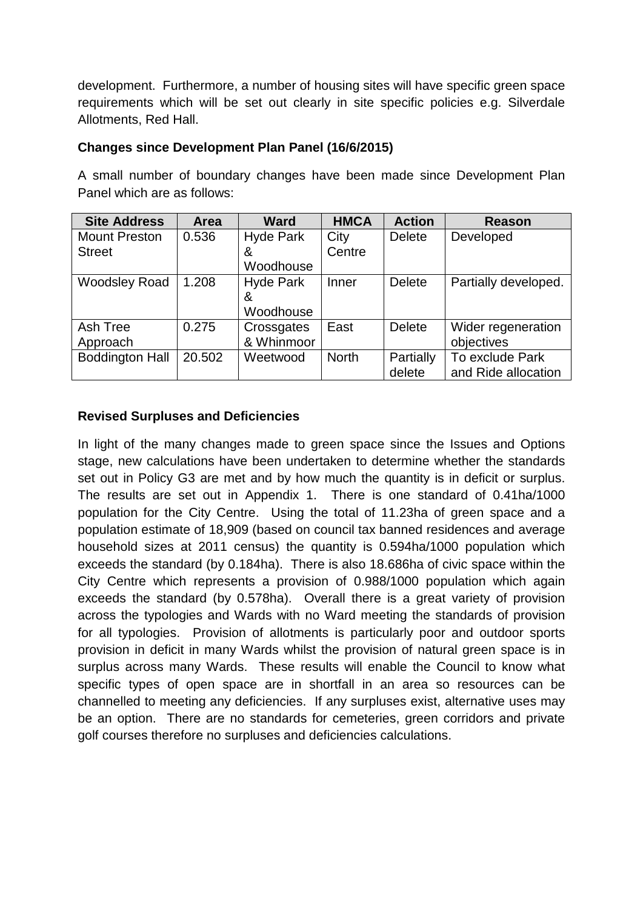development. Furthermore, a number of housing sites will have specific green space requirements which will be set out clearly in site specific policies e.g. Silverdale Allotments, Red Hall.

**Changes since Development Plan Panel (16/6/2015)**

A small number of boundary changes have been made since Development Plan Panel which are as follows:

| Site Address | Area | Ward | HMCA | Action | Reason |
|---|---|---|---|---|---|
| Mount Preston Street | 0.536 | Hyde Park & Woodhouse | City Centre | Delete | Developed |
| Woodsley Road | 1.208 | Hyde Park & Woodhouse | Inner | Delete | Partially developed. |
| Ash Tree Approach | 0.275 | Crossgates & Whinmoor | East | Delete | Wider regeneration objectives |
| Boddington Hall | 20.502 | Weetwood | North | Partially delete | To exclude Park and Ride allocation |

**Revised Surpluses and Deficiencies**

In light of the many changes made to green space since the Issues and Options stage, new calculations have been undertaken to determine whether the standards set out in Policy G3 are met and by how much the quantity is in deficit or surplus. The results are set out in Appendix 1. There is one standard of 0.41ha/1000 population for the City Centre. Using the total of 11.23ha of green space and a population estimate of 18,909 (based on council tax banned residences and average household sizes at 2011 census) the quantity is 0.594ha/1000 population which exceeds the standard (by 0.184ha). There is also 18.686ha of civic space within the City Centre which represents a provision of 0.988/1000 population which again exceeds the standard (by 0.578ha). Overall there is a great variety of provision across the typologies and Wards with no Ward meeting the standards of provision for all typologies. Provision of allotments is particularly poor and outdoor sports provision in deficit in many Wards whilst the provision of natural green space is in surplus across many Wards. These results will enable the Council to know what specific types of open space are in shortfall in an area so resources can be channelled to meeting any deficiencies. If any surpluses exist, alternative uses may be an option. There are no standards for cemeteries, green corridors and private golf courses therefore no surpluses and deficiencies calculations.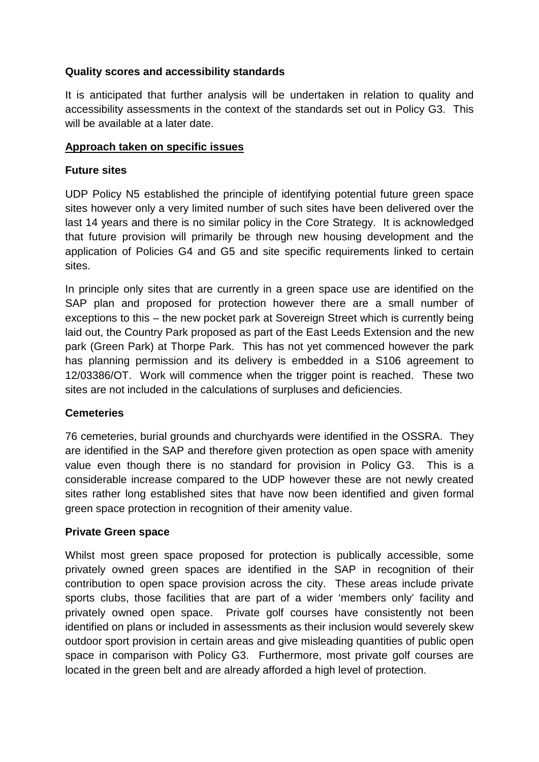**Quality scores and accessibility standards**

It is anticipated that further analysis will be undertaken in relation to quality and accessibility assessments in the context of the standards set out in Policy G3. This will be available at a later date.

**Approach taken on specific issues**

**Future sites**

UDP Policy N5 established the principle of identifying potential future green space sites however only a very limited number of such sites have been delivered over the last 14 years and there is no similar policy in the Core Strategy. It is acknowledged that future provision will primarily be through new housing development and the application of Policies G4 and G5 and site specific requirements linked to certain sites.

In principle only sites that are currently in a green space use are identified on the SAP plan and proposed for protection however there are a small number of exceptions to this – the new pocket park at Sovereign Street which is currently being laid out, the Country Park proposed as part of the East Leeds Extension and the new park (Green Park) at Thorpe Park. This has not yet commenced however the park has planning permission and its delivery is embedded in a S106 agreement to 12/03386/OT. Work will commence when the trigger point is reached. These two sites are not included in the calculations of surpluses and deficiencies.

**Cemeteries**

76 cemeteries, burial grounds and churchyards were identified in the OSSRA. They are identified in the SAP and therefore given protection as open space with amenity value even though there is no standard for provision in Policy G3. This is a considerable increase compared to the UDP however these are not newly created sites rather long established sites that have now been identified and given formal green space protection in recognition of their amenity value.

**Private Green space**

Whilst most green space proposed for protection is publically accessible, some privately owned green spaces are identified in the SAP in recognition of their contribution to open space provision across the city. These areas include private sports clubs, those facilities that are part of a wider 'members only' facility and privately owned open space. Private golf courses have consistently not been identified on plans or included in assessments as their inclusion would severely skew outdoor sport provision in certain areas and give misleading quantities of public open space in comparison with Policy G3. Furthermore, most private golf courses are located in the green belt and are already afforded a high level of protection.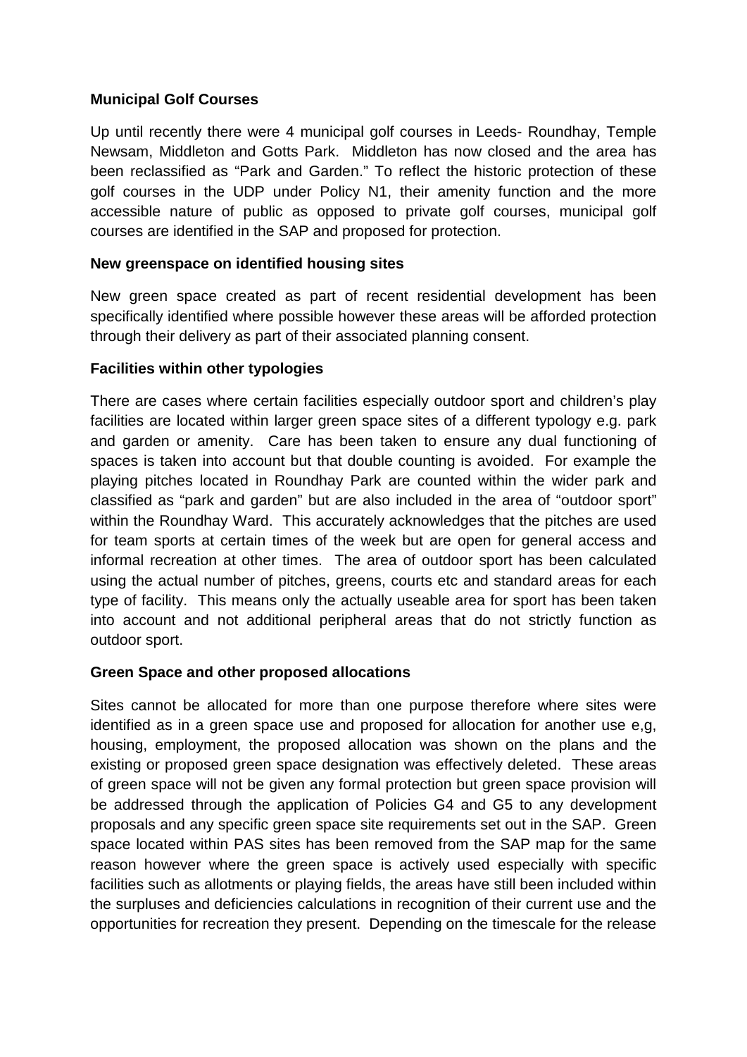**Municipal Golf Courses**

Up until recently there were 4 municipal golf courses in Leeds- Roundhay, Temple Newsam, Middleton and Gotts Park. Middleton has now closed and the area has been reclassified as "Park and Garden." To reflect the historic protection of these golf courses in the UDP under Policy N1, their amenity function and the more accessible nature of public as opposed to private golf courses, municipal golf courses are identified in the SAP and proposed for protection.

**New greenspace on identified housing sites**

New green space created as part of recent residential development has been specifically identified where possible however these areas will be afforded protection through their delivery as part of their associated planning consent.

**Facilities within other typologies**

There are cases where certain facilities especially outdoor sport and children's play facilities are located within larger green space sites of a different typology e.g. park and garden or amenity. Care has been taken to ensure any dual functioning of spaces is taken into account but that double counting is avoided. For example the playing pitches located in Roundhay Park are counted within the wider park and classified as "park and garden" but are also included in the area of "outdoor sport" within the Roundhay Ward. This accurately acknowledges that the pitches are used for team sports at certain times of the week but are open for general access and informal recreation at other times. The area of outdoor sport has been calculated using the actual number of pitches, greens, courts etc and standard areas for each type of facility. This means only the actually useable area for sport has been taken into account and not additional peripheral areas that do not strictly function as outdoor sport.

**Green Space and other proposed allocations**

Sites cannot be allocated for more than one purpose therefore where sites were identified as in a green space use and proposed for allocation for another use e,g, housing, employment, the proposed allocation was shown on the plans and the existing or proposed green space designation was effectively deleted. These areas of green space will not be given any formal protection but green space provision will be addressed through the application of Policies G4 and G5 to any development proposals and any specific green space site requirements set out in the SAP. Green space located within PAS sites has been removed from the SAP map for the same reason however where the green space is actively used especially with specific facilities such as allotments or playing fields, the areas have still been included within the surpluses and deficiencies calculations in recognition of their current use and the opportunities for recreation they present. Depending on the timescale for the release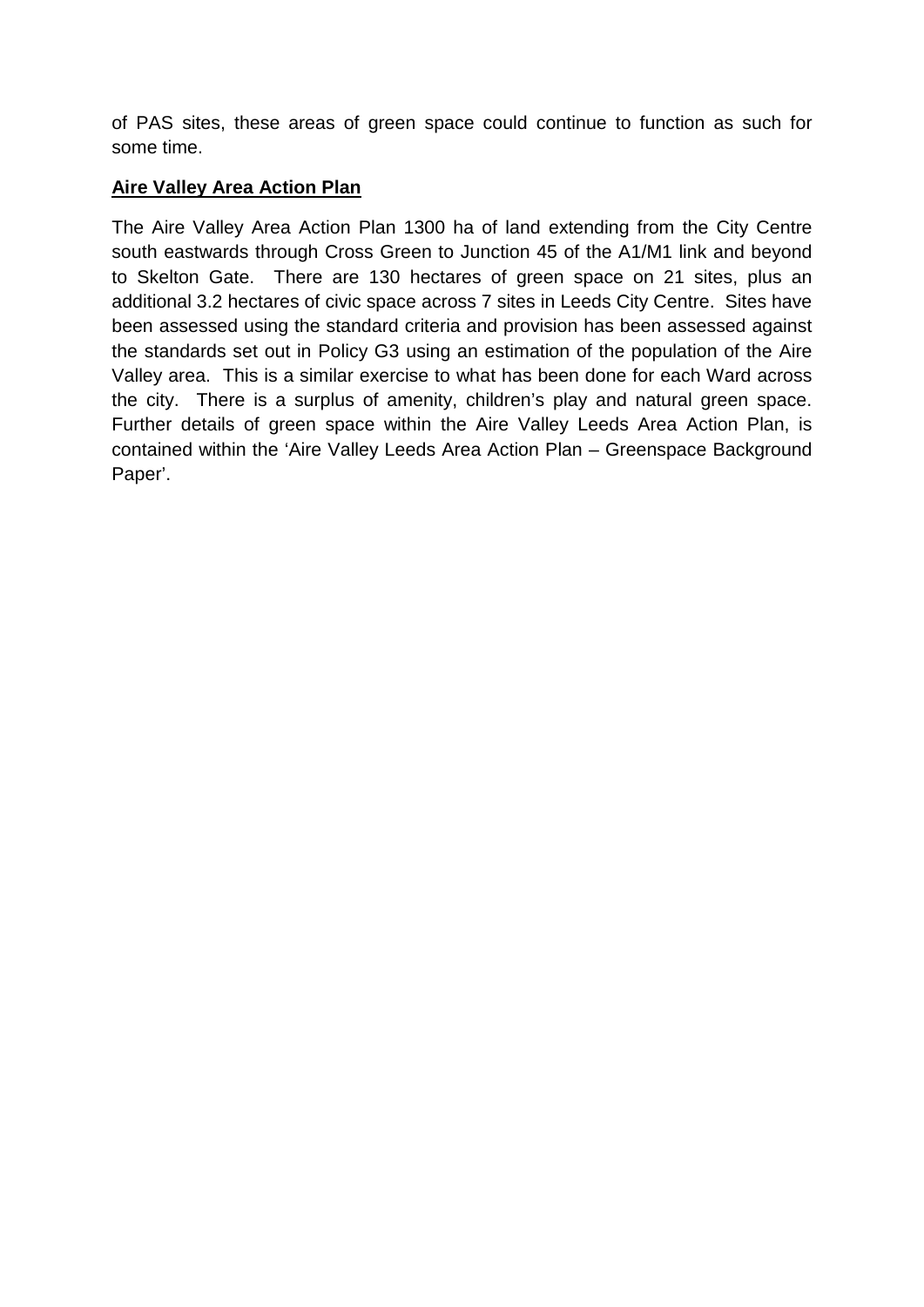of PAS sites, these areas of green space could continue to function as such for some time.

**Aire Valley Area Action Plan**

The Aire Valley Area Action Plan 1300 ha of land extending from the City Centre south eastwards through Cross Green to Junction 45 of the A1/M1 link and beyond to Skelton Gate. There are 130 hectares of green space on 21 sites, plus an additional 3.2 hectares of civic space across 7 sites in Leeds City Centre. Sites have been assessed using the standard criteria and provision has been assessed against the standards set out in Policy G3 using an estimation of the population of the Aire Valley area. This is a similar exercise to what has been done for each Ward across the city. There is a surplus of amenity, children's play and natural green space. Further details of green space within the Aire Valley Leeds Area Action Plan, is contained within the 'Aire Valley Leeds Area Action Plan – Greenspace Background Paper'.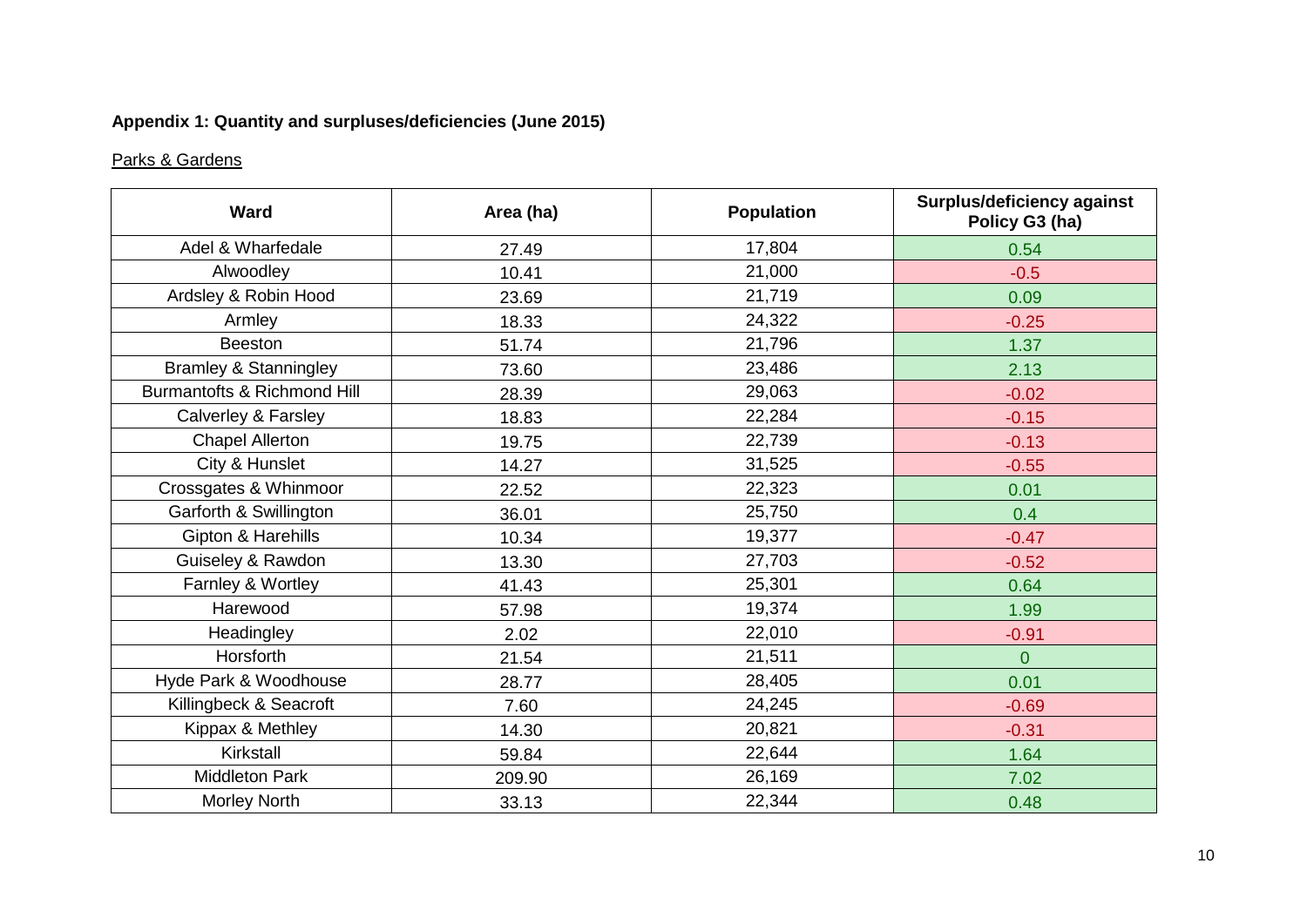**Appendix 1: Quantity and surpluses/deficiencies (June 2015)**

Parks & Gardens

| Ward | Area (ha) | Population | Surplus/deficiency against Policy G3 (ha) |
|---|---|---|---|
| Adel & Wharfedale | 27.49 | 17,804 | 0.54 |
| Alwoodley | 10.41 | 21,000 | -0.5 |
| Ardsley & Robin Hood | 23.69 | 21,719 | 0.09 |
| Armley | 18.33 | 24,322 | -0.25 |
| Beeston | 51.74 | 21,796 | 1.37 |
| Bramley & Stanningley | 73.60 | 23,486 | 2.13 |
| Burmantofts & Richmond Hill | 28.39 | 29,063 | -0.02 |
| Calverley & Farsley | 18.83 | 22,284 | -0.15 |
| Chapel Allerton | 19.75 | 22,739 | -0.13 |
| City & Hunslet | 14.27 | 31,525 | -0.55 |
| Crossgates & Whinmoor | 22.52 | 22,323 | 0.01 |
| Garforth & Swillington | 36.01 | 25,750 | 0.4 |
| Gipton & Harehills | 10.34 | 19,377 | -0.47 |
| Guiseley & Rawdon | 13.30 | 27,703 | -0.52 |
| Farnley & Wortley | 41.43 | 25,301 | 0.64 |
| Harewood | 57.98 | 19,374 | 1.99 |
| Headingley | 2.02 | 22,010 | -0.91 |
| Horsforth | 21.54 | 21,511 | 0 |
| Hyde Park & Woodhouse | 28.77 | 28,405 | 0.01 |
| Killingbeck & Seacroft | 7.60 | 24,245 | -0.69 |
| Kippax & Methley | 14.30 | 20,821 | -0.31 |
| Kirkstall | 59.84 | 22,644 | 1.64 |
| Middleton Park | 209.90 | 26,169 | 7.02 |
| Morley North | 33.13 | 22,344 | 0.48 |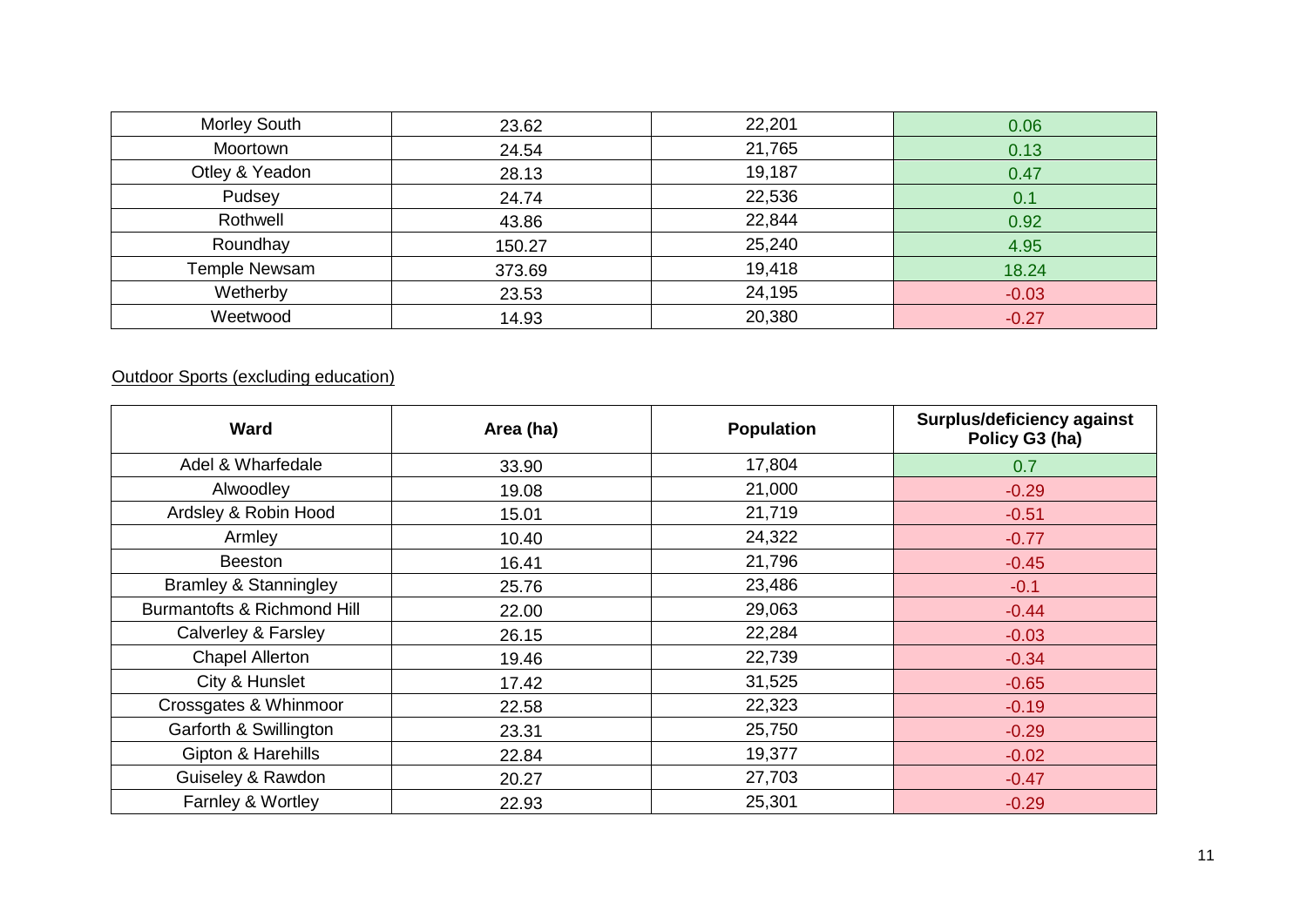| | | | |
|---|---|---|---|
| Morley South | 23.62 | 22,201 | 0.06 |
| Moortown | 24.54 | 21,765 | 0.13 |
| Otley & Yeadon | 28.13 | 19,187 | 0.47 |
| Pudsey | 24.74 | 22,536 | 0.1 |
| Rothwell | 43.86 | 22,844 | 0.92 |
| Roundhay | 150.27 | 25,240 | 4.95 |
| Temple Newsam | 373.69 | 19,418 | 18.24 |
| Wetherby | 23.53 | 24,195 | -0.03 |
| Weetwood | 14.93 | 20,380 | -0.27 |

Outdoor Sports (excluding education)

| Ward | Area (ha) | Population | Surplus/deficiency against Policy G3 (ha) |
|---|---|---|---|
| Adel & Wharfedale | 33.90 | 17,804 | 0.7 |
| Alwoodley | 19.08 | 21,000 | -0.29 |
| Ardsley & Robin Hood | 15.01 | 21,719 | -0.51 |
| Armley | 10.40 | 24,322 | -0.77 |
| Beeston | 16.41 | 21,796 | -0.45 |
| Bramley & Stanningley | 25.76 | 23,486 | -0.1 |
| Burmantofts & Richmond Hill | 22.00 | 29,063 | -0.44 |
| Calverley & Farsley | 26.15 | 22,284 | -0.03 |
| Chapel Allerton | 19.46 | 22,739 | -0.34 |
| City & Hunslet | 17.42 | 31,525 | -0.65 |
| Crossgates & Whinmoor | 22.58 | 22,323 | -0.19 |
| Garforth & Swillington | 23.31 | 25,750 | -0.29 |
| Gipton & Harehills | 22.84 | 19,377 | -0.02 |
| Guiseley & Rawdon | 20.27 | 27,703 | -0.47 |
| Farnley & Wortley | 22.93 | 25,301 | -0.29 |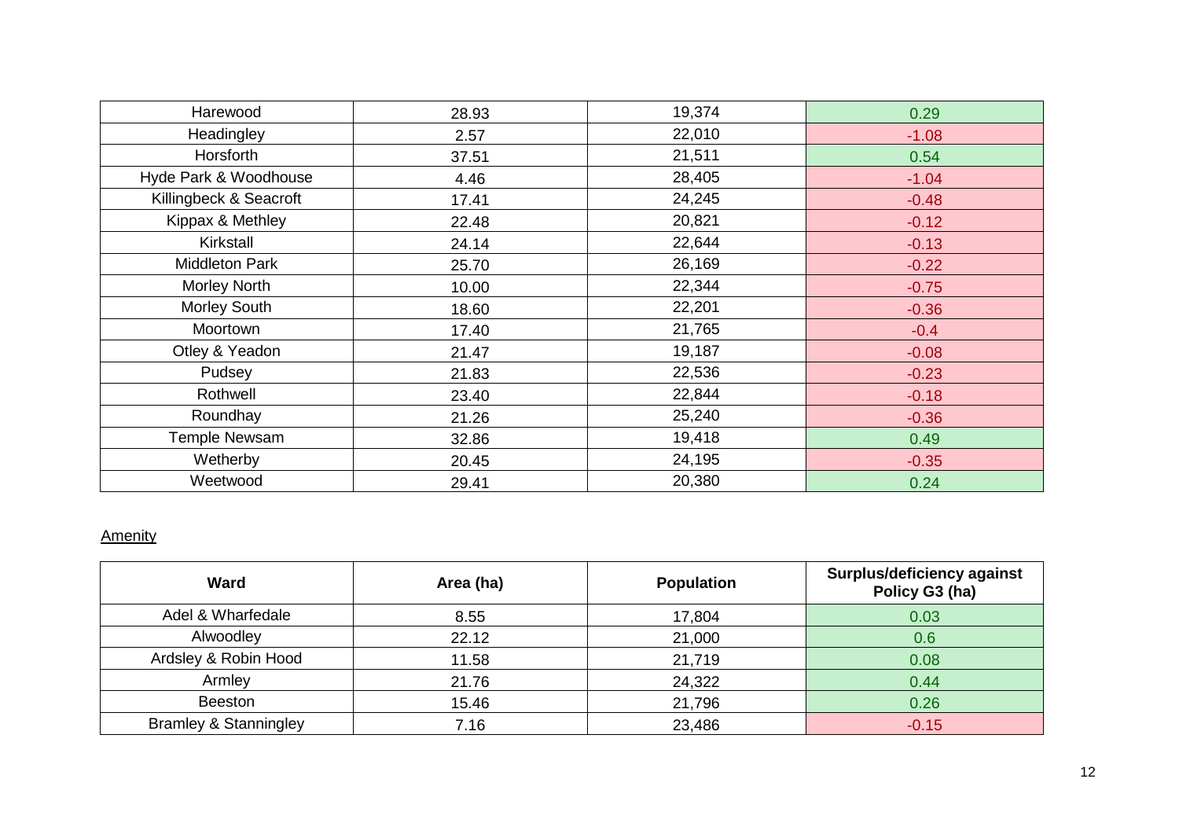| Ward | Area (ha) | Population | Surplus/deficiency against Policy G3 (ha) |
|---|---|---|---|
| Harewood | 28.93 | 19,374 | 0.29 |
| Headingley | 2.57 | 22,010 | -1.08 |
| Horsforth | 37.51 | 21,511 | 0.54 |
| Hyde Park & Woodhouse | 4.46 | 28,405 | -1.04 |
| Killingbeck & Seacroft | 17.41 | 24,245 | -0.48 |
| Kippax & Methley | 22.48 | 20,821 | -0.12 |
| Kirkstall | 24.14 | 22,644 | -0.13 |
| Middleton Park | 25.70 | 26,169 | -0.22 |
| Morley North | 10.00 | 22,344 | -0.75 |
| Morley South | 18.60 | 22,201 | -0.36 |
| Moortown | 17.40 | 21,765 | -0.4 |
| Otley & Yeadon | 21.47 | 19,187 | -0.08 |
| Pudsey | 21.83 | 22,536 | -0.23 |
| Rothwell | 23.40 | 22,844 | -0.18 |
| Roundhay | 21.26 | 25,240 | -0.36 |
| Temple Newsam | 32.86 | 19,418 | 0.49 |
| Wetherby | 20.45 | 24,195 | -0.35 |
| Weetwood | 29.41 | 20,380 | 0.24 |

Amenity

| Ward | Area (ha) | Population | Surplus/deficiency against Policy G3 (ha) |
|---|---|---|---|
| Adel & Wharfedale | 8.55 | 17,804 | 0.03 |
| Alwoodley | 22.12 | 21,000 | 0.6 |
| Ardsley & Robin Hood | 11.58 | 21,719 | 0.08 |
| Armley | 21.76 | 24,322 | 0.44 |
| Beeston | 15.46 | 21,796 | 0.26 |
| Bramley & Stanningley | 7.16 | 23,486 | -0.15 |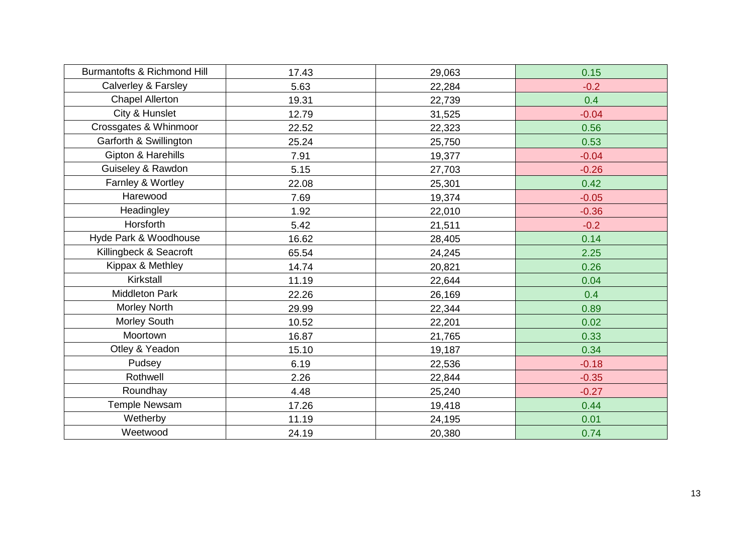| | | | |
|---|---|---|---|
| Burmantofts & Richmond Hill | 17.43 | 29,063 | 0.15 |
| Calverley & Farsley | 5.63 | 22,284 | -0.2 |
| Chapel Allerton | 19.31 | 22,739 | 0.4 |
| City & Hunslet | 12.79 | 31,525 | -0.04 |
| Crossgates & Whinmoor | 22.52 | 22,323 | 0.56 |
| Garforth & Swillington | 25.24 | 25,750 | 0.53 |
| Gipton & Harehills | 7.91 | 19,377 | -0.04 |
| Guiseley & Rawdon | 5.15 | 27,703 | -0.26 |
| Farnley & Wortley | 22.08 | 25,301 | 0.42 |
| Harewood | 7.69 | 19,374 | -0.05 |
| Headingley | 1.92 | 22,010 | -0.36 |
| Horsforth | 5.42 | 21,511 | -0.2 |
| Hyde Park & Woodhouse | 16.62 | 28,405 | 0.14 |
| Killingbeck & Seacroft | 65.54 | 24,245 | 2.25 |
| Kippax & Methley | 14.74 | 20,821 | 0.26 |
| Kirkstall | 11.19 | 22,644 | 0.04 |
| Middleton Park | 22.26 | 26,169 | 0.4 |
| Morley North | 29.99 | 22,344 | 0.89 |
| Morley South | 10.52 | 22,201 | 0.02 |
| Moortown | 16.87 | 21,765 | 0.33 |
| Otley & Yeadon | 15.10 | 19,187 | 0.34 |
| Pudsey | 6.19 | 22,536 | -0.18 |
| Rothwell | 2.26 | 22,844 | -0.35 |
| Roundhay | 4.48 | 25,240 | -0.27 |
| Temple Newsam | 17.26 | 19,418 | 0.44 |
| Wetherby | 11.19 | 24,195 | 0.01 |
| Weetwood | 24.19 | 20,380 | 0.74 |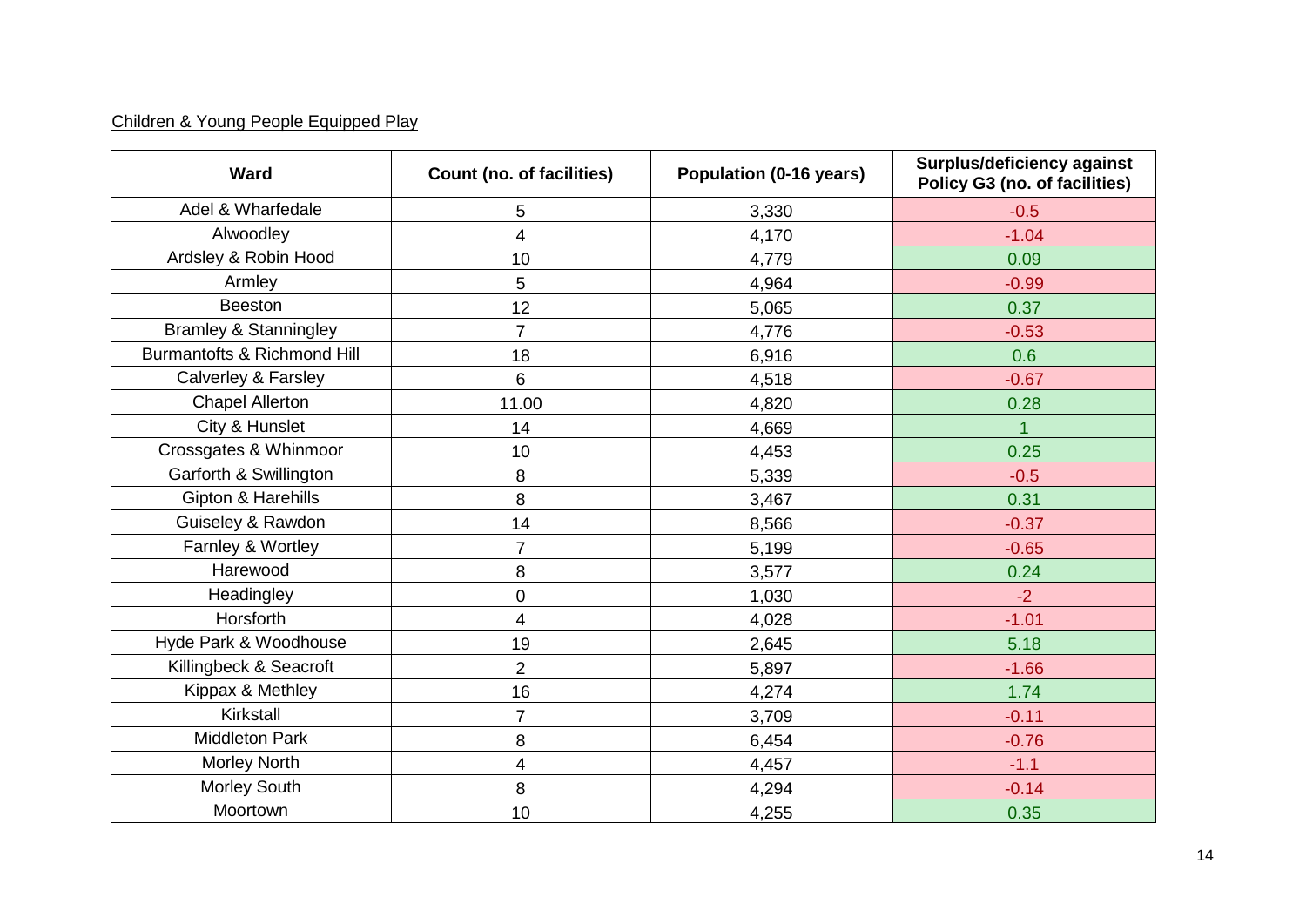Children & Young People Equipped Play

| Ward | Count (no. of facilities) | Population (0-16 years) | Surplus/deficiency against Policy G3 (no. of facilities) |
|---|---|---|---|
| Adel & Wharfedale | 5 | 3,330 | -0.5 |
| Alwoodley | 4 | 4,170 | -1.04 |
| Ardsley & Robin Hood | 10 | 4,779 | 0.09 |
| Armley | 5 | 4,964 | -0.99 |
| Beeston | 12 | 5,065 | 0.37 |
| Bramley & Stanningley | 7 | 4,776 | -0.53 |
| Burmantofts & Richmond Hill | 18 | 6,916 | 0.6 |
| Calverley & Farsley | 6 | 4,518 | -0.67 |
| Chapel Allerton | 11.00 | 4,820 | 0.28 |
| City & Hunslet | 14 | 4,669 | 1 |
| Crossgates & Whinmoor | 10 | 4,453 | 0.25 |
| Garforth & Swillington | 8 | 5,339 | -0.5 |
| Gipton & Harehills | 8 | 3,467 | 0.31 |
| Guiseley & Rawdon | 14 | 8,566 | -0.37 |
| Farnley & Wortley | 7 | 5,199 | -0.65 |
| Harewood | 8 | 3,577 | 0.24 |
| Headingley | 0 | 1,030 | -2 |
| Horsforth | 4 | 4,028 | -1.01 |
| Hyde Park & Woodhouse | 19 | 2,645 | 5.18 |
| Killingbeck & Seacroft | 2 | 5,897 | -1.66 |
| Kippax & Methley | 16 | 4,274 | 1.74 |
| Kirkstall | 7 | 3,709 | -0.11 |
| Middleton Park | 8 | 6,454 | -0.76 |
| Morley North | 4 | 4,457 | -1.1 |
| Morley South | 8 | 4,294 | -0.14 |
| Moortown | 10 | 4,255 | 0.35 |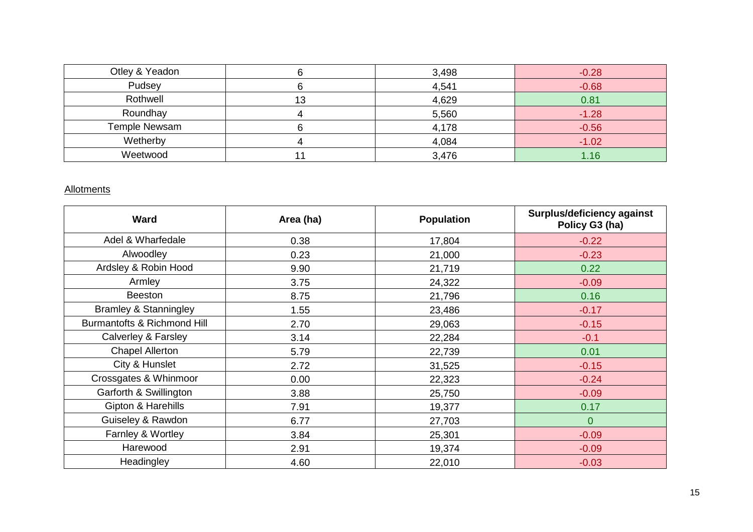| | | | |
|---|---|---|---|
| Otley & Yeadon | 6 | 3,498 | -0.28 |
| Pudsey | 6 | 4,541 | -0.68 |
| Rothwell | 13 | 4,629 | 0.81 |
| Roundhay | 4 | 5,560 | -1.28 |
| Temple Newsam | 6 | 4,178 | -0.56 |
| Wetherby | 4 | 4,084 | -1.02 |
| Weetwood | 11 | 3,476 | 1.16 |

Allotments

| Ward | Area (ha) | Population | Surplus/deficiency against Policy G3 (ha) |
|---|---|---|---|
| Adel & Wharfedale | 0.38 | 17,804 | -0.22 |
| Alwoodley | 0.23 | 21,000 | -0.23 |
| Ardsley & Robin Hood | 9.90 | 21,719 | 0.22 |
| Armley | 3.75 | 24,322 | -0.09 |
| Beeston | 8.75 | 21,796 | 0.16 |
| Bramley & Stanningley | 1.55 | 23,486 | -0.17 |
| Burmantofts & Richmond Hill | 2.70 | 29,063 | -0.15 |
| Calverley & Farsley | 3.14 | 22,284 | -0.1 |
| Chapel Allerton | 5.79 | 22,739 | 0.01 |
| City & Hunslet | 2.72 | 31,525 | -0.15 |
| Crossgates & Whinmoor | 0.00 | 22,323 | -0.24 |
| Garforth & Swillington | 3.88 | 25,750 | -0.09 |
| Gipton & Harehills | 7.91 | 19,377 | 0.17 |
| Guiseley & Rawdon | 6.77 | 27,703 | 0 |
| Farnley & Wortley | 3.84 | 25,301 | -0.09 |
| Harewood | 2.91 | 19,374 | -0.09 |
| Headingley | 4.60 | 22,010 | -0.03 |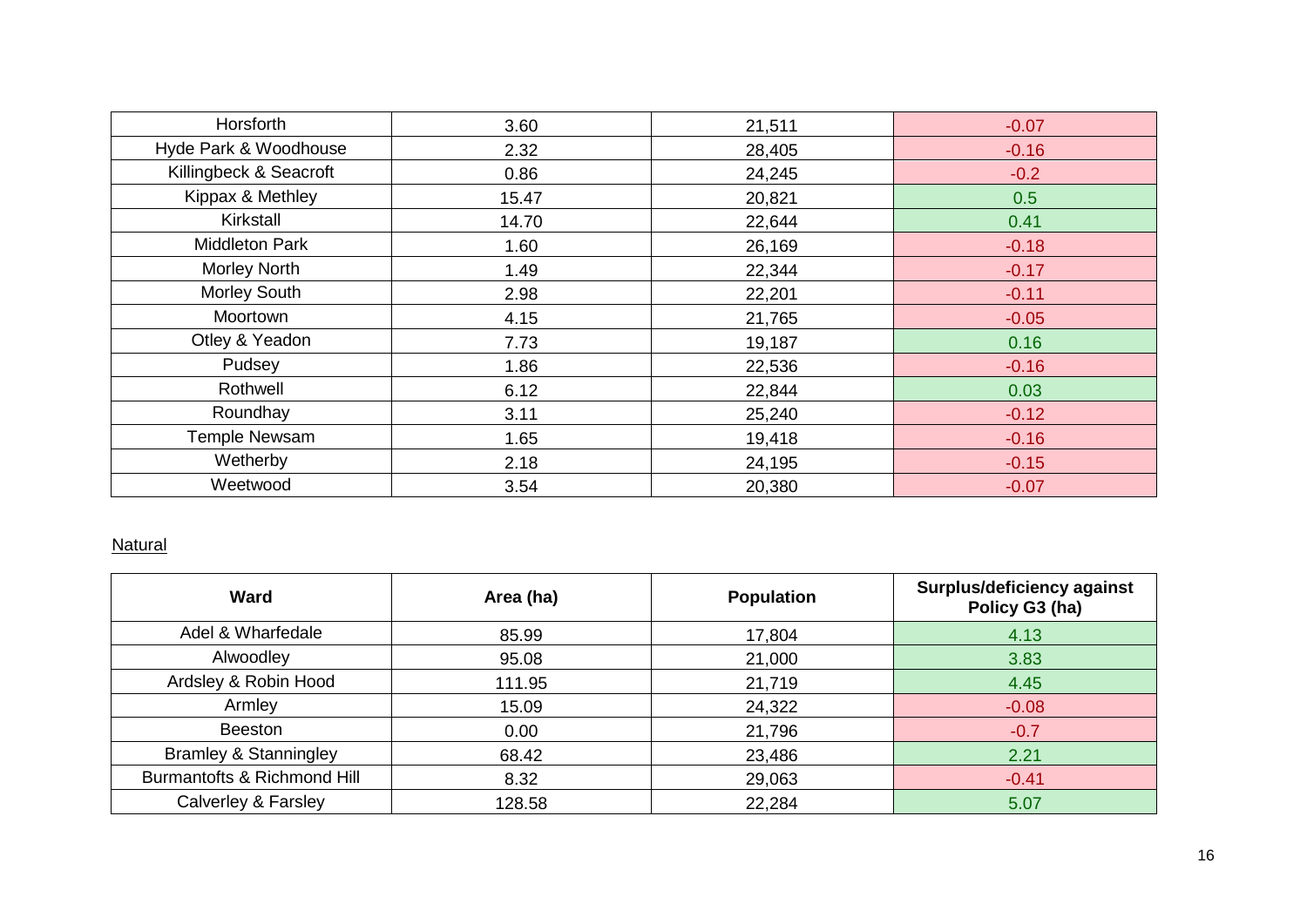| Horsforth | 3.60 | 21,511 | -0.07 |
|---|---|---|---|
| Hyde Park & Woodhouse | 2.32 | 28,405 | -0.16 |
| Killingbeck & Seacroft | 0.86 | 24,245 | -0.2 |
| Kippax & Methley | 15.47 | 20,821 | 0.5 |
| Kirkstall | 14.70 | 22,644 | 0.41 |
| Middleton Park | 1.60 | 26,169 | -0.18 |
| Morley North | 1.49 | 22,344 | -0.17 |
| Morley South | 2.98 | 22,201 | -0.11 |
| Moortown | 4.15 | 21,765 | -0.05 |
| Otley & Yeadon | 7.73 | 19,187 | 0.16 |
| Pudsey | 1.86 | 22,536 | -0.16 |
| Rothwell | 6.12 | 22,844 | 0.03 |
| Roundhay | 3.11 | 25,240 | -0.12 |
| Temple Newsam | 1.65 | 19,418 | -0.16 |
| Wetherby | 2.18 | 24,195 | -0.15 |
| Weetwood | 3.54 | 20,380 | -0.07 |

Natural

| Ward | Area (ha) | Population | Surplus/deficiency against Policy G3 (ha) |
|---|---|---|---|
| Adel & Wharfedale | 85.99 | 17,804 | 4.13 |
| Alwoodley | 95.08 | 21,000 | 3.83 |
| Ardsley & Robin Hood | 111.95 | 21,719 | 4.45 |
| Armley | 15.09 | 24,322 | -0.08 |
| Beeston | 0.00 | 21,796 | -0.7 |
| Bramley & Stanningley | 68.42 | 23,486 | 2.21 |
| Burmantofts & Richmond Hill | 8.32 | 29,063 | -0.41 |
| Calverley & Farsley | 128.58 | 22,284 | 5.07 |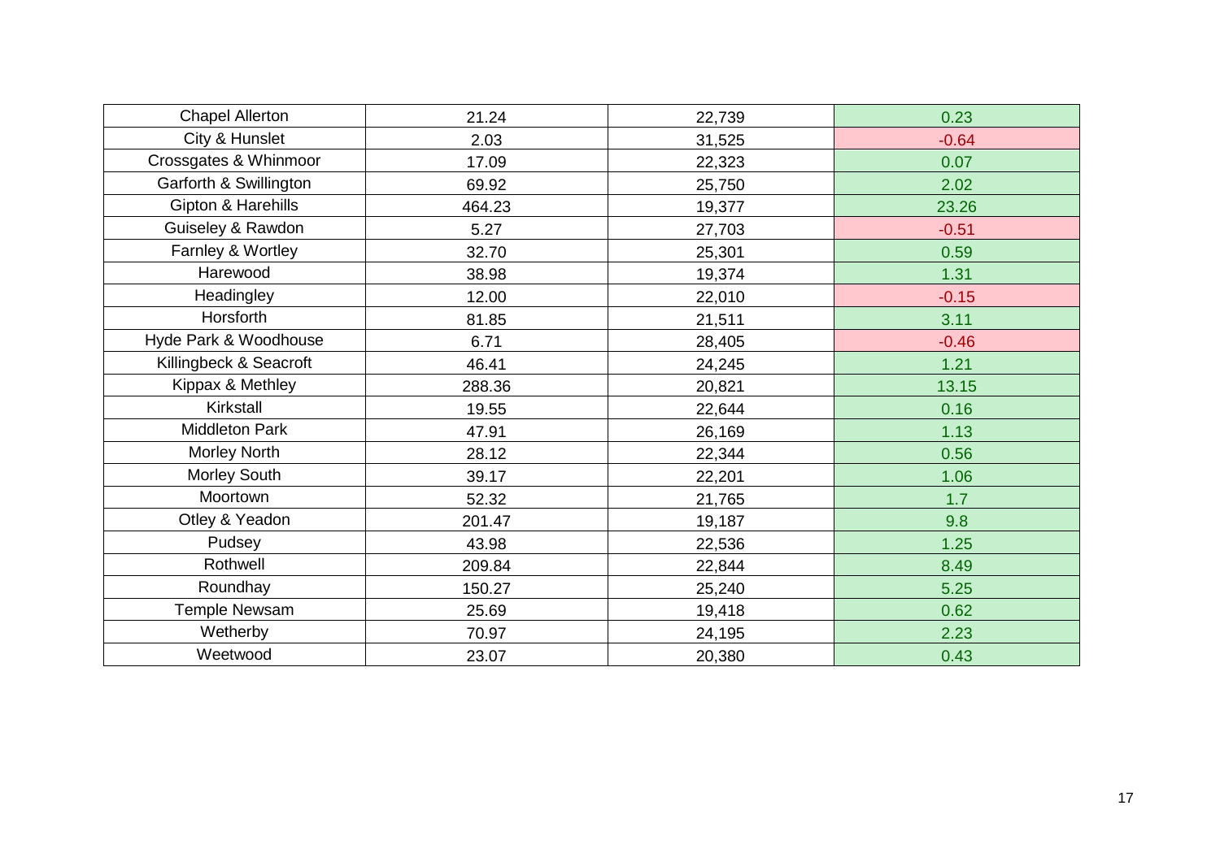| | | | |
|---|---|---|---|
| Chapel Allerton | 21.24 | 22,739 | 0.23 |
| City & Hunslet | 2.03 | 31,525 | -0.64 |
| Crossgates & Whinmoor | 17.09 | 22,323 | 0.07 |
| Garforth & Swillington | 69.92 | 25,750 | 2.02 |
| Gipton & Harehills | 464.23 | 19,377 | 23.26 |
| Guiseley & Rawdon | 5.27 | 27,703 | -0.51 |
| Farnley & Wortley | 32.70 | 25,301 | 0.59 |
| Harewood | 38.98 | 19,374 | 1.31 |
| Headingley | 12.00 | 22,010 | -0.15 |
| Horsforth | 81.85 | 21,511 | 3.11 |
| Hyde Park & Woodhouse | 6.71 | 28,405 | -0.46 |
| Killingbeck & Seacroft | 46.41 | 24,245 | 1.21 |
| Kippax & Methley | 288.36 | 20,821 | 13.15 |
| Kirkstall | 19.55 | 22,644 | 0.16 |
| Middleton Park | 47.91 | 26,169 | 1.13 |
| Morley North | 28.12 | 22,344 | 0.56 |
| Morley South | 39.17 | 22,201 | 1.06 |
| Moortown | 52.32 | 21,765 | 1.7 |
| Otley & Yeadon | 201.47 | 19,187 | 9.8 |
| Pudsey | 43.98 | 22,536 | 1.25 |
| Rothwell | 209.84 | 22,844 | 8.49 |
| Roundhay | 150.27 | 25,240 | 5.25 |
| Temple Newsam | 25.69 | 19,418 | 0.62 |
| Wetherby | 70.97 | 24,195 | 2.23 |
| Weetwood | 23.07 | 20,380 | 0.43 |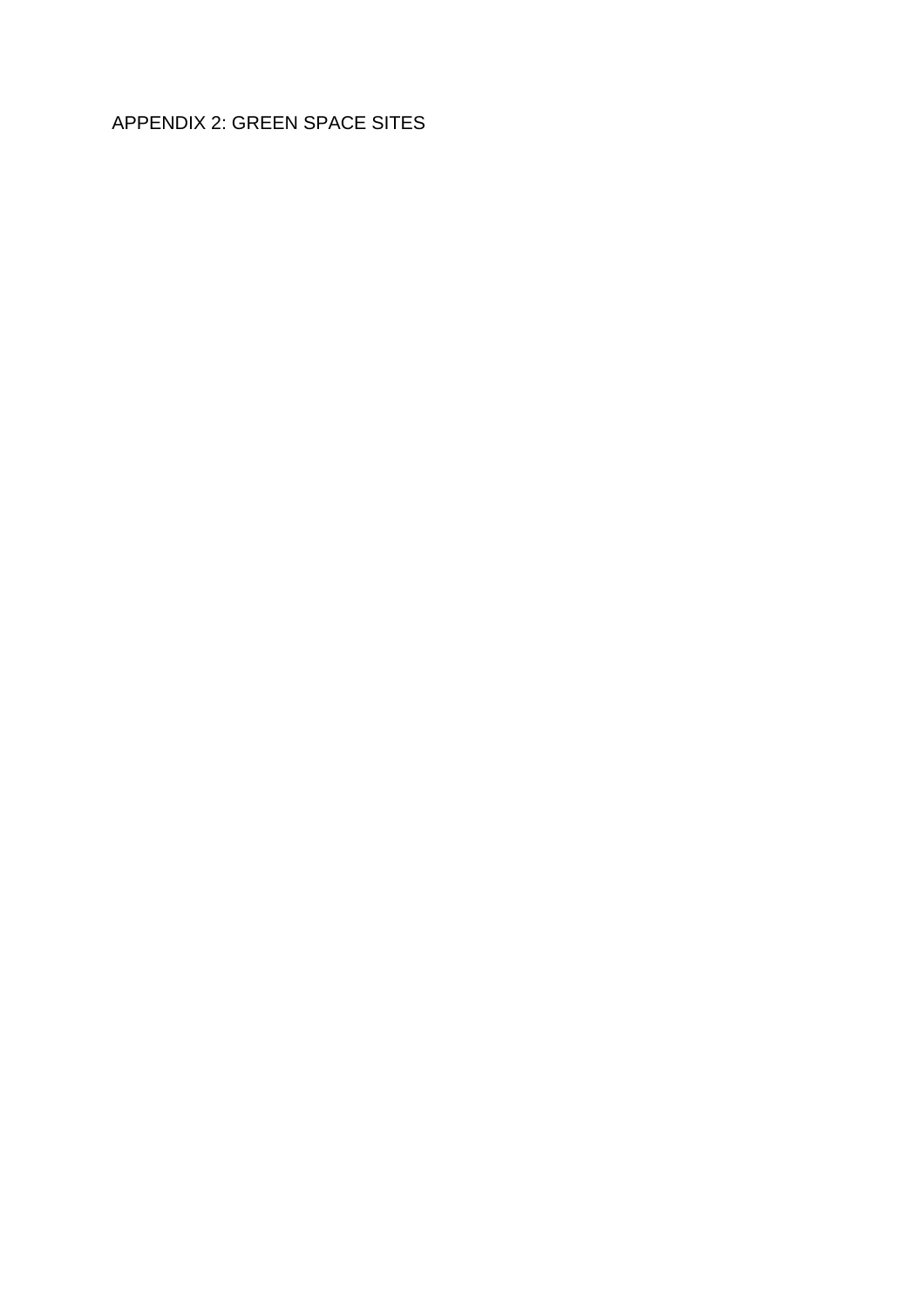# APPENDIX 2: GREEN SPACE SITES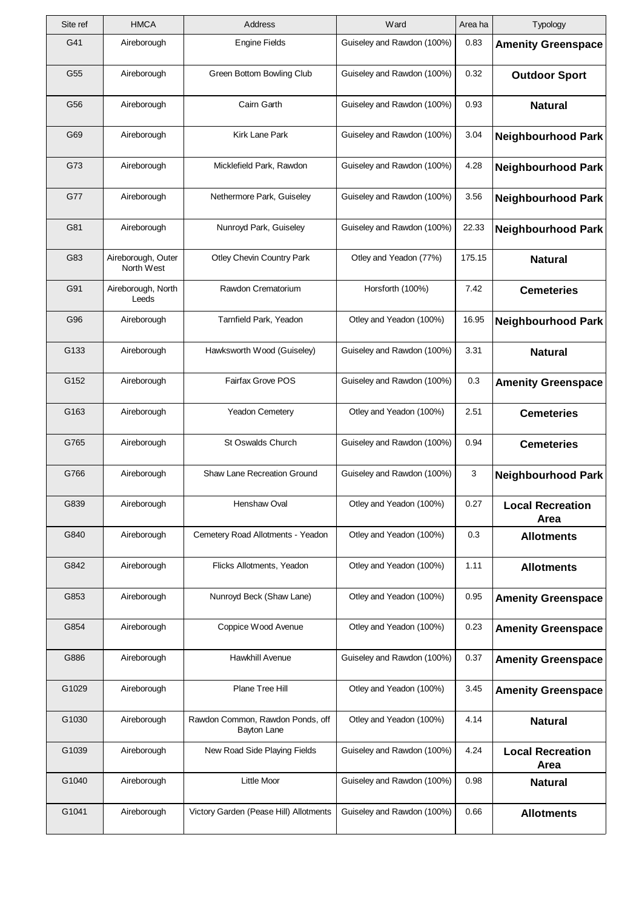| Site ref | HMCA | Address | Ward | Area ha | Typology |
|---|---|---|---|---|---|
| G41 | Aireborough | Engine Fields | Guiseley and Rawdon (100%) | 0.83 | **Amenity Greenspace** |
| G55 | Aireborough | Green Bottom Bowling Club | Guiseley and Rawdon (100%) | 0.32 | **Outdoor Sport** |
| G56 | Aireborough | Cairn Garth | Guiseley and Rawdon (100%) | 0.93 | **Natural** |
| G69 | Aireborough | Kirk Lane Park | Guiseley and Rawdon (100%) | 3.04 | **Neighbourhood Park** |
| G73 | Aireborough | Micklefield Park, Rawdon | Guiseley and Rawdon (100%) | 4.28 | **Neighbourhood Park** |
| G77 | Aireborough | Nethermore Park, Guiseley | Guiseley and Rawdon (100%) | 3.56 | **Neighbourhood Park** |
| G81 | Aireborough | Nunroyd Park, Guiseley | Guiseley and Rawdon (100%) | 22.33 | **Neighbourhood Park** |
| G83 | Aireborough, Outer North West | Otley Chevin Country Park | Otley and Yeadon (77%) | 175.15 | **Natural** |
| G91 | Aireborough, North Leeds | Rawdon Crematorium | Horsforth (100%) | 7.42 | **Cemeteries** |
| G96 | Aireborough | Tarnfield Park, Yeadon | Otley and Yeadon (100%) | 16.95 | **Neighbourhood Park** |
| G133 | Aireborough | Hawksworth Wood (Guiseley) | Guiseley and Rawdon (100%) | 3.31 | **Natural** |
| G152 | Aireborough | Fairfax Grove POS | Guiseley and Rawdon (100%) | 0.3 | **Amenity Greenspace** |
| G163 | Aireborough | Yeadon Cemetery | Otley and Yeadon (100%) | 2.51 | **Cemeteries** |
| G765 | Aireborough | St Oswalds Church | Guiseley and Rawdon (100%) | 0.94 | **Cemeteries** |
| G766 | Aireborough | Shaw Lane Recreation Ground | Guiseley and Rawdon (100%) | 3 | **Neighbourhood Park** |
| G839 | Aireborough | Henshaw Oval | Otley and Yeadon (100%) | 0.27 | **Local Recreation Area** |
| G840 | Aireborough | Cemetery Road Allotments - Yeadon | Otley and Yeadon (100%) | 0.3 | **Allotments** |
| G842 | Aireborough | Flicks Allotments, Yeadon | Otley and Yeadon (100%) | 1.11 | **Allotments** |
| G853 | Aireborough | Nunroyd Beck (Shaw Lane) | Otley and Yeadon (100%) | 0.95 | **Amenity Greenspace** |
| G854 | Aireborough | Coppice Wood Avenue | Otley and Yeadon (100%) | 0.23 | **Amenity Greenspace** |
| G886 | Aireborough | Hawkhill Avenue | Guiseley and Rawdon (100%) | 0.37 | **Amenity Greenspace** |
| G1029 | Aireborough | Plane Tree Hill | Otley and Yeadon (100%) | 3.45 | **Amenity Greenspace** |
| G1030 | Aireborough | Rawdon Common, Rawdon Ponds, off Bayton Lane | Otley and Yeadon (100%) | 4.14 | **Natural** |
| G1039 | Aireborough | New Road Side Playing Fields | Guiseley and Rawdon (100%) | 4.24 | **Local Recreation Area** |
| G1040 | Aireborough | Little Moor | Guiseley and Rawdon (100%) | 0.98 | **Natural** |
| G1041 | Aireborough | Victory Garden (Pease Hill) Allotments | Guiseley and Rawdon (100%) | 0.66 | **Allotments** |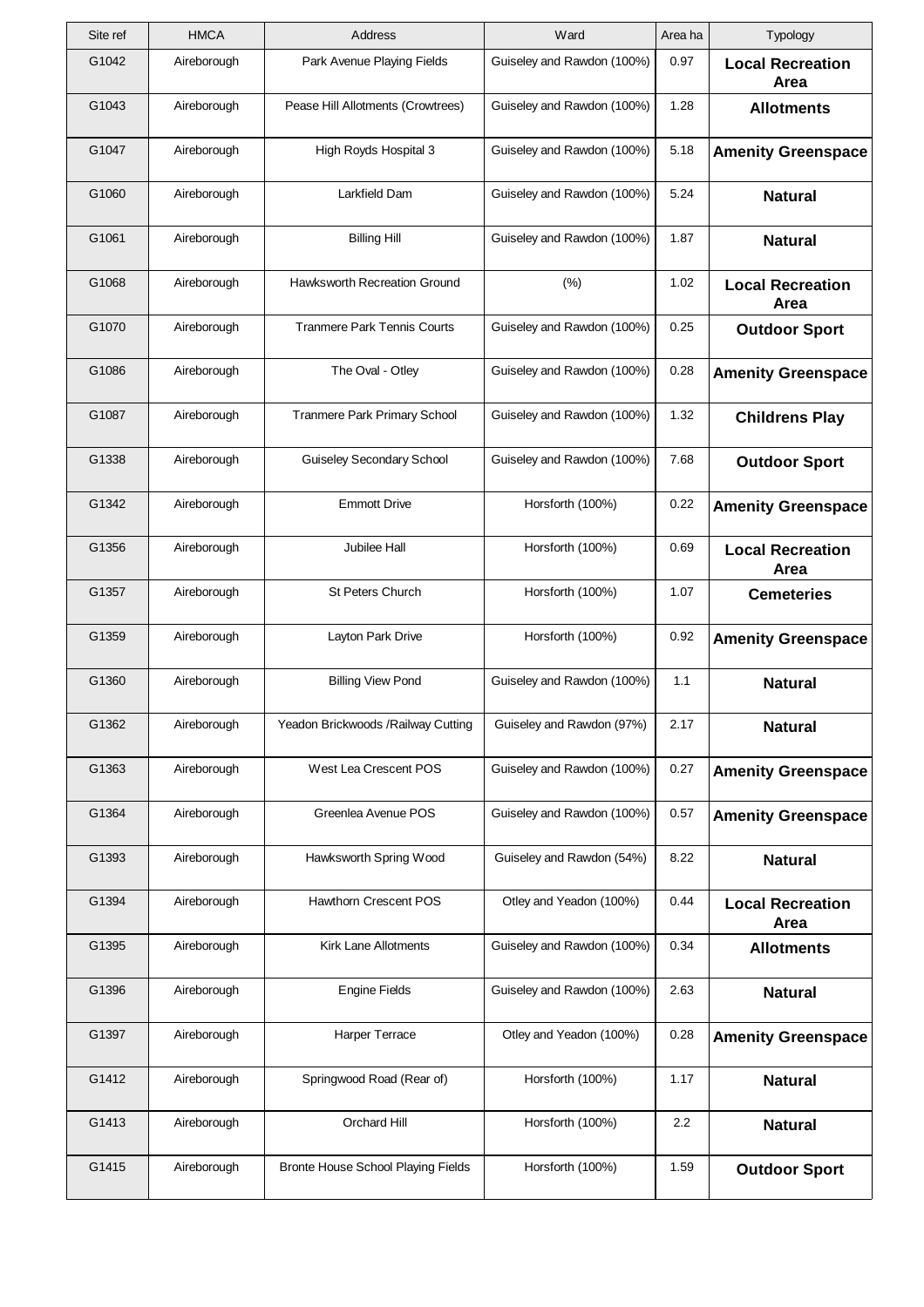| Site ref | HMCA | Address | Ward | Area ha | Typology |
|---|---|---|---|---|---|
| G1042 | Aireborough | Park Avenue Playing Fields | Guiseley and Rawdon (100%) | 0.97 | **Local Recreation Area** |
| G1043 | Aireborough | Pease Hill Allotments (Crowtrees) | Guiseley and Rawdon (100%) | 1.28 | **Allotments** |
| G1047 | Aireborough | High Royds Hospital 3 | Guiseley and Rawdon (100%) | 5.18 | **Amenity Greenspace** |
| G1060 | Aireborough | Larkfield Dam | Guiseley and Rawdon (100%) | 5.24 | **Natural** |
| G1061 | Aireborough | Billing Hill | Guiseley and Rawdon (100%) | 1.87 | **Natural** |
| G1068 | Aireborough | Hawksworth Recreation Ground | (%) | 1.02 | **Local Recreation Area** |
| G1070 | Aireborough | Tranmere Park Tennis Courts | Guiseley and Rawdon (100%) | 0.25 | **Outdoor Sport** |
| G1086 | Aireborough | The Oval - Otley | Guiseley and Rawdon (100%) | 0.28 | **Amenity Greenspace** |
| G1087 | Aireborough | Tranmere Park Primary School | Guiseley and Rawdon (100%) | 1.32 | **Childrens Play** |
| G1338 | Aireborough | Guiseley Secondary School | Guiseley and Rawdon (100%) | 7.68 | **Outdoor Sport** |
| G1342 | Aireborough | Emmott Drive | Horsforth (100%) | 0.22 | **Amenity Greenspace** |
| G1356 | Aireborough | Jubilee Hall | Horsforth (100%) | 0.69 | **Local Recreation Area** |
| G1357 | Aireborough | St Peters Church | Horsforth (100%) | 1.07 | **Cemeteries** |
| G1359 | Aireborough | Layton Park Drive | Horsforth (100%) | 0.92 | **Amenity Greenspace** |
| G1360 | Aireborough | Billing View Pond | Guiseley and Rawdon (100%) | 1.1 | **Natural** |
| G1362 | Aireborough | Yeadon Brickwoods /Railway Cutting | Guiseley and Rawdon (97%) | 2.17 | **Natural** |
| G1363 | Aireborough | West Lea Crescent POS | Guiseley and Rawdon (100%) | 0.27 | **Amenity Greenspace** |
| G1364 | Aireborough | Greenlea Avenue POS | Guiseley and Rawdon (100%) | 0.57 | **Amenity Greenspace** |
| G1393 | Aireborough | Hawksworth Spring Wood | Guiseley and Rawdon (54%) | 8.22 | **Natural** |
| G1394 | Aireborough | Hawthorn Crescent POS | Otley and Yeadon (100%) | 0.44 | **Local Recreation Area** |
| G1395 | Aireborough | Kirk Lane Allotments | Guiseley and Rawdon (100%) | 0.34 | **Allotments** |
| G1396 | Aireborough | Engine Fields | Guiseley and Rawdon (100%) | 2.63 | **Natural** |
| G1397 | Aireborough | Harper Terrace | Otley and Yeadon (100%) | 0.28 | **Amenity Greenspace** |
| G1412 | Aireborough | Springwood Road (Rear of) | Horsforth (100%) | 1.17 | **Natural** |
| G1413 | Aireborough | Orchard Hill | Horsforth (100%) | 2.2 | **Natural** |
| G1415 | Aireborough | Bronte House School Playing Fields | Horsforth (100%) | 1.59 | **Outdoor Sport** |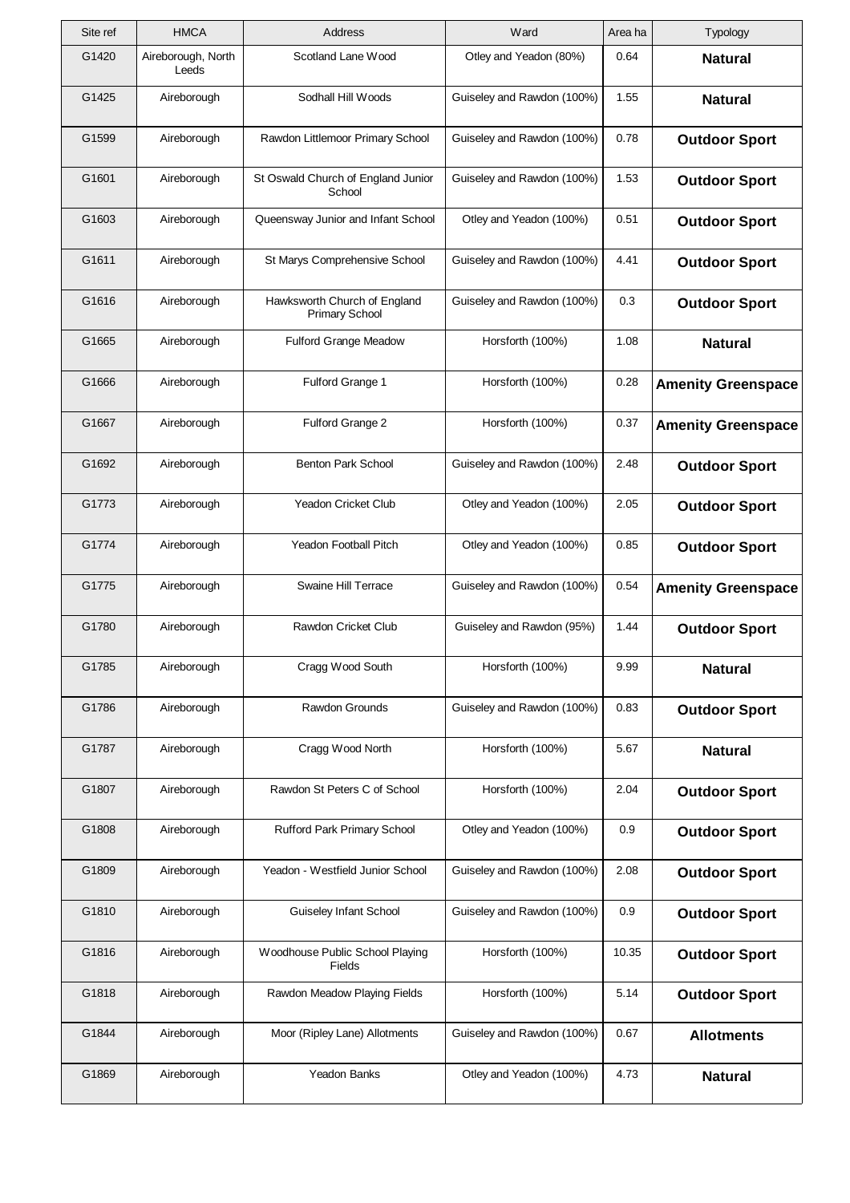| Site ref | HMCA | Address | Ward | Area ha | Typology |
|---|---|---|---|---|---|
| G1420 | Aireborough, North Leeds | Scotland Lane Wood | Otley and Yeadon (80%) | 0.64 | **Natural** |
| G1425 | Aireborough | Sodhall Hill Woods | Guiseley and Rawdon (100%) | 1.55 | **Natural** |
| G1599 | Aireborough | Rawdon Littlemoor Primary School | Guiseley and Rawdon (100%) | 0.78 | **Outdoor Sport** |
| G1601 | Aireborough | St Oswald Church of England Junior School | Guiseley and Rawdon (100%) | 1.53 | **Outdoor Sport** |
| G1603 | Aireborough | Queensway Junior and Infant School | Otley and Yeadon (100%) | 0.51 | **Outdoor Sport** |
| G1611 | Aireborough | St Marys Comprehensive School | Guiseley and Rawdon (100%) | 4.41 | **Outdoor Sport** |
| G1616 | Aireborough | Hawksworth Church of England Primary School | Guiseley and Rawdon (100%) | 0.3 | **Outdoor Sport** |
| G1665 | Aireborough | Fulford Grange Meadow | Horsforth (100%) | 1.08 | **Natural** |
| G1666 | Aireborough | Fulford Grange 1 | Horsforth (100%) | 0.28 | **Amenity Greenspace** |
| G1667 | Aireborough | Fulford Grange 2 | Horsforth (100%) | 0.37 | **Amenity Greenspace** |
| G1692 | Aireborough | Benton Park School | Guiseley and Rawdon (100%) | 2.48 | **Outdoor Sport** |
| G1773 | Aireborough | Yeadon Cricket Club | Otley and Yeadon (100%) | 2.05 | **Outdoor Sport** |
| G1774 | Aireborough | Yeadon Football Pitch | Otley and Yeadon (100%) | 0.85 | **Outdoor Sport** |
| G1775 | Aireborough | Swaine Hill Terrace | Guiseley and Rawdon (100%) | 0.54 | **Amenity Greenspace** |
| G1780 | Aireborough | Rawdon Cricket Club | Guiseley and Rawdon (95%) | 1.44 | **Outdoor Sport** |
| G1785 | Aireborough | Cragg Wood South | Horsforth (100%) | 9.99 | **Natural** |
| G1786 | Aireborough | Rawdon Grounds | Guiseley and Rawdon (100%) | 0.83 | **Outdoor Sport** |
| G1787 | Aireborough | Cragg Wood North | Horsforth (100%) | 5.67 | **Natural** |
| G1807 | Aireborough | Rawdon St Peters C of School | Horsforth (100%) | 2.04 | **Outdoor Sport** |
| G1808 | Aireborough | Rufford Park Primary School | Otley and Yeadon (100%) | 0.9 | **Outdoor Sport** |
| G1809 | Aireborough | Yeadon - Westfield Junior School | Guiseley and Rawdon (100%) | 2.08 | **Outdoor Sport** |
| G1810 | Aireborough | Guiseley Infant School | Guiseley and Rawdon (100%) | 0.9 | **Outdoor Sport** |
| G1816 | Aireborough | Woodhouse Public School Playing Fields | Horsforth (100%) | 10.35 | **Outdoor Sport** |
| G1818 | Aireborough | Rawdon Meadow Playing Fields | Horsforth (100%) | 5.14 | **Outdoor Sport** |
| G1844 | Aireborough | Moor (Ripley Lane) Allotments | Guiseley and Rawdon (100%) | 0.67 | **Allotments** |
| G1869 | Aireborough | Yeadon Banks | Otley and Yeadon (100%) | 4.73 | **Natural** |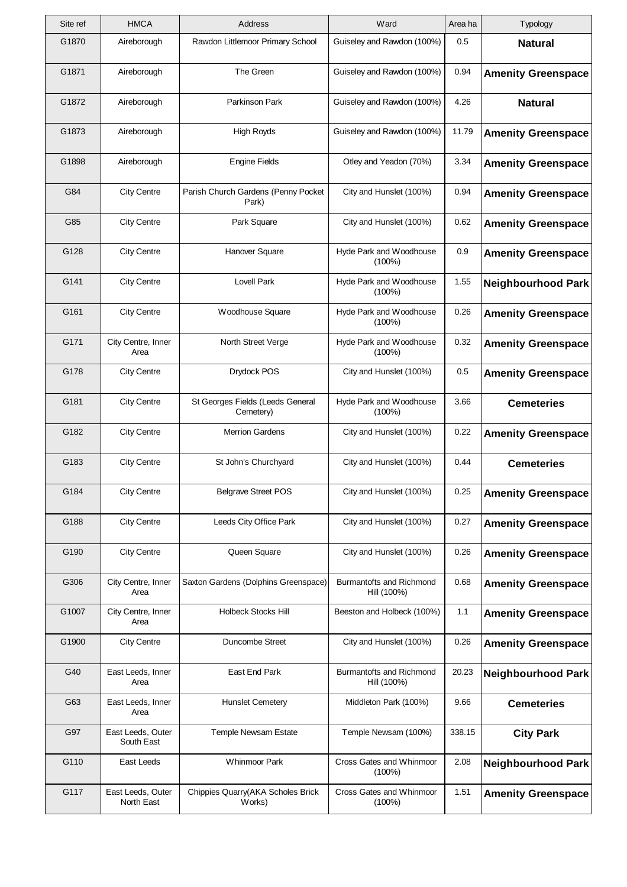| Site ref | HMCA | Address | Ward | Area ha | Typology |
|---|---|---|---|---|---|
| G1870 | Aireborough | Rawdon Littlemoor Primary School | Guiseley and Rawdon (100%) | 0.5 | **Natural** |
| G1871 | Aireborough | The Green | Guiseley and Rawdon (100%) | 0.94 | **Amenity Greenspace** |
| G1872 | Aireborough | Parkinson Park | Guiseley and Rawdon (100%) | 4.26 | **Natural** |
| G1873 | Aireborough | High Royds | Guiseley and Rawdon (100%) | 11.79 | **Amenity Greenspace** |
| G1898 | Aireborough | Engine Fields | Otley and Yeadon (70%) | 3.34 | **Amenity Greenspace** |
| G84 | City Centre | Parish Church Gardens (Penny Pocket Park) | City and Hunslet (100%) | 0.94 | **Amenity Greenspace** |
| G85 | City Centre | Park Square | City and Hunslet (100%) | 0.62 | **Amenity Greenspace** |
| G128 | City Centre | Hanover Square | Hyde Park and Woodhouse (100%) | 0.9 | **Amenity Greenspace** |
| G141 | City Centre | Lovell Park | Hyde Park and Woodhouse (100%) | 1.55 | **Neighbourhood Park** |
| G161 | City Centre | Woodhouse Square | Hyde Park and Woodhouse (100%) | 0.26 | **Amenity Greenspace** |
| G171 | City Centre, Inner Area | North Street Verge | Hyde Park and Woodhouse (100%) | 0.32 | **Amenity Greenspace** |
| G178 | City Centre | Drydock POS | City and Hunslet (100%) | 0.5 | **Amenity Greenspace** |
| G181 | City Centre | St Georges Fields (Leeds General Cemetery) | Hyde Park and Woodhouse (100%) | 3.66 | **Cemeteries** |
| G182 | City Centre | Merrion Gardens | City and Hunslet (100%) | 0.22 | **Amenity Greenspace** |
| G183 | City Centre | St John's Churchyard | City and Hunslet (100%) | 0.44 | **Cemeteries** |
| G184 | City Centre | Belgrave Street POS | City and Hunslet (100%) | 0.25 | **Amenity Greenspace** |
| G188 | City Centre | Leeds City Office Park | City and Hunslet (100%) | 0.27 | **Amenity Greenspace** |
| G190 | City Centre | Queen Square | City and Hunslet (100%) | 0.26 | **Amenity Greenspace** |
| G306 | City Centre, Inner Area | Saxton Gardens (Dolphins Greenspace) | Burmantofts and Richmond Hill (100%) | 0.68 | **Amenity Greenspace** |
| G1007 | City Centre, Inner Area | Holbeck Stocks Hill | Beeston and Holbeck (100%) | 1.1 | **Amenity Greenspace** |
| G1900 | City Centre | Duncombe Street | City and Hunslet (100%) | 0.26 | **Amenity Greenspace** |
| G40 | East Leeds, Inner Area | East End Park | Burmantofts and Richmond Hill (100%) | 20.23 | **Neighbourhood Park** |
| G63 | East Leeds, Inner Area | Hunslet Cemetery | Middleton Park (100%) | 9.66 | **Cemeteries** |
| G97 | East Leeds, Outer South East | Temple Newsam Estate | Temple Newsam (100%) | 338.15 | **City Park** |
| G110 | East Leeds | Whinmoor Park | Cross Gates and Whinmoor (100%) | 2.08 | **Neighbourhood Park** |
| G117 | East Leeds, Outer North East | Chippies Quarry(AKA Scholes Brick Works) | Cross Gates and Whinmoor (100%) | 1.51 | **Amenity Greenspace** |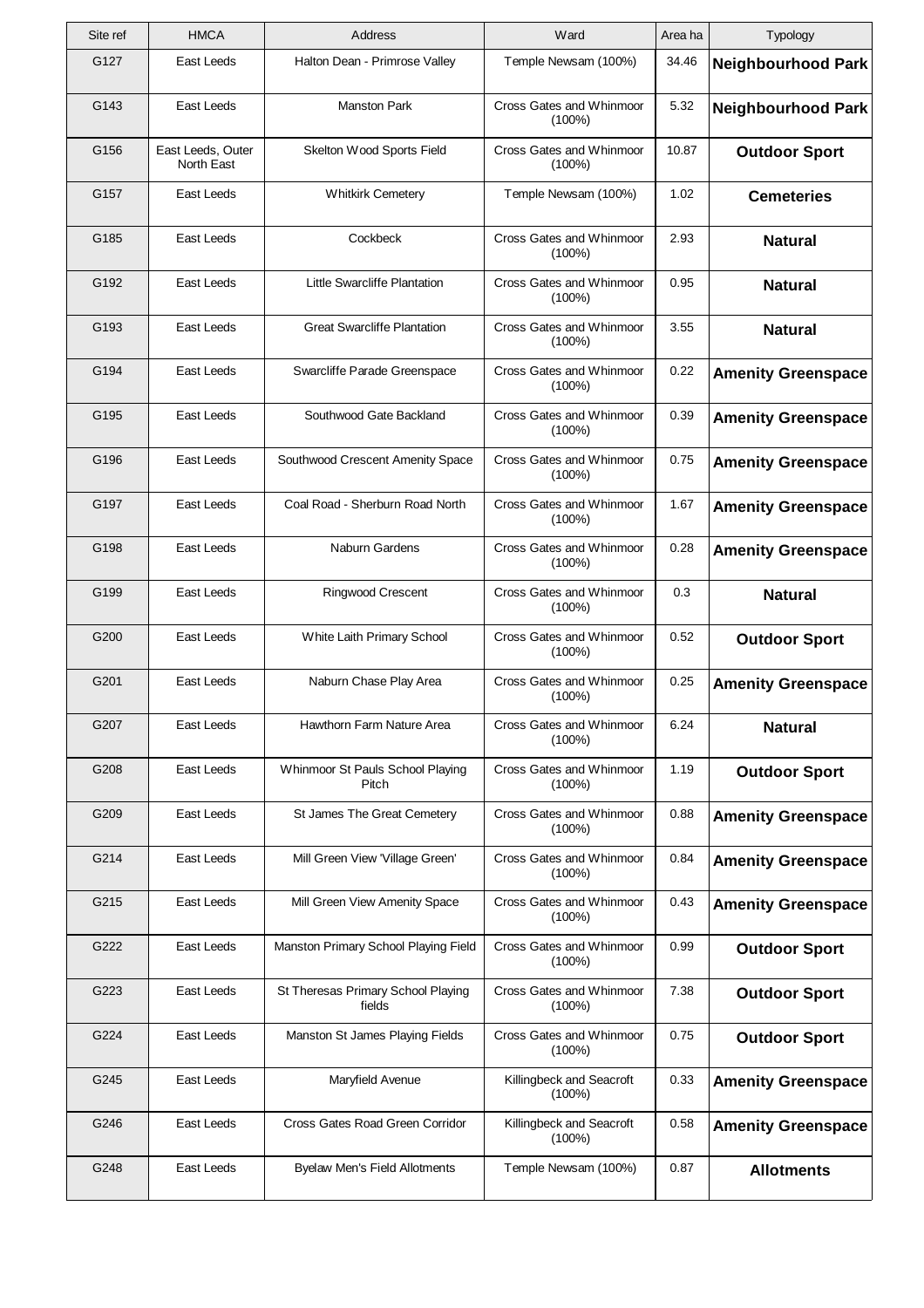| Site ref | HMCA | Address | Ward | Area ha | Typology |
|---|---|---|---|---|---|
| G127 | East Leeds | Halton Dean - Primrose Valley | Temple Newsam (100%) | 34.46 | **Neighbourhood Park** |
| G143 | East Leeds | Manston Park | Cross Gates and Whinmoor (100%) | 5.32 | **Neighbourhood Park** |
| G156 | East Leeds, Outer North East | Skelton Wood Sports Field | Cross Gates and Whinmoor (100%) | 10.87 | **Outdoor Sport** |
| G157 | East Leeds | Whitkirk Cemetery | Temple Newsam (100%) | 1.02 | **Cemeteries** |
| G185 | East Leeds | Cockbeck | Cross Gates and Whinmoor (100%) | 2.93 | **Natural** |
| G192 | East Leeds | Little Swarcliffe Plantation | Cross Gates and Whinmoor (100%) | 0.95 | **Natural** |
| G193 | East Leeds | Great Swarcliffe Plantation | Cross Gates and Whinmoor (100%) | 3.55 | **Natural** |
| G194 | East Leeds | Swarcliffe Parade Greenspace | Cross Gates and Whinmoor (100%) | 0.22 | **Amenity Greenspace** |
| G195 | East Leeds | Southwood Gate Backland | Cross Gates and Whinmoor (100%) | 0.39 | **Amenity Greenspace** |
| G196 | East Leeds | Southwood Crescent Amenity Space | Cross Gates and Whinmoor (100%) | 0.75 | **Amenity Greenspace** |
| G197 | East Leeds | Coal Road - Sherburn Road North | Cross Gates and Whinmoor (100%) | 1.67 | **Amenity Greenspace** |
| G198 | East Leeds | Naburn Gardens | Cross Gates and Whinmoor (100%) | 0.28 | **Amenity Greenspace** |
| G199 | East Leeds | Ringwood Crescent | Cross Gates and Whinmoor (100%) | 0.3 | **Natural** |
| G200 | East Leeds | White Laith Primary School | Cross Gates and Whinmoor (100%) | 0.52 | **Outdoor Sport** |
| G201 | East Leeds | Naburn Chase Play Area | Cross Gates and Whinmoor (100%) | 0.25 | **Amenity Greenspace** |
| G207 | East Leeds | Hawthorn Farm Nature Area | Cross Gates and Whinmoor (100%) | 6.24 | **Natural** |
| G208 | East Leeds | Whinmoor St Pauls School Playing Pitch | Cross Gates and Whinmoor (100%) | 1.19 | **Outdoor Sport** |
| G209 | East Leeds | St James The Great Cemetery | Cross Gates and Whinmoor (100%) | 0.88 | **Amenity Greenspace** |
| G214 | East Leeds | Mill Green View 'Village Green' | Cross Gates and Whinmoor (100%) | 0.84 | **Amenity Greenspace** |
| G215 | East Leeds | Mill Green View Amenity Space | Cross Gates and Whinmoor (100%) | 0.43 | **Amenity Greenspace** |
| G222 | East Leeds | Manston Primary School Playing Field | Cross Gates and Whinmoor (100%) | 0.99 | **Outdoor Sport** |
| G223 | East Leeds | St Theresas Primary School Playing fields | Cross Gates and Whinmoor (100%) | 7.38 | **Outdoor Sport** |
| G224 | East Leeds | Manston St James Playing Fields | Cross Gates and Whinmoor (100%) | 0.75 | **Outdoor Sport** |
| G245 | East Leeds | Maryfield Avenue | Killingbeck and Seacroft (100%) | 0.33 | **Amenity Greenspace** |
| G246 | East Leeds | Cross Gates Road Green Corridor | Killingbeck and Seacroft (100%) | 0.58 | **Amenity Greenspace** |
| G248 | East Leeds | Byelaw Men's Field Allotments | Temple Newsam (100%) | 0.87 | **Allotments** |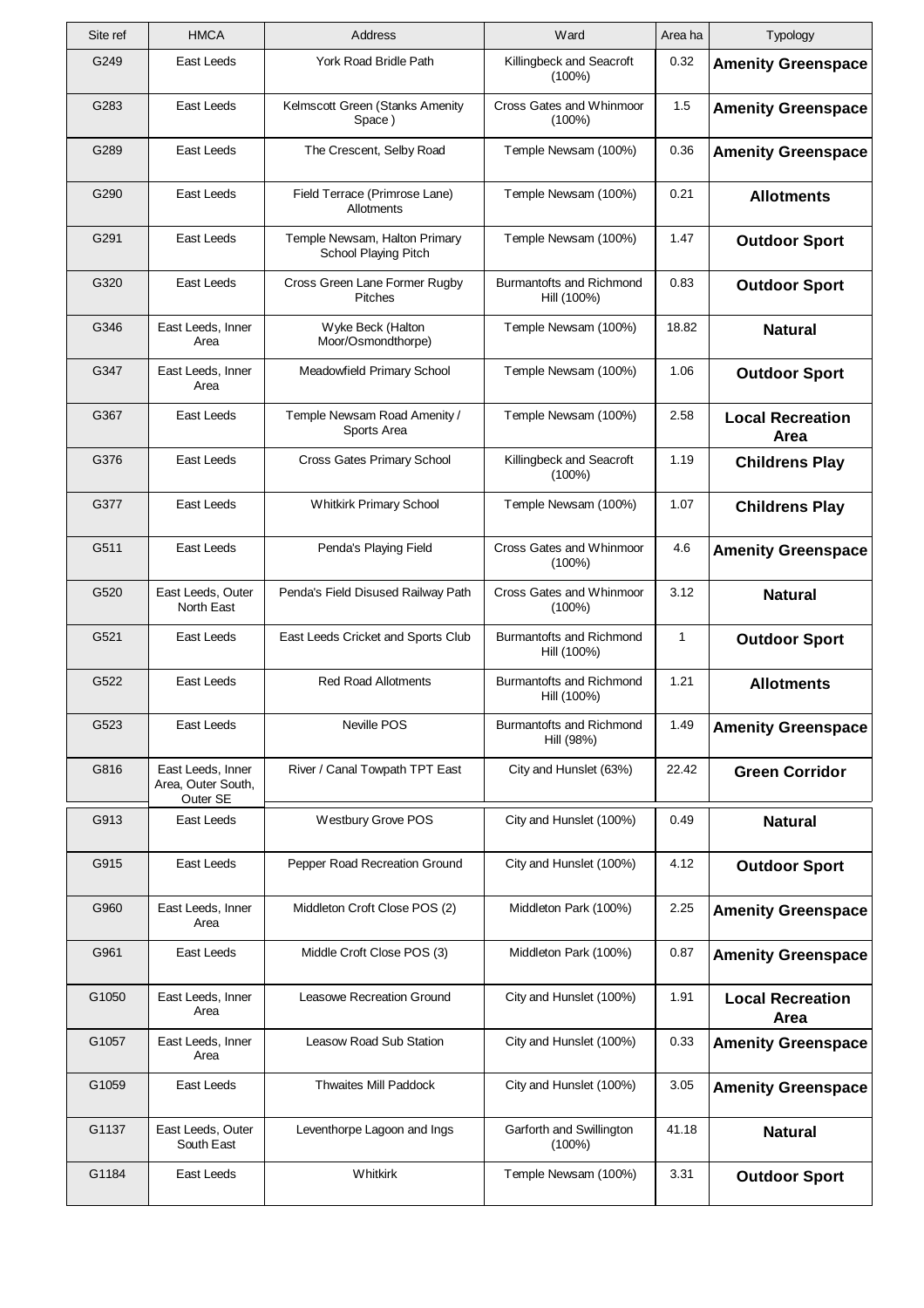| Site ref | HMCA | Address | Ward | Area ha | Typology |
|---|---|---|---|---|---|
| G249 | East Leeds | York Road Bridle Path | Killingbeck and Seacroft (100%) | 0.32 | **Amenity Greenspace** |
| G283 | East Leeds | Kelmscott Green (Stanks Amenity Space ) | Cross Gates and Whinmoor (100%) | 1.5 | **Amenity Greenspace** |
| G289 | East Leeds | The Crescent, Selby Road | Temple Newsam (100%) | 0.36 | **Amenity Greenspace** |
| G290 | East Leeds | Field Terrace (Primrose Lane) Allotments | Temple Newsam (100%) | 0.21 | **Allotments** |
| G291 | East Leeds | Temple Newsam, Halton Primary School Playing Pitch | Temple Newsam (100%) | 1.47 | **Outdoor Sport** |
| G320 | East Leeds | Cross Green Lane Former Rugby Pitches | Burmantofts and Richmond Hill (100%) | 0.83 | **Outdoor Sport** |
| G346 | East Leeds, Inner Area | Wyke Beck (Halton Moor/Osmondthorpe) | Temple Newsam (100%) | 18.82 | **Natural** |
| G347 | East Leeds, Inner Area | Meadowfield Primary School | Temple Newsam (100%) | 1.06 | **Outdoor Sport** |
| G367 | East Leeds | Temple Newsam Road Amenity / Sports Area | Temple Newsam (100%) | 2.58 | **Local Recreation Area** |
| G376 | East Leeds | Cross Gates Primary School | Killingbeck and Seacroft (100%) | 1.19 | **Childrens Play** |
| G377 | East Leeds | Whitkirk Primary School | Temple Newsam (100%) | 1.07 | **Childrens Play** |
| G511 | East Leeds | Penda's Playing Field | Cross Gates and Whinmoor (100%) | 4.6 | **Amenity Greenspace** |
| G520 | East Leeds, Outer North East | Penda's Field Disused Railway Path | Cross Gates and Whinmoor (100%) | 3.12 | **Natural** |
| G521 | East Leeds | East Leeds Cricket and Sports Club | Burmantofts and Richmond Hill (100%) | 1 | **Outdoor Sport** |
| G522 | East Leeds | Red Road Allotments | Burmantofts and Richmond Hill (100%) | 1.21 | **Allotments** |
| G523 | East Leeds | Neville POS | Burmantofts and Richmond Hill (98%) | 1.49 | **Amenity Greenspace** |
| G816 | East Leeds, Inner Area, Outer South, Outer SE | River / Canal Towpath TPT East | City and Hunslet (63%) | 22.42 | **Green Corridor** |
| G913 | East Leeds | Westbury Grove POS | City and Hunslet (100%) | 0.49 | **Natural** |
| G915 | East Leeds | Pepper Road Recreation Ground | City and Hunslet (100%) | 4.12 | **Outdoor Sport** |
| G960 | East Leeds, Inner Area | Middleton Croft Close POS (2) | Middleton Park (100%) | 2.25 | **Amenity Greenspace** |
| G961 | East Leeds | Middle Croft Close POS (3) | Middleton Park (100%) | 0.87 | **Amenity Greenspace** |
| G1050 | East Leeds, Inner Area | Leasowe Recreation Ground | City and Hunslet (100%) | 1.91 | **Local Recreation Area** |
| G1057 | East Leeds, Inner Area | Leasow Road Sub Station | City and Hunslet (100%) | 0.33 | **Amenity Greenspace** |
| G1059 | East Leeds | Thwaites Mill Paddock | City and Hunslet (100%) | 3.05 | **Amenity Greenspace** |
| G1137 | East Leeds, Outer South East | Leventhorpe Lagoon and Ings | Garforth and Swillington (100%) | 41.18 | **Natural** |
| G1184 | East Leeds | Whitkirk | Temple Newsam (100%) | 3.31 | **Outdoor Sport** |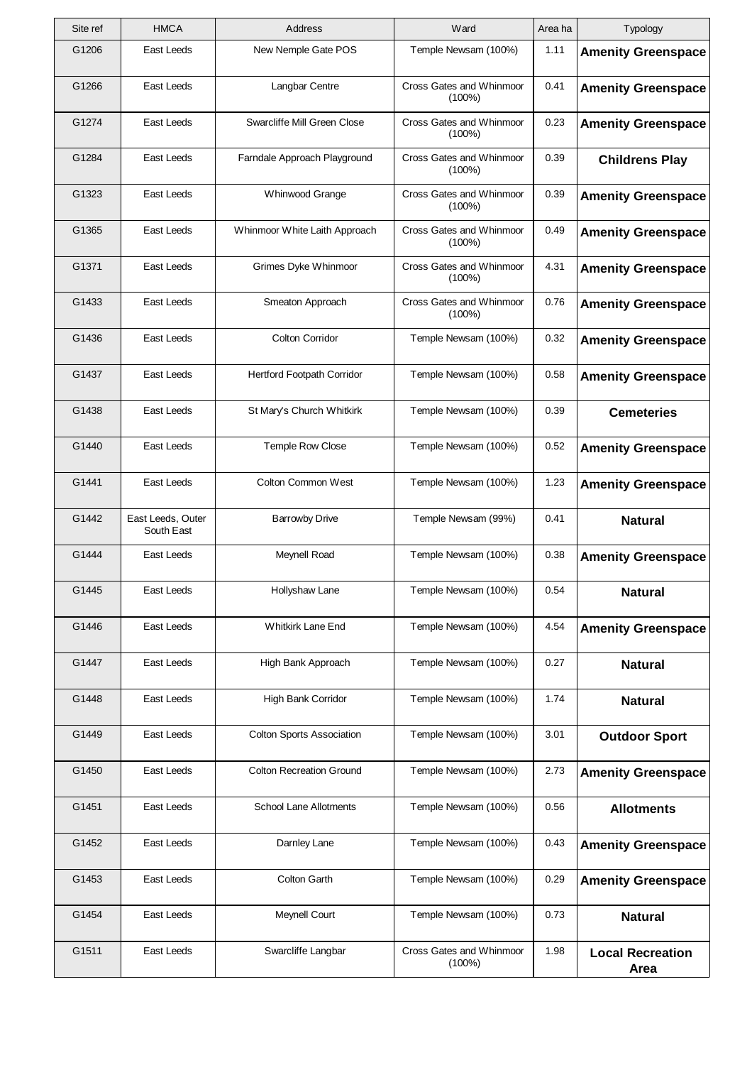| Site ref | HMCA | Address | Ward | Area ha | Typology |
|---|---|---|---|---|---|
| G1206 | East Leeds | New Nemple Gate POS | Temple Newsam (100%) | 1.11 | **Amenity Greenspace** |
| G1266 | East Leeds | Langbar Centre | Cross Gates and Whinmoor (100%) | 0.41 | **Amenity Greenspace** |
| G1274 | East Leeds | Swarcliffe Mill Green Close | Cross Gates and Whinmoor (100%) | 0.23 | **Amenity Greenspace** |
| G1284 | East Leeds | Farndale Approach Playground | Cross Gates and Whinmoor (100%) | 0.39 | **Childrens Play** |
| G1323 | East Leeds | Whinwood Grange | Cross Gates and Whinmoor (100%) | 0.39 | **Amenity Greenspace** |
| G1365 | East Leeds | Whinmoor White Laith Approach | Cross Gates and Whinmoor (100%) | 0.49 | **Amenity Greenspace** |
| G1371 | East Leeds | Grimes Dyke Whinmoor | Cross Gates and Whinmoor (100%) | 4.31 | **Amenity Greenspace** |
| G1433 | East Leeds | Smeaton Approach | Cross Gates and Whinmoor (100%) | 0.76 | **Amenity Greenspace** |
| G1436 | East Leeds | Colton Corridor | Temple Newsam (100%) | 0.32 | **Amenity Greenspace** |
| G1437 | East Leeds | Hertford Footpath Corridor | Temple Newsam (100%) | 0.58 | **Amenity Greenspace** |
| G1438 | East Leeds | St Mary's Church Whitkirk | Temple Newsam (100%) | 0.39 | **Cemeteries** |
| G1440 | East Leeds | Temple Row Close | Temple Newsam (100%) | 0.52 | **Amenity Greenspace** |
| G1441 | East Leeds | Colton Common West | Temple Newsam (100%) | 1.23 | **Amenity Greenspace** |
| G1442 | East Leeds, Outer South East | Barrowby Drive | Temple Newsam (99%) | 0.41 | **Natural** |
| G1444 | East Leeds | Meynell Road | Temple Newsam (100%) | 0.38 | **Amenity Greenspace** |
| G1445 | East Leeds | Hollyshaw Lane | Temple Newsam (100%) | 0.54 | **Natural** |
| G1446 | East Leeds | Whitkirk Lane End | Temple Newsam (100%) | 4.54 | **Amenity Greenspace** |
| G1447 | East Leeds | High Bank Approach | Temple Newsam (100%) | 0.27 | **Natural** |
| G1448 | East Leeds | High Bank Corridor | Temple Newsam (100%) | 1.74 | **Natural** |
| G1449 | East Leeds | Colton Sports Association | Temple Newsam (100%) | 3.01 | **Outdoor Sport** |
| G1450 | East Leeds | Colton Recreation Ground | Temple Newsam (100%) | 2.73 | **Amenity Greenspace** |
| G1451 | East Leeds | School Lane Allotments | Temple Newsam (100%) | 0.56 | **Allotments** |
| G1452 | East Leeds | Darnley Lane | Temple Newsam (100%) | 0.43 | **Amenity Greenspace** |
| G1453 | East Leeds | Colton Garth | Temple Newsam (100%) | 0.29 | **Amenity Greenspace** |
| G1454 | East Leeds | Meynell Court | Temple Newsam (100%) | 0.73 | **Natural** |
| G1511 | East Leeds | Swarcliffe Langbar | Cross Gates and Whinmoor (100%) | 1.98 | **Local Recreation Area** |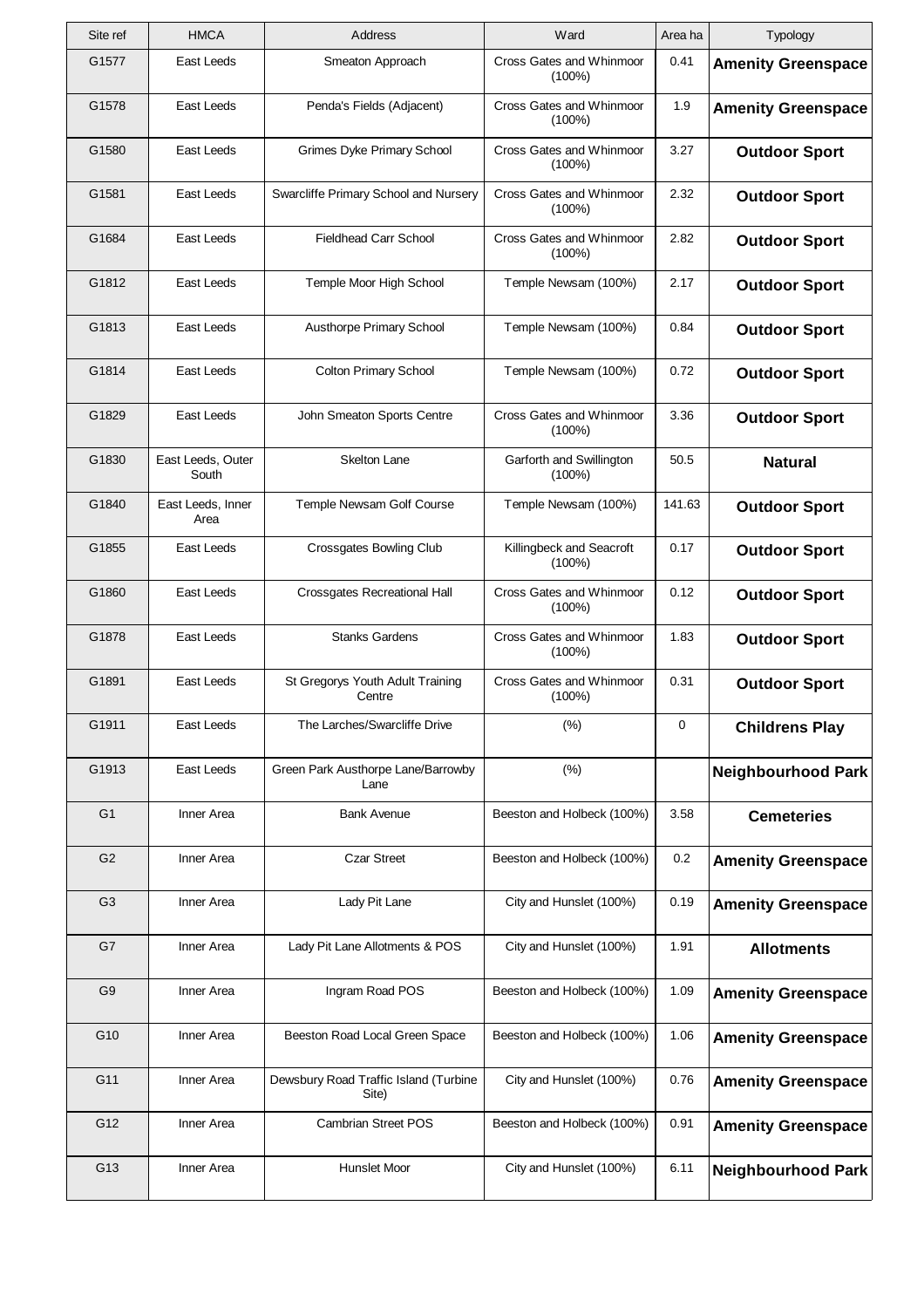| Site ref | HMCA | Address | Ward | Area ha | Typology |
|---|---|---|---|---|---|
| G1577 | East Leeds | Smeaton Approach | Cross Gates and Whinmoor (100%) | 0.41 | **Amenity Greenspace** |
| G1578 | East Leeds | Penda's Fields (Adjacent) | Cross Gates and Whinmoor (100%) | 1.9 | **Amenity Greenspace** |
| G1580 | East Leeds | Grimes Dyke Primary School | Cross Gates and Whinmoor (100%) | 3.27 | **Outdoor Sport** |
| G1581 | East Leeds | Swarcliffe Primary School and Nursery | Cross Gates and Whinmoor (100%) | 2.32 | **Outdoor Sport** |
| G1684 | East Leeds | Fieldhead Carr School | Cross Gates and Whinmoor (100%) | 2.82 | **Outdoor Sport** |
| G1812 | East Leeds | Temple Moor High School | Temple Newsam (100%) | 2.17 | **Outdoor Sport** |
| G1813 | East Leeds | Austhorpe Primary School | Temple Newsam (100%) | 0.84 | **Outdoor Sport** |
| G1814 | East Leeds | Colton Primary School | Temple Newsam (100%) | 0.72 | **Outdoor Sport** |
| G1829 | East Leeds | John Smeaton Sports Centre | Cross Gates and Whinmoor (100%) | 3.36 | **Outdoor Sport** |
| G1830 | East Leeds, Outer South | Skelton Lane | Garforth and Swillington (100%) | 50.5 | **Natural** |
| G1840 | East Leeds, Inner Area | Temple Newsam Golf Course | Temple Newsam (100%) | 141.63 | **Outdoor Sport** |
| G1855 | East Leeds | Crossgates Bowling Club | Killingbeck and Seacroft (100%) | 0.17 | **Outdoor Sport** |
| G1860 | East Leeds | Crossgates Recreational Hall | Cross Gates and Whinmoor (100%) | 0.12 | **Outdoor Sport** |
| G1878 | East Leeds | Stanks Gardens | Cross Gates and Whinmoor (100%) | 1.83 | **Outdoor Sport** |
| G1891 | East Leeds | St Gregorys Youth Adult Training Centre | Cross Gates and Whinmoor (100%) | 0.31 | **Outdoor Sport** |
| G1911 | East Leeds | The Larches/Swarcliffe Drive | (%) | 0 | **Childrens Play** |
| G1913 | East Leeds | Green Park Austhorpe Lane/Barrowby Lane | (%) | | **Neighbourhood Park** |
| G1 | Inner Area | Bank Avenue | Beeston and Holbeck (100%) | 3.58 | **Cemeteries** |
| G2 | Inner Area | Czar Street | Beeston and Holbeck (100%) | 0.2 | **Amenity Greenspace** |
| G3 | Inner Area | Lady Pit Lane | City and Hunslet (100%) | 0.19 | **Amenity Greenspace** |
| G7 | Inner Area | Lady Pit Lane Allotments & POS | City and Hunslet (100%) | 1.91 | **Allotments** |
| G9 | Inner Area | Ingram Road POS | Beeston and Holbeck (100%) | 1.09 | **Amenity Greenspace** |
| G10 | Inner Area | Beeston Road Local Green Space | Beeston and Holbeck (100%) | 1.06 | **Amenity Greenspace** |
| G11 | Inner Area | Dewsbury Road Traffic Island (Turbine Site) | City and Hunslet (100%) | 0.76 | **Amenity Greenspace** |
| G12 | Inner Area | Cambrian Street POS | Beeston and Holbeck (100%) | 0.91 | **Amenity Greenspace** |
| G13 | Inner Area | Hunslet Moor | City and Hunslet (100%) | 6.11 | **Neighbourhood Park** |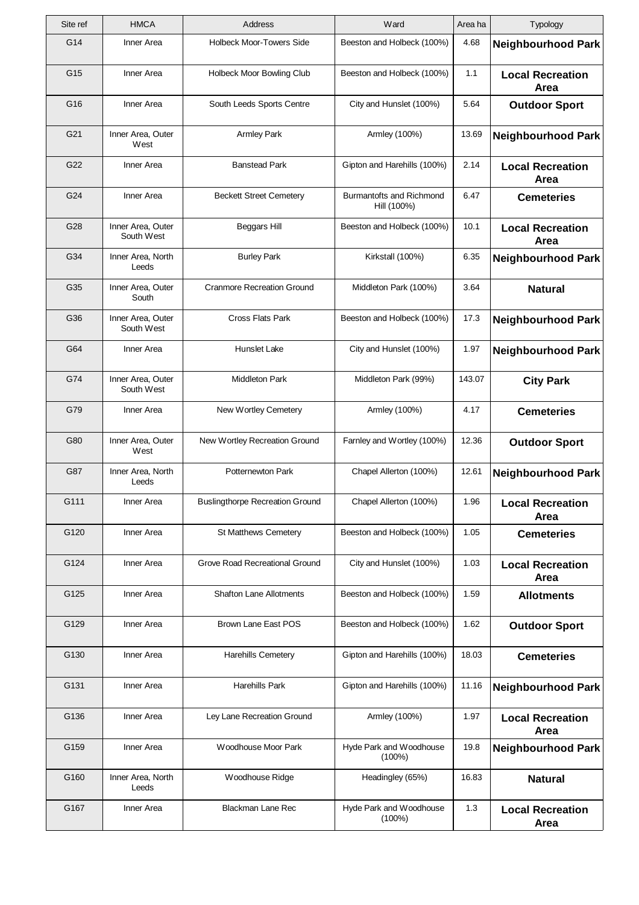| Site ref | HMCA | Address | Ward | Area ha | Typology |
|---|---|---|---|---|---|
| G14 | Inner Area | Holbeck Moor-Towers Side | Beeston and Holbeck (100%) | 4.68 | **Neighbourhood Park** |
| G15 | Inner Area | Holbeck Moor Bowling Club | Beeston and Holbeck (100%) | 1.1 | **Local Recreation Area** |
| G16 | Inner Area | South Leeds Sports Centre | City and Hunslet (100%) | 5.64 | **Outdoor Sport** |
| G21 | Inner Area, Outer West | Armley Park | Armley (100%) | 13.69 | **Neighbourhood Park** |
| G22 | Inner Area | Banstead Park | Gipton and Harehills (100%) | 2.14 | **Local Recreation Area** |
| G24 | Inner Area | Beckett Street Cemetery | Burmantofts and Richmond Hill (100%) | 6.47 | **Cemeteries** |
| G28 | Inner Area, Outer South West | Beggars Hill | Beeston and Holbeck (100%) | 10.1 | **Local Recreation Area** |
| G34 | Inner Area, North Leeds | Burley Park | Kirkstall (100%) | 6.35 | **Neighbourhood Park** |
| G35 | Inner Area, Outer South | Cranmore Recreation Ground | Middleton Park (100%) | 3.64 | **Natural** |
| G36 | Inner Area, Outer South West | Cross Flats Park | Beeston and Holbeck (100%) | 17.3 | **Neighbourhood Park** |
| G64 | Inner Area | Hunslet Lake | City and Hunslet (100%) | 1.97 | **Neighbourhood Park** |
| G74 | Inner Area, Outer South West | Middleton Park | Middleton Park (99%) | 143.07 | **City Park** |
| G79 | Inner Area | New Wortley Cemetery | Armley (100%) | 4.17 | **Cemeteries** |
| G80 | Inner Area, Outer West | New Wortley Recreation Ground | Farnley and Wortley (100%) | 12.36 | **Outdoor Sport** |
| G87 | Inner Area, North Leeds | Potternewton Park | Chapel Allerton (100%) | 12.61 | **Neighbourhood Park** |
| G111 | Inner Area | Buslingthorpe Recreation Ground | Chapel Allerton (100%) | 1.96 | **Local Recreation Area** |
| G120 | Inner Area | St Matthews Cemetery | Beeston and Holbeck (100%) | 1.05 | **Cemeteries** |
| G124 | Inner Area | Grove Road Recreational Ground | City and Hunslet (100%) | 1.03 | **Local Recreation Area** |
| G125 | Inner Area | Shafton Lane Allotments | Beeston and Holbeck (100%) | 1.59 | **Allotments** |
| G129 | Inner Area | Brown Lane East POS | Beeston and Holbeck (100%) | 1.62 | **Outdoor Sport** |
| G130 | Inner Area | Harehills Cemetery | Gipton and Harehills (100%) | 18.03 | **Cemeteries** |
| G131 | Inner Area | Harehills Park | Gipton and Harehills (100%) | 11.16 | **Neighbourhood Park** |
| G136 | Inner Area | Ley Lane Recreation Ground | Armley (100%) | 1.97 | **Local Recreation Area** |
| G159 | Inner Area | Woodhouse Moor Park | Hyde Park and Woodhouse (100%) | 19.8 | **Neighbourhood Park** |
| G160 | Inner Area, North Leeds | Woodhouse Ridge | Headingley (65%) | 16.83 | **Natural** |
| G167 | Inner Area | Blackman Lane Rec | Hyde Park and Woodhouse (100%) | 1.3 | **Local Recreation Area** |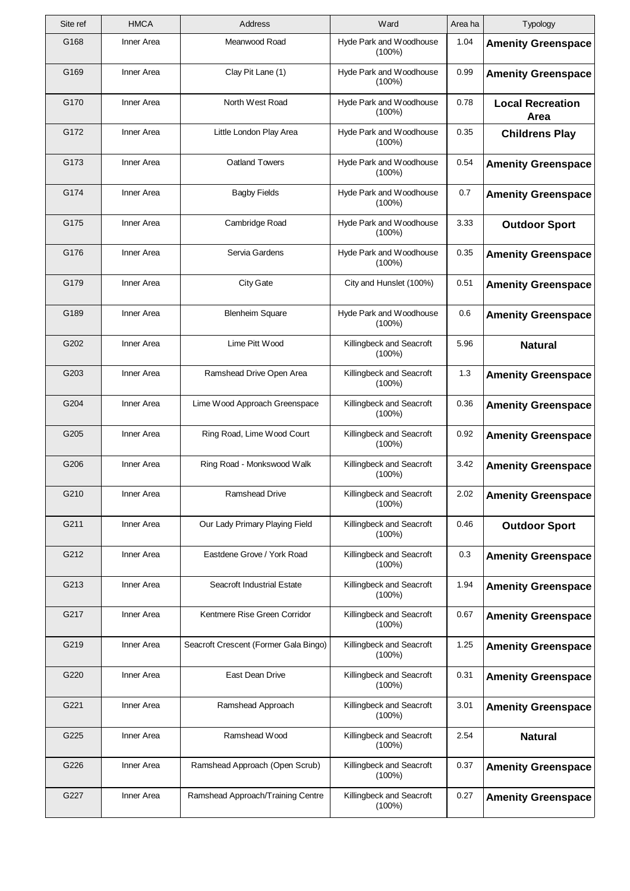| Site ref | HMCA | Address | Ward | Area ha | Typology |
|---|---|---|---|---|---|
| G168 | Inner Area | Meanwood Road | Hyde Park and Woodhouse (100%) | 1.04 | **Amenity Greenspace** |
| G169 | Inner Area | Clay Pit Lane (1) | Hyde Park and Woodhouse (100%) | 0.99 | **Amenity Greenspace** |
| G170 | Inner Area | North West Road | Hyde Park and Woodhouse (100%) | 0.78 | **Local Recreation Area** |
| G172 | Inner Area | Little London Play Area | Hyde Park and Woodhouse (100%) | 0.35 | **Childrens Play** |
| G173 | Inner Area | Oatland Towers | Hyde Park and Woodhouse (100%) | 0.54 | **Amenity Greenspace** |
| G174 | Inner Area | Bagby Fields | Hyde Park and Woodhouse (100%) | 0.7 | **Amenity Greenspace** |
| G175 | Inner Area | Cambridge Road | Hyde Park and Woodhouse (100%) | 3.33 | **Outdoor Sport** |
| G176 | Inner Area | Servia Gardens | Hyde Park and Woodhouse (100%) | 0.35 | **Amenity Greenspace** |
| G179 | Inner Area | City Gate | City and Hunslet (100%) | 0.51 | **Amenity Greenspace** |
| G189 | Inner Area | Blenheim Square | Hyde Park and Woodhouse (100%) | 0.6 | **Amenity Greenspace** |
| G202 | Inner Area | Lime Pitt Wood | Killingbeck and Seacroft (100%) | 5.96 | **Natural** |
| G203 | Inner Area | Ramshead Drive Open Area | Killingbeck and Seacroft (100%) | 1.3 | **Amenity Greenspace** |
| G204 | Inner Area | Lime Wood Approach Greenspace | Killingbeck and Seacroft (100%) | 0.36 | **Amenity Greenspace** |
| G205 | Inner Area | Ring Road, Lime Wood Court | Killingbeck and Seacroft (100%) | 0.92 | **Amenity Greenspace** |
| G206 | Inner Area | Ring Road - Monkswood Walk | Killingbeck and Seacroft (100%) | 3.42 | **Amenity Greenspace** |
| G210 | Inner Area | Ramshead Drive | Killingbeck and Seacroft (100%) | 2.02 | **Amenity Greenspace** |
| G211 | Inner Area | Our Lady Primary Playing Field | Killingbeck and Seacroft (100%) | 0.46 | **Outdoor Sport** |
| G212 | Inner Area | Eastdene Grove / York Road | Killingbeck and Seacroft (100%) | 0.3 | **Amenity Greenspace** |
| G213 | Inner Area | Seacroft Industrial Estate | Killingbeck and Seacroft (100%) | 1.94 | **Amenity Greenspace** |
| G217 | Inner Area | Kentmere Rise Green Corridor | Killingbeck and Seacroft (100%) | 0.67 | **Amenity Greenspace** |
| G219 | Inner Area | Seacroft Crescent (Former Gala Bingo) | Killingbeck and Seacroft (100%) | 1.25 | **Amenity Greenspace** |
| G220 | Inner Area | East Dean Drive | Killingbeck and Seacroft (100%) | 0.31 | **Amenity Greenspace** |
| G221 | Inner Area | Ramshead Approach | Killingbeck and Seacroft (100%) | 3.01 | **Amenity Greenspace** |
| G225 | Inner Area | Ramshead Wood | Killingbeck and Seacroft (100%) | 2.54 | **Natural** |
| G226 | Inner Area | Ramshead Approach (Open Scrub) | Killingbeck and Seacroft (100%) | 0.37 | **Amenity Greenspace** |
| G227 | Inner Area | Ramshead Approach/Training Centre | Killingbeck and Seacroft (100%) | 0.27 | **Amenity Greenspace** |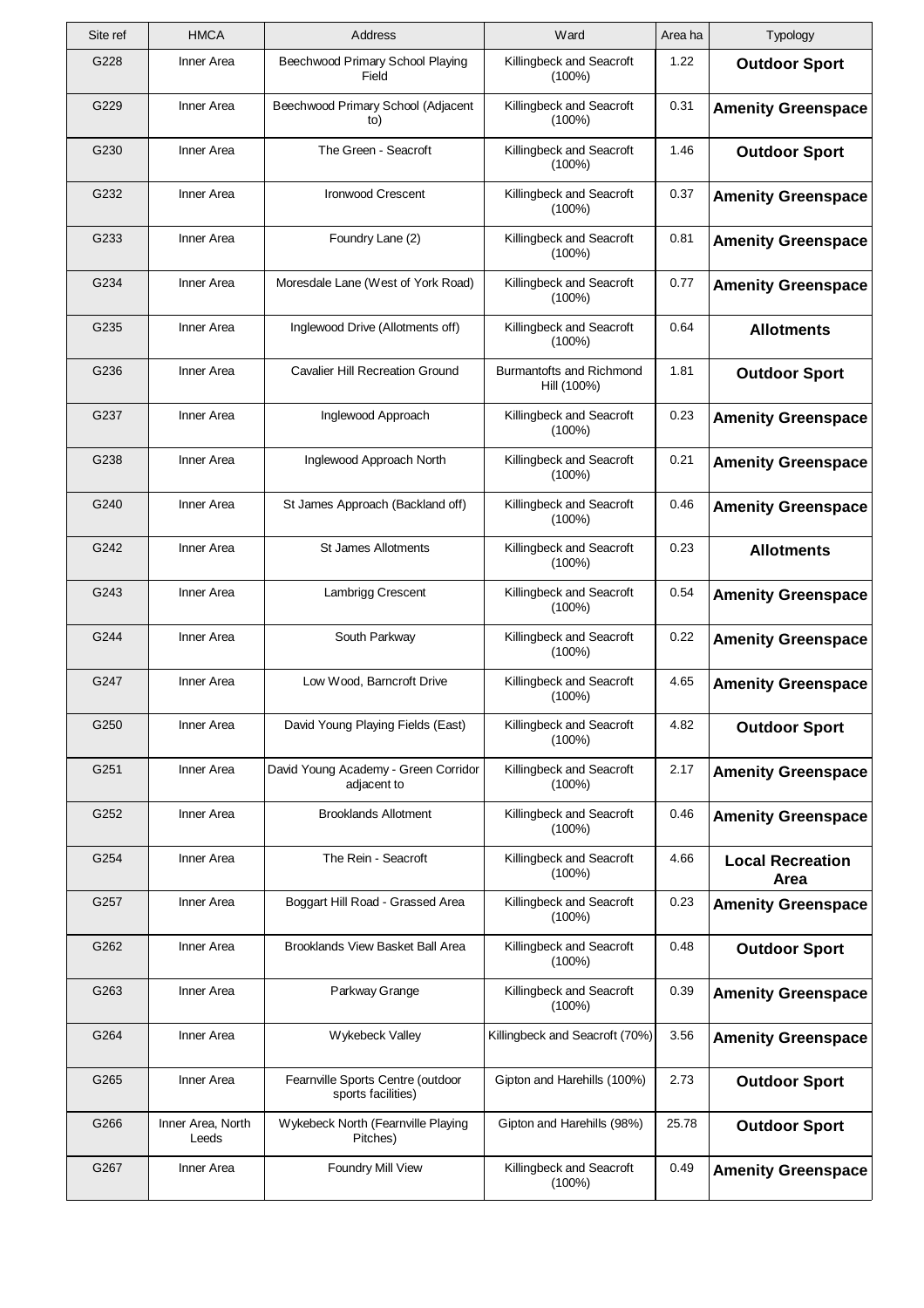| Site ref | HMCA | Address | Ward | Area ha | Typology |
|---|---|---|---|---|---|
| G228 | Inner Area | Beechwood Primary School Playing Field | Killingbeck and Seacroft (100%) | 1.22 | **Outdoor Sport** |
| G229 | Inner Area | Beechwood Primary School (Adjacent to) | Killingbeck and Seacroft (100%) | 0.31 | **Amenity Greenspace** |
| G230 | Inner Area | The Green - Seacroft | Killingbeck and Seacroft (100%) | 1.46 | **Outdoor Sport** |
| G232 | Inner Area | Ironwood Crescent | Killingbeck and Seacroft (100%) | 0.37 | **Amenity Greenspace** |
| G233 | Inner Area | Foundry Lane (2) | Killingbeck and Seacroft (100%) | 0.81 | **Amenity Greenspace** |
| G234 | Inner Area | Moresdale Lane (West of York Road) | Killingbeck and Seacroft (100%) | 0.77 | **Amenity Greenspace** |
| G235 | Inner Area | Inglewood Drive (Allotments off) | Killingbeck and Seacroft (100%) | 0.64 | **Allotments** |
| G236 | Inner Area | Cavalier Hill Recreation Ground | Burmantofts and Richmond Hill (100%) | 1.81 | **Outdoor Sport** |
| G237 | Inner Area | Inglewood Approach | Killingbeck and Seacroft (100%) | 0.23 | **Amenity Greenspace** |
| G238 | Inner Area | Inglewood Approach North | Killingbeck and Seacroft (100%) | 0.21 | **Amenity Greenspace** |
| G240 | Inner Area | St James Approach (Backland off) | Killingbeck and Seacroft (100%) | 0.46 | **Amenity Greenspace** |
| G242 | Inner Area | St James Allotments | Killingbeck and Seacroft (100%) | 0.23 | **Allotments** |
| G243 | Inner Area | Lambrigg Crescent | Killingbeck and Seacroft (100%) | 0.54 | **Amenity Greenspace** |
| G244 | Inner Area | South Parkway | Killingbeck and Seacroft (100%) | 0.22 | **Amenity Greenspace** |
| G247 | Inner Area | Low Wood, Barncroft Drive | Killingbeck and Seacroft (100%) | 4.65 | **Amenity Greenspace** |
| G250 | Inner Area | David Young Playing Fields (East) | Killingbeck and Seacroft (100%) | 4.82 | **Outdoor Sport** |
| G251 | Inner Area | David Young Academy - Green Corridor adjacent to | Killingbeck and Seacroft (100%) | 2.17 | **Amenity Greenspace** |
| G252 | Inner Area | Brooklands Allotment | Killingbeck and Seacroft (100%) | 0.46 | **Amenity Greenspace** |
| G254 | Inner Area | The Rein - Seacroft | Killingbeck and Seacroft (100%) | 4.66 | **Local Recreation Area** |
| G257 | Inner Area | Boggart Hill Road - Grassed Area | Killingbeck and Seacroft (100%) | 0.23 | **Amenity Greenspace** |
| G262 | Inner Area | Brooklands View Basket Ball Area | Killingbeck and Seacroft (100%) | 0.48 | **Outdoor Sport** |
| G263 | Inner Area | Parkway Grange | Killingbeck and Seacroft (100%) | 0.39 | **Amenity Greenspace** |
| G264 | Inner Area | Wykebeck Valley | Killingbeck and Seacroft (70%) | 3.56 | **Amenity Greenspace** |
| G265 | Inner Area | Fearnville Sports Centre (outdoor sports facilities) | Gipton and Harehills (100%) | 2.73 | **Outdoor Sport** |
| G266 | Inner Area, North Leeds | Wykebeck North (Fearnville Playing Pitches) | Gipton and Harehills (98%) | 25.78 | **Outdoor Sport** |
| G267 | Inner Area | Foundry Mill View | Killingbeck and Seacroft (100%) | 0.49 | **Amenity Greenspace** |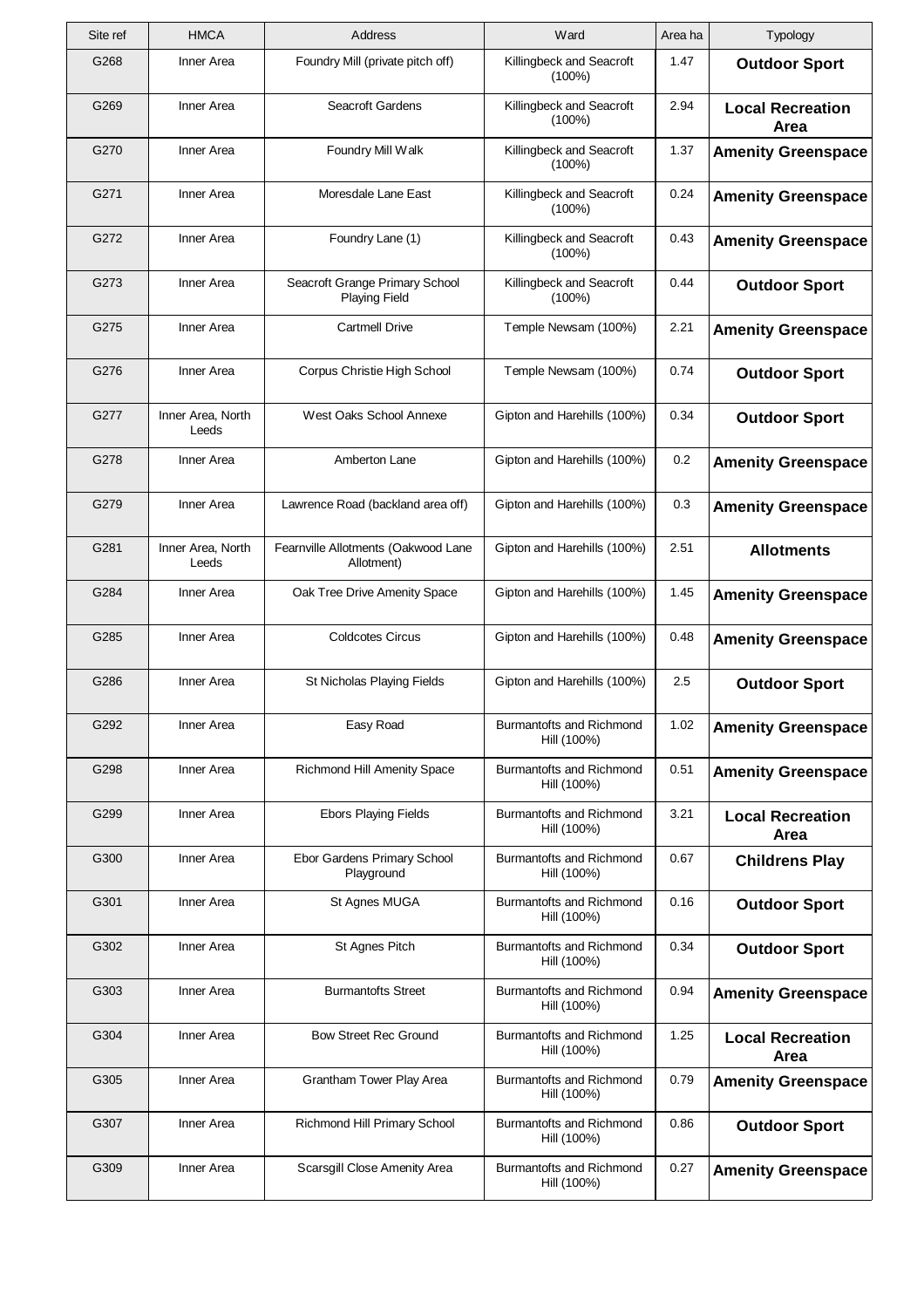| Site ref | HMCA | Address | Ward | Area ha | Typology |
|---|---|---|---|---|---|
| G268 | Inner Area | Foundry Mill (private pitch off) | Killingbeck and Seacroft (100%) | 1.47 | **Outdoor Sport** |
| G269 | Inner Area | Seacroft Gardens | Killingbeck and Seacroft (100%) | 2.94 | **Local Recreation Area** |
| G270 | Inner Area | Foundry Mill Walk | Killingbeck and Seacroft (100%) | 1.37 | **Amenity Greenspace** |
| G271 | Inner Area | Moresdale Lane East | Killingbeck and Seacroft (100%) | 0.24 | **Amenity Greenspace** |
| G272 | Inner Area | Foundry Lane (1) | Killingbeck and Seacroft (100%) | 0.43 | **Amenity Greenspace** |
| G273 | Inner Area | Seacroft Grange Primary School Playing Field | Killingbeck and Seacroft (100%) | 0.44 | **Outdoor Sport** |
| G275 | Inner Area | Cartmell Drive | Temple Newsam (100%) | 2.21 | **Amenity Greenspace** |
| G276 | Inner Area | Corpus Christie High School | Temple Newsam (100%) | 0.74 | **Outdoor Sport** |
| G277 | Inner Area, North Leeds | West Oaks School Annexe | Gipton and Harehills (100%) | 0.34 | **Outdoor Sport** |
| G278 | Inner Area | Amberton Lane | Gipton and Harehills (100%) | 0.2 | **Amenity Greenspace** |
| G279 | Inner Area | Lawrence Road (backland area off) | Gipton and Harehills (100%) | 0.3 | **Amenity Greenspace** |
| G281 | Inner Area, North Leeds | Fearnville Allotments (Oakwood Lane Allotment) | Gipton and Harehills (100%) | 2.51 | **Allotments** |
| G284 | Inner Area | Oak Tree Drive Amenity Space | Gipton and Harehills (100%) | 1.45 | **Amenity Greenspace** |
| G285 | Inner Area | Coldcotes Circus | Gipton and Harehills (100%) | 0.48 | **Amenity Greenspace** |
| G286 | Inner Area | St Nicholas Playing Fields | Gipton and Harehills (100%) | 2.5 | **Outdoor Sport** |
| G292 | Inner Area | Easy Road | Burmantofts and Richmond Hill (100%) | 1.02 | **Amenity Greenspace** |
| G298 | Inner Area | Richmond Hill Amenity Space | Burmantofts and Richmond Hill (100%) | 0.51 | **Amenity Greenspace** |
| G299 | Inner Area | Ebors Playing Fields | Burmantofts and Richmond Hill (100%) | 3.21 | **Local Recreation Area** |
| G300 | Inner Area | Ebor Gardens Primary School Playground | Burmantofts and Richmond Hill (100%) | 0.67 | **Childrens Play** |
| G301 | Inner Area | St Agnes MUGA | Burmantofts and Richmond Hill (100%) | 0.16 | **Outdoor Sport** |
| G302 | Inner Area | St Agnes Pitch | Burmantofts and Richmond Hill (100%) | 0.34 | **Outdoor Sport** |
| G303 | Inner Area | Burmantofts Street | Burmantofts and Richmond Hill (100%) | 0.94 | **Amenity Greenspace** |
| G304 | Inner Area | Bow Street Rec Ground | Burmantofts and Richmond Hill (100%) | 1.25 | **Local Recreation Area** |
| G305 | Inner Area | Grantham Tower Play Area | Burmantofts and Richmond Hill (100%) | 0.79 | **Amenity Greenspace** |
| G307 | Inner Area | Richmond Hill Primary School | Burmantofts and Richmond Hill (100%) | 0.86 | **Outdoor Sport** |
| G309 | Inner Area | Scarsgill Close Amenity Area | Burmantofts and Richmond Hill (100%) | 0.27 | **Amenity Greenspace** |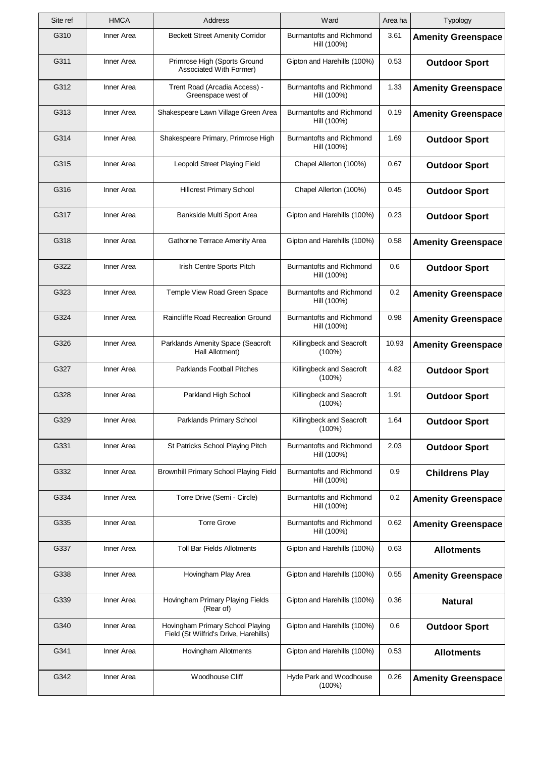| Site ref | HMCA | Address | Ward | Area ha | Typology |
|---|---|---|---|---|---|
| G310 | Inner Area | Beckett Street Amenity Corridor | Burmantofts and Richmond Hill (100%) | 3.61 | **Amenity Greenspace** |
| G311 | Inner Area | Primrose High (Sports Ground Associated With Former) | Gipton and Harehills (100%) | 0.53 | **Outdoor Sport** |
| G312 | Inner Area | Trent Road (Arcadia Access) - Greenspace west of | Burmantofts and Richmond Hill (100%) | 1.33 | **Amenity Greenspace** |
| G313 | Inner Area | Shakespeare Lawn Village Green Area | Burmantofts and Richmond Hill (100%) | 0.19 | **Amenity Greenspace** |
| G314 | Inner Area | Shakespeare Primary, Primrose High | Burmantofts and Richmond Hill (100%) | 1.69 | **Outdoor Sport** |
| G315 | Inner Area | Leopold Street Playing Field | Chapel Allerton (100%) | 0.67 | **Outdoor Sport** |
| G316 | Inner Area | Hillcrest Primary School | Chapel Allerton (100%) | 0.45 | **Outdoor Sport** |
| G317 | Inner Area | Bankside Multi Sport Area | Gipton and Harehills (100%) | 0.23 | **Outdoor Sport** |
| G318 | Inner Area | Gathorne Terrace Amenity Area | Gipton and Harehills (100%) | 0.58 | **Amenity Greenspace** |
| G322 | Inner Area | Irish Centre Sports Pitch | Burmantofts and Richmond Hill (100%) | 0.6 | **Outdoor Sport** |
| G323 | Inner Area | Temple View Road Green Space | Burmantofts and Richmond Hill (100%) | 0.2 | **Amenity Greenspace** |
| G324 | Inner Area | Raincliffe Road Recreation Ground | Burmantofts and Richmond Hill (100%) | 0.98 | **Amenity Greenspace** |
| G326 | Inner Area | Parklands Amenity Space (Seacroft Hall Allotment) | Killingbeck and Seacroft (100%) | 10.93 | **Amenity Greenspace** |
| G327 | Inner Area | Parklands Football Pitches | Killingbeck and Seacroft (100%) | 4.82 | **Outdoor Sport** |
| G328 | Inner Area | Parkland High School | Killingbeck and Seacroft (100%) | 1.91 | **Outdoor Sport** |
| G329 | Inner Area | Parklands Primary School | Killingbeck and Seacroft (100%) | 1.64 | **Outdoor Sport** |
| G331 | Inner Area | St Patricks School Playing Pitch | Burmantofts and Richmond Hill (100%) | 2.03 | **Outdoor Sport** |
| G332 | Inner Area | Brownhill Primary School Playing Field | Burmantofts and Richmond Hill (100%) | 0.9 | **Childrens Play** |
| G334 | Inner Area | Torre Drive (Semi - Circle) | Burmantofts and Richmond Hill (100%) | 0.2 | **Amenity Greenspace** |
| G335 | Inner Area | Torre Grove | Burmantofts and Richmond Hill (100%) | 0.62 | **Amenity Greenspace** |
| G337 | Inner Area | Toll Bar Fields Allotments | Gipton and Harehills (100%) | 0.63 | **Allotments** |
| G338 | Inner Area | Hovingham Play Area | Gipton and Harehills (100%) | 0.55 | **Amenity Greenspace** |
| G339 | Inner Area | Hovingham Primary Playing Fields (Rear of) | Gipton and Harehills (100%) | 0.36 | **Natural** |
| G340 | Inner Area | Hovingham Primary School Playing Field (St Wilfrid's Drive, Harehills) | Gipton and Harehills (100%) | 0.6 | **Outdoor Sport** |
| G341 | Inner Area | Hovingham Allotments | Gipton and Harehills (100%) | 0.53 | **Allotments** |
| G342 | Inner Area | Woodhouse Cliff | Hyde Park and Woodhouse (100%) | 0.26 | **Amenity Greenspace** |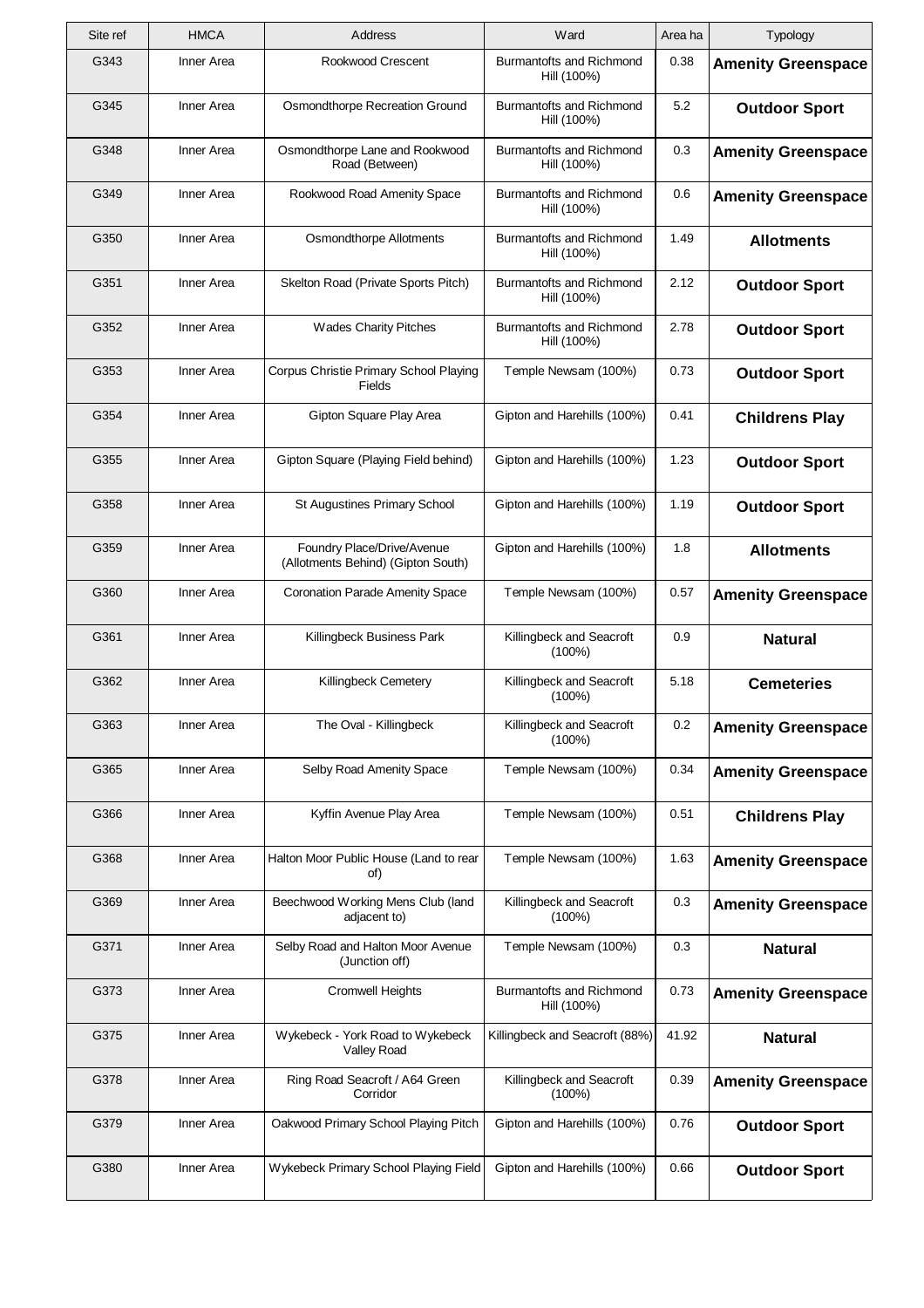| Site ref | HMCA | Address | Ward | Area ha | Typology |
|---|---|---|---|---|---|
| G343 | Inner Area | Rookwood Crescent | Burmantofts and Richmond Hill (100%) | 0.38 | **Amenity Greenspace** |
| G345 | Inner Area | Osmondthorpe Recreation Ground | Burmantofts and Richmond Hill (100%) | 5.2 | **Outdoor Sport** |
| G348 | Inner Area | Osmondthorpe Lane and Rookwood Road (Between) | Burmantofts and Richmond Hill (100%) | 0.3 | **Amenity Greenspace** |
| G349 | Inner Area | Rookwood Road Amenity Space | Burmantofts and Richmond Hill (100%) | 0.6 | **Amenity Greenspace** |
| G350 | Inner Area | Osmondthorpe Allotments | Burmantofts and Richmond Hill (100%) | 1.49 | **Allotments** |
| G351 | Inner Area | Skelton Road (Private Sports Pitch) | Burmantofts and Richmond Hill (100%) | 2.12 | **Outdoor Sport** |
| G352 | Inner Area | Wades Charity Pitches | Burmantofts and Richmond Hill (100%) | 2.78 | **Outdoor Sport** |
| G353 | Inner Area | Corpus Christie Primary School Playing Fields | Temple Newsam (100%) | 0.73 | **Outdoor Sport** |
| G354 | Inner Area | Gipton Square Play Area | Gipton and Harehills (100%) | 0.41 | **Childrens Play** |
| G355 | Inner Area | Gipton Square (Playing Field behind) | Gipton and Harehills (100%) | 1.23 | **Outdoor Sport** |
| G358 | Inner Area | St Augustines Primary School | Gipton and Harehills (100%) | 1.19 | **Outdoor Sport** |
| G359 | Inner Area | Foundry Place/Drive/Avenue (Allotments Behind) (Gipton South) | Gipton and Harehills (100%) | 1.8 | **Allotments** |
| G360 | Inner Area | Coronation Parade Amenity Space | Temple Newsam (100%) | 0.57 | **Amenity Greenspace** |
| G361 | Inner Area | Killingbeck Business Park | Killingbeck and Seacroft (100%) | 0.9 | **Natural** |
| G362 | Inner Area | Killingbeck Cemetery | Killingbeck and Seacroft (100%) | 5.18 | **Cemeteries** |
| G363 | Inner Area | The Oval - Killingbeck | Killingbeck and Seacroft (100%) | 0.2 | **Amenity Greenspace** |
| G365 | Inner Area | Selby Road Amenity Space | Temple Newsam (100%) | 0.34 | **Amenity Greenspace** |
| G366 | Inner Area | Kyffin Avenue Play Area | Temple Newsam (100%) | 0.51 | **Childrens Play** |
| G368 | Inner Area | Halton Moor Public House (Land to rear of) | Temple Newsam (100%) | 1.63 | **Amenity Greenspace** |
| G369 | Inner Area | Beechwood Working Mens Club (land adjacent to) | Killingbeck and Seacroft (100%) | 0.3 | **Amenity Greenspace** |
| G371 | Inner Area | Selby Road and Halton Moor Avenue (Junction off) | Temple Newsam (100%) | 0.3 | **Natural** |
| G373 | Inner Area | Cromwell Heights | Burmantofts and Richmond Hill (100%) | 0.73 | **Amenity Greenspace** |
| G375 | Inner Area | Wykebeck - York Road to Wykebeck Valley Road | Killingbeck and Seacroft (88%) | 41.92 | **Natural** |
| G378 | Inner Area | Ring Road Seacroft / A64 Green Corridor | Killingbeck and Seacroft (100%) | 0.39 | **Amenity Greenspace** |
| G379 | Inner Area | Oakwood Primary School Playing Pitch | Gipton and Harehills (100%) | 0.76 | **Outdoor Sport** |
| G380 | Inner Area | Wykebeck Primary School Playing Field | Gipton and Harehills (100%) | 0.66 | **Outdoor Sport** |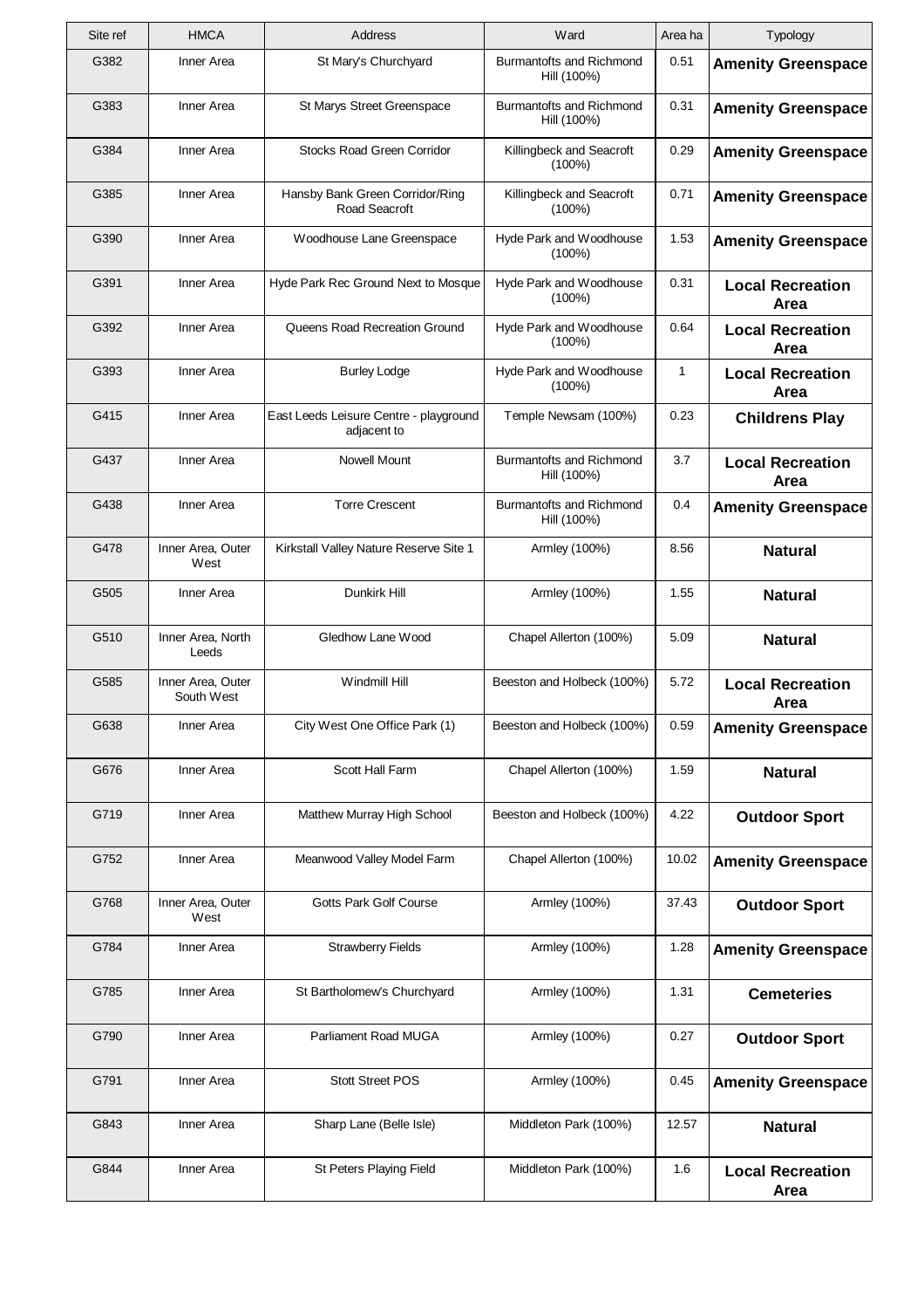| Site ref | HMCA | Address | Ward | Area ha | Typology |
|---|---|---|---|---|---|
| G382 | Inner Area | St Mary's Churchyard | Burmantofts and Richmond Hill (100%) | 0.51 | **Amenity Greenspace** |
| G383 | Inner Area | St Marys Street Greenspace | Burmantofts and Richmond Hill (100%) | 0.31 | **Amenity Greenspace** |
| G384 | Inner Area | Stocks Road Green Corridor | Killingbeck and Seacroft (100%) | 0.29 | **Amenity Greenspace** |
| G385 | Inner Area | Hansby Bank Green Corridor/Ring Road Seacroft | Killingbeck and Seacroft (100%) | 0.71 | **Amenity Greenspace** |
| G390 | Inner Area | Woodhouse Lane Greenspace | Hyde Park and Woodhouse (100%) | 1.53 | **Amenity Greenspace** |
| G391 | Inner Area | Hyde Park Rec Ground Next to Mosque | Hyde Park and Woodhouse (100%) | 0.31 | **Local Recreation Area** |
| G392 | Inner Area | Queens Road Recreation Ground | Hyde Park and Woodhouse (100%) | 0.64 | **Local Recreation Area** |
| G393 | Inner Area | Burley Lodge | Hyde Park and Woodhouse (100%) | 1 | **Local Recreation Area** |
| G415 | Inner Area | East Leeds Leisure Centre - playground adjacent to | Temple Newsam (100%) | 0.23 | **Childrens Play** |
| G437 | Inner Area | Nowell Mount | Burmantofts and Richmond Hill (100%) | 3.7 | **Local Recreation Area** |
| G438 | Inner Area | Torre Crescent | Burmantofts and Richmond Hill (100%) | 0.4 | **Amenity Greenspace** |
| G478 | Inner Area, Outer West | Kirkstall Valley Nature Reserve Site 1 | Armley (100%) | 8.56 | **Natural** |
| G505 | Inner Area | Dunkirk Hill | Armley (100%) | 1.55 | **Natural** |
| G510 | Inner Area, North Leeds | Gledhow Lane Wood | Chapel Allerton (100%) | 5.09 | **Natural** |
| G585 | Inner Area, Outer South West | Windmill Hill | Beeston and Holbeck (100%) | 5.72 | **Local Recreation Area** |
| G638 | Inner Area | City West One Office Park (1) | Beeston and Holbeck (100%) | 0.59 | **Amenity Greenspace** |
| G676 | Inner Area | Scott Hall Farm | Chapel Allerton (100%) | 1.59 | **Natural** |
| G719 | Inner Area | Matthew Murray High School | Beeston and Holbeck (100%) | 4.22 | **Outdoor Sport** |
| G752 | Inner Area | Meanwood Valley Model Farm | Chapel Allerton (100%) | 10.02 | **Amenity Greenspace** |
| G768 | Inner Area, Outer West | Gotts Park Golf Course | Armley (100%) | 37.43 | **Outdoor Sport** |
| G784 | Inner Area | Strawberry Fields | Armley (100%) | 1.28 | **Amenity Greenspace** |
| G785 | Inner Area | St Bartholomew's Churchyard | Armley (100%) | 1.31 | **Cemeteries** |
| G790 | Inner Area | Parliament Road MUGA | Armley (100%) | 0.27 | **Outdoor Sport** |
| G791 | Inner Area | Stott Street POS | Armley (100%) | 0.45 | **Amenity Greenspace** |
| G843 | Inner Area | Sharp Lane (Belle Isle) | Middleton Park (100%) | 12.57 | **Natural** |
| G844 | Inner Area | St Peters Playing Field | Middleton Park (100%) | 1.6 | **Local Recreation Area** |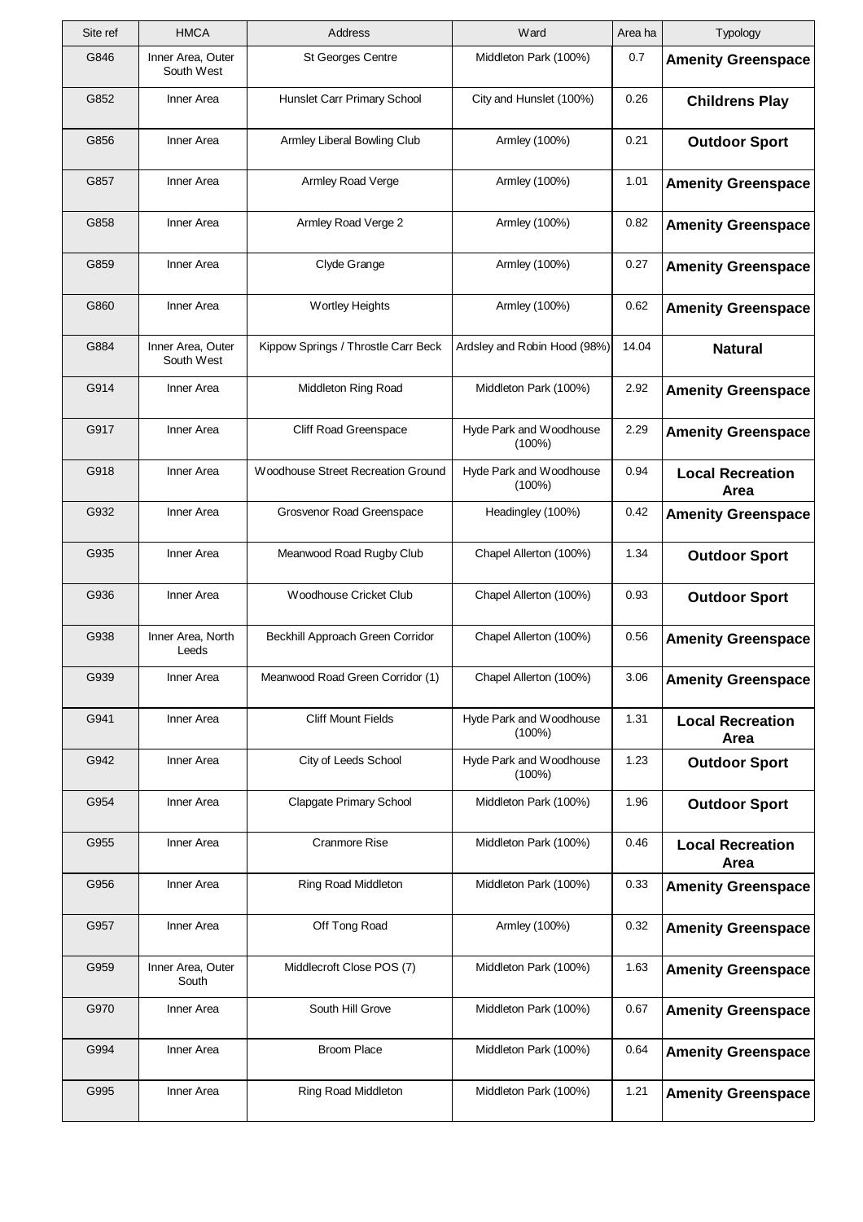| Site ref | HMCA | Address | Ward | Area ha | Typology |
|---|---|---|---|---|---|
| G846 | Inner Area, Outer South West | St Georges Centre | Middleton Park (100%) | 0.7 | **Amenity Greenspace** |
| G852 | Inner Area | Hunslet Carr Primary School | City and Hunslet (100%) | 0.26 | **Childrens Play** |
| G856 | Inner Area | Armley Liberal Bowling Club | Armley (100%) | 0.21 | **Outdoor Sport** |
| G857 | Inner Area | Armley Road Verge | Armley (100%) | 1.01 | **Amenity Greenspace** |
| G858 | Inner Area | Armley Road Verge 2 | Armley (100%) | 0.82 | **Amenity Greenspace** |
| G859 | Inner Area | Clyde Grange | Armley (100%) | 0.27 | **Amenity Greenspace** |
| G860 | Inner Area | Wortley Heights | Armley (100%) | 0.62 | **Amenity Greenspace** |
| G884 | Inner Area, Outer South West | Kippow Springs / Throstle Carr Beck | Ardsley and Robin Hood (98%) | 14.04 | **Natural** |
| G914 | Inner Area | Middleton Ring Road | Middleton Park (100%) | 2.92 | **Amenity Greenspace** |
| G917 | Inner Area | Cliff Road Greenspace | Hyde Park and Woodhouse (100%) | 2.29 | **Amenity Greenspace** |
| G918 | Inner Area | Woodhouse Street Recreation Ground | Hyde Park and Woodhouse (100%) | 0.94 | **Local Recreation Area** |
| G932 | Inner Area | Grosvenor Road Greenspace | Headingley (100%) | 0.42 | **Amenity Greenspace** |
| G935 | Inner Area | Meanwood Road Rugby Club | Chapel Allerton (100%) | 1.34 | **Outdoor Sport** |
| G936 | Inner Area | Woodhouse Cricket Club | Chapel Allerton (100%) | 0.93 | **Outdoor Sport** |
| G938 | Inner Area, North Leeds | Beckhill Approach Green Corridor | Chapel Allerton (100%) | 0.56 | **Amenity Greenspace** |
| G939 | Inner Area | Meanwood Road Green Corridor (1) | Chapel Allerton (100%) | 3.06 | **Amenity Greenspace** |
| G941 | Inner Area | Cliff Mount Fields | Hyde Park and Woodhouse (100%) | 1.31 | **Local Recreation Area** |
| G942 | Inner Area | City of Leeds School | Hyde Park and Woodhouse (100%) | 1.23 | **Outdoor Sport** |
| G954 | Inner Area | Clapgate Primary School | Middleton Park (100%) | 1.96 | **Outdoor Sport** |
| G955 | Inner Area | Cranmore Rise | Middleton Park (100%) | 0.46 | **Local Recreation Area** |
| G956 | Inner Area | Ring Road Middleton | Middleton Park (100%) | 0.33 | **Amenity Greenspace** |
| G957 | Inner Area | Off Tong Road | Armley (100%) | 0.32 | **Amenity Greenspace** |
| G959 | Inner Area, Outer South | Middlecroft Close POS (7) | Middleton Park (100%) | 1.63 | **Amenity Greenspace** |
| G970 | Inner Area | South Hill Grove | Middleton Park (100%) | 0.67 | **Amenity Greenspace** |
| G994 | Inner Area | Broom Place | Middleton Park (100%) | 0.64 | **Amenity Greenspace** |
| G995 | Inner Area | Ring Road Middleton | Middleton Park (100%) | 1.21 | **Amenity Greenspace** |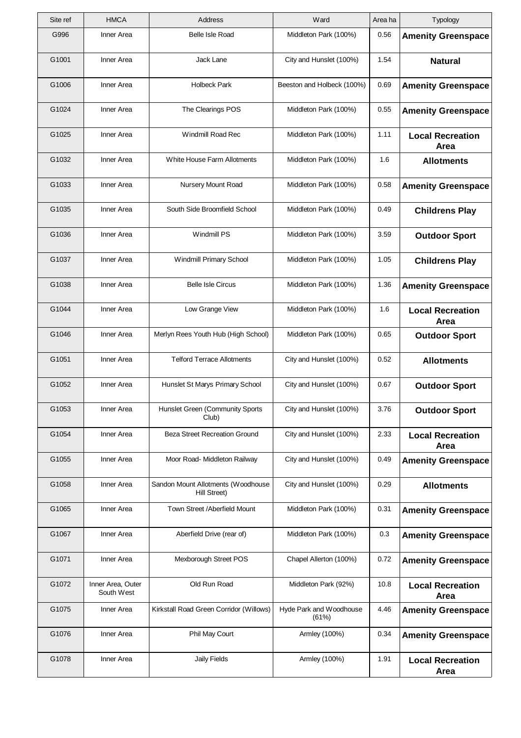| Site ref | HMCA | Address | Ward | Area ha | Typology |
|---|---|---|---|---|---|
| G996 | Inner Area | Belle Isle Road | Middleton Park (100%) | 0.56 | **Amenity Greenspace** |
| G1001 | Inner Area | Jack Lane | City and Hunslet (100%) | 1.54 | **Natural** |
| G1006 | Inner Area | Holbeck Park | Beeston and Holbeck (100%) | 0.69 | **Amenity Greenspace** |
| G1024 | Inner Area | The Clearings POS | Middleton Park (100%) | 0.55 | **Amenity Greenspace** |
| G1025 | Inner Area | Windmill Road Rec | Middleton Park (100%) | 1.11 | **Local Recreation Area** |
| G1032 | Inner Area | White House Farm Allotments | Middleton Park (100%) | 1.6 | **Allotments** |
| G1033 | Inner Area | Nursery Mount Road | Middleton Park (100%) | 0.58 | **Amenity Greenspace** |
| G1035 | Inner Area | South Side Broomfield School | Middleton Park (100%) | 0.49 | **Childrens Play** |
| G1036 | Inner Area | Windmill PS | Middleton Park (100%) | 3.59 | **Outdoor Sport** |
| G1037 | Inner Area | Windmill Primary School | Middleton Park (100%) | 1.05 | **Childrens Play** |
| G1038 | Inner Area | Belle Isle Circus | Middleton Park (100%) | 1.36 | **Amenity Greenspace** |
| G1044 | Inner Area | Low Grange View | Middleton Park (100%) | 1.6 | **Local Recreation Area** |
| G1046 | Inner Area | Merlyn Rees Youth Hub (High School) | Middleton Park (100%) | 0.65 | **Outdoor Sport** |
| G1051 | Inner Area | Telford Terrace Allotments | City and Hunslet (100%) | 0.52 | **Allotments** |
| G1052 | Inner Area | Hunslet St Marys Primary School | City and Hunslet (100%) | 0.67 | **Outdoor Sport** |
| G1053 | Inner Area | Hunslet Green (Community Sports Club) | City and Hunslet (100%) | 3.76 | **Outdoor Sport** |
| G1054 | Inner Area | Beza Street Recreation Ground | City and Hunslet (100%) | 2.33 | **Local Recreation Area** |
| G1055 | Inner Area | Moor Road- Middleton Railway | City and Hunslet (100%) | 0.49 | **Amenity Greenspace** |
| G1058 | Inner Area | Sandon Mount Allotments (Woodhouse Hill Street) | City and Hunslet (100%) | 0.29 | **Allotments** |
| G1065 | Inner Area | Town Street /Aberfield Mount | Middleton Park (100%) | 0.31 | **Amenity Greenspace** |
| G1067 | Inner Area | Aberfield Drive (rear of) | Middleton Park (100%) | 0.3 | **Amenity Greenspace** |
| G1071 | Inner Area | Mexborough Street POS | Chapel Allerton (100%) | 0.72 | **Amenity Greenspace** |
| G1072 | Inner Area, Outer South West | Old Run Road | Middleton Park (92%) | 10.8 | **Local Recreation Area** |
| G1075 | Inner Area | Kirkstall Road Green Corridor (Willows) | Hyde Park and Woodhouse (61%) | 4.46 | **Amenity Greenspace** |
| G1076 | Inner Area | Phil May Court | Armley (100%) | 0.34 | **Amenity Greenspace** |
| G1078 | Inner Area | Jaily Fields | Armley (100%) | 1.91 | **Local Recreation Area** |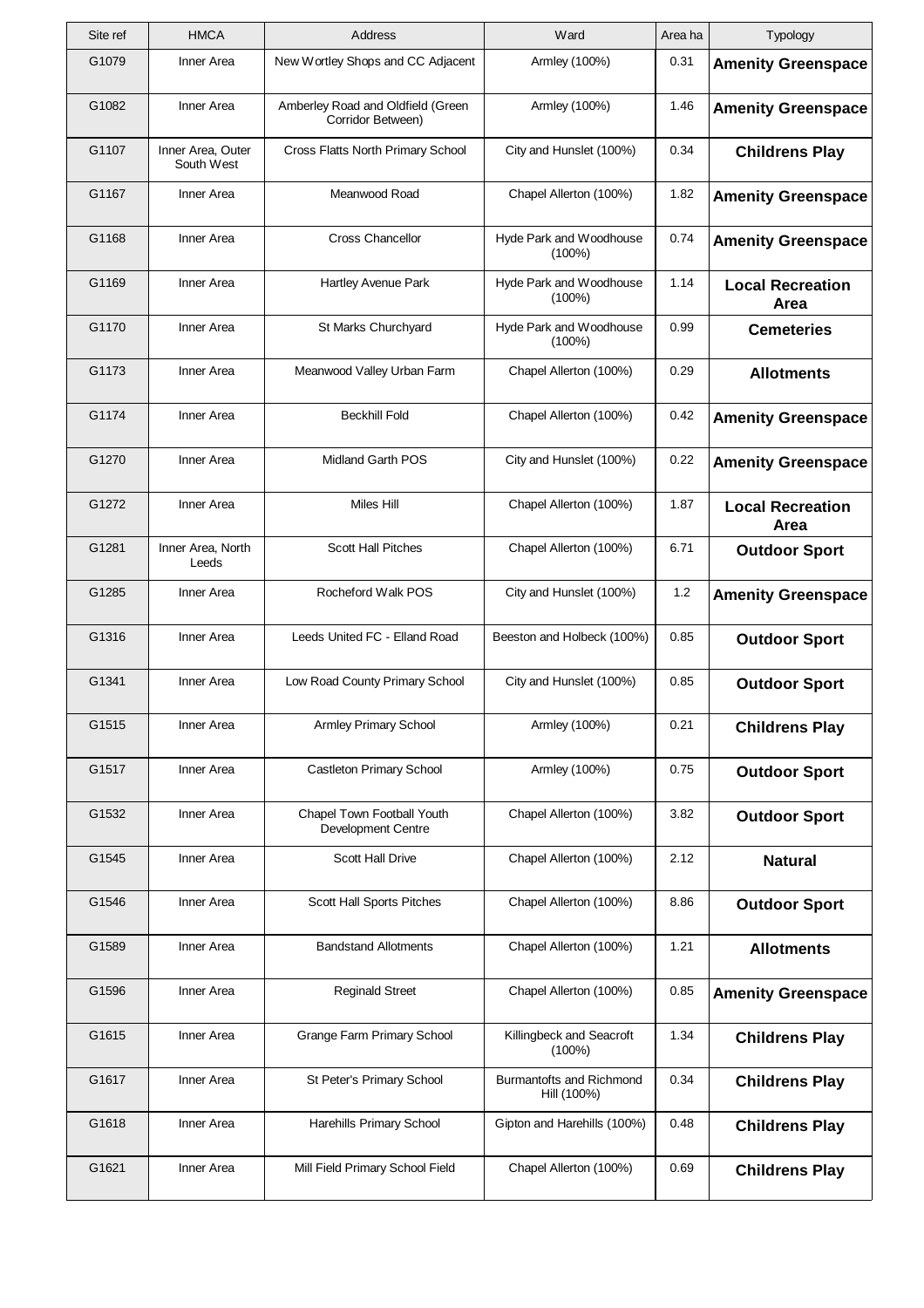| Site ref | HMCA | Address | Ward | Area ha | Typology |
|---|---|---|---|---|---|
| G1079 | Inner Area | New Wortley Shops and CC Adjacent | Armley (100%) | 0.31 | **Amenity Greenspace** |
| G1082 | Inner Area | Amberley Road and Oldfield (Green Corridor Between) | Armley (100%) | 1.46 | **Amenity Greenspace** |
| G1107 | Inner Area, Outer South West | Cross Flatts North Primary School | City and Hunslet (100%) | 0.34 | **Childrens Play** |
| G1167 | Inner Area | Meanwood Road | Chapel Allerton (100%) | 1.82 | **Amenity Greenspace** |
| G1168 | Inner Area | Cross Chancellor | Hyde Park and Woodhouse (100%) | 0.74 | **Amenity Greenspace** |
| G1169 | Inner Area | Hartley Avenue Park | Hyde Park and Woodhouse (100%) | 1.14 | **Local Recreation Area** |
| G1170 | Inner Area | St Marks Churchyard | Hyde Park and Woodhouse (100%) | 0.99 | **Cemeteries** |
| G1173 | Inner Area | Meanwood Valley Urban Farm | Chapel Allerton (100%) | 0.29 | **Allotments** |
| G1174 | Inner Area | Beckhill Fold | Chapel Allerton (100%) | 0.42 | **Amenity Greenspace** |
| G1270 | Inner Area | Midland Garth POS | City and Hunslet (100%) | 0.22 | **Amenity Greenspace** |
| G1272 | Inner Area | Miles Hill | Chapel Allerton (100%) | 1.87 | **Local Recreation Area** |
| G1281 | Inner Area, North Leeds | Scott Hall Pitches | Chapel Allerton (100%) | 6.71 | **Outdoor Sport** |
| G1285 | Inner Area | Rocheford Walk POS | City and Hunslet (100%) | 1.2 | **Amenity Greenspace** |
| G1316 | Inner Area | Leeds United FC - Elland Road | Beeston and Holbeck (100%) | 0.85 | **Outdoor Sport** |
| G1341 | Inner Area | Low Road County Primary School | City and Hunslet (100%) | 0.85 | **Outdoor Sport** |
| G1515 | Inner Area | Armley Primary School | Armley (100%) | 0.21 | **Childrens Play** |
| G1517 | Inner Area | Castleton Primary School | Armley (100%) | 0.75 | **Outdoor Sport** |
| G1532 | Inner Area | Chapel Town Football Youth Development Centre | Chapel Allerton (100%) | 3.82 | **Outdoor Sport** |
| G1545 | Inner Area | Scott Hall Drive | Chapel Allerton (100%) | 2.12 | **Natural** |
| G1546 | Inner Area | Scott Hall Sports Pitches | Chapel Allerton (100%) | 8.86 | **Outdoor Sport** |
| G1589 | Inner Area | Bandstand Allotments | Chapel Allerton (100%) | 1.21 | **Allotments** |
| G1596 | Inner Area | Reginald Street | Chapel Allerton (100%) | 0.85 | **Amenity Greenspace** |
| G1615 | Inner Area | Grange Farm Primary School | Killingbeck and Seacroft (100%) | 1.34 | **Childrens Play** |
| G1617 | Inner Area | St Peter's Primary School | Burmantofts and Richmond Hill (100%) | 0.34 | **Childrens Play** |
| G1618 | Inner Area | Harehills Primary School | Gipton and Harehills (100%) | 0.48 | **Childrens Play** |
| G1621 | Inner Area | Mill Field Primary School Field | Chapel Allerton (100%) | 0.69 | **Childrens Play** |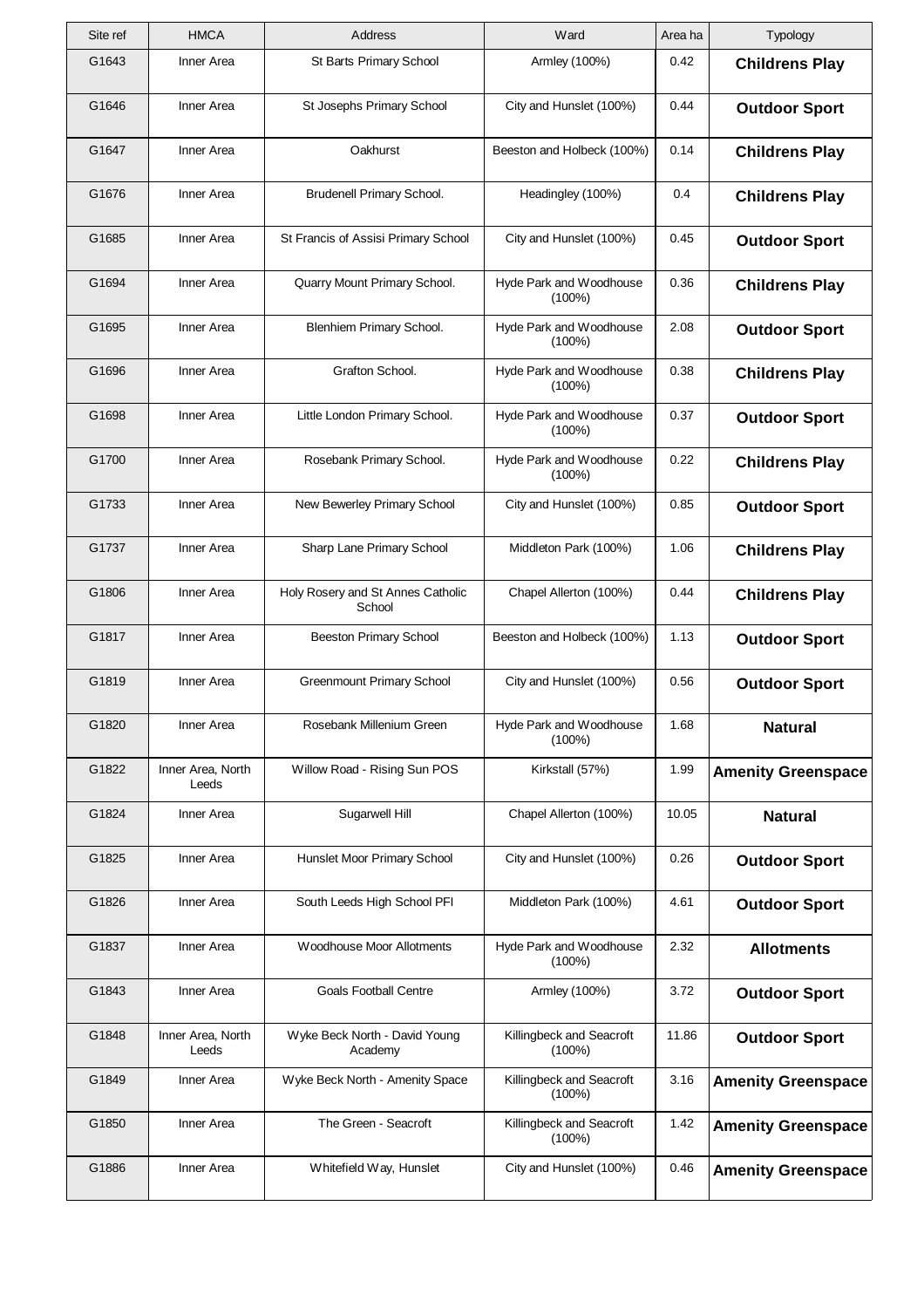| Site ref | HMCA | Address | Ward | Area ha | Typology |
|---|---|---|---|---|---|
| G1643 | Inner Area | St Barts Primary School | Armley (100%) | 0.42 | **Childrens Play** |
| G1646 | Inner Area | St Josephs Primary School | City and Hunslet (100%) | 0.44 | **Outdoor Sport** |
| G1647 | Inner Area | Oakhurst | Beeston and Holbeck (100%) | 0.14 | **Childrens Play** |
| G1676 | Inner Area | Brudenell Primary School. | Headingley (100%) | 0.4 | **Childrens Play** |
| G1685 | Inner Area | St Francis of Assisi Primary School | City and Hunslet (100%) | 0.45 | **Outdoor Sport** |
| G1694 | Inner Area | Quarry Mount Primary School. | Hyde Park and Woodhouse (100%) | 0.36 | **Childrens Play** |
| G1695 | Inner Area | Blenhiem Primary School. | Hyde Park and Woodhouse (100%) | 2.08 | **Outdoor Sport** |
| G1696 | Inner Area | Grafton School. | Hyde Park and Woodhouse (100%) | 0.38 | **Childrens Play** |
| G1698 | Inner Area | Little London Primary School. | Hyde Park and Woodhouse (100%) | 0.37 | **Outdoor Sport** |
| G1700 | Inner Area | Rosebank Primary School. | Hyde Park and Woodhouse (100%) | 0.22 | **Childrens Play** |
| G1733 | Inner Area | New Bewerley Primary School | City and Hunslet (100%) | 0.85 | **Outdoor Sport** |
| G1737 | Inner Area | Sharp Lane Primary School | Middleton Park (100%) | 1.06 | **Childrens Play** |
| G1806 | Inner Area | Holy Rosery and St Annes Catholic School | Chapel Allerton (100%) | 0.44 | **Childrens Play** |
| G1817 | Inner Area | Beeston Primary School | Beeston and Holbeck (100%) | 1.13 | **Outdoor Sport** |
| G1819 | Inner Area | Greenmount Primary School | City and Hunslet (100%) | 0.56 | **Outdoor Sport** |
| G1820 | Inner Area | Rosebank Millenium Green | Hyde Park and Woodhouse (100%) | 1.68 | **Natural** |
| G1822 | Inner Area, North Leeds | Willow Road - Rising Sun POS | Kirkstall (57%) | 1.99 | **Amenity Greenspace** |
| G1824 | Inner Area | Sugarwell Hill | Chapel Allerton (100%) | 10.05 | **Natural** |
| G1825 | Inner Area | Hunslet Moor Primary School | City and Hunslet (100%) | 0.26 | **Outdoor Sport** |
| G1826 | Inner Area | South Leeds High School PFI | Middleton Park (100%) | 4.61 | **Outdoor Sport** |
| G1837 | Inner Area | Woodhouse Moor Allotments | Hyde Park and Woodhouse (100%) | 2.32 | **Allotments** |
| G1843 | Inner Area | Goals Football Centre | Armley (100%) | 3.72 | **Outdoor Sport** |
| G1848 | Inner Area, North Leeds | Wyke Beck North - David Young Academy | Killingbeck and Seacroft (100%) | 11.86 | **Outdoor Sport** |
| G1849 | Inner Area | Wyke Beck North - Amenity Space | Killingbeck and Seacroft (100%) | 3.16 | **Amenity Greenspace** |
| G1850 | Inner Area | The Green - Seacroft | Killingbeck and Seacroft (100%) | 1.42 | **Amenity Greenspace** |
| G1886 | Inner Area | Whitefield Way, Hunslet | City and Hunslet (100%) | 0.46 | **Amenity Greenspace** |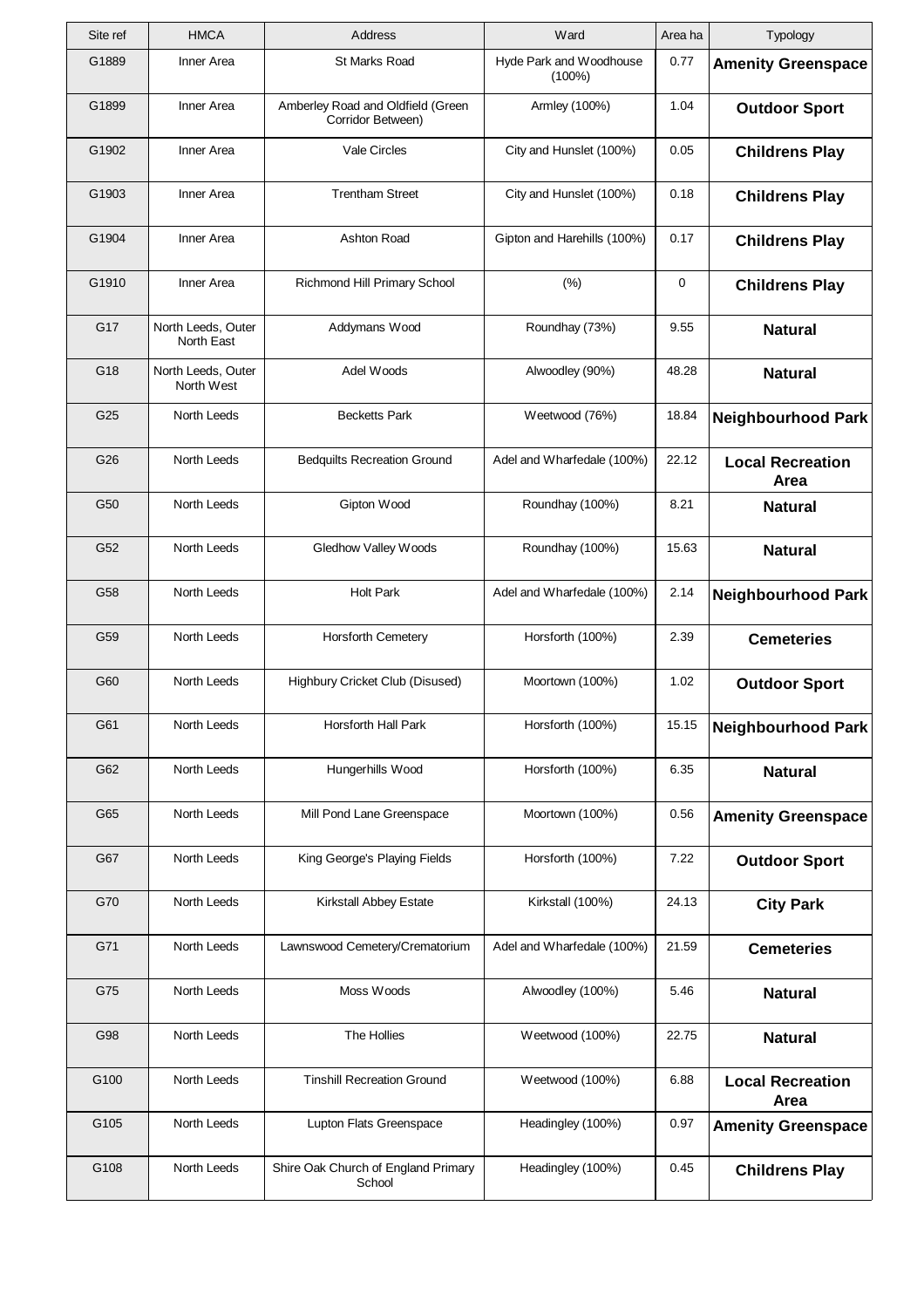| Site ref | HMCA | Address | Ward | Area ha | Typology |
|---|---|---|---|---|---|
| G1889 | Inner Area | St Marks Road | Hyde Park and Woodhouse (100%) | 0.77 | **Amenity Greenspace** |
| G1899 | Inner Area | Amberley Road and Oldfield (Green Corridor Between) | Armley (100%) | 1.04 | **Outdoor Sport** |
| G1902 | Inner Area | Vale Circles | City and Hunslet (100%) | 0.05 | **Childrens Play** |
| G1903 | Inner Area | Trentham Street | City and Hunslet (100%) | 0.18 | **Childrens Play** |
| G1904 | Inner Area | Ashton Road | Gipton and Harehills (100%) | 0.17 | **Childrens Play** |
| G1910 | Inner Area | Richmond Hill Primary School | (%) | 0 | **Childrens Play** |
| G17 | North Leeds, Outer North East | Addymans Wood | Roundhay (73%) | 9.55 | **Natural** |
| G18 | North Leeds, Outer North West | Adel Woods | Alwoodley (90%) | 48.28 | **Natural** |
| G25 | North Leeds | Becketts Park | Weetwood (76%) | 18.84 | **Neighbourhood Park** |
| G26 | North Leeds | Bedquilts Recreation Ground | Adel and Wharfedale (100%) | 22.12 | **Local Recreation Area** |
| G50 | North Leeds | Gipton Wood | Roundhay (100%) | 8.21 | **Natural** |
| G52 | North Leeds | Gledhow Valley Woods | Roundhay (100%) | 15.63 | **Natural** |
| G58 | North Leeds | Holt Park | Adel and Wharfedale (100%) | 2.14 | **Neighbourhood Park** |
| G59 | North Leeds | Horsforth Cemetery | Horsforth (100%) | 2.39 | **Cemeteries** |
| G60 | North Leeds | Highbury Cricket Club (Disused) | Moortown (100%) | 1.02 | **Outdoor Sport** |
| G61 | North Leeds | Horsforth Hall Park | Horsforth (100%) | 15.15 | **Neighbourhood Park** |
| G62 | North Leeds | Hungerhills Wood | Horsforth (100%) | 6.35 | **Natural** |
| G65 | North Leeds | Mill Pond Lane Greenspace | Moortown (100%) | 0.56 | **Amenity Greenspace** |
| G67 | North Leeds | King George's Playing Fields | Horsforth (100%) | 7.22 | **Outdoor Sport** |
| G70 | North Leeds | Kirkstall Abbey Estate | Kirkstall (100%) | 24.13 | **City Park** |
| G71 | North Leeds | Lawnswood Cemetery/Crematorium | Adel and Wharfedale (100%) | 21.59 | **Cemeteries** |
| G75 | North Leeds | Moss Woods | Alwoodley (100%) | 5.46 | **Natural** |
| G98 | North Leeds | The Hollies | Weetwood (100%) | 22.75 | **Natural** |
| G100 | North Leeds | Tinshill Recreation Ground | Weetwood (100%) | 6.88 | **Local Recreation Area** |
| G105 | North Leeds | Lupton Flats Greenspace | Headingley (100%) | 0.97 | **Amenity Greenspace** |
| G108 | North Leeds | Shire Oak Church of England Primary School | Headingley (100%) | 0.45 | **Childrens Play** |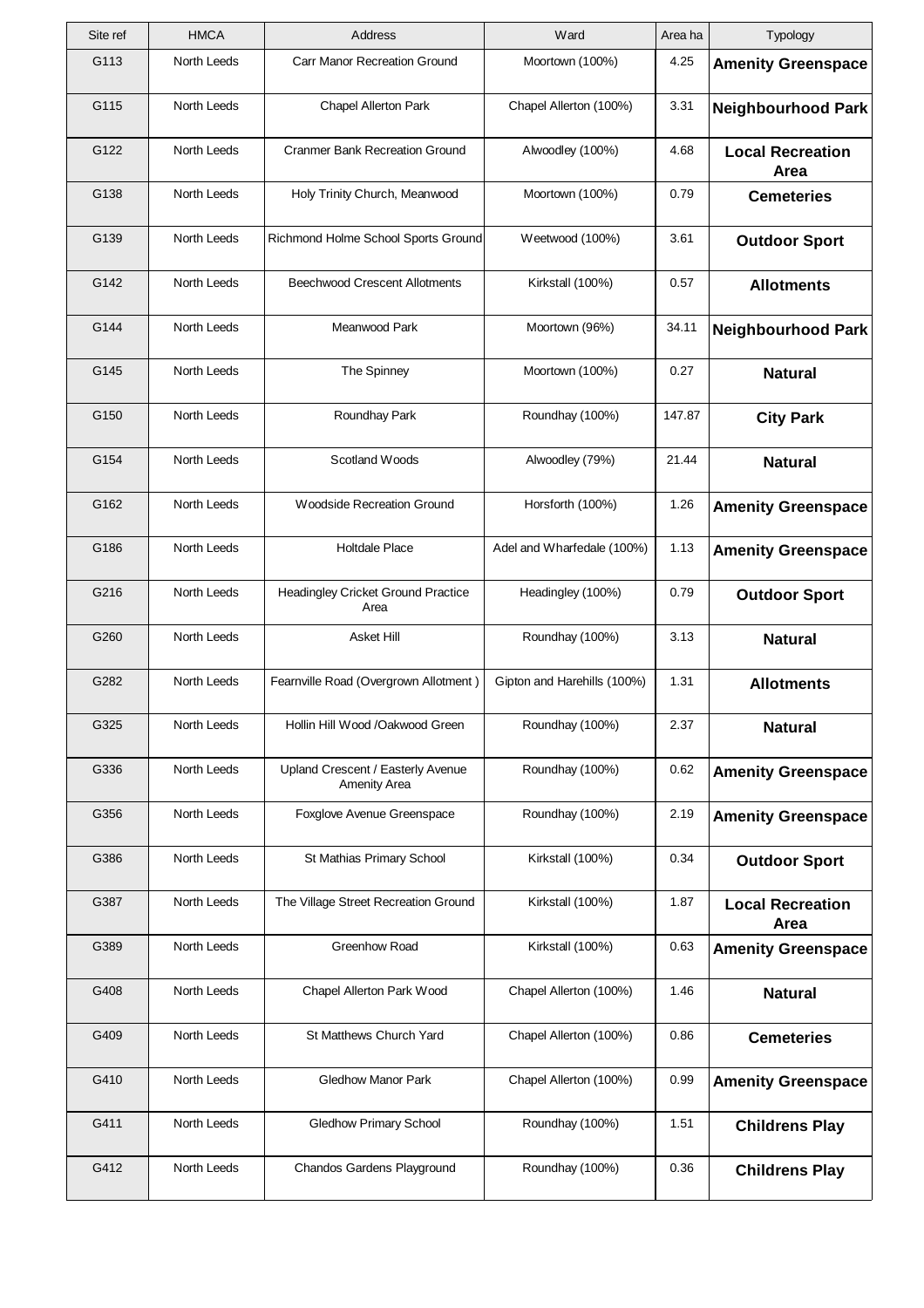| Site ref | HMCA | Address | Ward | Area ha | Typology |
|---|---|---|---|---|---|
| G113 | North Leeds | Carr Manor Recreation Ground | Moortown (100%) | 4.25 | **Amenity Greenspace** |
| G115 | North Leeds | Chapel Allerton Park | Chapel Allerton (100%) | 3.31 | **Neighbourhood Park** |
| G122 | North Leeds | Cranmer Bank Recreation Ground | Alwoodley (100%) | 4.68 | **Local Recreation Area** |
| G138 | North Leeds | Holy Trinity Church, Meanwood | Moortown (100%) | 0.79 | **Cemeteries** |
| G139 | North Leeds | Richmond Holme School Sports Ground | Weetwood (100%) | 3.61 | **Outdoor Sport** |
| G142 | North Leeds | Beechwood Crescent Allotments | Kirkstall (100%) | 0.57 | **Allotments** |
| G144 | North Leeds | Meanwood Park | Moortown (96%) | 34.11 | **Neighbourhood Park** |
| G145 | North Leeds | The Spinney | Moortown (100%) | 0.27 | **Natural** |
| G150 | North Leeds | Roundhay Park | Roundhay (100%) | 147.87 | **City Park** |
| G154 | North Leeds | Scotland Woods | Alwoodley (79%) | 21.44 | **Natural** |
| G162 | North Leeds | Woodside Recreation Ground | Horsforth (100%) | 1.26 | **Amenity Greenspace** |
| G186 | North Leeds | Holtdale Place | Adel and Wharfedale (100%) | 1.13 | **Amenity Greenspace** |
| G216 | North Leeds | Headingley Cricket Ground Practice Area | Headingley (100%) | 0.79 | **Outdoor Sport** |
| G260 | North Leeds | Asket Hill | Roundhay (100%) | 3.13 | **Natural** |
| G282 | North Leeds | Fearnville Road (Overgrown Allotment ) | Gipton and Harehills (100%) | 1.31 | **Allotments** |
| G325 | North Leeds | Hollin Hill Wood /Oakwood Green | Roundhay (100%) | 2.37 | **Natural** |
| G336 | North Leeds | Upland Crescent / Easterly Avenue Amenity Area | Roundhay (100%) | 0.62 | **Amenity Greenspace** |
| G356 | North Leeds | Foxglove Avenue Greenspace | Roundhay (100%) | 2.19 | **Amenity Greenspace** |
| G386 | North Leeds | St Mathias Primary School | Kirkstall (100%) | 0.34 | **Outdoor Sport** |
| G387 | North Leeds | The Village Street Recreation Ground | Kirkstall (100%) | 1.87 | **Local Recreation Area** |
| G389 | North Leeds | Greenhow Road | Kirkstall (100%) | 0.63 | **Amenity Greenspace** |
| G408 | North Leeds | Chapel Allerton Park Wood | Chapel Allerton (100%) | 1.46 | **Natural** |
| G409 | North Leeds | St Matthews Church Yard | Chapel Allerton (100%) | 0.86 | **Cemeteries** |
| G410 | North Leeds | Gledhow Manor Park | Chapel Allerton (100%) | 0.99 | **Amenity Greenspace** |
| G411 | North Leeds | Gledhow Primary School | Roundhay (100%) | 1.51 | **Childrens Play** |
| G412 | North Leeds | Chandos Gardens Playground | Roundhay (100%) | 0.36 | **Childrens Play** |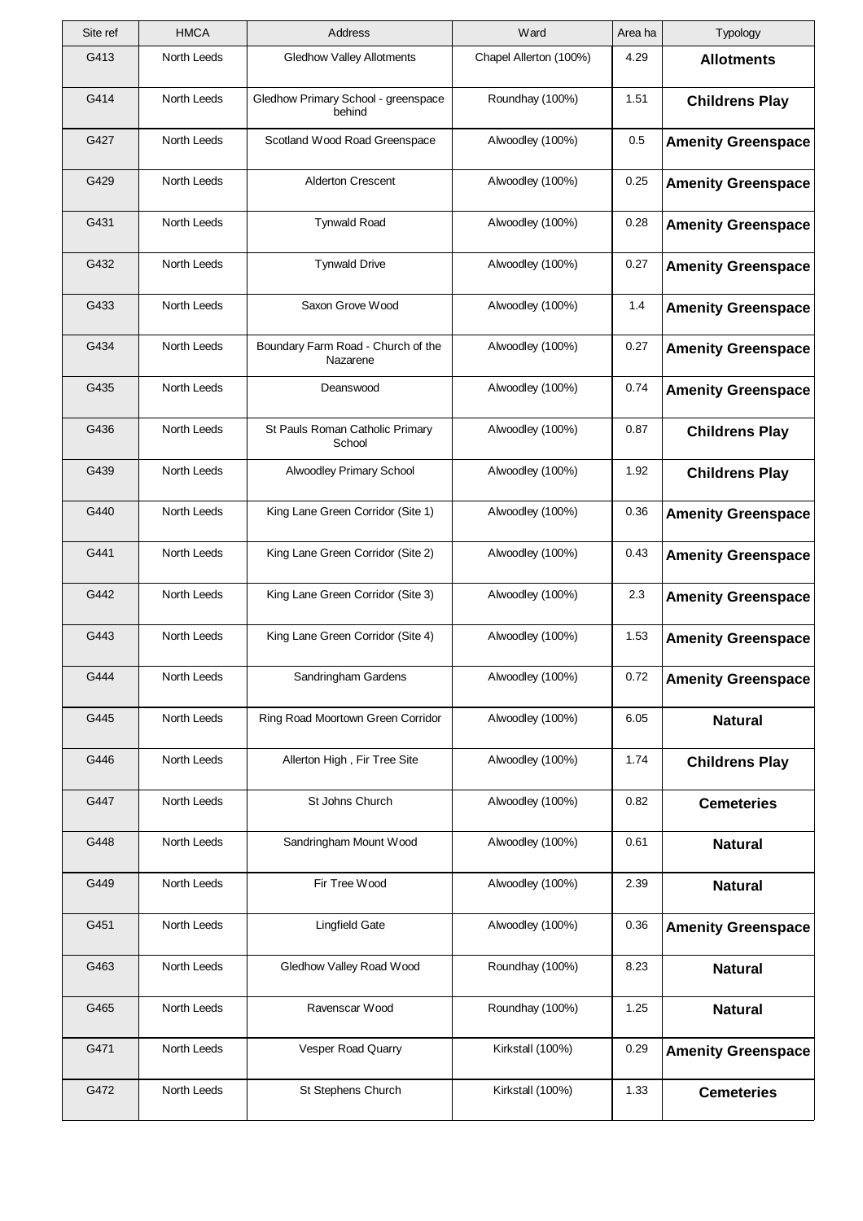| Site ref | HMCA | Address | Ward | Area ha | Typology |
|---|---|---|---|---|---|
| G413 | North Leeds | Gledhow Valley Allotments | Chapel Allerton (100%) | 4.29 | **Allotments** |
| G414 | North Leeds | Gledhow Primary School - greenspace behind | Roundhay (100%) | 1.51 | **Childrens Play** |
| G427 | North Leeds | Scotland Wood Road Greenspace | Alwoodley (100%) | 0.5 | **Amenity Greenspace** |
| G429 | North Leeds | Alderton Crescent | Alwoodley (100%) | 0.25 | **Amenity Greenspace** |
| G431 | North Leeds | Tynwald Road | Alwoodley (100%) | 0.28 | **Amenity Greenspace** |
| G432 | North Leeds | Tynwald Drive | Alwoodley (100%) | 0.27 | **Amenity Greenspace** |
| G433 | North Leeds | Saxon Grove Wood | Alwoodley (100%) | 1.4 | **Amenity Greenspace** |
| G434 | North Leeds | Boundary Farm Road - Church of the Nazarene | Alwoodley (100%) | 0.27 | **Amenity Greenspace** |
| G435 | North Leeds | Deanswood | Alwoodley (100%) | 0.74 | **Amenity Greenspace** |
| G436 | North Leeds | St Pauls Roman Catholic Primary School | Alwoodley (100%) | 0.87 | **Childrens Play** |
| G439 | North Leeds | Alwoodley Primary School | Alwoodley (100%) | 1.92 | **Childrens Play** |
| G440 | North Leeds | King Lane Green Corridor (Site 1) | Alwoodley (100%) | 0.36 | **Amenity Greenspace** |
| G441 | North Leeds | King Lane Green Corridor (Site 2) | Alwoodley (100%) | 0.43 | **Amenity Greenspace** |
| G442 | North Leeds | King Lane Green Corridor (Site 3) | Alwoodley (100%) | 2.3 | **Amenity Greenspace** |
| G443 | North Leeds | King Lane Green Corridor (Site 4) | Alwoodley (100%) | 1.53 | **Amenity Greenspace** |
| G444 | North Leeds | Sandringham Gardens | Alwoodley (100%) | 0.72 | **Amenity Greenspace** |
| G445 | North Leeds | Ring Road Moortown Green Corridor | Alwoodley (100%) | 6.05 | **Natural** |
| G446 | North Leeds | Allerton High , Fir Tree Site | Alwoodley (100%) | 1.74 | **Childrens Play** |
| G447 | North Leeds | St Johns Church | Alwoodley (100%) | 0.82 | **Cemeteries** |
| G448 | North Leeds | Sandringham Mount Wood | Alwoodley (100%) | 0.61 | **Natural** |
| G449 | North Leeds | Fir Tree Wood | Alwoodley (100%) | 2.39 | **Natural** |
| G451 | North Leeds | Lingfield Gate | Alwoodley (100%) | 0.36 | **Amenity Greenspace** |
| G463 | North Leeds | Gledhow Valley Road Wood | Roundhay (100%) | 8.23 | **Natural** |
| G465 | North Leeds | Ravenscar Wood | Roundhay (100%) | 1.25 | **Natural** |
| G471 | North Leeds | Vesper Road Quarry | Kirkstall (100%) | 0.29 | **Amenity Greenspace** |
| G472 | North Leeds | St Stephens Church | Kirkstall (100%) | 1.33 | **Cemeteries** |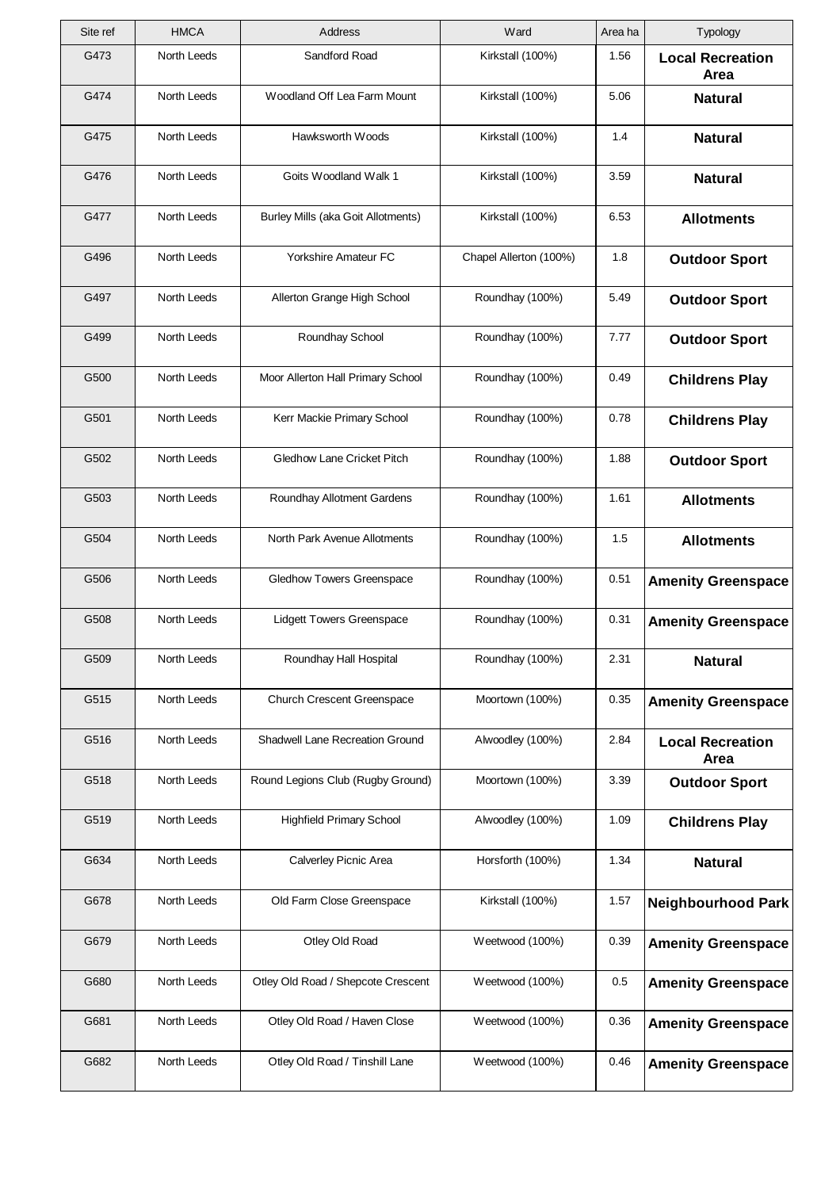| Site ref | HMCA | Address | Ward | Area ha | Typology |
|---|---|---|---|---|---|
| G473 | North Leeds | Sandford Road | Kirkstall (100%) | 1.56 | **Local Recreation Area** |
| G474 | North Leeds | Woodland Off Lea Farm Mount | Kirkstall (100%) | 5.06 | **Natural** |
| G475 | North Leeds | Hawksworth Woods | Kirkstall (100%) | 1.4 | **Natural** |
| G476 | North Leeds | Goits Woodland Walk 1 | Kirkstall (100%) | 3.59 | **Natural** |
| G477 | North Leeds | Burley Mills (aka Goit Allotments) | Kirkstall (100%) | 6.53 | **Allotments** |
| G496 | North Leeds | Yorkshire Amateur FC | Chapel Allerton (100%) | 1.8 | **Outdoor Sport** |
| G497 | North Leeds | Allerton Grange High School | Roundhay (100%) | 5.49 | **Outdoor Sport** |
| G499 | North Leeds | Roundhay School | Roundhay (100%) | 7.77 | **Outdoor Sport** |
| G500 | North Leeds | Moor Allerton Hall Primary School | Roundhay (100%) | 0.49 | **Childrens Play** |
| G501 | North Leeds | Kerr Mackie Primary School | Roundhay (100%) | 0.78 | **Childrens Play** |
| G502 | North Leeds | Gledhow Lane Cricket Pitch | Roundhay (100%) | 1.88 | **Outdoor Sport** |
| G503 | North Leeds | Roundhay Allotment Gardens | Roundhay (100%) | 1.61 | **Allotments** |
| G504 | North Leeds | North Park Avenue Allotments | Roundhay (100%) | 1.5 | **Allotments** |
| G506 | North Leeds | Gledhow Towers Greenspace | Roundhay (100%) | 0.51 | **Amenity Greenspace** |
| G508 | North Leeds | Lidgett Towers Greenspace | Roundhay (100%) | 0.31 | **Amenity Greenspace** |
| G509 | North Leeds | Roundhay Hall Hospital | Roundhay (100%) | 2.31 | **Natural** |
| G515 | North Leeds | Church Crescent Greenspace | Moortown (100%) | 0.35 | **Amenity Greenspace** |
| G516 | North Leeds | Shadwell Lane Recreation Ground | Alwoodley (100%) | 2.84 | **Local Recreation Area** |
| G518 | North Leeds | Round Legions Club (Rugby Ground) | Moortown (100%) | 3.39 | **Outdoor Sport** |
| G519 | North Leeds | Highfield Primary School | Alwoodley (100%) | 1.09 | **Childrens Play** |
| G634 | North Leeds | Calverley Picnic Area | Horsforth (100%) | 1.34 | **Natural** |
| G678 | North Leeds | Old Farm Close Greenspace | Kirkstall (100%) | 1.57 | **Neighbourhood Park** |
| G679 | North Leeds | Otley Old Road | Weetwood (100%) | 0.39 | **Amenity Greenspace** |
| G680 | North Leeds | Otley Old Road / Shepcote Crescent | Weetwood (100%) | 0.5 | **Amenity Greenspace** |
| G681 | North Leeds | Otley Old Road / Haven Close | Weetwood (100%) | 0.36 | **Amenity Greenspace** |
| G682 | North Leeds | Otley Old Road / Tinshill Lane | Weetwood (100%) | 0.46 | **Amenity Greenspace** |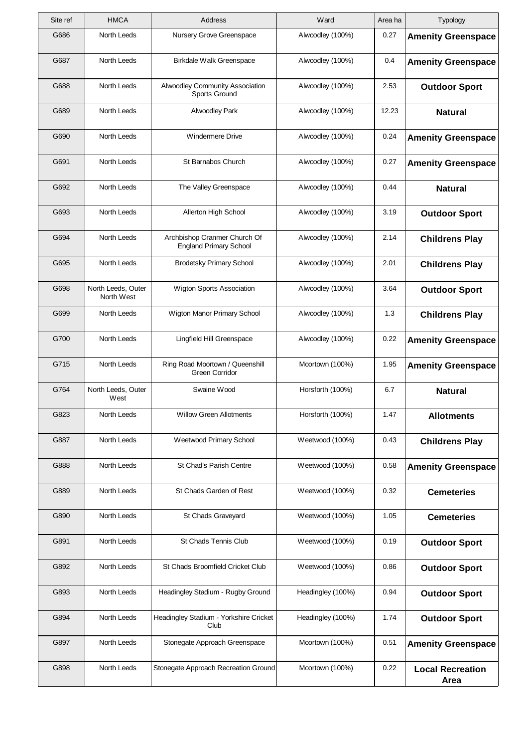| Site ref | HMCA | Address | Ward | Area ha | Typology |
|---|---|---|---|---|---|
| G686 | North Leeds | Nursery Grove Greenspace | Alwoodley (100%) | 0.27 | **Amenity Greenspace** |
| G687 | North Leeds | Birkdale Walk Greenspace | Alwoodley (100%) | 0.4 | **Amenity Greenspace** |
| G688 | North Leeds | Alwoodley Community Association Sports Ground | Alwoodley (100%) | 2.53 | **Outdoor Sport** |
| G689 | North Leeds | Alwoodley Park | Alwoodley (100%) | 12.23 | **Natural** |
| G690 | North Leeds | Windermere Drive | Alwoodley (100%) | 0.24 | **Amenity Greenspace** |
| G691 | North Leeds | St Barnabos Church | Alwoodley (100%) | 0.27 | **Amenity Greenspace** |
| G692 | North Leeds | The Valley Greenspace | Alwoodley (100%) | 0.44 | **Natural** |
| G693 | North Leeds | Allerton High School | Alwoodley (100%) | 3.19 | **Outdoor Sport** |
| G694 | North Leeds | Archbishop Cranmer Church Of England Primary School | Alwoodley (100%) | 2.14 | **Childrens Play** |
| G695 | North Leeds | Brodetsky Primary School | Alwoodley (100%) | 2.01 | **Childrens Play** |
| G698 | North Leeds, Outer North West | Wigton Sports Association | Alwoodley (100%) | 3.64 | **Outdoor Sport** |
| G699 | North Leeds | Wigton Manor Primary School | Alwoodley (100%) | 1.3 | **Childrens Play** |
| G700 | North Leeds | Lingfield Hill Greenspace | Alwoodley (100%) | 0.22 | **Amenity Greenspace** |
| G715 | North Leeds | Ring Road Moortown / Queenshill Green Corridor | Moortown (100%) | 1.95 | **Amenity Greenspace** |
| G764 | North Leeds, Outer West | Swaine Wood | Horsforth (100%) | 6.7 | **Natural** |
| G823 | North Leeds | Willow Green Allotments | Horsforth (100%) | 1.47 | **Allotments** |
| G887 | North Leeds | Weetwood Primary School | Weetwood (100%) | 0.43 | **Childrens Play** |
| G888 | North Leeds | St Chad's Parish Centre | Weetwood (100%) | 0.58 | **Amenity Greenspace** |
| G889 | North Leeds | St Chads Garden of Rest | Weetwood (100%) | 0.32 | **Cemeteries** |
| G890 | North Leeds | St Chads Graveyard | Weetwood (100%) | 1.05 | **Cemeteries** |
| G891 | North Leeds | St Chads Tennis Club | Weetwood (100%) | 0.19 | **Outdoor Sport** |
| G892 | North Leeds | St Chads Broomfield Cricket Club | Weetwood (100%) | 0.86 | **Outdoor Sport** |
| G893 | North Leeds | Headingley Stadium - Rugby Ground | Headingley (100%) | 0.94 | **Outdoor Sport** |
| G894 | North Leeds | Headingley Stadium - Yorkshire Cricket Club | Headingley (100%) | 1.74 | **Outdoor Sport** |
| G897 | North Leeds | Stonegate Approach Greenspace | Moortown (100%) | 0.51 | **Amenity Greenspace** |
| G898 | North Leeds | Stonegate Approach Recreation Ground | Moortown (100%) | 0.22 | **Local Recreation Area** |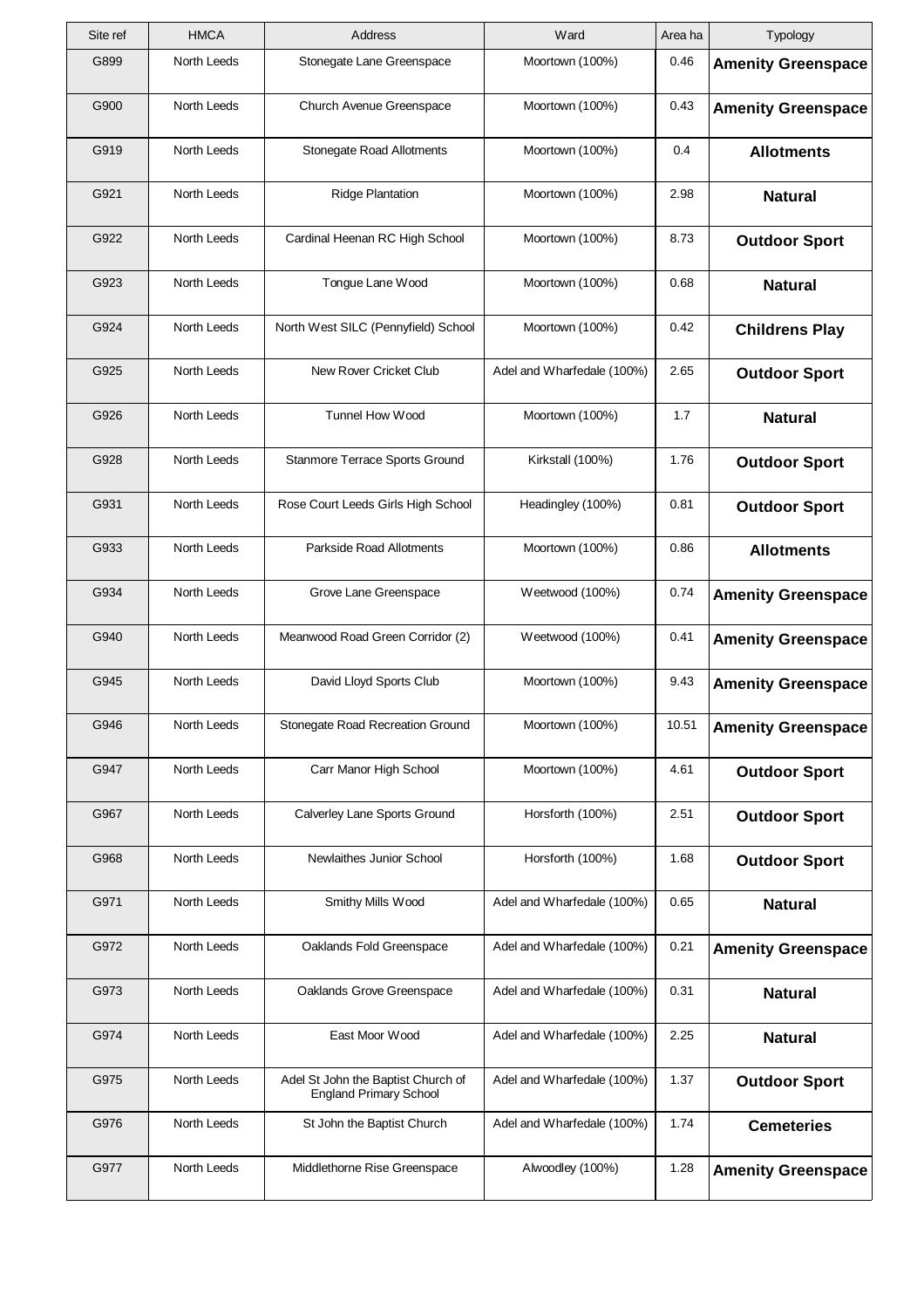| Site ref | HMCA | Address | Ward | Area ha | Typology |
|---|---|---|---|---|---|
| G899 | North Leeds | Stonegate Lane Greenspace | Moortown (100%) | 0.46 | **Amenity Greenspace** |
| G900 | North Leeds | Church Avenue Greenspace | Moortown (100%) | 0.43 | **Amenity Greenspace** |
| G919 | North Leeds | Stonegate Road Allotments | Moortown (100%) | 0.4 | **Allotments** |
| G921 | North Leeds | Ridge Plantation | Moortown (100%) | 2.98 | **Natural** |
| G922 | North Leeds | Cardinal Heenan RC High School | Moortown (100%) | 8.73 | **Outdoor Sport** |
| G923 | North Leeds | Tongue Lane Wood | Moortown (100%) | 0.68 | **Natural** |
| G924 | North Leeds | North West SILC (Pennyfield) School | Moortown (100%) | 0.42 | **Childrens Play** |
| G925 | North Leeds | New Rover Cricket Club | Adel and Wharfedale (100%) | 2.65 | **Outdoor Sport** |
| G926 | North Leeds | Tunnel How Wood | Moortown (100%) | 1.7 | **Natural** |
| G928 | North Leeds | Stanmore Terrace Sports Ground | Kirkstall (100%) | 1.76 | **Outdoor Sport** |
| G931 | North Leeds | Rose Court Leeds Girls High School | Headingley (100%) | 0.81 | **Outdoor Sport** |
| G933 | North Leeds | Parkside Road Allotments | Moortown (100%) | 0.86 | **Allotments** |
| G934 | North Leeds | Grove Lane Greenspace | Weetwood (100%) | 0.74 | **Amenity Greenspace** |
| G940 | North Leeds | Meanwood Road Green Corridor (2) | Weetwood (100%) | 0.41 | **Amenity Greenspace** |
| G945 | North Leeds | David Lloyd Sports Club | Moortown (100%) | 9.43 | **Amenity Greenspace** |
| G946 | North Leeds | Stonegate Road Recreation Ground | Moortown (100%) | 10.51 | **Amenity Greenspace** |
| G947 | North Leeds | Carr Manor High School | Moortown (100%) | 4.61 | **Outdoor Sport** |
| G967 | North Leeds | Calverley Lane Sports Ground | Horsforth (100%) | 2.51 | **Outdoor Sport** |
| G968 | North Leeds | Newlaithes Junior School | Horsforth (100%) | 1.68 | **Outdoor Sport** |
| G971 | North Leeds | Smithy Mills Wood | Adel and Wharfedale (100%) | 0.65 | **Natural** |
| G972 | North Leeds | Oaklands Fold Greenspace | Adel and Wharfedale (100%) | 0.21 | **Amenity Greenspace** |
| G973 | North Leeds | Oaklands Grove Greenspace | Adel and Wharfedale (100%) | 0.31 | **Natural** |
| G974 | North Leeds | East Moor Wood | Adel and Wharfedale (100%) | 2.25 | **Natural** |
| G975 | North Leeds | Adel St John the Baptist Church of England Primary School | Adel and Wharfedale (100%) | 1.37 | **Outdoor Sport** |
| G976 | North Leeds | St John the Baptist Church | Adel and Wharfedale (100%) | 1.74 | **Cemeteries** |
| G977 | North Leeds | Middlethorne Rise Greenspace | Alwoodley (100%) | 1.28 | **Amenity Greenspace** |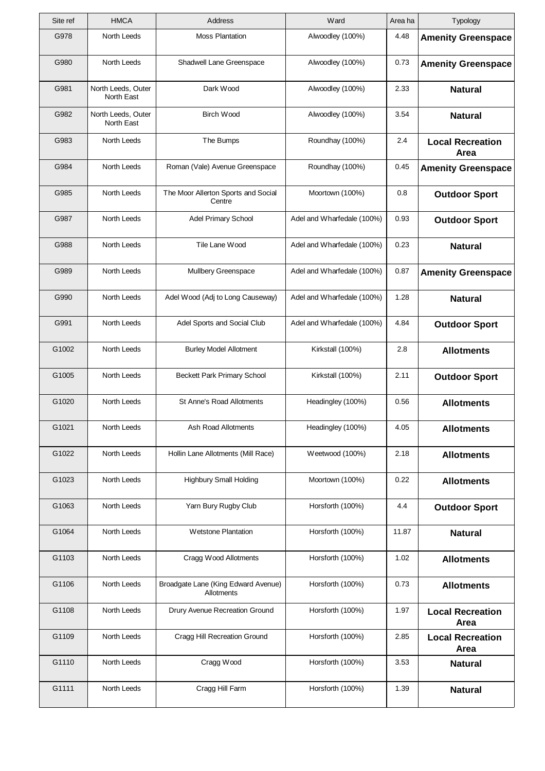| Site ref | HMCA | Address | Ward | Area ha | Typology |
|---|---|---|---|---|---|
| G978 | North Leeds | Moss Plantation | Alwoodley (100%) | 4.48 | **Amenity Greenspace** |
| G980 | North Leeds | Shadwell Lane Greenspace | Alwoodley (100%) | 0.73 | **Amenity Greenspace** |
| G981 | North Leeds, Outer North East | Dark Wood | Alwoodley (100%) | 2.33 | **Natural** |
| G982 | North Leeds, Outer North East | Birch Wood | Alwoodley (100%) | 3.54 | **Natural** |
| G983 | North Leeds | The Bumps | Roundhay (100%) | 2.4 | **Local Recreation Area** |
| G984 | North Leeds | Roman (Vale) Avenue Greenspace | Roundhay (100%) | 0.45 | **Amenity Greenspace** |
| G985 | North Leeds | The Moor Allerton Sports and Social Centre | Moortown (100%) | 0.8 | **Outdoor Sport** |
| G987 | North Leeds | Adel Primary School | Adel and Wharfedale (100%) | 0.93 | **Outdoor Sport** |
| G988 | North Leeds | Tile Lane Wood | Adel and Wharfedale (100%) | 0.23 | **Natural** |
| G989 | North Leeds | Mullbery Greenspace | Adel and Wharfedale (100%) | 0.87 | **Amenity Greenspace** |
| G990 | North Leeds | Adel Wood (Adj to Long Causeway) | Adel and Wharfedale (100%) | 1.28 | **Natural** |
| G991 | North Leeds | Adel Sports and Social Club | Adel and Wharfedale (100%) | 4.84 | **Outdoor Sport** |
| G1002 | North Leeds | Burley Model Allotment | Kirkstall (100%) | 2.8 | **Allotments** |
| G1005 | North Leeds | Beckett Park Primary School | Kirkstall (100%) | 2.11 | **Outdoor Sport** |
| G1020 | North Leeds | St Anne's Road Allotments | Headingley (100%) | 0.56 | **Allotments** |
| G1021 | North Leeds | Ash Road Allotments | Headingley (100%) | 4.05 | **Allotments** |
| G1022 | North Leeds | Hollin Lane Allotments (Mill Race) | Weetwood (100%) | 2.18 | **Allotments** |
| G1023 | North Leeds | Highbury Small Holding | Moortown (100%) | 0.22 | **Allotments** |
| G1063 | North Leeds | Yarn Bury Rugby Club | Horsforth (100%) | 4.4 | **Outdoor Sport** |
| G1064 | North Leeds | Wetstone Plantation | Horsforth (100%) | 11.87 | **Natural** |
| G1103 | North Leeds | Cragg Wood Allotments | Horsforth (100%) | 1.02 | **Allotments** |
| G1106 | North Leeds | Broadgate Lane (King Edward Avenue) Allotments | Horsforth (100%) | 0.73 | **Allotments** |
| G1108 | North Leeds | Drury Avenue Recreation Ground | Horsforth (100%) | 1.97 | **Local Recreation Area** |
| G1109 | North Leeds | Cragg Hill Recreation Ground | Horsforth (100%) | 2.85 | **Local Recreation Area** |
| G1110 | North Leeds | Cragg Wood | Horsforth (100%) | 3.53 | **Natural** |
| G1111 | North Leeds | Cragg Hill Farm | Horsforth (100%) | 1.39 | **Natural** |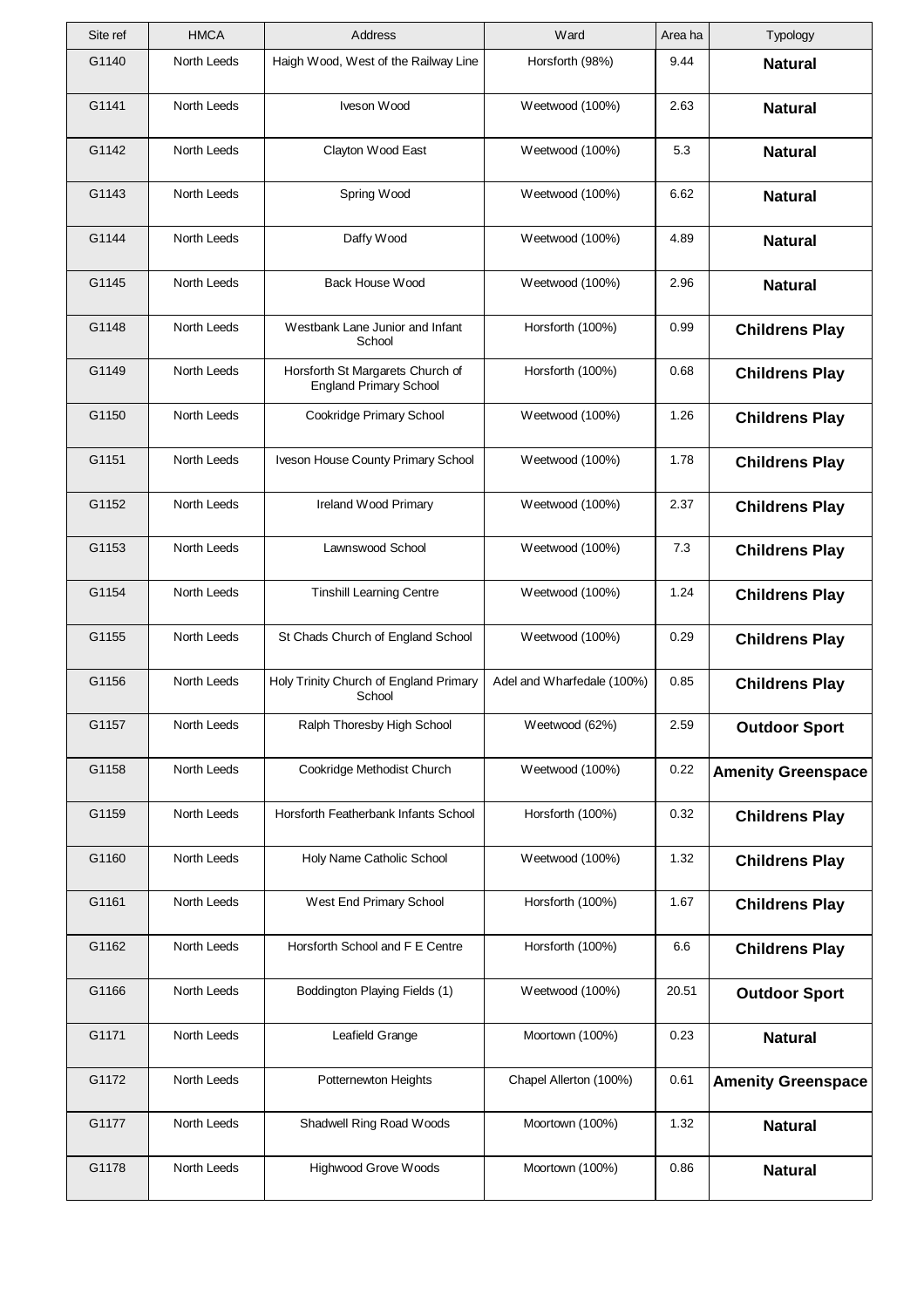| Site ref | HMCA | Address | Ward | Area ha | Typology |
|---|---|---|---|---|---|
| G1140 | North Leeds | Haigh Wood, West of the Railway Line | Horsforth (98%) | 9.44 | **Natural** |
| G1141 | North Leeds | Iveson Wood | Weetwood (100%) | 2.63 | **Natural** |
| G1142 | North Leeds | Clayton Wood East | Weetwood (100%) | 5.3 | **Natural** |
| G1143 | North Leeds | Spring Wood | Weetwood (100%) | 6.62 | **Natural** |
| G1144 | North Leeds | Daffy Wood | Weetwood (100%) | 4.89 | **Natural** |
| G1145 | North Leeds | Back House Wood | Weetwood (100%) | 2.96 | **Natural** |
| G1148 | North Leeds | Westbank Lane Junior and Infant School | Horsforth (100%) | 0.99 | **Childrens Play** |
| G1149 | North Leeds | Horsforth St Margarets Church of England Primary School | Horsforth (100%) | 0.68 | **Childrens Play** |
| G1150 | North Leeds | Cookridge Primary School | Weetwood (100%) | 1.26 | **Childrens Play** |
| G1151 | North Leeds | Iveson House County Primary School | Weetwood (100%) | 1.78 | **Childrens Play** |
| G1152 | North Leeds | Ireland Wood Primary | Weetwood (100%) | 2.37 | **Childrens Play** |
| G1153 | North Leeds | Lawnswood School | Weetwood (100%) | 7.3 | **Childrens Play** |
| G1154 | North Leeds | Tinshill Learning Centre | Weetwood (100%) | 1.24 | **Childrens Play** |
| G1155 | North Leeds | St Chads Church of England School | Weetwood (100%) | 0.29 | **Childrens Play** |
| G1156 | North Leeds | Holy Trinity Church of England Primary School | Adel and Wharfedale (100%) | 0.85 | **Childrens Play** |
| G1157 | North Leeds | Ralph Thoresby High School | Weetwood (62%) | 2.59 | **Outdoor Sport** |
| G1158 | North Leeds | Cookridge Methodist Church | Weetwood (100%) | 0.22 | **Amenity Greenspace** |
| G1159 | North Leeds | Horsforth Featherbank Infants School | Horsforth (100%) | 0.32 | **Childrens Play** |
| G1160 | North Leeds | Holy Name Catholic School | Weetwood (100%) | 1.32 | **Childrens Play** |
| G1161 | North Leeds | West End Primary School | Horsforth (100%) | 1.67 | **Childrens Play** |
| G1162 | North Leeds | Horsforth School and F E Centre | Horsforth (100%) | 6.6 | **Childrens Play** |
| G1166 | North Leeds | Boddington Playing Fields (1) | Weetwood (100%) | 20.51 | **Outdoor Sport** |
| G1171 | North Leeds | Leafield Grange | Moortown (100%) | 0.23 | **Natural** |
| G1172 | North Leeds | Potternewton Heights | Chapel Allerton (100%) | 0.61 | **Amenity Greenspace** |
| G1177 | North Leeds | Shadwell Ring Road Woods | Moortown (100%) | 1.32 | **Natural** |
| G1178 | North Leeds | Highwood Grove Woods | Moortown (100%) | 0.86 | **Natural** |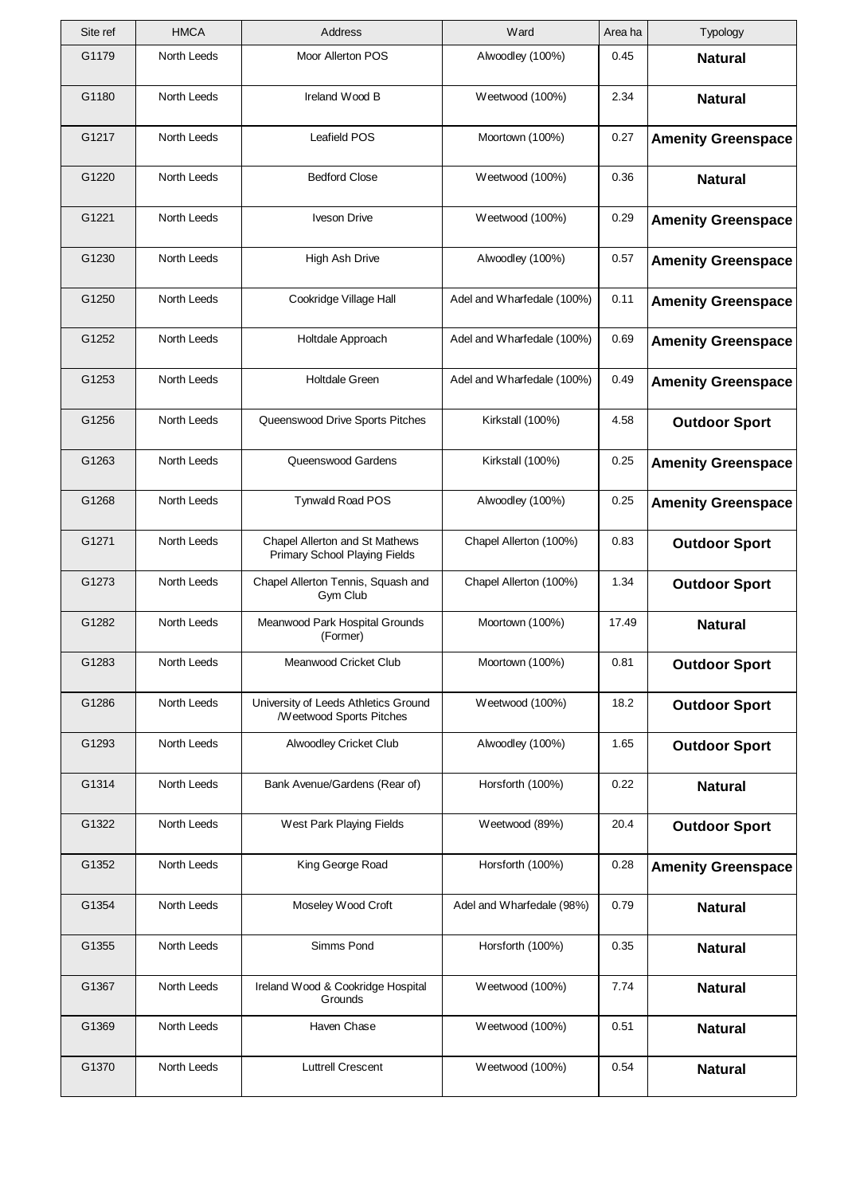| Site ref | HMCA | Address | Ward | Area ha | Typology |
|---|---|---|---|---|---|
| G1179 | North Leeds | Moor Allerton POS | Alwoodley (100%) | 0.45 | **Natural** |
| G1180 | North Leeds | Ireland Wood B | Weetwood (100%) | 2.34 | **Natural** |
| G1217 | North Leeds | Leafield POS | Moortown (100%) | 0.27 | **Amenity Greenspace** |
| G1220 | North Leeds | Bedford Close | Weetwood (100%) | 0.36 | **Natural** |
| G1221 | North Leeds | Iveson Drive | Weetwood (100%) | 0.29 | **Amenity Greenspace** |
| G1230 | North Leeds | High Ash Drive | Alwoodley (100%) | 0.57 | **Amenity Greenspace** |
| G1250 | North Leeds | Cookridge Village Hall | Adel and Wharfedale (100%) | 0.11 | **Amenity Greenspace** |
| G1252 | North Leeds | Holtdale Approach | Adel and Wharfedale (100%) | 0.69 | **Amenity Greenspace** |
| G1253 | North Leeds | Holtdale Green | Adel and Wharfedale (100%) | 0.49 | **Amenity Greenspace** |
| G1256 | North Leeds | Queenswood Drive Sports Pitches | Kirkstall (100%) | 4.58 | **Outdoor Sport** |
| G1263 | North Leeds | Queenswood Gardens | Kirkstall (100%) | 0.25 | **Amenity Greenspace** |
| G1268 | North Leeds | Tynwald Road POS | Alwoodley (100%) | 0.25 | **Amenity Greenspace** |
| G1271 | North Leeds | Chapel Allerton and St Mathews Primary School Playing Fields | Chapel Allerton (100%) | 0.83 | **Outdoor Sport** |
| G1273 | North Leeds | Chapel Allerton Tennis, Squash and Gym Club | Chapel Allerton (100%) | 1.34 | **Outdoor Sport** |
| G1282 | North Leeds | Meanwood Park Hospital Grounds (Former) | Moortown (100%) | 17.49 | **Natural** |
| G1283 | North Leeds | Meanwood Cricket Club | Moortown (100%) | 0.81 | **Outdoor Sport** |
| G1286 | North Leeds | University of Leeds Athletics Ground /Weetwood Sports Pitches | Weetwood (100%) | 18.2 | **Outdoor Sport** |
| G1293 | North Leeds | Alwoodley Cricket Club | Alwoodley (100%) | 1.65 | **Outdoor Sport** |
| G1314 | North Leeds | Bank Avenue/Gardens (Rear of) | Horsforth (100%) | 0.22 | **Natural** |
| G1322 | North Leeds | West Park Playing Fields | Weetwood (89%) | 20.4 | **Outdoor Sport** |
| G1352 | North Leeds | King George Road | Horsforth (100%) | 0.28 | **Amenity Greenspace** |
| G1354 | North Leeds | Moseley Wood Croft | Adel and Wharfedale (98%) | 0.79 | **Natural** |
| G1355 | North Leeds | Simms Pond | Horsforth (100%) | 0.35 | **Natural** |
| G1367 | North Leeds | Ireland Wood & Cookridge Hospital Grounds | Weetwood (100%) | 7.74 | **Natural** |
| G1369 | North Leeds | Haven Chase | Weetwood (100%) | 0.51 | **Natural** |
| G1370 | North Leeds | Luttrell Crescent | Weetwood (100%) | 0.54 | **Natural** |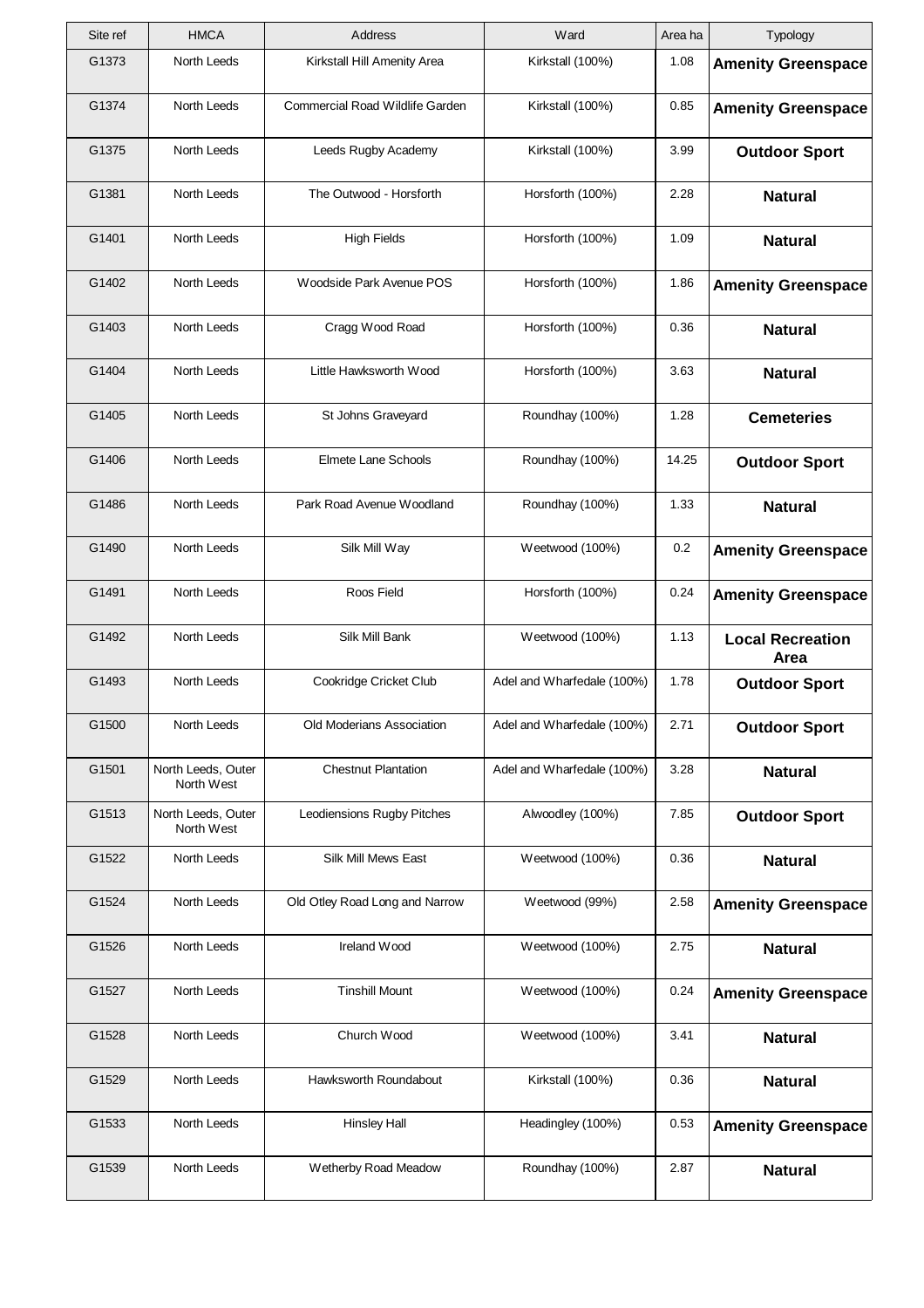| Site ref | HMCA | Address | Ward | Area ha | Typology |
|---|---|---|---|---|---|
| G1373 | North Leeds | Kirkstall Hill Amenity Area | Kirkstall (100%) | 1.08 | **Amenity Greenspace** |
| G1374 | North Leeds | Commercial Road Wildlife Garden | Kirkstall (100%) | 0.85 | **Amenity Greenspace** |
| G1375 | North Leeds | Leeds Rugby Academy | Kirkstall (100%) | 3.99 | **Outdoor Sport** |
| G1381 | North Leeds | The Outwood - Horsforth | Horsforth (100%) | 2.28 | **Natural** |
| G1401 | North Leeds | High Fields | Horsforth (100%) | 1.09 | **Natural** |
| G1402 | North Leeds | Woodside Park Avenue POS | Horsforth (100%) | 1.86 | **Amenity Greenspace** |
| G1403 | North Leeds | Cragg Wood Road | Horsforth (100%) | 0.36 | **Natural** |
| G1404 | North Leeds | Little Hawksworth Wood | Horsforth (100%) | 3.63 | **Natural** |
| G1405 | North Leeds | St Johns Graveyard | Roundhay (100%) | 1.28 | **Cemeteries** |
| G1406 | North Leeds | Elmete Lane Schools | Roundhay (100%) | 14.25 | **Outdoor Sport** |
| G1486 | North Leeds | Park Road Avenue Woodland | Roundhay (100%) | 1.33 | **Natural** |
| G1490 | North Leeds | Silk Mill Way | Weetwood (100%) | 0.2 | **Amenity Greenspace** |
| G1491 | North Leeds | Roos Field | Horsforth (100%) | 0.24 | **Amenity Greenspace** |
| G1492 | North Leeds | Silk Mill Bank | Weetwood (100%) | 1.13 | **Local Recreation Area** |
| G1493 | North Leeds | Cookridge Cricket Club | Adel and Wharfedale (100%) | 1.78 | **Outdoor Sport** |
| G1500 | North Leeds | Old Moderians Association | Adel and Wharfedale (100%) | 2.71 | **Outdoor Sport** |
| G1501 | North Leeds, Outer North West | Chestnut Plantation | Adel and Wharfedale (100%) | 3.28 | **Natural** |
| G1513 | North Leeds, Outer North West | Leodiensions Rugby Pitches | Alwoodley (100%) | 7.85 | **Outdoor Sport** |
| G1522 | North Leeds | Silk Mill Mews East | Weetwood (100%) | 0.36 | **Natural** |
| G1524 | North Leeds | Old Otley Road Long and Narrow | Weetwood (99%) | 2.58 | **Amenity Greenspace** |
| G1526 | North Leeds | Ireland Wood | Weetwood (100%) | 2.75 | **Natural** |
| G1527 | North Leeds | Tinshill Mount | Weetwood (100%) | 0.24 | **Amenity Greenspace** |
| G1528 | North Leeds | Church Wood | Weetwood (100%) | 3.41 | **Natural** |
| G1529 | North Leeds | Hawksworth Roundabout | Kirkstall (100%) | 0.36 | **Natural** |
| G1533 | North Leeds | Hinsley Hall | Headingley (100%) | 0.53 | **Amenity Greenspace** |
| G1539 | North Leeds | Wetherby Road Meadow | Roundhay (100%) | 2.87 | **Natural** |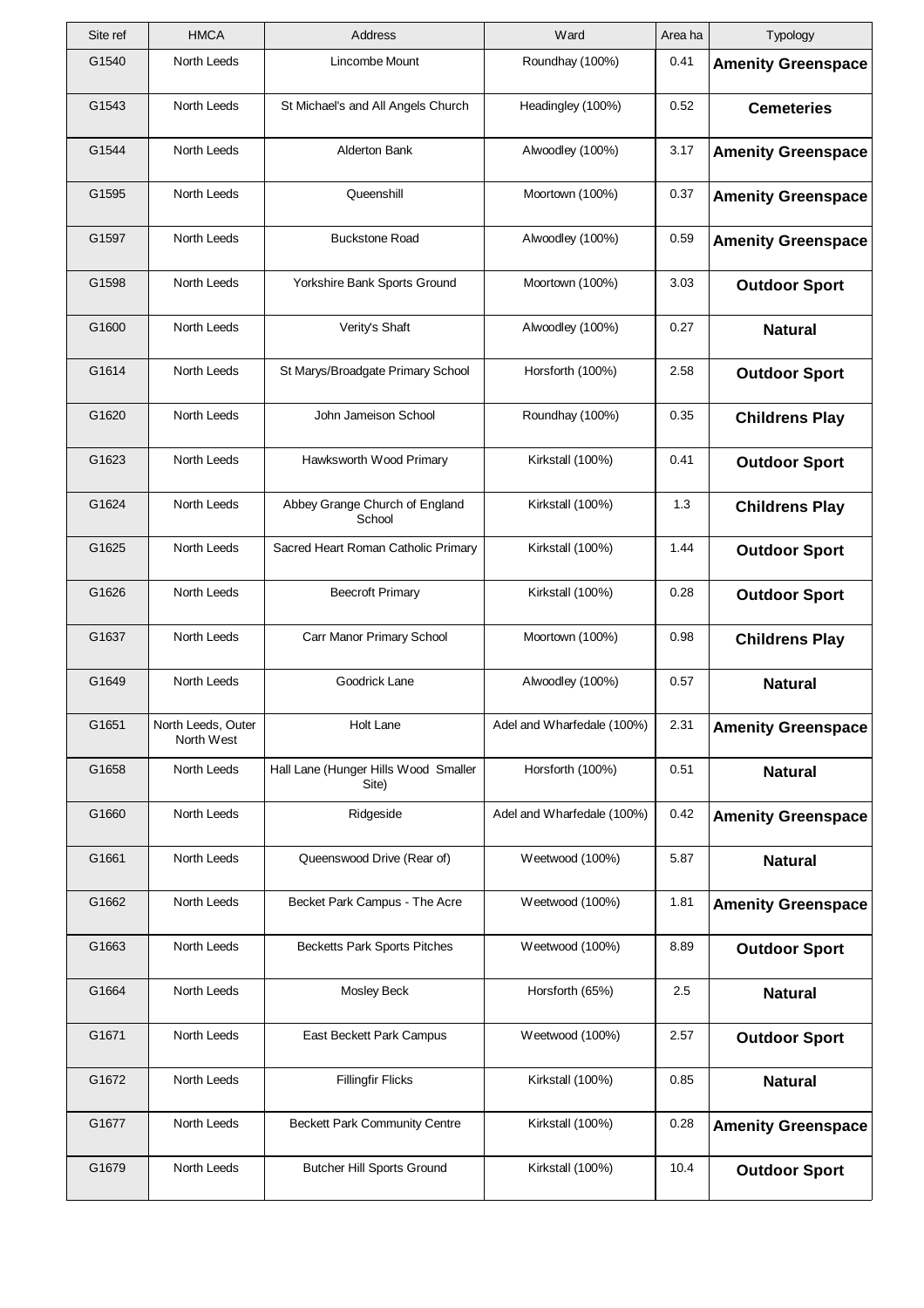| Site ref | HMCA | Address | Ward | Area ha | Typology |
|---|---|---|---|---|---|
| G1540 | North Leeds | Lincombe Mount | Roundhay (100%) | 0.41 | **Amenity Greenspace** |
| G1543 | North Leeds | St Michael's and All Angels Church | Headingley (100%) | 0.52 | **Cemeteries** |
| G1544 | North Leeds | Alderton Bank | Alwoodley (100%) | 3.17 | **Amenity Greenspace** |
| G1595 | North Leeds | Queenshill | Moortown (100%) | 0.37 | **Amenity Greenspace** |
| G1597 | North Leeds | Buckstone Road | Alwoodley (100%) | 0.59 | **Amenity Greenspace** |
| G1598 | North Leeds | Yorkshire Bank Sports Ground | Moortown (100%) | 3.03 | **Outdoor Sport** |
| G1600 | North Leeds | Verity's Shaft | Alwoodley (100%) | 0.27 | **Natural** |
| G1614 | North Leeds | St Marys/Broadgate Primary School | Horsforth (100%) | 2.58 | **Outdoor Sport** |
| G1620 | North Leeds | John Jameison School | Roundhay (100%) | 0.35 | **Childrens Play** |
| G1623 | North Leeds | Hawksworth Wood Primary | Kirkstall (100%) | 0.41 | **Outdoor Sport** |
| G1624 | North Leeds | Abbey Grange Church of England School | Kirkstall (100%) | 1.3 | **Childrens Play** |
| G1625 | North Leeds | Sacred Heart Roman Catholic Primary | Kirkstall (100%) | 1.44 | **Outdoor Sport** |
| G1626 | North Leeds | Beecroft Primary | Kirkstall (100%) | 0.28 | **Outdoor Sport** |
| G1637 | North Leeds | Carr Manor Primary School | Moortown (100%) | 0.98 | **Childrens Play** |
| G1649 | North Leeds | Goodrick Lane | Alwoodley (100%) | 0.57 | **Natural** |
| G1651 | North Leeds, Outer North West | Holt Lane | Adel and Wharfedale (100%) | 2.31 | **Amenity Greenspace** |
| G1658 | North Leeds | Hall Lane (Hunger Hills Wood Smaller Site) | Horsforth (100%) | 0.51 | **Natural** |
| G1660 | North Leeds | Ridgeside | Adel and Wharfedale (100%) | 0.42 | **Amenity Greenspace** |
| G1661 | North Leeds | Queenswood Drive (Rear of) | Weetwood (100%) | 5.87 | **Natural** |
| G1662 | North Leeds | Becket Park Campus - The Acre | Weetwood (100%) | 1.81 | **Amenity Greenspace** |
| G1663 | North Leeds | Becketts Park Sports Pitches | Weetwood (100%) | 8.89 | **Outdoor Sport** |
| G1664 | North Leeds | Mosley Beck | Horsforth (65%) | 2.5 | **Natural** |
| G1671 | North Leeds | East Beckett Park Campus | Weetwood (100%) | 2.57 | **Outdoor Sport** |
| G1672 | North Leeds | Fillingfir Flicks | Kirkstall (100%) | 0.85 | **Natural** |
| G1677 | North Leeds | Beckett Park Community Centre | Kirkstall (100%) | 0.28 | **Amenity Greenspace** |
| G1679 | North Leeds | Butcher Hill Sports Ground | Kirkstall (100%) | 10.4 | **Outdoor Sport** |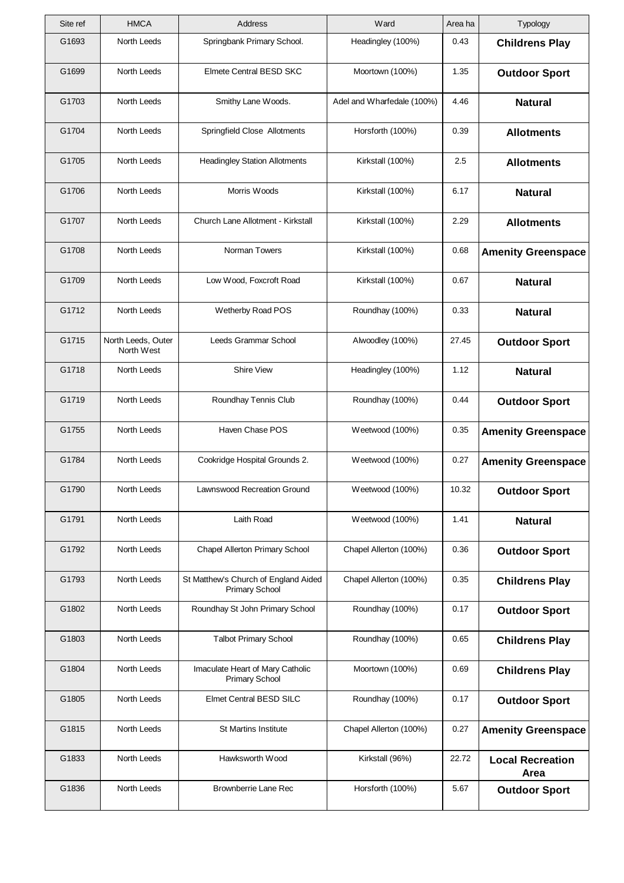| Site ref | HMCA | Address | Ward | Area ha | Typology |
|---|---|---|---|---|---|
| G1693 | North Leeds | Springbank Primary School. | Headingley (100%) | 0.43 | **Childrens Play** |
| G1699 | North Leeds | Elmete Central BESD SKC | Moortown (100%) | 1.35 | **Outdoor Sport** |
| G1703 | North Leeds | Smithy Lane Woods. | Adel and Wharfedale (100%) | 4.46 | **Natural** |
| G1704 | North Leeds | Springfield Close Allotments | Horsforth (100%) | 0.39 | **Allotments** |
| G1705 | North Leeds | Headingley Station Allotments | Kirkstall (100%) | 2.5 | **Allotments** |
| G1706 | North Leeds | Morris Woods | Kirkstall (100%) | 6.17 | **Natural** |
| G1707 | North Leeds | Church Lane Allotment - Kirkstall | Kirkstall (100%) | 2.29 | **Allotments** |
| G1708 | North Leeds | Norman Towers | Kirkstall (100%) | 0.68 | **Amenity Greenspace** |
| G1709 | North Leeds | Low Wood, Foxcroft Road | Kirkstall (100%) | 0.67 | **Natural** |
| G1712 | North Leeds | Wetherby Road POS | Roundhay (100%) | 0.33 | **Natural** |
| G1715 | North Leeds, Outer North West | Leeds Grammar School | Alwoodley (100%) | 27.45 | **Outdoor Sport** |
| G1718 | North Leeds | Shire View | Headingley (100%) | 1.12 | **Natural** |
| G1719 | North Leeds | Roundhay Tennis Club | Roundhay (100%) | 0.44 | **Outdoor Sport** |
| G1755 | North Leeds | Haven Chase POS | Weetwood (100%) | 0.35 | **Amenity Greenspace** |
| G1784 | North Leeds | Cookridge Hospital Grounds 2. | Weetwood (100%) | 0.27 | **Amenity Greenspace** |
| G1790 | North Leeds | Lawnswood Recreation Ground | Weetwood (100%) | 10.32 | **Outdoor Sport** |
| G1791 | North Leeds | Laith Road | Weetwood (100%) | 1.41 | **Natural** |
| G1792 | North Leeds | Chapel Allerton Primary School | Chapel Allerton (100%) | 0.36 | **Outdoor Sport** |
| G1793 | North Leeds | St Matthew's Church of England Aided Primary School | Chapel Allerton (100%) | 0.35 | **Childrens Play** |
| G1802 | North Leeds | Roundhay St John Primary School | Roundhay (100%) | 0.17 | **Outdoor Sport** |
| G1803 | North Leeds | Talbot Primary School | Roundhay (100%) | 0.65 | **Childrens Play** |
| G1804 | North Leeds | Imaculate Heart of Mary Catholic Primary School | Moortown (100%) | 0.69 | **Childrens Play** |
| G1805 | North Leeds | Elmet Central BESD SILC | Roundhay (100%) | 0.17 | **Outdoor Sport** |
| G1815 | North Leeds | St Martins Institute | Chapel Allerton (100%) | 0.27 | **Amenity Greenspace** |
| G1833 | North Leeds | Hawksworth Wood | Kirkstall (96%) | 22.72 | **Local Recreation Area** |
| G1836 | North Leeds | Brownberrie Lane Rec | Horsforth (100%) | 5.67 | **Outdoor Sport** |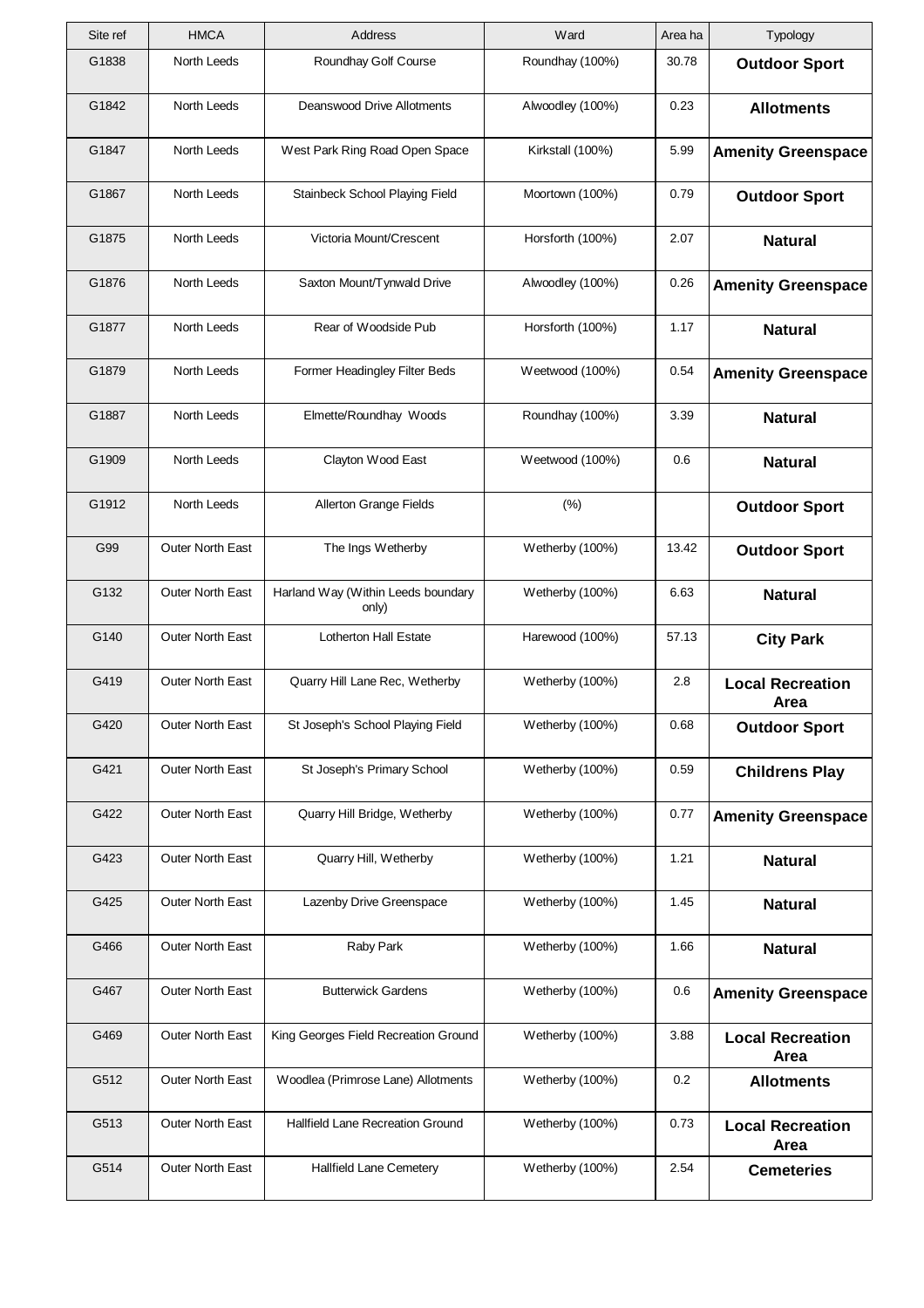| Site ref | HMCA | Address | Ward | Area ha | Typology |
|---|---|---|---|---|---|
| G1838 | North Leeds | Roundhay Golf Course | Roundhay (100%) | 30.78 | **Outdoor Sport** |
| G1842 | North Leeds | Deanswood Drive Allotments | Alwoodley (100%) | 0.23 | **Allotments** |
| G1847 | North Leeds | West Park Ring Road Open Space | Kirkstall (100%) | 5.99 | **Amenity Greenspace** |
| G1867 | North Leeds | Stainbeck School Playing Field | Moortown (100%) | 0.79 | **Outdoor Sport** |
| G1875 | North Leeds | Victoria Mount/Crescent | Horsforth (100%) | 2.07 | **Natural** |
| G1876 | North Leeds | Saxton Mount/Tynwald Drive | Alwoodley (100%) | 0.26 | **Amenity Greenspace** |
| G1877 | North Leeds | Rear of Woodside Pub | Horsforth (100%) | 1.17 | **Natural** |
| G1879 | North Leeds | Former Headingley Filter Beds | Weetwood (100%) | 0.54 | **Amenity Greenspace** |
| G1887 | North Leeds | Elmette/Roundhay Woods | Roundhay (100%) | 3.39 | **Natural** |
| G1909 | North Leeds | Clayton Wood East | Weetwood (100%) | 0.6 | **Natural** |
| G1912 | North Leeds | Allerton Grange Fields | (%) | | **Outdoor Sport** |
| G99 | Outer North East | The Ings Wetherby | Wetherby (100%) | 13.42 | **Outdoor Sport** |
| G132 | Outer North East | Harland Way (Within Leeds boundary only) | Wetherby (100%) | 6.63 | **Natural** |
| G140 | Outer North East | Lotherton Hall Estate | Harewood (100%) | 57.13 | **City Park** |
| G419 | Outer North East | Quarry Hill Lane Rec, Wetherby | Wetherby (100%) | 2.8 | **Local Recreation Area** |
| G420 | Outer North East | St Joseph's School Playing Field | Wetherby (100%) | 0.68 | **Outdoor Sport** |
| G421 | Outer North East | St Joseph's Primary School | Wetherby (100%) | 0.59 | **Childrens Play** |
| G422 | Outer North East | Quarry Hill Bridge, Wetherby | Wetherby (100%) | 0.77 | **Amenity Greenspace** |
| G423 | Outer North East | Quarry Hill, Wetherby | Wetherby (100%) | 1.21 | **Natural** |
| G425 | Outer North East | Lazenby Drive Greenspace | Wetherby (100%) | 1.45 | **Natural** |
| G466 | Outer North East | Raby Park | Wetherby (100%) | 1.66 | **Natural** |
| G467 | Outer North East | Butterwick Gardens | Wetherby (100%) | 0.6 | **Amenity Greenspace** |
| G469 | Outer North East | King Georges Field Recreation Ground | Wetherby (100%) | 3.88 | **Local Recreation Area** |
| G512 | Outer North East | Woodlea (Primrose Lane) Allotments | Wetherby (100%) | 0.2 | **Allotments** |
| G513 | Outer North East | Hallfield Lane Recreation Ground | Wetherby (100%) | 0.73 | **Local Recreation Area** |
| G514 | Outer North East | Hallfield Lane Cemetery | Wetherby (100%) | 2.54 | **Cemeteries** |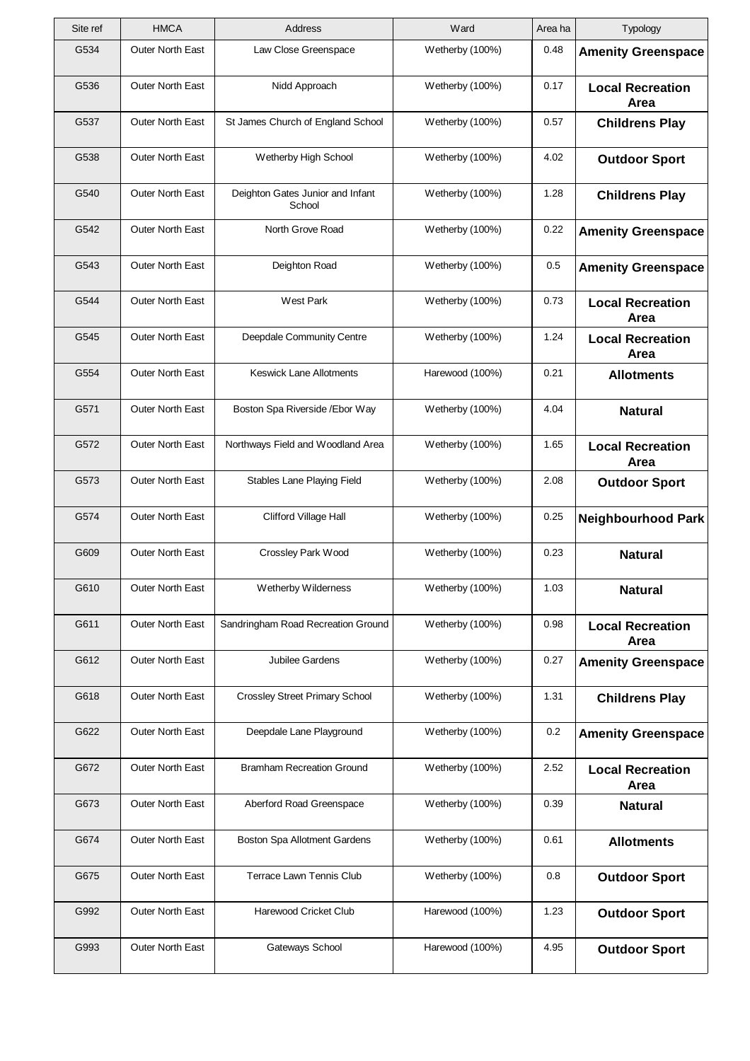| Site ref | HMCA | Address | Ward | Area ha | Typology |
|---|---|---|---|---|---|
| G534 | Outer North East | Law Close Greenspace | Wetherby (100%) | 0.48 | **Amenity Greenspace** |
| G536 | Outer North East | Nidd Approach | Wetherby (100%) | 0.17 | **Local Recreation Area** |
| G537 | Outer North East | St James Church of England School | Wetherby (100%) | 0.57 | **Childrens Play** |
| G538 | Outer North East | Wetherby High School | Wetherby (100%) | 4.02 | **Outdoor Sport** |
| G540 | Outer North East | Deighton Gates Junior and Infant School | Wetherby (100%) | 1.28 | **Childrens Play** |
| G542 | Outer North East | North Grove Road | Wetherby (100%) | 0.22 | **Amenity Greenspace** |
| G543 | Outer North East | Deighton Road | Wetherby (100%) | 0.5 | **Amenity Greenspace** |
| G544 | Outer North East | West Park | Wetherby (100%) | 0.73 | **Local Recreation Area** |
| G545 | Outer North East | Deepdale Community Centre | Wetherby (100%) | 1.24 | **Local Recreation Area** |
| G554 | Outer North East | Keswick Lane Allotments | Harewood (100%) | 0.21 | **Allotments** |
| G571 | Outer North East | Boston Spa Riverside /Ebor Way | Wetherby (100%) | 4.04 | **Natural** |
| G572 | Outer North East | Northways Field and Woodland Area | Wetherby (100%) | 1.65 | **Local Recreation Area** |
| G573 | Outer North East | Stables Lane Playing Field | Wetherby (100%) | 2.08 | **Outdoor Sport** |
| G574 | Outer North East | Clifford Village Hall | Wetherby (100%) | 0.25 | **Neighbourhood Park** |
| G609 | Outer North East | Crossley Park Wood | Wetherby (100%) | 0.23 | **Natural** |
| G610 | Outer North East | Wetherby Wilderness | Wetherby (100%) | 1.03 | **Natural** |
| G611 | Outer North East | Sandringham Road Recreation Ground | Wetherby (100%) | 0.98 | **Local Recreation Area** |
| G612 | Outer North East | Jubilee Gardens | Wetherby (100%) | 0.27 | **Amenity Greenspace** |
| G618 | Outer North East | Crossley Street Primary School | Wetherby (100%) | 1.31 | **Childrens Play** |
| G622 | Outer North East | Deepdale Lane Playground | Wetherby (100%) | 0.2 | **Amenity Greenspace** |
| G672 | Outer North East | Bramham Recreation Ground | Wetherby (100%) | 2.52 | **Local Recreation Area** |
| G673 | Outer North East | Aberford Road Greenspace | Wetherby (100%) | 0.39 | **Natural** |
| G674 | Outer North East | Boston Spa Allotment Gardens | Wetherby (100%) | 0.61 | **Allotments** |
| G675 | Outer North East | Terrace Lawn Tennis Club | Wetherby (100%) | 0.8 | **Outdoor Sport** |
| G992 | Outer North East | Harewood Cricket Club | Harewood (100%) | 1.23 | **Outdoor Sport** |
| G993 | Outer North East | Gateways School | Harewood (100%) | 4.95 | **Outdoor Sport** |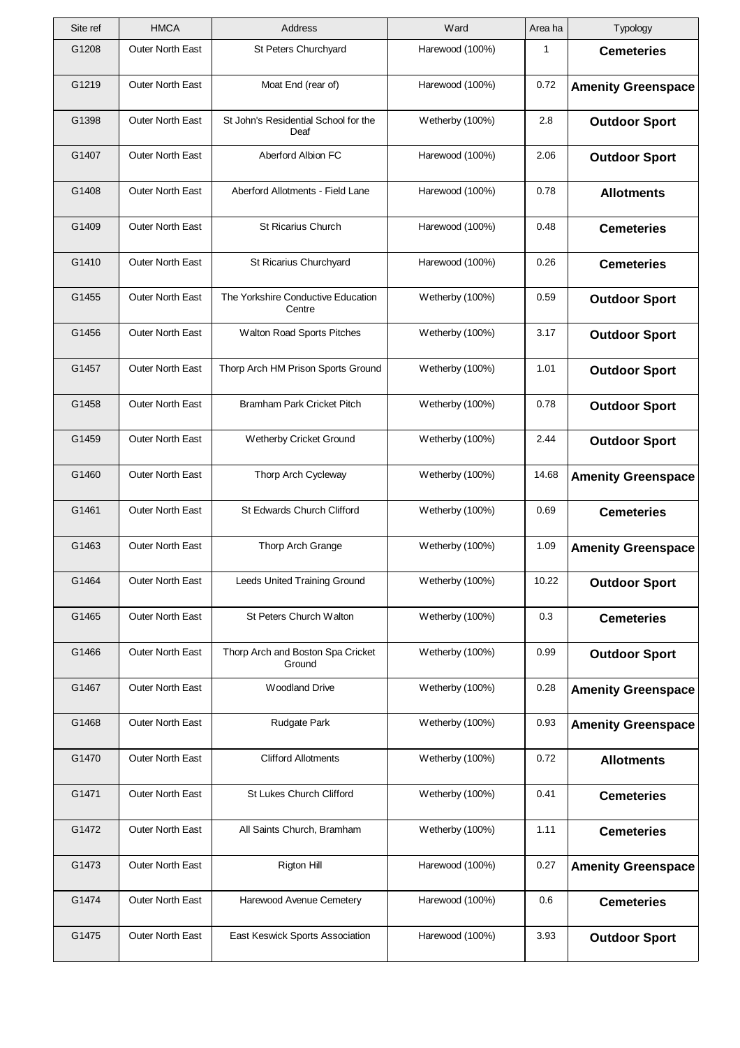| Site ref | HMCA | Address | Ward | Area ha | Typology |
|---|---|---|---|---|---|
| G1208 | Outer North East | St Peters Churchyard | Harewood (100%) | 1 | **Cemeteries** |
| G1219 | Outer North East | Moat End (rear of) | Harewood (100%) | 0.72 | **Amenity Greenspace** |
| G1398 | Outer North East | St John's Residential School for the Deaf | Wetherby (100%) | 2.8 | **Outdoor Sport** |
| G1407 | Outer North East | Aberford Albion FC | Harewood (100%) | 2.06 | **Outdoor Sport** |
| G1408 | Outer North East | Aberford Allotments - Field Lane | Harewood (100%) | 0.78 | **Allotments** |
| G1409 | Outer North East | St Ricarius Church | Harewood (100%) | 0.48 | **Cemeteries** |
| G1410 | Outer North East | St Ricarius Churchyard | Harewood (100%) | 0.26 | **Cemeteries** |
| G1455 | Outer North East | The Yorkshire Conductive Education Centre | Wetherby (100%) | 0.59 | **Outdoor Sport** |
| G1456 | Outer North East | Walton Road Sports Pitches | Wetherby (100%) | 3.17 | **Outdoor Sport** |
| G1457 | Outer North East | Thorp Arch HM Prison Sports Ground | Wetherby (100%) | 1.01 | **Outdoor Sport** |
| G1458 | Outer North East | Bramham Park Cricket Pitch | Wetherby (100%) | 0.78 | **Outdoor Sport** |
| G1459 | Outer North East | Wetherby Cricket Ground | Wetherby (100%) | 2.44 | **Outdoor Sport** |
| G1460 | Outer North East | Thorp Arch Cycleway | Wetherby (100%) | 14.68 | **Amenity Greenspace** |
| G1461 | Outer North East | St Edwards Church Clifford | Wetherby (100%) | 0.69 | **Cemeteries** |
| G1463 | Outer North East | Thorp Arch Grange | Wetherby (100%) | 1.09 | **Amenity Greenspace** |
| G1464 | Outer North East | Leeds United Training Ground | Wetherby (100%) | 10.22 | **Outdoor Sport** |
| G1465 | Outer North East | St Peters Church Walton | Wetherby (100%) | 0.3 | **Cemeteries** |
| G1466 | Outer North East | Thorp Arch and Boston Spa Cricket Ground | Wetherby (100%) | 0.99 | **Outdoor Sport** |
| G1467 | Outer North East | Woodland Drive | Wetherby (100%) | 0.28 | **Amenity Greenspace** |
| G1468 | Outer North East | Rudgate Park | Wetherby (100%) | 0.93 | **Amenity Greenspace** |
| G1470 | Outer North East | Clifford Allotments | Wetherby (100%) | 0.72 | **Allotments** |
| G1471 | Outer North East | St Lukes Church Clifford | Wetherby (100%) | 0.41 | **Cemeteries** |
| G1472 | Outer North East | All Saints Church, Bramham | Wetherby (100%) | 1.11 | **Cemeteries** |
| G1473 | Outer North East | Rigton Hill | Harewood (100%) | 0.27 | **Amenity Greenspace** |
| G1474 | Outer North East | Harewood Avenue Cemetery | Harewood (100%) | 0.6 | **Cemeteries** |
| G1475 | Outer North East | East Keswick Sports Association | Harewood (100%) | 3.93 | **Outdoor Sport** |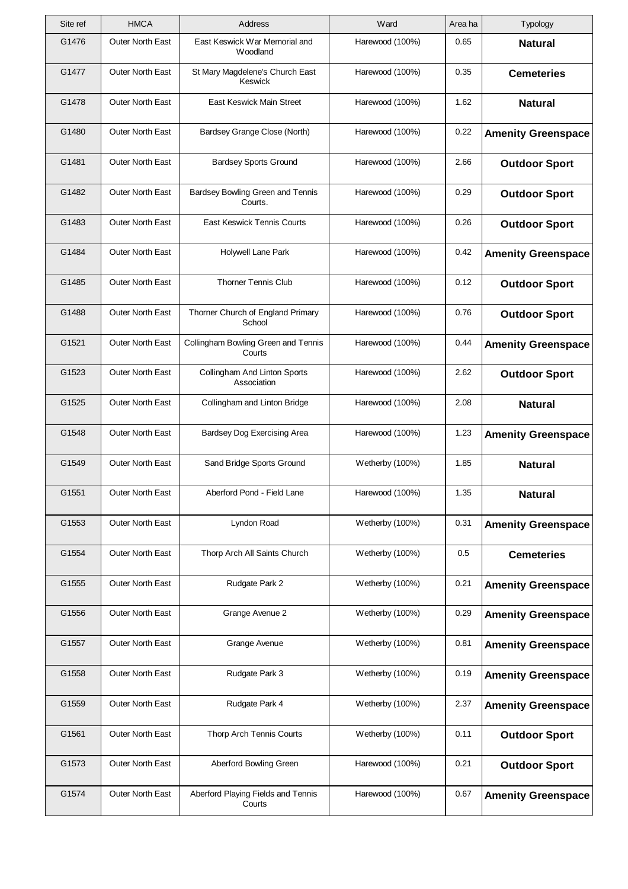| Site ref | HMCA | Address | Ward | Area ha | Typology |
|---|---|---|---|---|---|
| G1476 | Outer North East | East Keswick War Memorial and Woodland | Harewood (100%) | 0.65 | **Natural** |
| G1477 | Outer North East | St Mary Magdelene's Church East Keswick | Harewood (100%) | 0.35 | **Cemeteries** |
| G1478 | Outer North East | East Keswick Main Street | Harewood (100%) | 1.62 | **Natural** |
| G1480 | Outer North East | Bardsey Grange Close (North) | Harewood (100%) | 0.22 | **Amenity Greenspace** |
| G1481 | Outer North East | Bardsey Sports Ground | Harewood (100%) | 2.66 | **Outdoor Sport** |
| G1482 | Outer North East | Bardsey Bowling Green and Tennis Courts. | Harewood (100%) | 0.29 | **Outdoor Sport** |
| G1483 | Outer North East | East Keswick Tennis Courts | Harewood (100%) | 0.26 | **Outdoor Sport** |
| G1484 | Outer North East | Holywell Lane Park | Harewood (100%) | 0.42 | **Amenity Greenspace** |
| G1485 | Outer North East | Thorner Tennis Club | Harewood (100%) | 0.12 | **Outdoor Sport** |
| G1488 | Outer North East | Thorner Church of England Primary School | Harewood (100%) | 0.76 | **Outdoor Sport** |
| G1521 | Outer North East | Collingham Bowling Green and Tennis Courts | Harewood (100%) | 0.44 | **Amenity Greenspace** |
| G1523 | Outer North East | Collingham And Linton Sports Association | Harewood (100%) | 2.62 | **Outdoor Sport** |
| G1525 | Outer North East | Collingham and Linton Bridge | Harewood (100%) | 2.08 | **Natural** |
| G1548 | Outer North East | Bardsey Dog Exercising Area | Harewood (100%) | 1.23 | **Amenity Greenspace** |
| G1549 | Outer North East | Sand Bridge Sports Ground | Wetherby (100%) | 1.85 | **Natural** |
| G1551 | Outer North East | Aberford Pond - Field Lane | Harewood (100%) | 1.35 | **Natural** |
| G1553 | Outer North East | Lyndon Road | Wetherby (100%) | 0.31 | **Amenity Greenspace** |
| G1554 | Outer North East | Thorp Arch All Saints Church | Wetherby (100%) | 0.5 | **Cemeteries** |
| G1555 | Outer North East | Rudgate Park 2 | Wetherby (100%) | 0.21 | **Amenity Greenspace** |
| G1556 | Outer North East | Grange Avenue 2 | Wetherby (100%) | 0.29 | **Amenity Greenspace** |
| G1557 | Outer North East | Grange Avenue | Wetherby (100%) | 0.81 | **Amenity Greenspace** |
| G1558 | Outer North East | Rudgate Park 3 | Wetherby (100%) | 0.19 | **Amenity Greenspace** |
| G1559 | Outer North East | Rudgate Park 4 | Wetherby (100%) | 2.37 | **Amenity Greenspace** |
| G1561 | Outer North East | Thorp Arch Tennis Courts | Wetherby (100%) | 0.11 | **Outdoor Sport** |
| G1573 | Outer North East | Aberford Bowling Green | Harewood (100%) | 0.21 | **Outdoor Sport** |
| G1574 | Outer North East | Aberford Playing Fields and Tennis Courts | Harewood (100%) | 0.67 | **Amenity Greenspace** |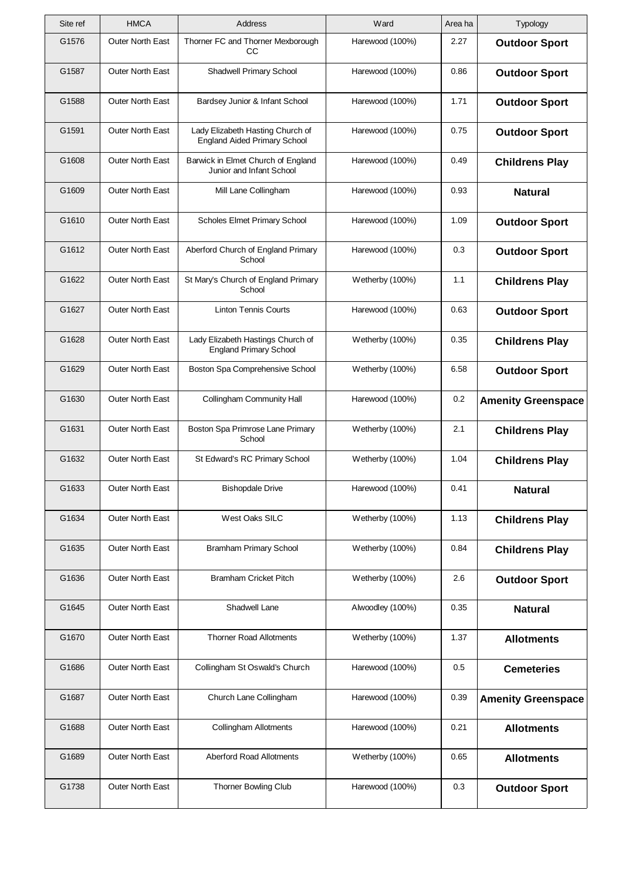| Site ref | HMCA | Address | Ward | Area ha | Typology |
|---|---|---|---|---|---|
| G1576 | Outer North East | Thorner FC and Thorner Mexborough CC | Harewood (100%) | 2.27 | **Outdoor Sport** |
| G1587 | Outer North East | Shadwell Primary School | Harewood (100%) | 0.86 | **Outdoor Sport** |
| G1588 | Outer North East | Bardsey Junior & Infant School | Harewood (100%) | 1.71 | **Outdoor Sport** |
| G1591 | Outer North East | Lady Elizabeth Hasting Church of England Aided Primary School | Harewood (100%) | 0.75 | **Outdoor Sport** |
| G1608 | Outer North East | Barwick in Elmet Church of England Junior and Infant School | Harewood (100%) | 0.49 | **Childrens Play** |
| G1609 | Outer North East | Mill Lane Collingham | Harewood (100%) | 0.93 | **Natural** |
| G1610 | Outer North East | Scholes Elmet Primary School | Harewood (100%) | 1.09 | **Outdoor Sport** |
| G1612 | Outer North East | Aberford Church of England Primary School | Harewood (100%) | 0.3 | **Outdoor Sport** |
| G1622 | Outer North East | St Mary's Church of England Primary School | Wetherby (100%) | 1.1 | **Childrens Play** |
| G1627 | Outer North East | Linton Tennis Courts | Harewood (100%) | 0.63 | **Outdoor Sport** |
| G1628 | Outer North East | Lady Elizabeth Hastings Church of England Primary School | Wetherby (100%) | 0.35 | **Childrens Play** |
| G1629 | Outer North East | Boston Spa Comprehensive School | Wetherby (100%) | 6.58 | **Outdoor Sport** |
| G1630 | Outer North East | Collingham Community Hall | Harewood (100%) | 0.2 | **Amenity Greenspace** |
| G1631 | Outer North East | Boston Spa Primrose Lane Primary School | Wetherby (100%) | 2.1 | **Childrens Play** |
| G1632 | Outer North East | St Edward's RC Primary School | Wetherby (100%) | 1.04 | **Childrens Play** |
| G1633 | Outer North East | Bishopdale Drive | Harewood (100%) | 0.41 | **Natural** |
| G1634 | Outer North East | West Oaks SILC | Wetherby (100%) | 1.13 | **Childrens Play** |
| G1635 | Outer North East | Bramham Primary School | Wetherby (100%) | 0.84 | **Childrens Play** |
| G1636 | Outer North East | Bramham Cricket Pitch | Wetherby (100%) | 2.6 | **Outdoor Sport** |
| G1645 | Outer North East | Shadwell Lane | Alwoodley (100%) | 0.35 | **Natural** |
| G1670 | Outer North East | Thorner Road Allotments | Wetherby (100%) | 1.37 | **Allotments** |
| G1686 | Outer North East | Collingham St Oswald's Church | Harewood (100%) | 0.5 | **Cemeteries** |
| G1687 | Outer North East | Church Lane Collingham | Harewood (100%) | 0.39 | **Amenity Greenspace** |
| G1688 | Outer North East | Collingham Allotments | Harewood (100%) | 0.21 | **Allotments** |
| G1689 | Outer North East | Aberford Road Allotments | Wetherby (100%) | 0.65 | **Allotments** |
| G1738 | Outer North East | Thorner Bowling Club | Harewood (100%) | 0.3 | **Outdoor Sport** |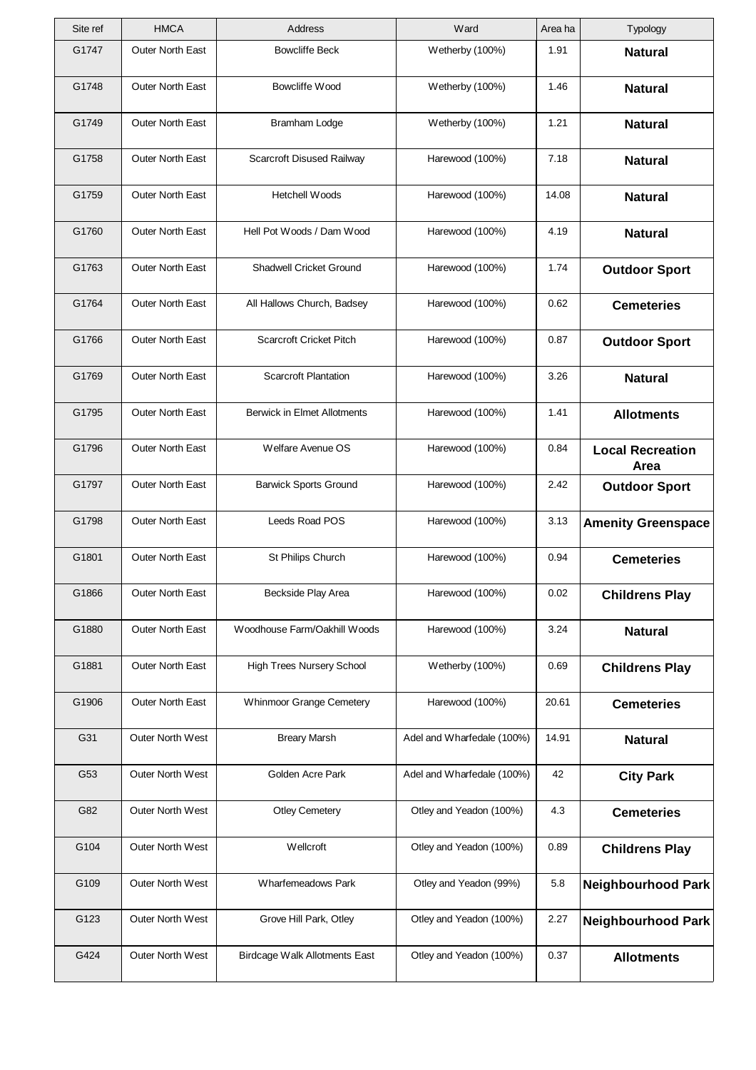| Site ref | HMCA | Address | Ward | Area ha | Typology |
|---|---|---|---|---|---|
| G1747 | Outer North East | Bowcliffe Beck | Wetherby (100%) | 1.91 | **Natural** |
| G1748 | Outer North East | Bowcliffe Wood | Wetherby (100%) | 1.46 | **Natural** |
| G1749 | Outer North East | Bramham Lodge | Wetherby (100%) | 1.21 | **Natural** |
| G1758 | Outer North East | Scarcroft Disused Railway | Harewood (100%) | 7.18 | **Natural** |
| G1759 | Outer North East | Hetchell Woods | Harewood (100%) | 14.08 | **Natural** |
| G1760 | Outer North East | Hell Pot Woods / Dam Wood | Harewood (100%) | 4.19 | **Natural** |
| G1763 | Outer North East | Shadwell Cricket Ground | Harewood (100%) | 1.74 | **Outdoor Sport** |
| G1764 | Outer North East | All Hallows Church, Badsey | Harewood (100%) | 0.62 | **Cemeteries** |
| G1766 | Outer North East | Scarcroft Cricket Pitch | Harewood (100%) | 0.87 | **Outdoor Sport** |
| G1769 | Outer North East | Scarcroft Plantation | Harewood (100%) | 3.26 | **Natural** |
| G1795 | Outer North East | Berwick in Elmet Allotments | Harewood (100%) | 1.41 | **Allotments** |
| G1796 | Outer North East | Welfare Avenue OS | Harewood (100%) | 0.84 | **Local Recreation Area** |
| G1797 | Outer North East | Barwick Sports Ground | Harewood (100%) | 2.42 | **Outdoor Sport** |
| G1798 | Outer North East | Leeds Road POS | Harewood (100%) | 3.13 | **Amenity Greenspace** |
| G1801 | Outer North East | St Philips Church | Harewood (100%) | 0.94 | **Cemeteries** |
| G1866 | Outer North East | Beckside Play Area | Harewood (100%) | 0.02 | **Childrens Play** |
| G1880 | Outer North East | Woodhouse Farm/Oakhill Woods | Harewood (100%) | 3.24 | **Natural** |
| G1881 | Outer North East | High Trees Nursery School | Wetherby (100%) | 0.69 | **Childrens Play** |
| G1906 | Outer North East | Whinmoor Grange Cemetery | Harewood (100%) | 20.61 | **Cemeteries** |
| G31 | Outer North West | Breary Marsh | Adel and Wharfedale (100%) | 14.91 | **Natural** |
| G53 | Outer North West | Golden Acre Park | Adel and Wharfedale (100%) | 42 | **City Park** |
| G82 | Outer North West | Otley Cemetery | Otley and Yeadon (100%) | 4.3 | **Cemeteries** |
| G104 | Outer North West | Wellcroft | Otley and Yeadon (100%) | 0.89 | **Childrens Play** |
| G109 | Outer North West | Wharfemeadows Park | Otley and Yeadon (99%) | 5.8 | **Neighbourhood Park** |
| G123 | Outer North West | Grove Hill Park, Otley | Otley and Yeadon (100%) | 2.27 | **Neighbourhood Park** |
| G424 | Outer North West | Birdcage Walk Allotments East | Otley and Yeadon (100%) | 0.37 | **Allotments** |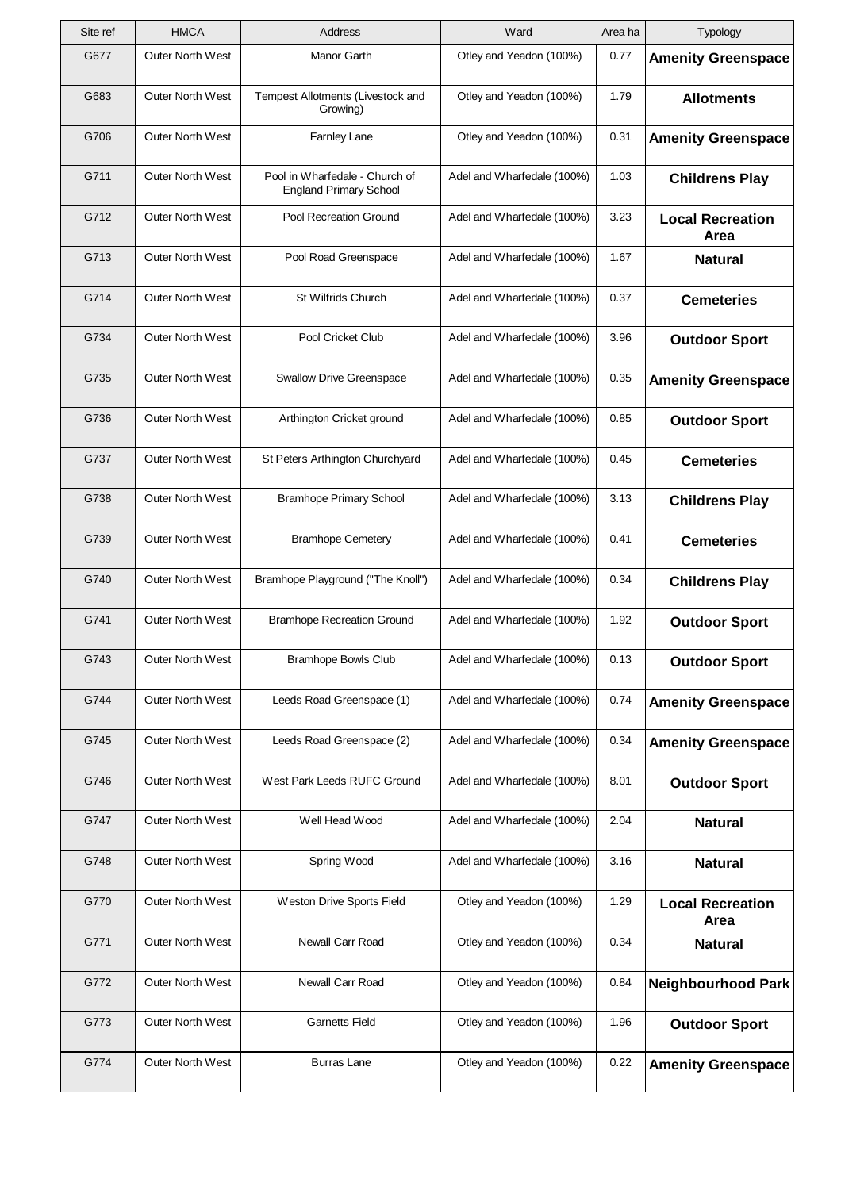| Site ref | HMCA | Address | Ward | Area ha | Typology |
|---|---|---|---|---|---|
| G677 | Outer North West | Manor Garth | Otley and Yeadon (100%) | 0.77 | **Amenity Greenspace** |
| G683 | Outer North West | Tempest Allotments (Livestock and Growing) | Otley and Yeadon (100%) | 1.79 | **Allotments** |
| G706 | Outer North West | Farnley Lane | Otley and Yeadon (100%) | 0.31 | **Amenity Greenspace** |
| G711 | Outer North West | Pool in Wharfedale - Church of England Primary School | Adel and Wharfedale (100%) | 1.03 | **Childrens Play** |
| G712 | Outer North West | Pool Recreation Ground | Adel and Wharfedale (100%) | 3.23 | **Local Recreation Area** |
| G713 | Outer North West | Pool Road Greenspace | Adel and Wharfedale (100%) | 1.67 | **Natural** |
| G714 | Outer North West | St Wilfrids Church | Adel and Wharfedale (100%) | 0.37 | **Cemeteries** |
| G734 | Outer North West | Pool Cricket Club | Adel and Wharfedale (100%) | 3.96 | **Outdoor Sport** |
| G735 | Outer North West | Swallow Drive Greenspace | Adel and Wharfedale (100%) | 0.35 | **Amenity Greenspace** |
| G736 | Outer North West | Arthington Cricket ground | Adel and Wharfedale (100%) | 0.85 | **Outdoor Sport** |
| G737 | Outer North West | St Peters Arthington Churchyard | Adel and Wharfedale (100%) | 0.45 | **Cemeteries** |
| G738 | Outer North West | Bramhope Primary School | Adel and Wharfedale (100%) | 3.13 | **Childrens Play** |
| G739 | Outer North West | Bramhope Cemetery | Adel and Wharfedale (100%) | 0.41 | **Cemeteries** |
| G740 | Outer North West | Bramhope Playground ("The Knoll") | Adel and Wharfedale (100%) | 0.34 | **Childrens Play** |
| G741 | Outer North West | Bramhope Recreation Ground | Adel and Wharfedale (100%) | 1.92 | **Outdoor Sport** |
| G743 | Outer North West | Bramhope Bowls Club | Adel and Wharfedale (100%) | 0.13 | **Outdoor Sport** |
| G744 | Outer North West | Leeds Road Greenspace (1) | Adel and Wharfedale (100%) | 0.74 | **Amenity Greenspace** |
| G745 | Outer North West | Leeds Road Greenspace (2) | Adel and Wharfedale (100%) | 0.34 | **Amenity Greenspace** |
| G746 | Outer North West | West Park Leeds RUFC Ground | Adel and Wharfedale (100%) | 8.01 | **Outdoor Sport** |
| G747 | Outer North West | Well Head Wood | Adel and Wharfedale (100%) | 2.04 | **Natural** |
| G748 | Outer North West | Spring Wood | Adel and Wharfedale (100%) | 3.16 | **Natural** |
| G770 | Outer North West | Weston Drive Sports Field | Otley and Yeadon (100%) | 1.29 | **Local Recreation Area** |
| G771 | Outer North West | Newall Carr Road | Otley and Yeadon (100%) | 0.34 | **Natural** |
| G772 | Outer North West | Newall Carr Road | Otley and Yeadon (100%) | 0.84 | **Neighbourhood Park** |
| G773 | Outer North West | Garnetts Field | Otley and Yeadon (100%) | 1.96 | **Outdoor Sport** |
| G774 | Outer North West | Burras Lane | Otley and Yeadon (100%) | 0.22 | **Amenity Greenspace** |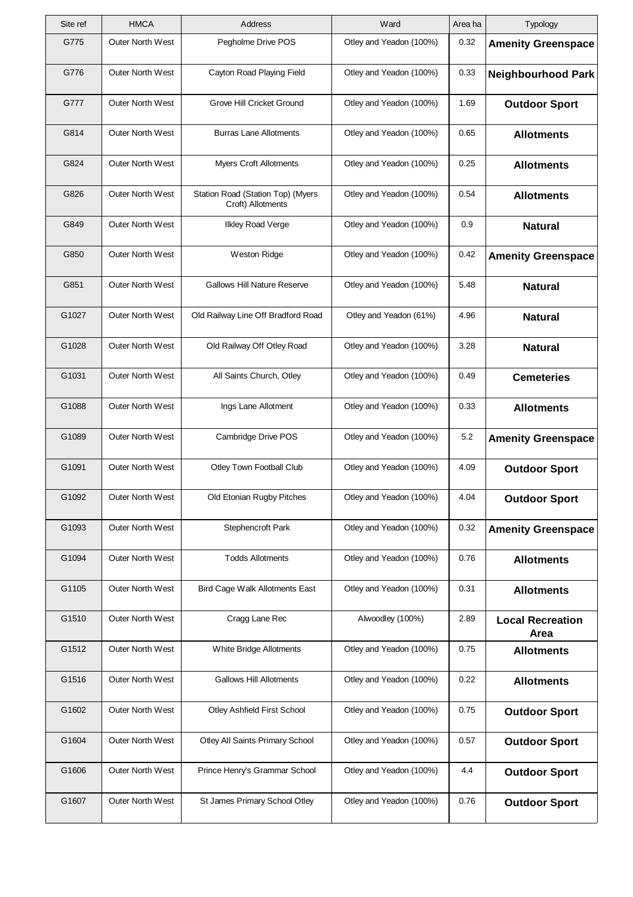| Site ref | HMCA | Address | Ward | Area ha | Typology |
|---|---|---|---|---|---|
| G775 | Outer North West | Pegholme Drive POS | Otley and Yeadon (100%) | 0.32 | **Amenity Greenspace** |
| G776 | Outer North West | Cayton Road Playing Field | Otley and Yeadon (100%) | 0.33 | **Neighbourhood Park** |
| G777 | Outer North West | Grove Hill Cricket Ground | Otley and Yeadon (100%) | 1.69 | **Outdoor Sport** |
| G814 | Outer North West | Burras Lane Allotments | Otley and Yeadon (100%) | 0.65 | **Allotments** |
| G824 | Outer North West | Myers Croft Allotments | Otley and Yeadon (100%) | 0.25 | **Allotments** |
| G826 | Outer North West | Station Road (Station Top) (Myers Croft) Allotments | Otley and Yeadon (100%) | 0.54 | **Allotments** |
| G849 | Outer North West | Ilkley Road Verge | Otley and Yeadon (100%) | 0.9 | **Natural** |
| G850 | Outer North West | Weston Ridge | Otley and Yeadon (100%) | 0.42 | **Amenity Greenspace** |
| G851 | Outer North West | Gallows Hill Nature Reserve | Otley and Yeadon (100%) | 5.48 | **Natural** |
| G1027 | Outer North West | Old Railway Line Off Bradford Road | Otley and Yeadon (61%) | 4.96 | **Natural** |
| G1028 | Outer North West | Old Railway Off Otley Road | Otley and Yeadon (100%) | 3.28 | **Natural** |
| G1031 | Outer North West | All Saints Church, Otley | Otley and Yeadon (100%) | 0.49 | **Cemeteries** |
| G1088 | Outer North West | Ings Lane Allotment | Otley and Yeadon (100%) | 0.33 | **Allotments** |
| G1089 | Outer North West | Cambridge Drive POS | Otley and Yeadon (100%) | 5.2 | **Amenity Greenspace** |
| G1091 | Outer North West | Otley Town Football Club | Otley and Yeadon (100%) | 4.09 | **Outdoor Sport** |
| G1092 | Outer North West | Old Etonian Rugby Pitches | Otley and Yeadon (100%) | 4.04 | **Outdoor Sport** |
| G1093 | Outer North West | Stephencroft Park | Otley and Yeadon (100%) | 0.32 | **Amenity Greenspace** |
| G1094 | Outer North West | Todds Allotments | Otley and Yeadon (100%) | 0.76 | **Allotments** |
| G1105 | Outer North West | Bird Cage Walk Allotments East | Otley and Yeadon (100%) | 0.31 | **Allotments** |
| G1510 | Outer North West | Cragg Lane Rec | Alwoodley (100%) | 2.89 | **Local Recreation Area** |
| G1512 | Outer North West | White Bridge Allotments | Otley and Yeadon (100%) | 0.75 | **Allotments** |
| G1516 | Outer North West | Gallows Hill Allotments | Otley and Yeadon (100%) | 0.22 | **Allotments** |
| G1602 | Outer North West | Otley Ashfield First School | Otley and Yeadon (100%) | 0.75 | **Outdoor Sport** |
| G1604 | Outer North West | Otley All Saints Primary School | Otley and Yeadon (100%) | 0.57 | **Outdoor Sport** |
| G1606 | Outer North West | Prince Henry's Grammar School | Otley and Yeadon (100%) | 4.4 | **Outdoor Sport** |
| G1607 | Outer North West | St James Primary School Otley | Otley and Yeadon (100%) | 0.76 | **Outdoor Sport** |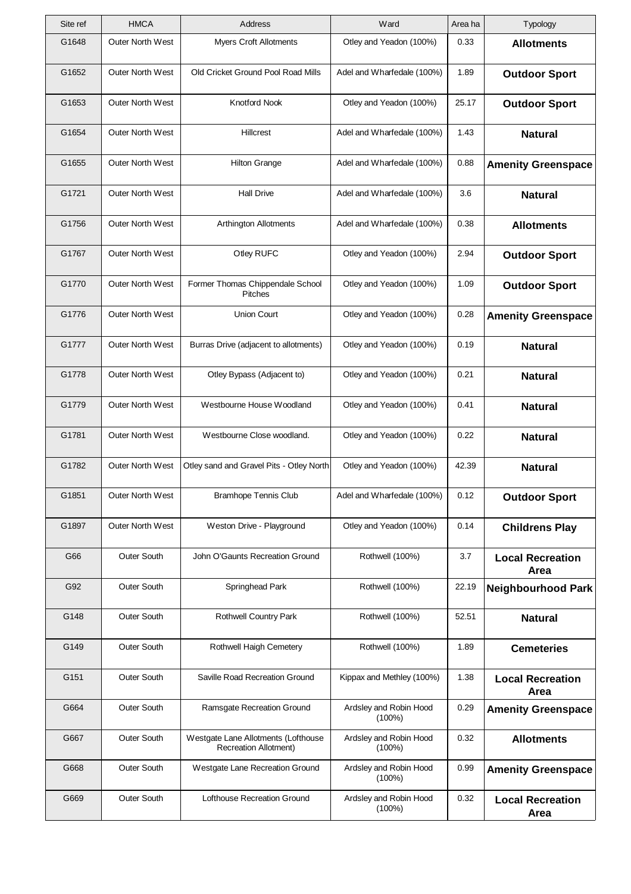| Site ref | HMCA | Address | Ward | Area ha | Typology |
|---|---|---|---|---|---|
| G1648 | Outer North West | Myers Croft Allotments | Otley and Yeadon (100%) | 0.33 | **Allotments** |
| G1652 | Outer North West | Old Cricket Ground Pool Road Mills | Adel and Wharfedale (100%) | 1.89 | **Outdoor Sport** |
| G1653 | Outer North West | Knotford Nook | Otley and Yeadon (100%) | 25.17 | **Outdoor Sport** |
| G1654 | Outer North West | Hillcrest | Adel and Wharfedale (100%) | 1.43 | **Natural** |
| G1655 | Outer North West | Hilton Grange | Adel and Wharfedale (100%) | 0.88 | **Amenity Greenspace** |
| G1721 | Outer North West | Hall Drive | Adel and Wharfedale (100%) | 3.6 | **Natural** |
| G1756 | Outer North West | Arthington Allotments | Adel and Wharfedale (100%) | 0.38 | **Allotments** |
| G1767 | Outer North West | Otley RUFC | Otley and Yeadon (100%) | 2.94 | **Outdoor Sport** |
| G1770 | Outer North West | Former Thomas Chippendale School Pitches | Otley and Yeadon (100%) | 1.09 | **Outdoor Sport** |
| G1776 | Outer North West | Union Court | Otley and Yeadon (100%) | 0.28 | **Amenity Greenspace** |
| G1777 | Outer North West | Burras Drive (adjacent to allotments) | Otley and Yeadon (100%) | 0.19 | **Natural** |
| G1778 | Outer North West | Otley Bypass (Adjacent to) | Otley and Yeadon (100%) | 0.21 | **Natural** |
| G1779 | Outer North West | Westbourne House Woodland | Otley and Yeadon (100%) | 0.41 | **Natural** |
| G1781 | Outer North West | Westbourne Close woodland. | Otley and Yeadon (100%) | 0.22 | **Natural** |
| G1782 | Outer North West | Otley sand and Gravel Pits - Otley North | Otley and Yeadon (100%) | 42.39 | **Natural** |
| G1851 | Outer North West | Bramhope Tennis Club | Adel and Wharfedale (100%) | 0.12 | **Outdoor Sport** |
| G1897 | Outer North West | Weston Drive - Playground | Otley and Yeadon (100%) | 0.14 | **Childrens Play** |
| G66 | Outer South | John O'Gaunts Recreation Ground | Rothwell (100%) | 3.7 | **Local Recreation Area** |
| G92 | Outer South | Springhead Park | Rothwell (100%) | 22.19 | **Neighbourhood Park** |
| G148 | Outer South | Rothwell Country Park | Rothwell (100%) | 52.51 | **Natural** |
| G149 | Outer South | Rothwell Haigh Cemetery | Rothwell (100%) | 1.89 | **Cemeteries** |
| G151 | Outer South | Saville Road Recreation Ground | Kippax and Methley (100%) | 1.38 | **Local Recreation Area** |
| G664 | Outer South | Ramsgate Recreation Ground | Ardsley and Robin Hood (100%) | 0.29 | **Amenity Greenspace** |
| G667 | Outer South | Westgate Lane Allotments (Lofthouse Recreation Allotment) | Ardsley and Robin Hood (100%) | 0.32 | **Allotments** |
| G668 | Outer South | Westgate Lane Recreation Ground | Ardsley and Robin Hood (100%) | 0.99 | **Amenity Greenspace** |
| G669 | Outer South | Lofthouse Recreation Ground | Ardsley and Robin Hood (100%) | 0.32 | **Local Recreation Area** |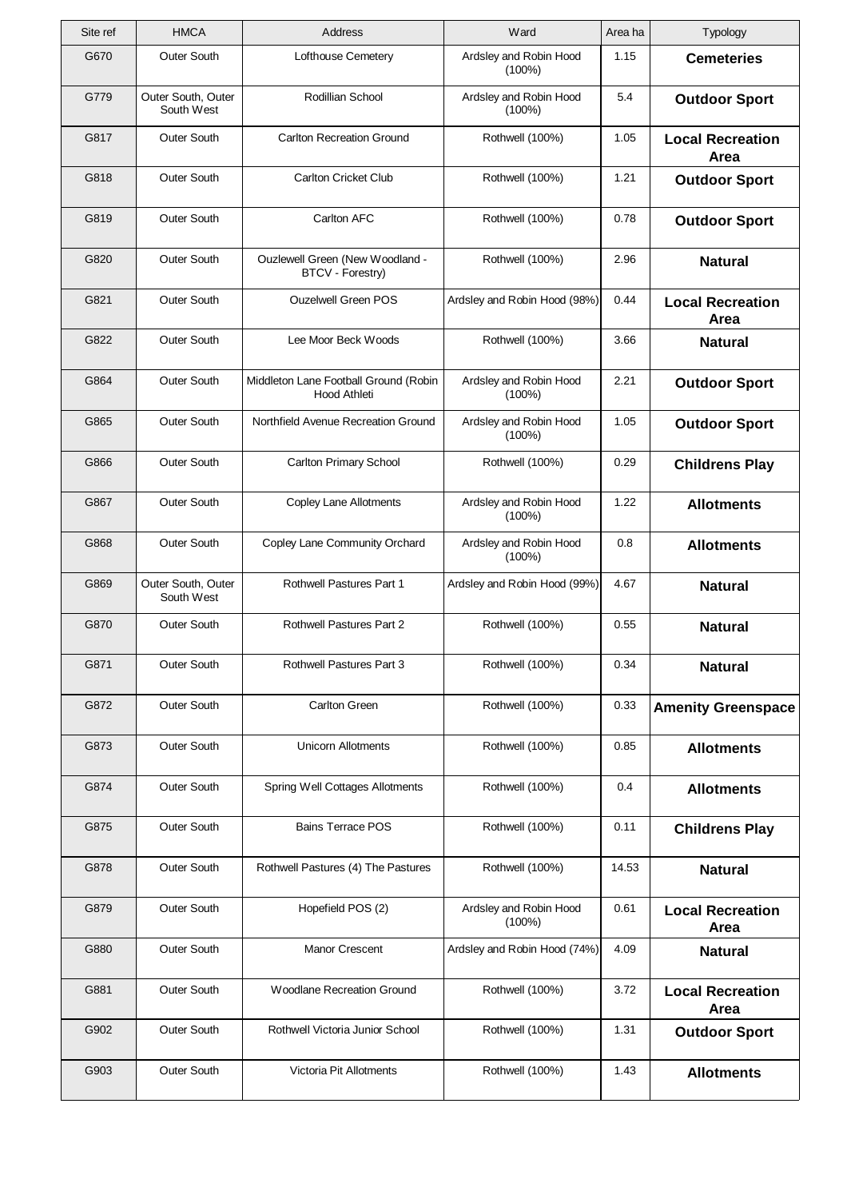| Site ref | HMCA | Address | Ward | Area ha | Typology |
|---|---|---|---|---|---|
| G670 | Outer South | Lofthouse Cemetery | Ardsley and Robin Hood (100%) | 1.15 | **Cemeteries** |
| G779 | Outer South, Outer South West | Rodillian School | Ardsley and Robin Hood (100%) | 5.4 | **Outdoor Sport** |
| G817 | Outer South | Carlton Recreation Ground | Rothwell (100%) | 1.05 | **Local Recreation Area** |
| G818 | Outer South | Carlton Cricket Club | Rothwell (100%) | 1.21 | **Outdoor Sport** |
| G819 | Outer South | Carlton AFC | Rothwell (100%) | 0.78 | **Outdoor Sport** |
| G820 | Outer South | Ouzlewell Green (New Woodland - BTCV - Forestry) | Rothwell (100%) | 2.96 | **Natural** |
| G821 | Outer South | Ouzelwell Green POS | Ardsley and Robin Hood (98%) | 0.44 | **Local Recreation Area** |
| G822 | Outer South | Lee Moor Beck Woods | Rothwell (100%) | 3.66 | **Natural** |
| G864 | Outer South | Middleton Lane Football Ground (Robin Hood Athleti | Ardsley and Robin Hood (100%) | 2.21 | **Outdoor Sport** |
| G865 | Outer South | Northfield Avenue Recreation Ground | Ardsley and Robin Hood (100%) | 1.05 | **Outdoor Sport** |
| G866 | Outer South | Carlton Primary School | Rothwell (100%) | 0.29 | **Childrens Play** |
| G867 | Outer South | Copley Lane Allotments | Ardsley and Robin Hood (100%) | 1.22 | **Allotments** |
| G868 | Outer South | Copley Lane Community Orchard | Ardsley and Robin Hood (100%) | 0.8 | **Allotments** |
| G869 | Outer South, Outer South West | Rothwell Pastures Part 1 | Ardsley and Robin Hood (99%) | 4.67 | **Natural** |
| G870 | Outer South | Rothwell Pastures Part 2 | Rothwell (100%) | 0.55 | **Natural** |
| G871 | Outer South | Rothwell Pastures Part 3 | Rothwell (100%) | 0.34 | **Natural** |
| G872 | Outer South | Carlton Green | Rothwell (100%) | 0.33 | **Amenity Greenspace** |
| G873 | Outer South | Unicorn Allotments | Rothwell (100%) | 0.85 | **Allotments** |
| G874 | Outer South | Spring Well Cottages Allotments | Rothwell (100%) | 0.4 | **Allotments** |
| G875 | Outer South | Bains Terrace POS | Rothwell (100%) | 0.11 | **Childrens Play** |
| G878 | Outer South | Rothwell Pastures (4) The Pastures | Rothwell (100%) | 14.53 | **Natural** |
| G879 | Outer South | Hopefield POS (2) | Ardsley and Robin Hood (100%) | 0.61 | **Local Recreation Area** |
| G880 | Outer South | Manor Crescent | Ardsley and Robin Hood (74%) | 4.09 | **Natural** |
| G881 | Outer South | Woodlane Recreation Ground | Rothwell (100%) | 3.72 | **Local Recreation Area** |
| G902 | Outer South | Rothwell Victoria Junior School | Rothwell (100%) | 1.31 | **Outdoor Sport** |
| G903 | Outer South | Victoria Pit Allotments | Rothwell (100%) | 1.43 | **Allotments** |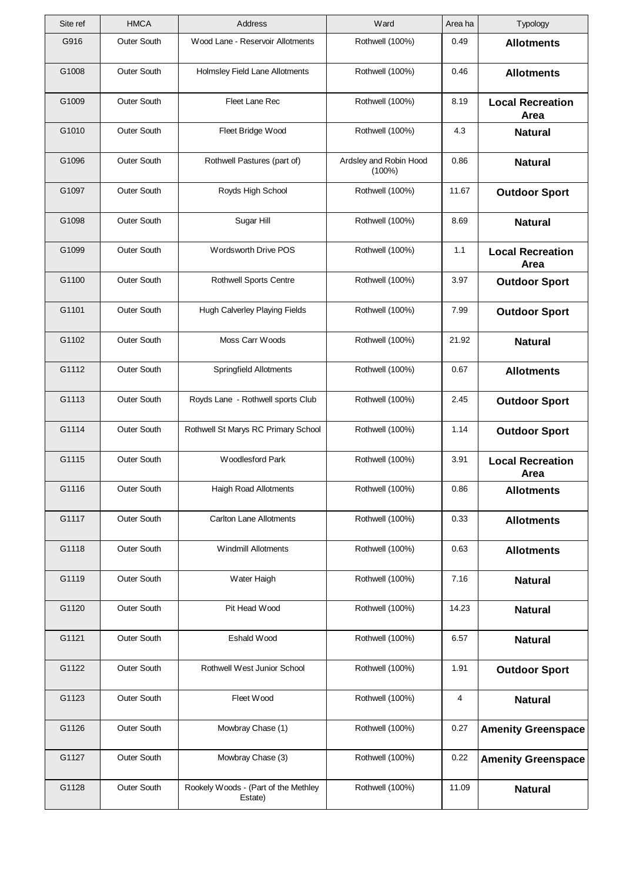| Site ref | HMCA | Address | Ward | Area ha | Typology |
|---|---|---|---|---|---|
| G916 | Outer South | Wood Lane - Reservoir Allotments | Rothwell (100%) | 0.49 | **Allotments** |
| G1008 | Outer South | Holmsley Field Lane Allotments | Rothwell (100%) | 0.46 | **Allotments** |
| G1009 | Outer South | Fleet Lane Rec | Rothwell (100%) | 8.19 | **Local Recreation Area** |
| G1010 | Outer South | Fleet Bridge Wood | Rothwell (100%) | 4.3 | **Natural** |
| G1096 | Outer South | Rothwell Pastures (part of) | Ardsley and Robin Hood (100%) | 0.86 | **Natural** |
| G1097 | Outer South | Royds High School | Rothwell (100%) | 11.67 | **Outdoor Sport** |
| G1098 | Outer South | Sugar Hill | Rothwell (100%) | 8.69 | **Natural** |
| G1099 | Outer South | Wordsworth Drive POS | Rothwell (100%) | 1.1 | **Local Recreation Area** |
| G1100 | Outer South | Rothwell Sports Centre | Rothwell (100%) | 3.97 | **Outdoor Sport** |
| G1101 | Outer South | Hugh Calverley Playing Fields | Rothwell (100%) | 7.99 | **Outdoor Sport** |
| G1102 | Outer South | Moss Carr Woods | Rothwell (100%) | 21.92 | **Natural** |
| G1112 | Outer South | Springfield Allotments | Rothwell (100%) | 0.67 | **Allotments** |
| G1113 | Outer South | Royds Lane - Rothwell sports Club | Rothwell (100%) | 2.45 | **Outdoor Sport** |
| G1114 | Outer South | Rothwell St Marys RC Primary School | Rothwell (100%) | 1.14 | **Outdoor Sport** |
| G1115 | Outer South | Woodlesford Park | Rothwell (100%) | 3.91 | **Local Recreation Area** |
| G1116 | Outer South | Haigh Road Allotments | Rothwell (100%) | 0.86 | **Allotments** |
| G1117 | Outer South | Carlton Lane Allotments | Rothwell (100%) | 0.33 | **Allotments** |
| G1118 | Outer South | Windmill Allotments | Rothwell (100%) | 0.63 | **Allotments** |
| G1119 | Outer South | Water Haigh | Rothwell (100%) | 7.16 | **Natural** |
| G1120 | Outer South | Pit Head Wood | Rothwell (100%) | 14.23 | **Natural** |
| G1121 | Outer South | Eshald Wood | Rothwell (100%) | 6.57 | **Natural** |
| G1122 | Outer South | Rothwell West Junior School | Rothwell (100%) | 1.91 | **Outdoor Sport** |
| G1123 | Outer South | Fleet Wood | Rothwell (100%) | 4 | **Natural** |
| G1126 | Outer South | Mowbray Chase (1) | Rothwell (100%) | 0.27 | **Amenity Greenspace** |
| G1127 | Outer South | Mowbray Chase (3) | Rothwell (100%) | 0.22 | **Amenity Greenspace** |
| G1128 | Outer South | Rookely Woods - (Part of the Methley Estate) | Rothwell (100%) | 11.09 | **Natural** |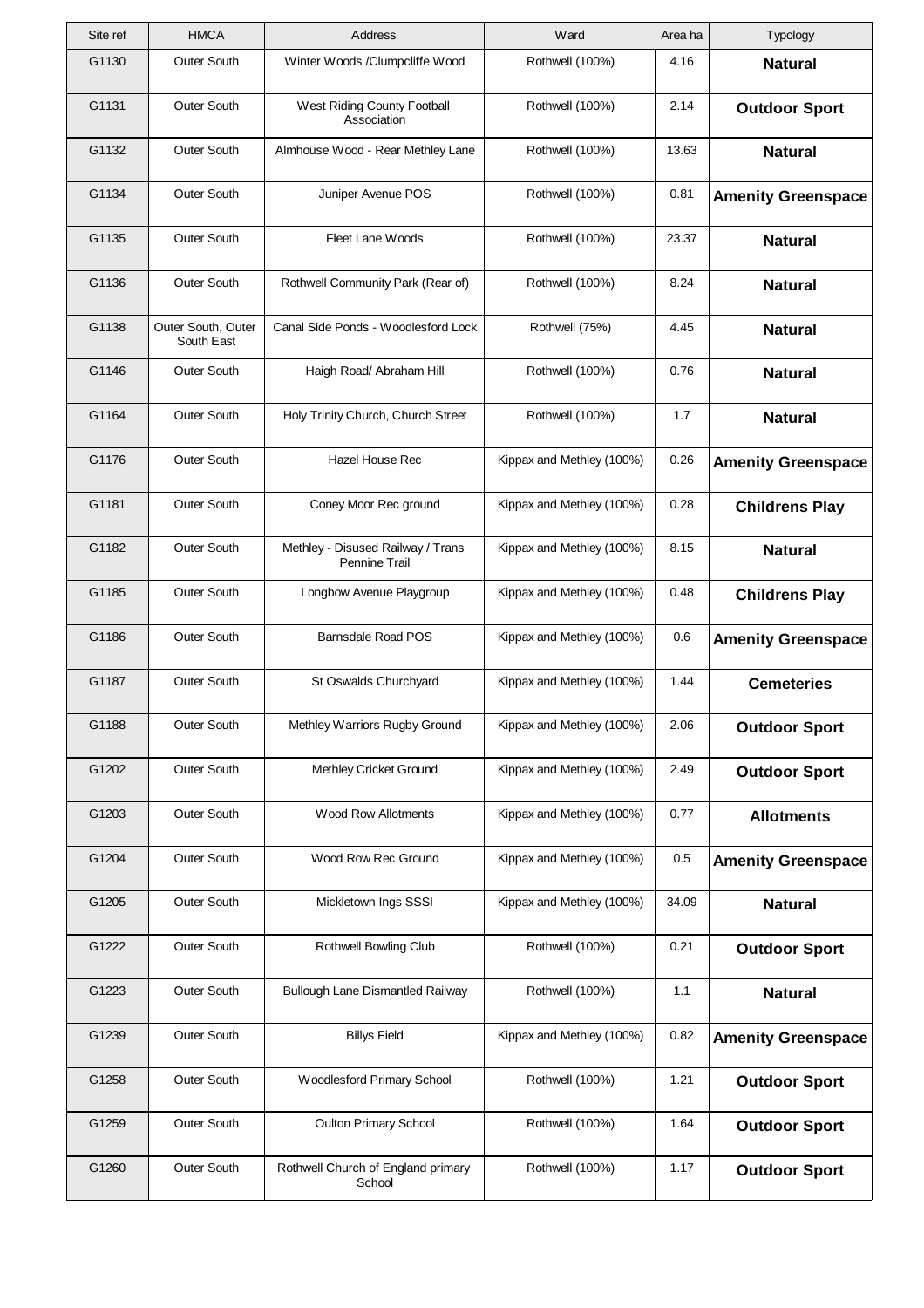| Site ref | HMCA | Address | Ward | Area ha | Typology |
|---|---|---|---|---|---|
| G1130 | Outer South | Winter Woods /Clumpcliffe Wood | Rothwell (100%) | 4.16 | **Natural** |
| G1131 | Outer South | West Riding County Football Association | Rothwell (100%) | 2.14 | **Outdoor Sport** |
| G1132 | Outer South | Almhouse Wood - Rear Methley Lane | Rothwell (100%) | 13.63 | **Natural** |
| G1134 | Outer South | Juniper Avenue POS | Rothwell (100%) | 0.81 | **Amenity Greenspace** |
| G1135 | Outer South | Fleet Lane Woods | Rothwell (100%) | 23.37 | **Natural** |
| G1136 | Outer South | Rothwell Community Park (Rear of) | Rothwell (100%) | 8.24 | **Natural** |
| G1138 | Outer South, Outer South East | Canal Side Ponds - Woodlesford Lock | Rothwell (75%) | 4.45 | **Natural** |
| G1146 | Outer South | Haigh Road/ Abraham Hill | Rothwell (100%) | 0.76 | **Natural** |
| G1164 | Outer South | Holy Trinity Church, Church Street | Rothwell (100%) | 1.7 | **Natural** |
| G1176 | Outer South | Hazel House Rec | Kippax and Methley (100%) | 0.26 | **Amenity Greenspace** |
| G1181 | Outer South | Coney Moor Rec ground | Kippax and Methley (100%) | 0.28 | **Childrens Play** |
| G1182 | Outer South | Methley - Disused Railway / Trans Pennine Trail | Kippax and Methley (100%) | 8.15 | **Natural** |
| G1185 | Outer South | Longbow Avenue Playgroup | Kippax and Methley (100%) | 0.48 | **Childrens Play** |
| G1186 | Outer South | Barnsdale Road POS | Kippax and Methley (100%) | 0.6 | **Amenity Greenspace** |
| G1187 | Outer South | St Oswalds Churchyard | Kippax and Methley (100%) | 1.44 | **Cemeteries** |
| G1188 | Outer South | Methley Warriors Rugby Ground | Kippax and Methley (100%) | 2.06 | **Outdoor Sport** |
| G1202 | Outer South | Methley Cricket Ground | Kippax and Methley (100%) | 2.49 | **Outdoor Sport** |
| G1203 | Outer South | Wood Row Allotments | Kippax and Methley (100%) | 0.77 | **Allotments** |
| G1204 | Outer South | Wood Row Rec Ground | Kippax and Methley (100%) | 0.5 | **Amenity Greenspace** |
| G1205 | Outer South | Mickletown Ings SSSI | Kippax and Methley (100%) | 34.09 | **Natural** |
| G1222 | Outer South | Rothwell Bowling Club | Rothwell (100%) | 0.21 | **Outdoor Sport** |
| G1223 | Outer South | Bullough Lane Dismantled Railway | Rothwell (100%) | 1.1 | **Natural** |
| G1239 | Outer South | Billys Field | Kippax and Methley (100%) | 0.82 | **Amenity Greenspace** |
| G1258 | Outer South | Woodlesford Primary School | Rothwell (100%) | 1.21 | **Outdoor Sport** |
| G1259 | Outer South | Oulton Primary School | Rothwell (100%) | 1.64 | **Outdoor Sport** |
| G1260 | Outer South | Rothwell Church of England primary School | Rothwell (100%) | 1.17 | **Outdoor Sport** |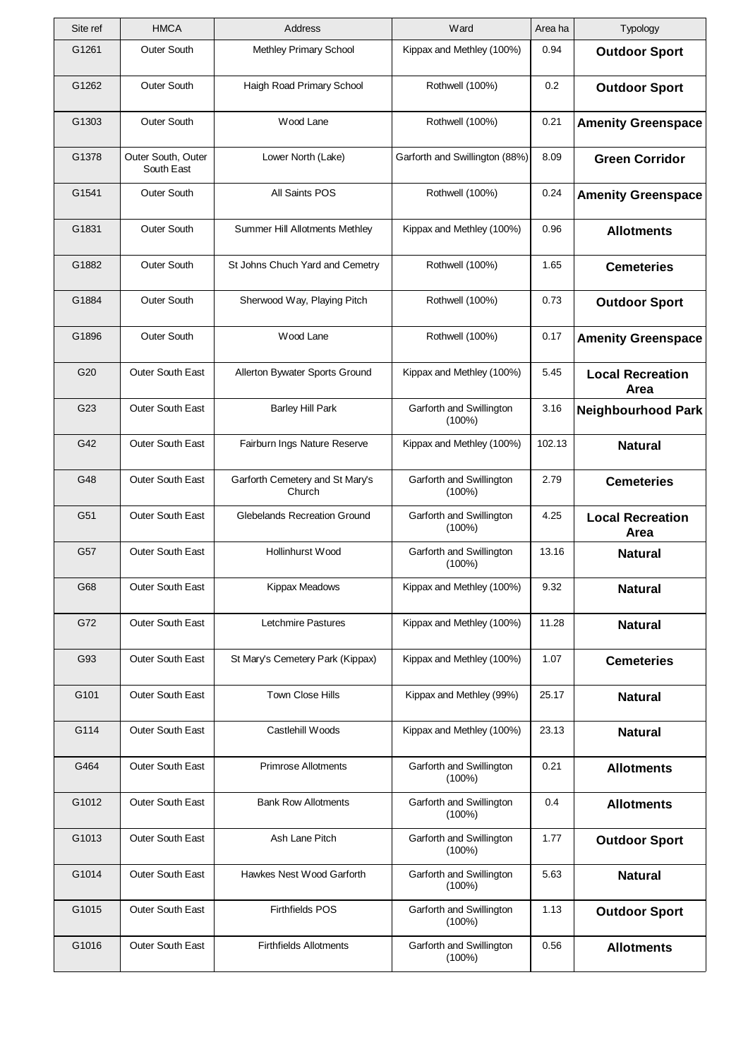| Site ref | HMCA | Address | Ward | Area ha | Typology |
| --- | --- | --- | --- | --- | --- |
| G1261 | Outer South | Methley Primary School | Kippax and Methley (100%) | 0.94 | **Outdoor Sport** |
| G1262 | Outer South | Haigh Road Primary School | Rothwell (100%) | 0.2 | **Outdoor Sport** |
| G1303 | Outer South | Wood Lane | Rothwell (100%) | 0.21 | **Amenity Greenspace** |
| G1378 | Outer South, Outer South East | Lower North (Lake) | Garforth and Swillington (88%) | 8.09 | **Green Corridor** |
| G1541 | Outer South | All Saints POS | Rothwell (100%) | 0.24 | **Amenity Greenspace** |
| G1831 | Outer South | Summer Hill Allotments Methley | Kippax and Methley (100%) | 0.96 | **Allotments** |
| G1882 | Outer South | St Johns Chuch Yard and Cemetry | Rothwell (100%) | 1.65 | **Cemeteries** |
| G1884 | Outer South | Sherwood Way, Playing Pitch | Rothwell (100%) | 0.73 | **Outdoor Sport** |
| G1896 | Outer South | Wood Lane | Rothwell (100%) | 0.17 | **Amenity Greenspace** |
| G20 | Outer South East | Allerton Bywater Sports Ground | Kippax and Methley (100%) | 5.45 | **Local Recreation Area** |
| G23 | Outer South East | Barley Hill Park | Garforth and Swillington (100%) | 3.16 | **Neighbourhood Park** |
| G42 | Outer South East | Fairburn Ings Nature Reserve | Kippax and Methley (100%) | 102.13 | **Natural** |
| G48 | Outer South East | Garforth Cemetery and St Mary's Church | Garforth and Swillington (100%) | 2.79 | **Cemeteries** |
| G51 | Outer South East | Glebelands Recreation Ground | Garforth and Swillington (100%) | 4.25 | **Local Recreation Area** |
| G57 | Outer South East | Hollinhurst Wood | Garforth and Swillington (100%) | 13.16 | **Natural** |
| G68 | Outer South East | Kippax Meadows | Kippax and Methley (100%) | 9.32 | **Natural** |
| G72 | Outer South East | Letchmire Pastures | Kippax and Methley (100%) | 11.28 | **Natural** |
| G93 | Outer South East | St Mary's Cemetery Park (Kippax) | Kippax and Methley (100%) | 1.07 | **Cemeteries** |
| G101 | Outer South East | Town Close Hills | Kippax and Methley (99%) | 25.17 | **Natural** |
| G114 | Outer South East | Castlehill Woods | Kippax and Methley (100%) | 23.13 | **Natural** |
| G464 | Outer South East | Primrose Allotments | Garforth and Swillington (100%) | 0.21 | **Allotments** |
| G1012 | Outer South East | Bank Row Allotments | Garforth and Swillington (100%) | 0.4 | **Allotments** |
| G1013 | Outer South East | Ash Lane Pitch | Garforth and Swillington (100%) | 1.77 | **Outdoor Sport** |
| G1014 | Outer South East | Hawkes Nest Wood Garforth | Garforth and Swillington (100%) | 5.63 | **Natural** |
| G1015 | Outer South East | Firthfields POS | Garforth and Swillington (100%) | 1.13 | **Outdoor Sport** |
| G1016 | Outer South East | Firthfields Allotments | Garforth and Swillington (100%) | 0.56 | **Allotments** |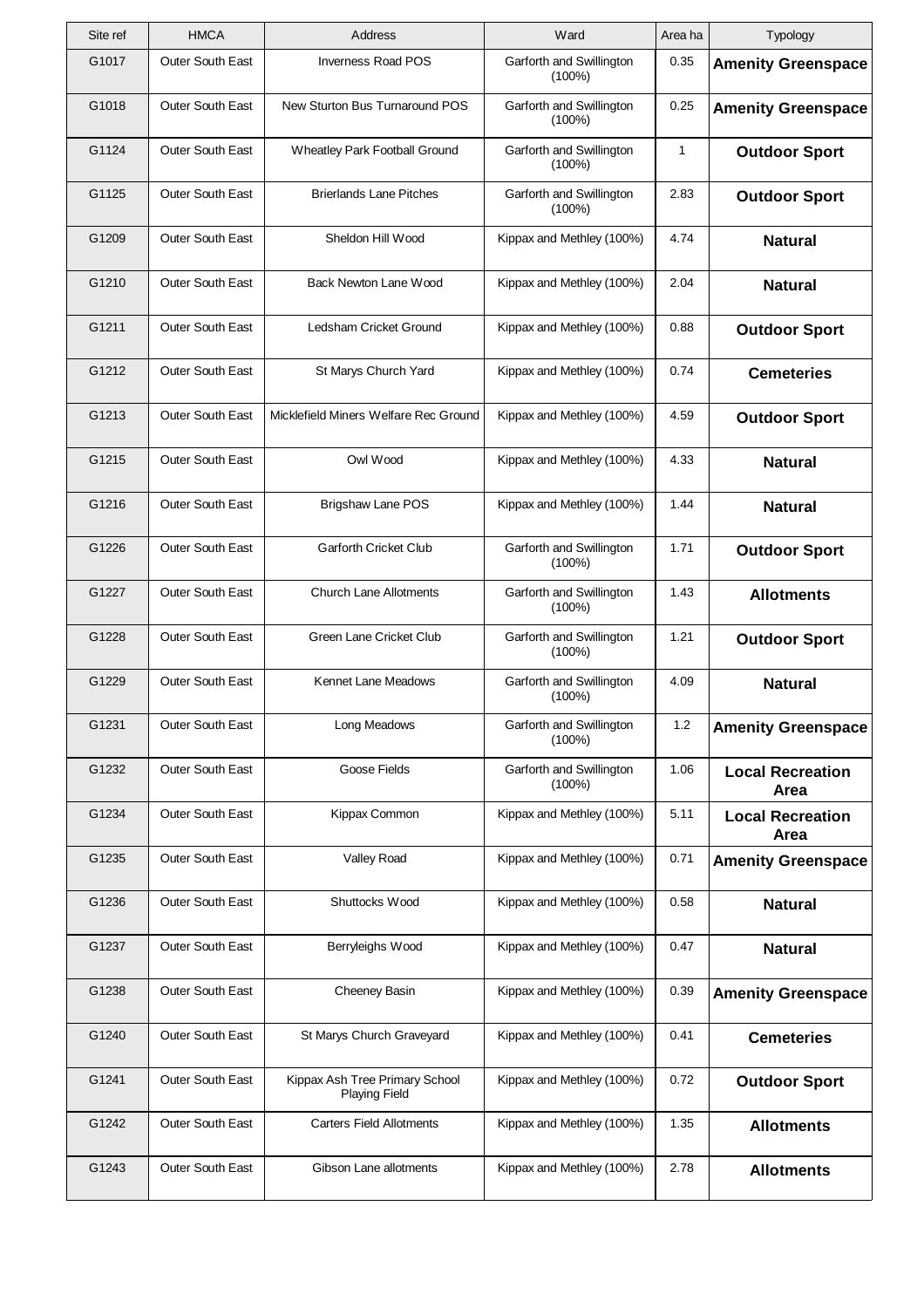| Site ref | HMCA | Address | Ward | Area ha | Typology |
|---|---|---|---|---|---|
| G1017 | Outer South East | Inverness Road POS | Garforth and Swillington (100%) | 0.35 | **Amenity Greenspace** |
| G1018 | Outer South East | New Sturton Bus Turnaround POS | Garforth and Swillington (100%) | 0.25 | **Amenity Greenspace** |
| G1124 | Outer South East | Wheatley Park Football Ground | Garforth and Swillington (100%) | 1 | **Outdoor Sport** |
| G1125 | Outer South East | Brierlands Lane Pitches | Garforth and Swillington (100%) | 2.83 | **Outdoor Sport** |
| G1209 | Outer South East | Sheldon Hill Wood | Kippax and Methley (100%) | 4.74 | **Natural** |
| G1210 | Outer South East | Back Newton Lane Wood | Kippax and Methley (100%) | 2.04 | **Natural** |
| G1211 | Outer South East | Ledsham Cricket Ground | Kippax and Methley (100%) | 0.88 | **Outdoor Sport** |
| G1212 | Outer South East | St Marys Church Yard | Kippax and Methley (100%) | 0.74 | **Cemeteries** |
| G1213 | Outer South East | Micklefield Miners Welfare Rec Ground | Kippax and Methley (100%) | 4.59 | **Outdoor Sport** |
| G1215 | Outer South East | Owl Wood | Kippax and Methley (100%) | 4.33 | **Natural** |
| G1216 | Outer South East | Brigshaw Lane POS | Kippax and Methley (100%) | 1.44 | **Natural** |
| G1226 | Outer South East | Garforth Cricket Club | Garforth and Swillington (100%) | 1.71 | **Outdoor Sport** |
| G1227 | Outer South East | Church Lane Allotments | Garforth and Swillington (100%) | 1.43 | **Allotments** |
| G1228 | Outer South East | Green Lane Cricket Club | Garforth and Swillington (100%) | 1.21 | **Outdoor Sport** |
| G1229 | Outer South East | Kennet Lane Meadows | Garforth and Swillington (100%) | 4.09 | **Natural** |
| G1231 | Outer South East | Long Meadows | Garforth and Swillington (100%) | 1.2 | **Amenity Greenspace** |
| G1232 | Outer South East | Goose Fields | Garforth and Swillington (100%) | 1.06 | **Local Recreation Area** |
| G1234 | Outer South East | Kippax Common | Kippax and Methley (100%) | 5.11 | **Local Recreation Area** |
| G1235 | Outer South East | Valley Road | Kippax and Methley (100%) | 0.71 | **Amenity Greenspace** |
| G1236 | Outer South East | Shuttocks Wood | Kippax and Methley (100%) | 0.58 | **Natural** |
| G1237 | Outer South East | Berryleighs Wood | Kippax and Methley (100%) | 0.47 | **Natural** |
| G1238 | Outer South East | Cheeney Basin | Kippax and Methley (100%) | 0.39 | **Amenity Greenspace** |
| G1240 | Outer South East | St Marys Church Graveyard | Kippax and Methley (100%) | 0.41 | **Cemeteries** |
| G1241 | Outer South East | Kippax Ash Tree Primary School Playing Field | Kippax and Methley (100%) | 0.72 | **Outdoor Sport** |
| G1242 | Outer South East | Carters Field Allotments | Kippax and Methley (100%) | 1.35 | **Allotments** |
| G1243 | Outer South East | Gibson Lane allotments | Kippax and Methley (100%) | 2.78 | **Allotments** |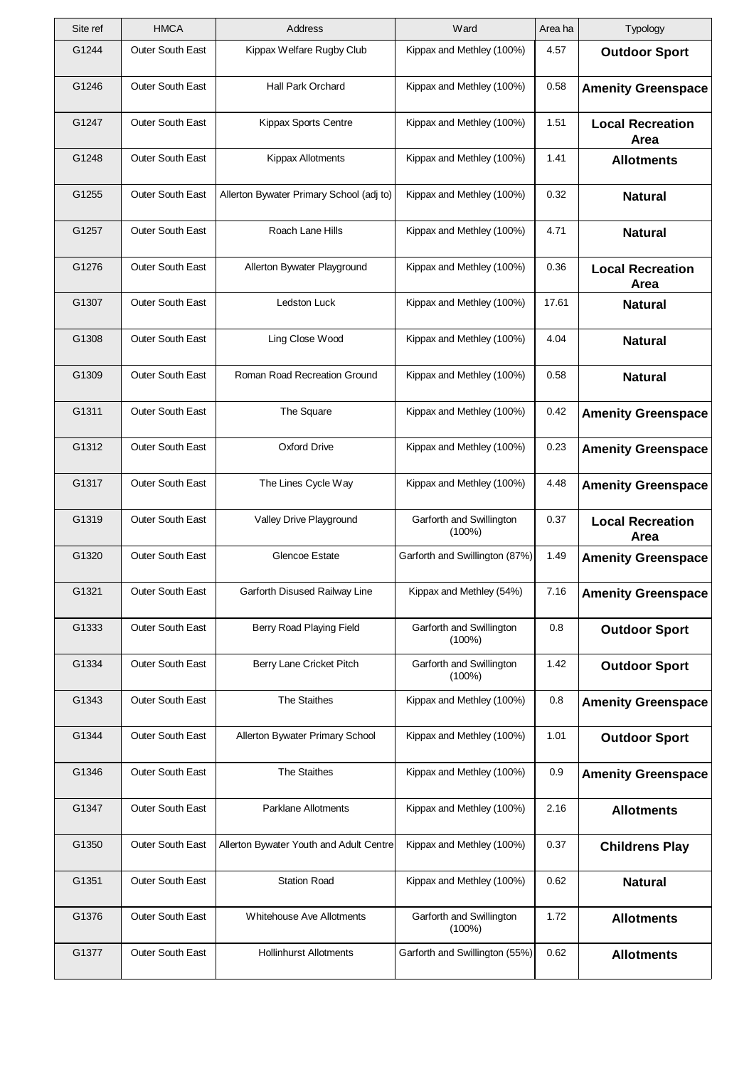| Site ref | HMCA | Address | Ward | Area ha | Typology |
|---|---|---|---|---|---|
| G1244 | Outer South East | Kippax Welfare Rugby Club | Kippax and Methley (100%) | 4.57 | **Outdoor Sport** |
| G1246 | Outer South East | Hall Park Orchard | Kippax and Methley (100%) | 0.58 | **Amenity Greenspace** |
| G1247 | Outer South East | Kippax Sports Centre | Kippax and Methley (100%) | 1.51 | **Local Recreation Area** |
| G1248 | Outer South East | Kippax Allotments | Kippax and Methley (100%) | 1.41 | **Allotments** |
| G1255 | Outer South East | Allerton Bywater Primary School (adj to) | Kippax and Methley (100%) | 0.32 | **Natural** |
| G1257 | Outer South East | Roach Lane Hills | Kippax and Methley (100%) | 4.71 | **Natural** |
| G1276 | Outer South East | Allerton Bywater Playground | Kippax and Methley (100%) | 0.36 | **Local Recreation Area** |
| G1307 | Outer South East | Ledston Luck | Kippax and Methley (100%) | 17.61 | **Natural** |
| G1308 | Outer South East | Ling Close Wood | Kippax and Methley (100%) | 4.04 | **Natural** |
| G1309 | Outer South East | Roman Road Recreation Ground | Kippax and Methley (100%) | 0.58 | **Natural** |
| G1311 | Outer South East | The Square | Kippax and Methley (100%) | 0.42 | **Amenity Greenspace** |
| G1312 | Outer South East | Oxford Drive | Kippax and Methley (100%) | 0.23 | **Amenity Greenspace** |
| G1317 | Outer South East | The Lines Cycle Way | Kippax and Methley (100%) | 4.48 | **Amenity Greenspace** |
| G1319 | Outer South East | Valley Drive Playground | Garforth and Swillington (100%) | 0.37 | **Local Recreation Area** |
| G1320 | Outer South East | Glencoe Estate | Garforth and Swillington (87%) | 1.49 | **Amenity Greenspace** |
| G1321 | Outer South East | Garforth Disused Railway Line | Kippax and Methley (54%) | 7.16 | **Amenity Greenspace** |
| G1333 | Outer South East | Berry Road Playing Field | Garforth and Swillington (100%) | 0.8 | **Outdoor Sport** |
| G1334 | Outer South East | Berry Lane Cricket Pitch | Garforth and Swillington (100%) | 1.42 | **Outdoor Sport** |
| G1343 | Outer South East | The Staithes | Kippax and Methley (100%) | 0.8 | **Amenity Greenspace** |
| G1344 | Outer South East | Allerton Bywater Primary School | Kippax and Methley (100%) | 1.01 | **Outdoor Sport** |
| G1346 | Outer South East | The Staithes | Kippax and Methley (100%) | 0.9 | **Amenity Greenspace** |
| G1347 | Outer South East | Parklane Allotments | Kippax and Methley (100%) | 2.16 | **Allotments** |
| G1350 | Outer South East | Allerton Bywater Youth and Adult Centre | Kippax and Methley (100%) | 0.37 | **Childrens Play** |
| G1351 | Outer South East | Station Road | Kippax and Methley (100%) | 0.62 | **Natural** |
| G1376 | Outer South East | Whitehouse Ave Allotments | Garforth and Swillington (100%) | 1.72 | **Allotments** |
| G1377 | Outer South East | Hollinhurst Allotments | Garforth and Swillington (55%) | 0.62 | **Allotments** |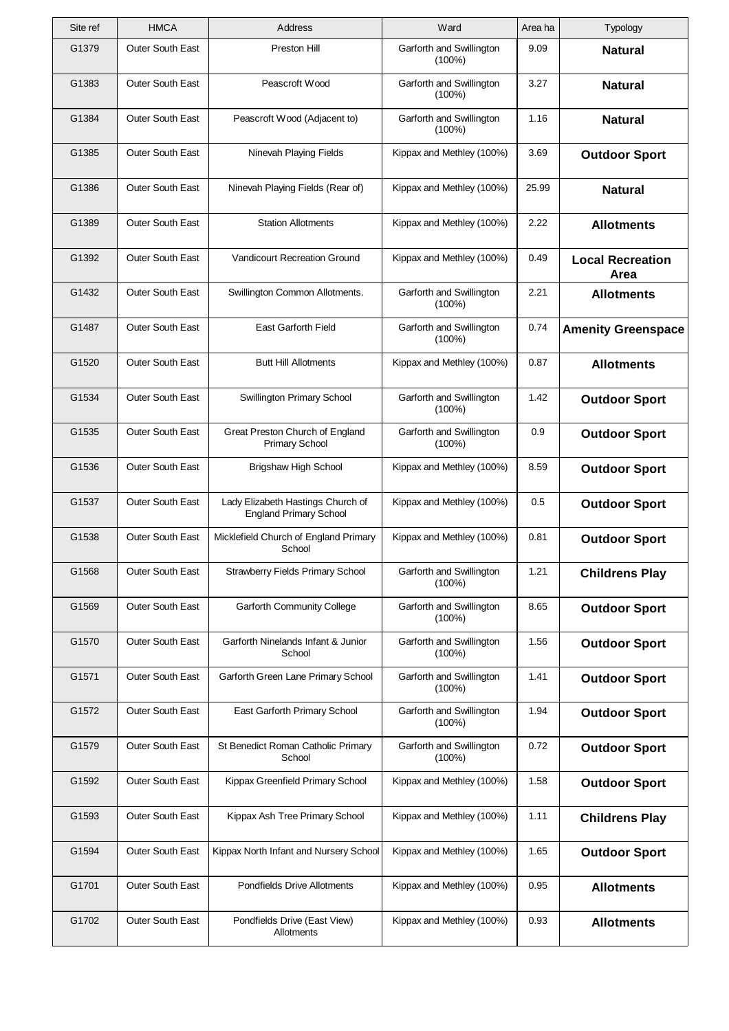| Site ref | HMCA | Address | Ward | Area ha | Typology |
|---|---|---|---|---|---|
| G1379 | Outer South East | Preston Hill | Garforth and Swillington (100%) | 9.09 | **Natural** |
| G1383 | Outer South East | Peascroft Wood | Garforth and Swillington (100%) | 3.27 | **Natural** |
| G1384 | Outer South East | Peascroft Wood (Adjacent to) | Garforth and Swillington (100%) | 1.16 | **Natural** |
| G1385 | Outer South East | Ninevah Playing Fields | Kippax and Methley (100%) | 3.69 | **Outdoor Sport** |
| G1386 | Outer South East | Ninevah Playing Fields (Rear of) | Kippax and Methley (100%) | 25.99 | **Natural** |
| G1389 | Outer South East | Station Allotments | Kippax and Methley (100%) | 2.22 | **Allotments** |
| G1392 | Outer South East | Vandicourt Recreation Ground | Kippax and Methley (100%) | 0.49 | **Local Recreation Area** |
| G1432 | Outer South East | Swillington Common Allotments. | Garforth and Swillington (100%) | 2.21 | **Allotments** |
| G1487 | Outer South East | East Garforth Field | Garforth and Swillington (100%) | 0.74 | **Amenity Greenspace** |
| G1520 | Outer South East | Butt Hill Allotments | Kippax and Methley (100%) | 0.87 | **Allotments** |
| G1534 | Outer South East | Swillington Primary School | Garforth and Swillington (100%) | 1.42 | **Outdoor Sport** |
| G1535 | Outer South East | Great Preston Church of England Primary School | Garforth and Swillington (100%) | 0.9 | **Outdoor Sport** |
| G1536 | Outer South East | Brigshaw High School | Kippax and Methley (100%) | 8.59 | **Outdoor Sport** |
| G1537 | Outer South East | Lady Elizabeth Hastings Church of England Primary School | Kippax and Methley (100%) | 0.5 | **Outdoor Sport** |
| G1538 | Outer South East | Micklefield Church of England Primary School | Kippax and Methley (100%) | 0.81 | **Outdoor Sport** |
| G1568 | Outer South East | Strawberry Fields Primary School | Garforth and Swillington (100%) | 1.21 | **Childrens Play** |
| G1569 | Outer South East | Garforth Community College | Garforth and Swillington (100%) | 8.65 | **Outdoor Sport** |
| G1570 | Outer South East | Garforth Ninelands Infant & Junior School | Garforth and Swillington (100%) | 1.56 | **Outdoor Sport** |
| G1571 | Outer South East | Garforth Green Lane Primary School | Garforth and Swillington (100%) | 1.41 | **Outdoor Sport** |
| G1572 | Outer South East | East Garforth Primary School | Garforth and Swillington (100%) | 1.94 | **Outdoor Sport** |
| G1579 | Outer South East | St Benedict Roman Catholic Primary School | Garforth and Swillington (100%) | 0.72 | **Outdoor Sport** |
| G1592 | Outer South East | Kippax Greenfield Primary School | Kippax and Methley (100%) | 1.58 | **Outdoor Sport** |
| G1593 | Outer South East | Kippax Ash Tree Primary School | Kippax and Methley (100%) | 1.11 | **Childrens Play** |
| G1594 | Outer South East | Kippax North Infant and Nursery School | Kippax and Methley (100%) | 1.65 | **Outdoor Sport** |
| G1701 | Outer South East | Pondfields Drive Allotments | Kippax and Methley (100%) | 0.95 | **Allotments** |
| G1702 | Outer South East | Pondfields Drive (East View) Allotments | Kippax and Methley (100%) | 0.93 | **Allotments** |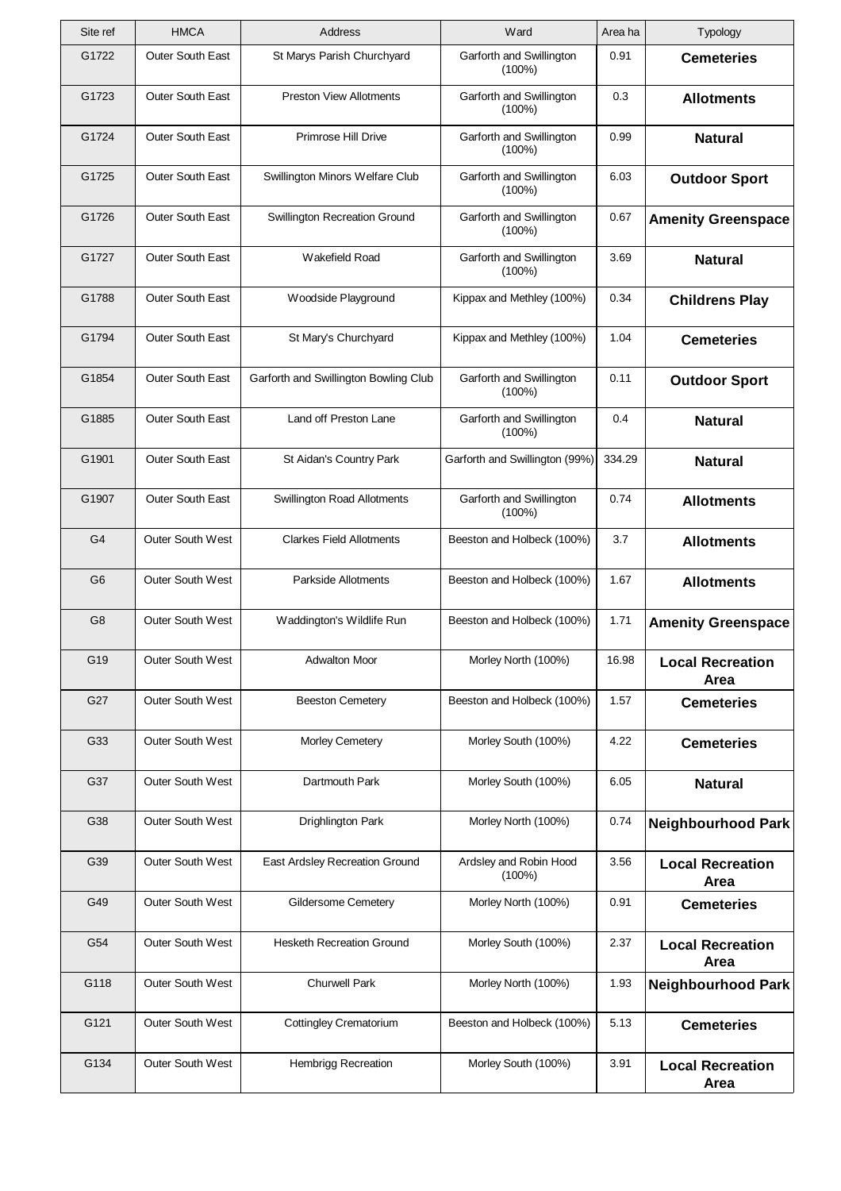| Site ref | HMCA | Address | Ward | Area ha | Typology |
|---|---|---|---|---|---|
| G1722 | Outer South East | St Marys Parish Churchyard | Garforth and Swillington (100%) | 0.91 | **Cemeteries** |
| G1723 | Outer South East | Preston View Allotments | Garforth and Swillington (100%) | 0.3 | **Allotments** |
| G1724 | Outer South East | Primrose Hill Drive | Garforth and Swillington (100%) | 0.99 | **Natural** |
| G1725 | Outer South East | Swillington Minors Welfare Club | Garforth and Swillington (100%) | 6.03 | **Outdoor Sport** |
| G1726 | Outer South East | Swillington Recreation Ground | Garforth and Swillington (100%) | 0.67 | **Amenity Greenspace** |
| G1727 | Outer South East | Wakefield Road | Garforth and Swillington (100%) | 3.69 | **Natural** |
| G1788 | Outer South East | Woodside Playground | Kippax and Methley (100%) | 0.34 | **Childrens Play** |
| G1794 | Outer South East | St Mary's Churchyard | Kippax and Methley (100%) | 1.04 | **Cemeteries** |
| G1854 | Outer South East | Garforth and Swillington Bowling Club | Garforth and Swillington (100%) | 0.11 | **Outdoor Sport** |
| G1885 | Outer South East | Land off Preston Lane | Garforth and Swillington (100%) | 0.4 | **Natural** |
| G1901 | Outer South East | St Aidan's Country Park | Garforth and Swillington (99%) | 334.29 | **Natural** |
| G1907 | Outer South East | Swillington Road Allotments | Garforth and Swillington (100%) | 0.74 | **Allotments** |
| G4 | Outer South West | Clarkes Field Allotments | Beeston and Holbeck (100%) | 3.7 | **Allotments** |
| G6 | Outer South West | Parkside Allotments | Beeston and Holbeck (100%) | 1.67 | **Allotments** |
| G8 | Outer South West | Waddington's Wildlife Run | Beeston and Holbeck (100%) | 1.71 | **Amenity Greenspace** |
| G19 | Outer South West | Adwalton Moor | Morley North (100%) | 16.98 | **Local Recreation Area** |
| G27 | Outer South West | Beeston Cemetery | Beeston and Holbeck (100%) | 1.57 | **Cemeteries** |
| G33 | Outer South West | Morley Cemetery | Morley South (100%) | 4.22 | **Cemeteries** |
| G37 | Outer South West | Dartmouth Park | Morley South (100%) | 6.05 | **Natural** |
| G38 | Outer South West | Drighlington Park | Morley North (100%) | 0.74 | **Neighbourhood Park** |
| G39 | Outer South West | East Ardsley Recreation Ground | Ardsley and Robin Hood (100%) | 3.56 | **Local Recreation Area** |
| G49 | Outer South West | Gildersome Cemetery | Morley North (100%) | 0.91 | **Cemeteries** |
| G54 | Outer South West | Hesketh Recreation Ground | Morley South (100%) | 2.37 | **Local Recreation Area** |
| G118 | Outer South West | Churwell Park | Morley North (100%) | 1.93 | **Neighbourhood Park** |
| G121 | Outer South West | Cottingley Crematorium | Beeston and Holbeck (100%) | 5.13 | **Cemeteries** |
| G134 | Outer South West | Hembrigg Recreation | Morley South (100%) | 3.91 | **Local Recreation Area** |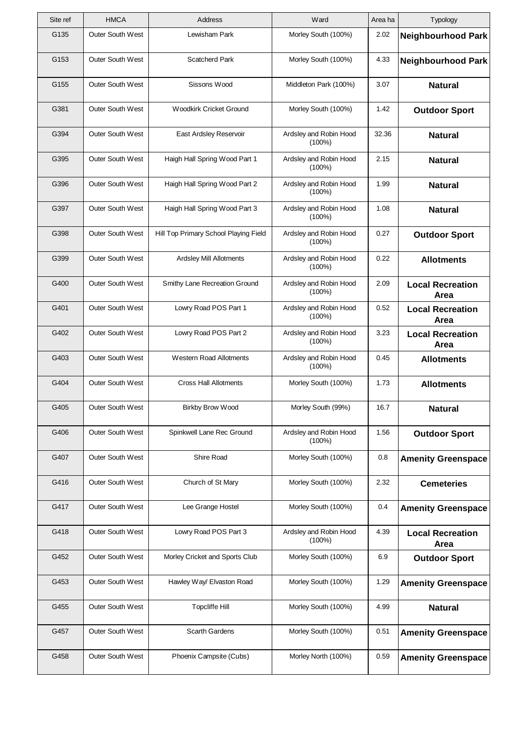| Site ref | HMCA | Address | Ward | Area ha | Typology |
|---|---|---|---|---|---|
| G135 | Outer South West | Lewisham Park | Morley South (100%) | 2.02 | **Neighbourhood Park** |
| G153 | Outer South West | Scatcherd Park | Morley South (100%) | 4.33 | **Neighbourhood Park** |
| G155 | Outer South West | Sissons Wood | Middleton Park (100%) | 3.07 | **Natural** |
| G381 | Outer South West | Woodkirk Cricket Ground | Morley South (100%) | 1.42 | **Outdoor Sport** |
| G394 | Outer South West | East Ardsley Reservoir | Ardsley and Robin Hood (100%) | 32.36 | **Natural** |
| G395 | Outer South West | Haigh Hall Spring Wood Part 1 | Ardsley and Robin Hood (100%) | 2.15 | **Natural** |
| G396 | Outer South West | Haigh Hall Spring Wood Part 2 | Ardsley and Robin Hood (100%) | 1.99 | **Natural** |
| G397 | Outer South West | Haigh Hall Spring Wood Part 3 | Ardsley and Robin Hood (100%) | 1.08 | **Natural** |
| G398 | Outer South West | Hill Top Primary School Playing Field | Ardsley and Robin Hood (100%) | 0.27 | **Outdoor Sport** |
| G399 | Outer South West | Ardsley Mill Allotments | Ardsley and Robin Hood (100%) | 0.22 | **Allotments** |
| G400 | Outer South West | Smithy Lane Recreation Ground | Ardsley and Robin Hood (100%) | 2.09 | **Local Recreation Area** |
| G401 | Outer South West | Lowry Road POS Part 1 | Ardsley and Robin Hood (100%) | 0.52 | **Local Recreation Area** |
| G402 | Outer South West | Lowry Road POS Part 2 | Ardsley and Robin Hood (100%) | 3.23 | **Local Recreation Area** |
| G403 | Outer South West | Western Road Allotments | Ardsley and Robin Hood (100%) | 0.45 | **Allotments** |
| G404 | Outer South West | Cross Hall Allotments | Morley South (100%) | 1.73 | **Allotments** |
| G405 | Outer South West | Birkby Brow Wood | Morley South (99%) | 16.7 | **Natural** |
| G406 | Outer South West | Spinkwell Lane Rec Ground | Ardsley and Robin Hood (100%) | 1.56 | **Outdoor Sport** |
| G407 | Outer South West | Shire Road | Morley South (100%) | 0.8 | **Amenity Greenspace** |
| G416 | Outer South West | Church of St Mary | Morley South (100%) | 2.32 | **Cemeteries** |
| G417 | Outer South West | Lee Grange Hostel | Morley South (100%) | 0.4 | **Amenity Greenspace** |
| G418 | Outer South West | Lowry Road POS Part 3 | Ardsley and Robin Hood (100%) | 4.39 | **Local Recreation Area** |
| G452 | Outer South West | Morley Cricket and Sports Club | Morley South (100%) | 6.9 | **Outdoor Sport** |
| G453 | Outer South West | Hawley Way/ Elvaston Road | Morley South (100%) | 1.29 | **Amenity Greenspace** |
| G455 | Outer South West | Topcliffe Hill | Morley South (100%) | 4.99 | **Natural** |
| G457 | Outer South West | Scarth Gardens | Morley South (100%) | 0.51 | **Amenity Greenspace** |
| G458 | Outer South West | Phoenix Campsite (Cubs) | Morley North (100%) | 0.59 | **Amenity Greenspace** |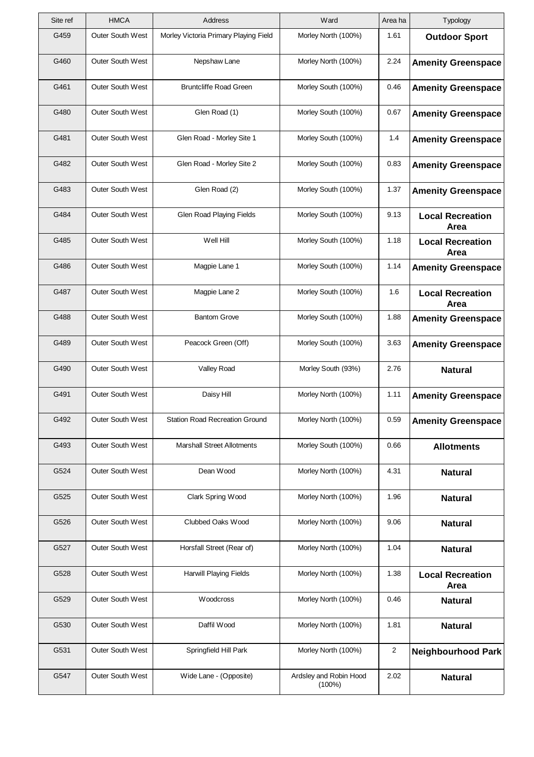| Site ref | HMCA | Address | Ward | Area ha | Typology |
|---|---|---|---|---|---|
| G459 | Outer South West | Morley Victoria Primary Playing Field | Morley North (100%) | 1.61 | **Outdoor Sport** |
| G460 | Outer South West | Nepshaw Lane | Morley North (100%) | 2.24 | **Amenity Greenspace** |
| G461 | Outer South West | Bruntcliffe Road Green | Morley South (100%) | 0.46 | **Amenity Greenspace** |
| G480 | Outer South West | Glen Road (1) | Morley South (100%) | 0.67 | **Amenity Greenspace** |
| G481 | Outer South West | Glen Road - Morley Site 1 | Morley South (100%) | 1.4 | **Amenity Greenspace** |
| G482 | Outer South West | Glen Road - Morley Site 2 | Morley South (100%) | 0.83 | **Amenity Greenspace** |
| G483 | Outer South West | Glen Road (2) | Morley South (100%) | 1.37 | **Amenity Greenspace** |
| G484 | Outer South West | Glen Road Playing Fields | Morley South (100%) | 9.13 | **Local Recreation Area** |
| G485 | Outer South West | Well Hill | Morley South (100%) | 1.18 | **Local Recreation Area** |
| G486 | Outer South West | Magpie Lane 1 | Morley South (100%) | 1.14 | **Amenity Greenspace** |
| G487 | Outer South West | Magpie Lane 2 | Morley South (100%) | 1.6 | **Local Recreation Area** |
| G488 | Outer South West | Bantom Grove | Morley South (100%) | 1.88 | **Amenity Greenspace** |
| G489 | Outer South West | Peacock Green (Off) | Morley South (100%) | 3.63 | **Amenity Greenspace** |
| G490 | Outer South West | Valley Road | Morley South (93%) | 2.76 | **Natural** |
| G491 | Outer South West | Daisy Hill | Morley North (100%) | 1.11 | **Amenity Greenspace** |
| G492 | Outer South West | Station Road Recreation Ground | Morley North (100%) | 0.59 | **Amenity Greenspace** |
| G493 | Outer South West | Marshall Street Allotments | Morley South (100%) | 0.66 | **Allotments** |
| G524 | Outer South West | Dean Wood | Morley North (100%) | 4.31 | **Natural** |
| G525 | Outer South West | Clark Spring Wood | Morley North (100%) | 1.96 | **Natural** |
| G526 | Outer South West | Clubbed Oaks Wood | Morley North (100%) | 9.06 | **Natural** |
| G527 | Outer South West | Horsfall Street (Rear of) | Morley North (100%) | 1.04 | **Natural** |
| G528 | Outer South West | Harwill Playing Fields | Morley North (100%) | 1.38 | **Local Recreation Area** |
| G529 | Outer South West | Woodcross | Morley North (100%) | 0.46 | **Natural** |
| G530 | Outer South West | Daffil Wood | Morley North (100%) | 1.81 | **Natural** |
| G531 | Outer South West | Springfield Hill Park | Morley North (100%) | 2 | **Neighbourhood Park** |
| G547 | Outer South West | Wide Lane - (Opposite) | Ardsley and Robin Hood (100%) | 2.02 | **Natural** |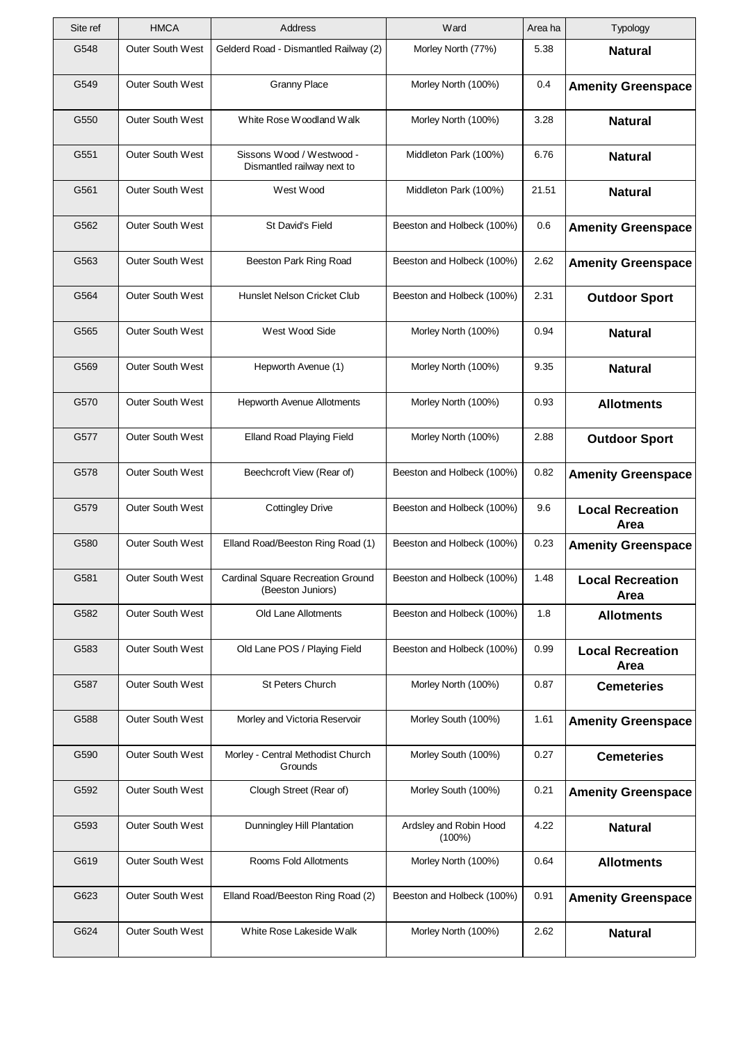| Site ref | HMCA | Address | Ward | Area ha | Typology |
|---|---|---|---|---|---|
| G548 | Outer South West | Gelderd Road - Dismantled Railway (2) | Morley North (77%) | 5.38 | **Natural** |
| G549 | Outer South West | Granny Place | Morley North (100%) | 0.4 | **Amenity Greenspace** |
| G550 | Outer South West | White Rose Woodland Walk | Morley North (100%) | 3.28 | **Natural** |
| G551 | Outer South West | Sissons Wood / Westwood - Dismantled railway next to | Middleton Park (100%) | 6.76 | **Natural** |
| G561 | Outer South West | West Wood | Middleton Park (100%) | 21.51 | **Natural** |
| G562 | Outer South West | St David's Field | Beeston and Holbeck (100%) | 0.6 | **Amenity Greenspace** |
| G563 | Outer South West | Beeston Park Ring Road | Beeston and Holbeck (100%) | 2.62 | **Amenity Greenspace** |
| G564 | Outer South West | Hunslet Nelson Cricket Club | Beeston and Holbeck (100%) | 2.31 | **Outdoor Sport** |
| G565 | Outer South West | West Wood Side | Morley North (100%) | 0.94 | **Natural** |
| G569 | Outer South West | Hepworth Avenue (1) | Morley North (100%) | 9.35 | **Natural** |
| G570 | Outer South West | Hepworth Avenue Allotments | Morley North (100%) | 0.93 | **Allotments** |
| G577 | Outer South West | Elland Road Playing Field | Morley North (100%) | 2.88 | **Outdoor Sport** |
| G578 | Outer South West | Beechcroft View (Rear of) | Beeston and Holbeck (100%) | 0.82 | **Amenity Greenspace** |
| G579 | Outer South West | Cottingley Drive | Beeston and Holbeck (100%) | 9.6 | **Local Recreation Area** |
| G580 | Outer South West | Elland Road/Beeston Ring Road (1) | Beeston and Holbeck (100%) | 0.23 | **Amenity Greenspace** |
| G581 | Outer South West | Cardinal Square Recreation Ground (Beeston Juniors) | Beeston and Holbeck (100%) | 1.48 | **Local Recreation Area** |
| G582 | Outer South West | Old Lane Allotments | Beeston and Holbeck (100%) | 1.8 | **Allotments** |
| G583 | Outer South West | Old Lane POS / Playing Field | Beeston and Holbeck (100%) | 0.99 | **Local Recreation Area** |
| G587 | Outer South West | St Peters Church | Morley North (100%) | 0.87 | **Cemeteries** |
| G588 | Outer South West | Morley and Victoria Reservoir | Morley South (100%) | 1.61 | **Amenity Greenspace** |
| G590 | Outer South West | Morley - Central Methodist Church Grounds | Morley South (100%) | 0.27 | **Cemeteries** |
| G592 | Outer South West | Clough Street (Rear of) | Morley South (100%) | 0.21 | **Amenity Greenspace** |
| G593 | Outer South West | Dunningley Hill Plantation | Ardsley and Robin Hood (100%) | 4.22 | **Natural** |
| G619 | Outer South West | Rooms Fold Allotments | Morley North (100%) | 0.64 | **Allotments** |
| G623 | Outer South West | Elland Road/Beeston Ring Road (2) | Beeston and Holbeck (100%) | 0.91 | **Amenity Greenspace** |
| G624 | Outer South West | White Rose Lakeside Walk | Morley North (100%) | 2.62 | **Natural** |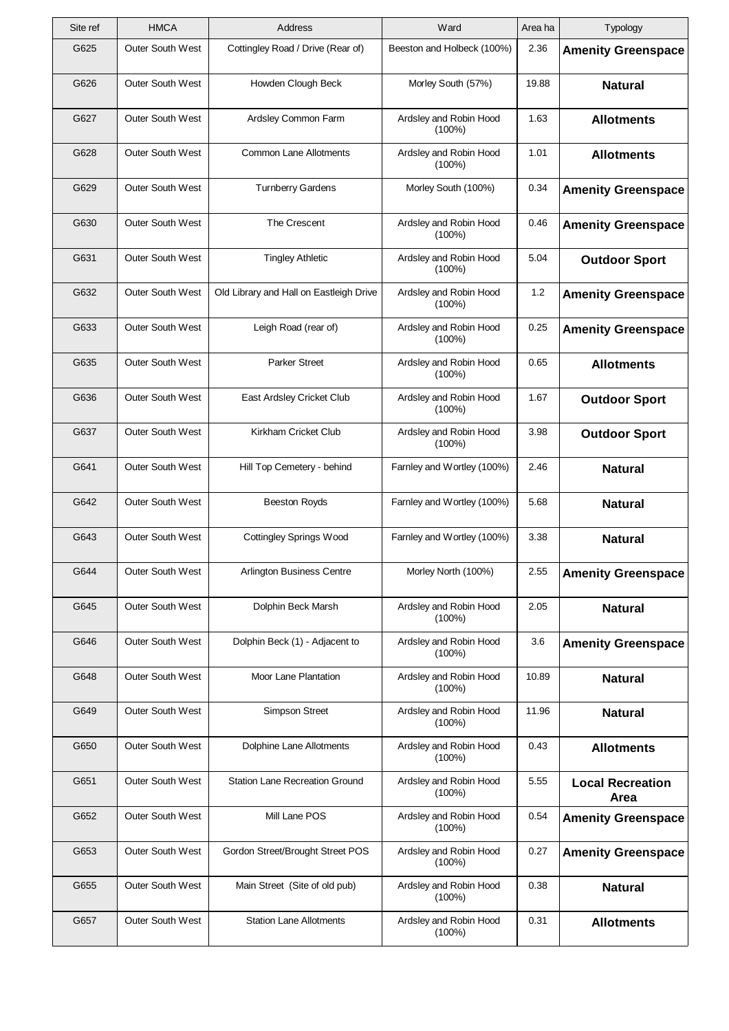| Site ref | HMCA | Address | Ward | Area ha | Typology |
|---|---|---|---|---|---|
| G625 | Outer South West | Cottingley Road / Drive (Rear of) | Beeston and Holbeck (100%) | 2.36 | **Amenity Greenspace** |
| G626 | Outer South West | Howden Clough Beck | Morley South (57%) | 19.88 | **Natural** |
| G627 | Outer South West | Ardsley Common Farm | Ardsley and Robin Hood (100%) | 1.63 | **Allotments** |
| G628 | Outer South West | Common Lane Allotments | Ardsley and Robin Hood (100%) | 1.01 | **Allotments** |
| G629 | Outer South West | Turnberry Gardens | Morley South (100%) | 0.34 | **Amenity Greenspace** |
| G630 | Outer South West | The Crescent | Ardsley and Robin Hood (100%) | 0.46 | **Amenity Greenspace** |
| G631 | Outer South West | Tingley Athletic | Ardsley and Robin Hood (100%) | 5.04 | **Outdoor Sport** |
| G632 | Outer South West | Old Library and Hall on Eastleigh Drive | Ardsley and Robin Hood (100%) | 1.2 | **Amenity Greenspace** |
| G633 | Outer South West | Leigh Road (rear of) | Ardsley and Robin Hood (100%) | 0.25 | **Amenity Greenspace** |
| G635 | Outer South West | Parker Street | Ardsley and Robin Hood (100%) | 0.65 | **Allotments** |
| G636 | Outer South West | East Ardsley Cricket Club | Ardsley and Robin Hood (100%) | 1.67 | **Outdoor Sport** |
| G637 | Outer South West | Kirkham Cricket Club | Ardsley and Robin Hood (100%) | 3.98 | **Outdoor Sport** |
| G641 | Outer South West | Hill Top Cemetery - behind | Farnley and Wortley (100%) | 2.46 | **Natural** |
| G642 | Outer South West | Beeston Royds | Farnley and Wortley (100%) | 5.68 | **Natural** |
| G643 | Outer South West | Cottingley Springs Wood | Farnley and Wortley (100%) | 3.38 | **Natural** |
| G644 | Outer South West | Arlington Business Centre | Morley North (100%) | 2.55 | **Amenity Greenspace** |
| G645 | Outer South West | Dolphin Beck Marsh | Ardsley and Robin Hood (100%) | 2.05 | **Natural** |
| G646 | Outer South West | Dolphin Beck (1) - Adjacent to | Ardsley and Robin Hood (100%) | 3.6 | **Amenity Greenspace** |
| G648 | Outer South West | Moor Lane Plantation | Ardsley and Robin Hood (100%) | 10.89 | **Natural** |
| G649 | Outer South West | Simpson Street | Ardsley and Robin Hood (100%) | 11.96 | **Natural** |
| G650 | Outer South West | Dolphine Lane Allotments | Ardsley and Robin Hood (100%) | 0.43 | **Allotments** |
| G651 | Outer South West | Station Lane Recreation Ground | Ardsley and Robin Hood (100%) | 5.55 | **Local Recreation Area** |
| G652 | Outer South West | Mill Lane POS | Ardsley and Robin Hood (100%) | 0.54 | **Amenity Greenspace** |
| G653 | Outer South West | Gordon Street/Brought Street POS | Ardsley and Robin Hood (100%) | 0.27 | **Amenity Greenspace** |
| G655 | Outer South West | Main Street (Site of old pub) | Ardsley and Robin Hood (100%) | 0.38 | **Natural** |
| G657 | Outer South West | Station Lane Allotments | Ardsley and Robin Hood (100%) | 0.31 | **Allotments** |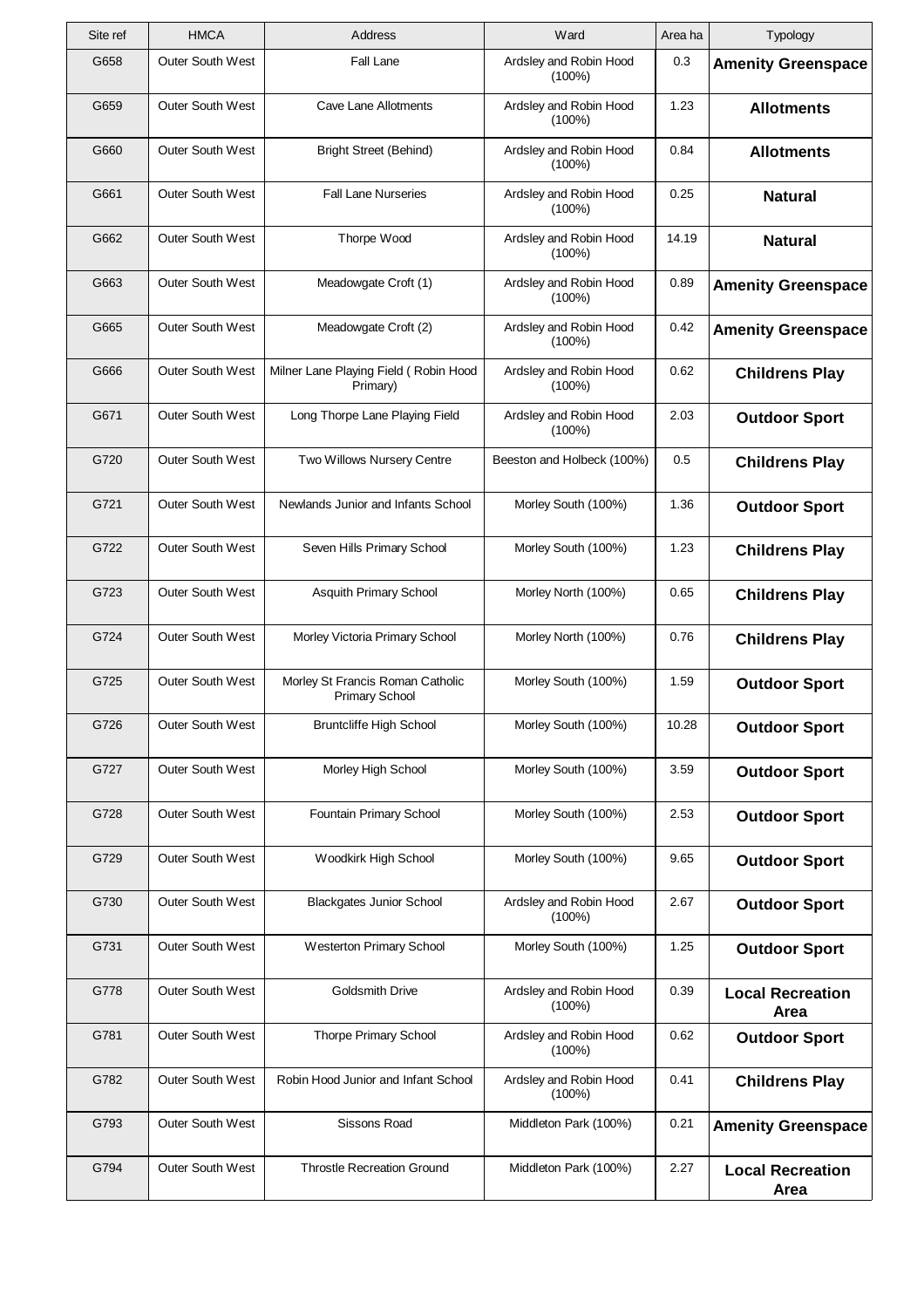| Site ref | HMCA | Address | Ward | Area ha | Typology |
|---|---|---|---|---|---|
| G658 | Outer South West | Fall Lane | Ardsley and Robin Hood (100%) | 0.3 | **Amenity Greenspace** |
| G659 | Outer South West | Cave Lane Allotments | Ardsley and Robin Hood (100%) | 1.23 | **Allotments** |
| G660 | Outer South West | Bright Street (Behind) | Ardsley and Robin Hood (100%) | 0.84 | **Allotments** |
| G661 | Outer South West | Fall Lane Nurseries | Ardsley and Robin Hood (100%) | 0.25 | **Natural** |
| G662 | Outer South West | Thorpe Wood | Ardsley and Robin Hood (100%) | 14.19 | **Natural** |
| G663 | Outer South West | Meadowgate Croft (1) | Ardsley and Robin Hood (100%) | 0.89 | **Amenity Greenspace** |
| G665 | Outer South West | Meadowgate Croft (2) | Ardsley and Robin Hood (100%) | 0.42 | **Amenity Greenspace** |
| G666 | Outer South West | Milner Lane Playing Field ( Robin Hood Primary) | Ardsley and Robin Hood (100%) | 0.62 | **Childrens Play** |
| G671 | Outer South West | Long Thorpe Lane Playing Field | Ardsley and Robin Hood (100%) | 2.03 | **Outdoor Sport** |
| G720 | Outer South West | Two Willows Nursery Centre | Beeston and Holbeck (100%) | 0.5 | **Childrens Play** |
| G721 | Outer South West | Newlands Junior and Infants School | Morley South (100%) | 1.36 | **Outdoor Sport** |
| G722 | Outer South West | Seven Hills Primary School | Morley South (100%) | 1.23 | **Childrens Play** |
| G723 | Outer South West | Asquith Primary School | Morley North (100%) | 0.65 | **Childrens Play** |
| G724 | Outer South West | Morley Victoria Primary School | Morley North (100%) | 0.76 | **Childrens Play** |
| G725 | Outer South West | Morley St Francis Roman Catholic Primary School | Morley South (100%) | 1.59 | **Outdoor Sport** |
| G726 | Outer South West | Bruntcliffe High School | Morley South (100%) | 10.28 | **Outdoor Sport** |
| G727 | Outer South West | Morley High School | Morley South (100%) | 3.59 | **Outdoor Sport** |
| G728 | Outer South West | Fountain Primary School | Morley South (100%) | 2.53 | **Outdoor Sport** |
| G729 | Outer South West | Woodkirk High School | Morley South (100%) | 9.65 | **Outdoor Sport** |
| G730 | Outer South West | Blackgates Junior School | Ardsley and Robin Hood (100%) | 2.67 | **Outdoor Sport** |
| G731 | Outer South West | Westerton Primary School | Morley South (100%) | 1.25 | **Outdoor Sport** |
| G778 | Outer South West | Goldsmith Drive | Ardsley and Robin Hood (100%) | 0.39 | **Local Recreation Area** |
| G781 | Outer South West | Thorpe Primary School | Ardsley and Robin Hood (100%) | 0.62 | **Outdoor Sport** |
| G782 | Outer South West | Robin Hood Junior and Infant School | Ardsley and Robin Hood (100%) | 0.41 | **Childrens Play** |
| G793 | Outer South West | Sissons Road | Middleton Park (100%) | 0.21 | **Amenity Greenspace** |
| G794 | Outer South West | Throstle Recreation Ground | Middleton Park (100%) | 2.27 | **Local Recreation Area** |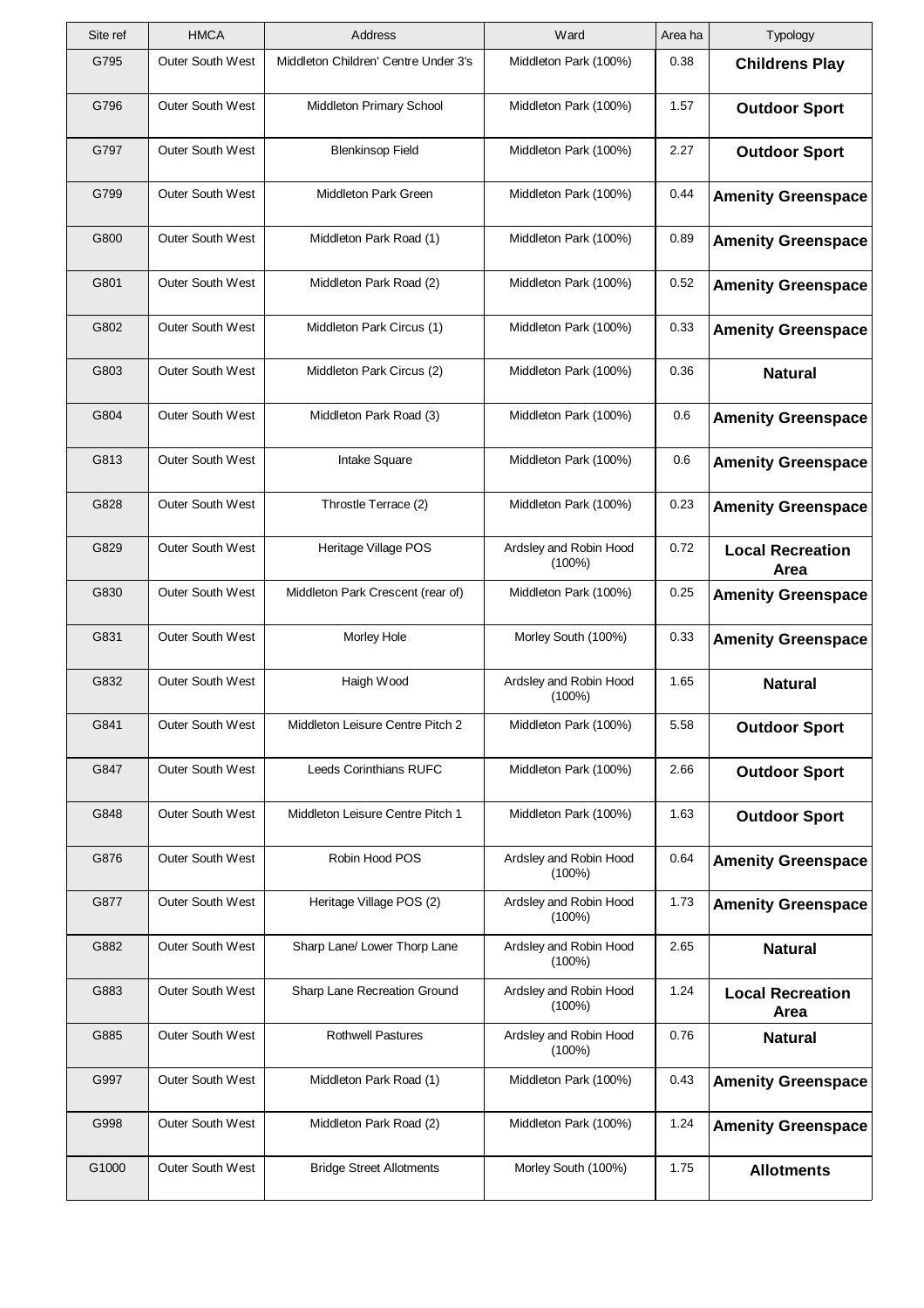| Site ref | HMCA | Address | Ward | Area ha | Typology |
|---|---|---|---|---|---|
| G795 | Outer South West | Middleton Children' Centre Under 3's | Middleton Park (100%) | 0.38 | **Childrens Play** |
| G796 | Outer South West | Middleton Primary School | Middleton Park (100%) | 1.57 | **Outdoor Sport** |
| G797 | Outer South West | Blenkinsop Field | Middleton Park (100%) | 2.27 | **Outdoor Sport** |
| G799 | Outer South West | Middleton Park Green | Middleton Park (100%) | 0.44 | **Amenity Greenspace** |
| G800 | Outer South West | Middleton Park Road (1) | Middleton Park (100%) | 0.89 | **Amenity Greenspace** |
| G801 | Outer South West | Middleton Park Road (2) | Middleton Park (100%) | 0.52 | **Amenity Greenspace** |
| G802 | Outer South West | Middleton Park Circus (1) | Middleton Park (100%) | 0.33 | **Amenity Greenspace** |
| G803 | Outer South West | Middleton Park Circus (2) | Middleton Park (100%) | 0.36 | **Natural** |
| G804 | Outer South West | Middleton Park Road (3) | Middleton Park (100%) | 0.6 | **Amenity Greenspace** |
| G813 | Outer South West | Intake Square | Middleton Park (100%) | 0.6 | **Amenity Greenspace** |
| G828 | Outer South West | Throstle Terrace (2) | Middleton Park (100%) | 0.23 | **Amenity Greenspace** |
| G829 | Outer South West | Heritage Village POS | Ardsley and Robin Hood (100%) | 0.72 | **Local Recreation Area** |
| G830 | Outer South West | Middleton Park Crescent (rear of) | Middleton Park (100%) | 0.25 | **Amenity Greenspace** |
| G831 | Outer South West | Morley Hole | Morley South (100%) | 0.33 | **Amenity Greenspace** |
| G832 | Outer South West | Haigh Wood | Ardsley and Robin Hood (100%) | 1.65 | **Natural** |
| G841 | Outer South West | Middleton Leisure Centre Pitch 2 | Middleton Park (100%) | 5.58 | **Outdoor Sport** |
| G847 | Outer South West | Leeds Corinthians RUFC | Middleton Park (100%) | 2.66 | **Outdoor Sport** |
| G848 | Outer South West | Middleton Leisure Centre Pitch 1 | Middleton Park (100%) | 1.63 | **Outdoor Sport** |
| G876 | Outer South West | Robin Hood POS | Ardsley and Robin Hood (100%) | 0.64 | **Amenity Greenspace** |
| G877 | Outer South West | Heritage Village POS (2) | Ardsley and Robin Hood (100%) | 1.73 | **Amenity Greenspace** |
| G882 | Outer South West | Sharp Lane/ Lower Thorp Lane | Ardsley and Robin Hood (100%) | 2.65 | **Natural** |
| G883 | Outer South West | Sharp Lane Recreation Ground | Ardsley and Robin Hood (100%) | 1.24 | **Local Recreation Area** |
| G885 | Outer South West | Rothwell Pastures | Ardsley and Robin Hood (100%) | 0.76 | **Natural** |
| G997 | Outer South West | Middleton Park Road (1) | Middleton Park (100%) | 0.43 | **Amenity Greenspace** |
| G998 | Outer South West | Middleton Park Road (2) | Middleton Park (100%) | 1.24 | **Amenity Greenspace** |
| G1000 | Outer South West | Bridge Street Allotments | Morley South (100%) | 1.75 | **Allotments** |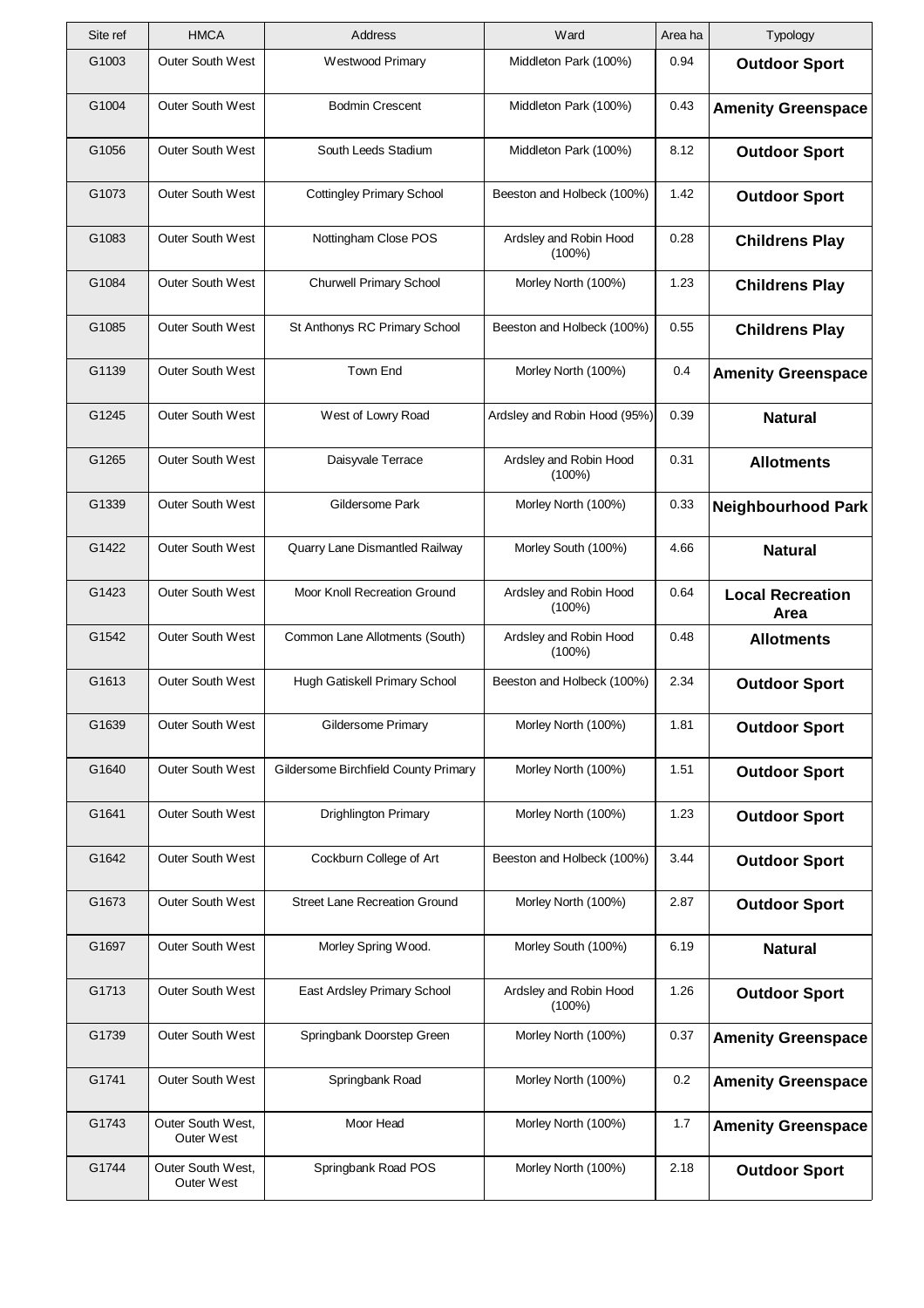| Site ref | HMCA | Address | Ward | Area ha | Typology |
|---|---|---|---|---|---|
| G1003 | Outer South West | Westwood Primary | Middleton Park (100%) | 0.94 | **Outdoor Sport** |
| G1004 | Outer South West | Bodmin Crescent | Middleton Park (100%) | 0.43 | **Amenity Greenspace** |
| G1056 | Outer South West | South Leeds Stadium | Middleton Park (100%) | 8.12 | **Outdoor Sport** |
| G1073 | Outer South West | Cottingley Primary School | Beeston and Holbeck (100%) | 1.42 | **Outdoor Sport** |
| G1083 | Outer South West | Nottingham Close POS | Ardsley and Robin Hood (100%) | 0.28 | **Childrens Play** |
| G1084 | Outer South West | Churwell Primary School | Morley North (100%) | 1.23 | **Childrens Play** |
| G1085 | Outer South West | St Anthonys RC Primary School | Beeston and Holbeck (100%) | 0.55 | **Childrens Play** |
| G1139 | Outer South West | Town End | Morley North (100%) | 0.4 | **Amenity Greenspace** |
| G1245 | Outer South West | West of Lowry Road | Ardsley and Robin Hood (95%) | 0.39 | **Natural** |
| G1265 | Outer South West | Daisyvale Terrace | Ardsley and Robin Hood (100%) | 0.31 | **Allotments** |
| G1339 | Outer South West | Gildersome Park | Morley North (100%) | 0.33 | **Neighbourhood Park** |
| G1422 | Outer South West | Quarry Lane Dismantled Railway | Morley South (100%) | 4.66 | **Natural** |
| G1423 | Outer South West | Moor Knoll Recreation Ground | Ardsley and Robin Hood (100%) | 0.64 | **Local Recreation Area** |
| G1542 | Outer South West | Common Lane Allotments (South) | Ardsley and Robin Hood (100%) | 0.48 | **Allotments** |
| G1613 | Outer South West | Hugh Gatiskell Primary School | Beeston and Holbeck (100%) | 2.34 | **Outdoor Sport** |
| G1639 | Outer South West | Gildersome Primary | Morley North (100%) | 1.81 | **Outdoor Sport** |
| G1640 | Outer South West | Gildersome Birchfield County Primary | Morley North (100%) | 1.51 | **Outdoor Sport** |
| G1641 | Outer South West | Drighlington Primary | Morley North (100%) | 1.23 | **Outdoor Sport** |
| G1642 | Outer South West | Cockburn College of Art | Beeston and Holbeck (100%) | 3.44 | **Outdoor Sport** |
| G1673 | Outer South West | Street Lane Recreation Ground | Morley North (100%) | 2.87 | **Outdoor Sport** |
| G1697 | Outer South West | Morley Spring Wood. | Morley South (100%) | 6.19 | **Natural** |
| G1713 | Outer South West | East Ardsley Primary School | Ardsley and Robin Hood (100%) | 1.26 | **Outdoor Sport** |
| G1739 | Outer South West | Springbank Doorstep Green | Morley North (100%) | 0.37 | **Amenity Greenspace** |
| G1741 | Outer South West | Springbank Road | Morley North (100%) | 0.2 | **Amenity Greenspace** |
| G1743 | Outer South West, Outer West | Moor Head | Morley North (100%) | 1.7 | **Amenity Greenspace** |
| G1744 | Outer South West, Outer West | Springbank Road POS | Morley North (100%) | 2.18 | **Outdoor Sport** |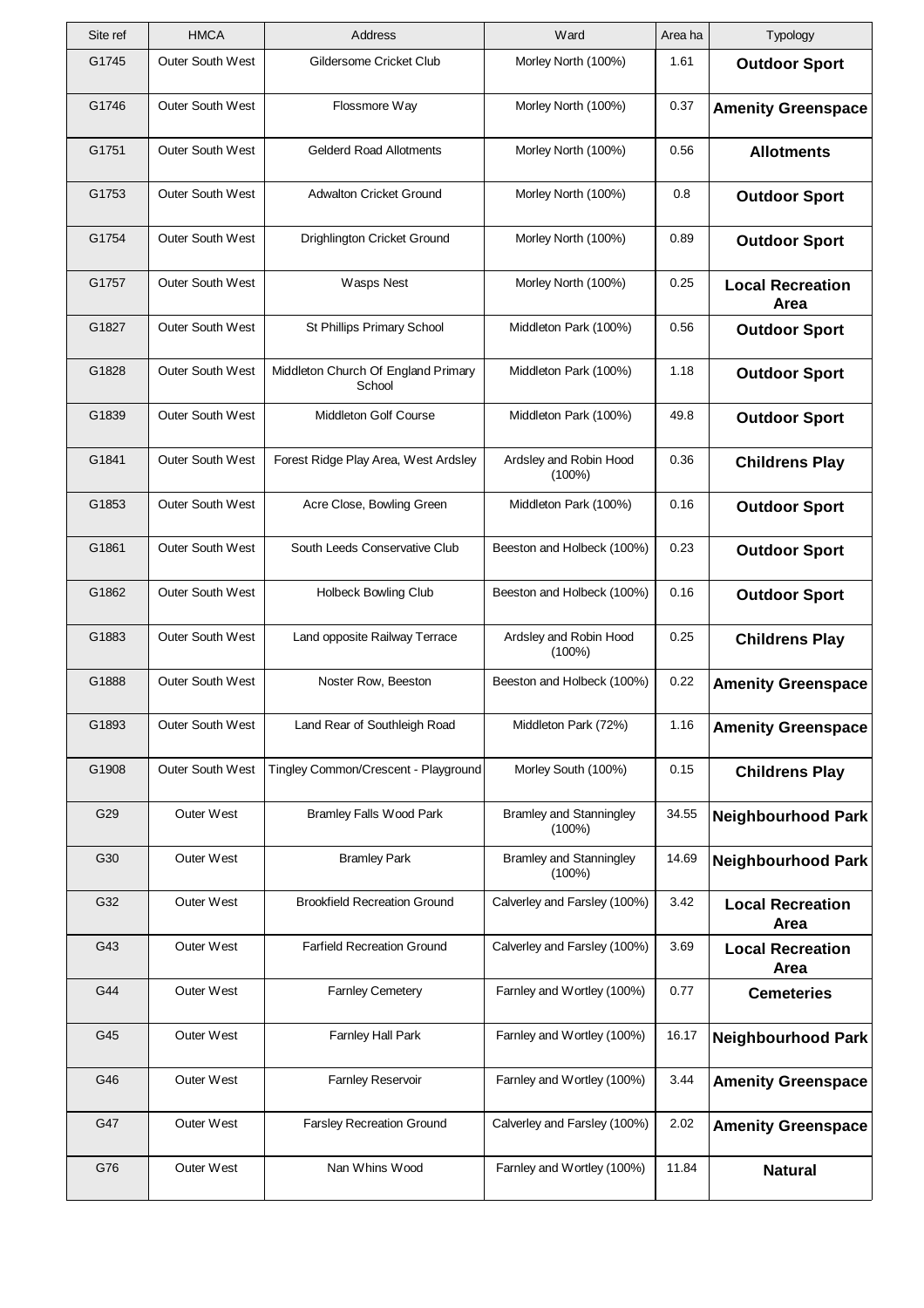| Site ref | HMCA | Address | Ward | Area ha | Typology |
|---|---|---|---|---|---|
| G1745 | Outer South West | Gildersome Cricket Club | Morley North (100%) | 1.61 | **Outdoor Sport** |
| G1746 | Outer South West | Flossmore Way | Morley North (100%) | 0.37 | **Amenity Greenspace** |
| G1751 | Outer South West | Gelderd Road Allotments | Morley North (100%) | 0.56 | **Allotments** |
| G1753 | Outer South West | Adwalton Cricket Ground | Morley North (100%) | 0.8 | **Outdoor Sport** |
| G1754 | Outer South West | Drighlington Cricket Ground | Morley North (100%) | 0.89 | **Outdoor Sport** |
| G1757 | Outer South West | Wasps Nest | Morley North (100%) | 0.25 | **Local Recreation Area** |
| G1827 | Outer South West | St Phillips Primary School | Middleton Park (100%) | 0.56 | **Outdoor Sport** |
| G1828 | Outer South West | Middleton Church Of England Primary School | Middleton Park (100%) | 1.18 | **Outdoor Sport** |
| G1839 | Outer South West | Middleton Golf Course | Middleton Park (100%) | 49.8 | **Outdoor Sport** |
| G1841 | Outer South West | Forest Ridge Play Area, West Ardsley | Ardsley and Robin Hood (100%) | 0.36 | **Childrens Play** |
| G1853 | Outer South West | Acre Close, Bowling Green | Middleton Park (100%) | 0.16 | **Outdoor Sport** |
| G1861 | Outer South West | South Leeds Conservative Club | Beeston and Holbeck (100%) | 0.23 | **Outdoor Sport** |
| G1862 | Outer South West | Holbeck Bowling Club | Beeston and Holbeck (100%) | 0.16 | **Outdoor Sport** |
| G1883 | Outer South West | Land opposite Railway Terrace | Ardsley and Robin Hood (100%) | 0.25 | **Childrens Play** |
| G1888 | Outer South West | Noster Row, Beeston | Beeston and Holbeck (100%) | 0.22 | **Amenity Greenspace** |
| G1893 | Outer South West | Land Rear of Southleigh Road | Middleton Park (72%) | 1.16 | **Amenity Greenspace** |
| G1908 | Outer South West | Tingley Common/Crescent - Playground | Morley South (100%) | 0.15 | **Childrens Play** |
| G29 | Outer West | Bramley Falls Wood Park | Bramley and Stanningley (100%) | 34.55 | **Neighbourhood Park** |
| G30 | Outer West | Bramley Park | Bramley and Stanningley (100%) | 14.69 | **Neighbourhood Park** |
| G32 | Outer West | Brookfield Recreation Ground | Calverley and Farsley (100%) | 3.42 | **Local Recreation Area** |
| G43 | Outer West | Farfield Recreation Ground | Calverley and Farsley (100%) | 3.69 | **Local Recreation Area** |
| G44 | Outer West | Farnley Cemetery | Farnley and Wortley (100%) | 0.77 | **Cemeteries** |
| G45 | Outer West | Farnley Hall Park | Farnley and Wortley (100%) | 16.17 | **Neighbourhood Park** |
| G46 | Outer West | Farnley Reservoir | Farnley and Wortley (100%) | 3.44 | **Amenity Greenspace** |
| G47 | Outer West | Farsley Recreation Ground | Calverley and Farsley (100%) | 2.02 | **Amenity Greenspace** |
| G76 | Outer West | Nan Whins Wood | Farnley and Wortley (100%) | 11.84 | **Natural** |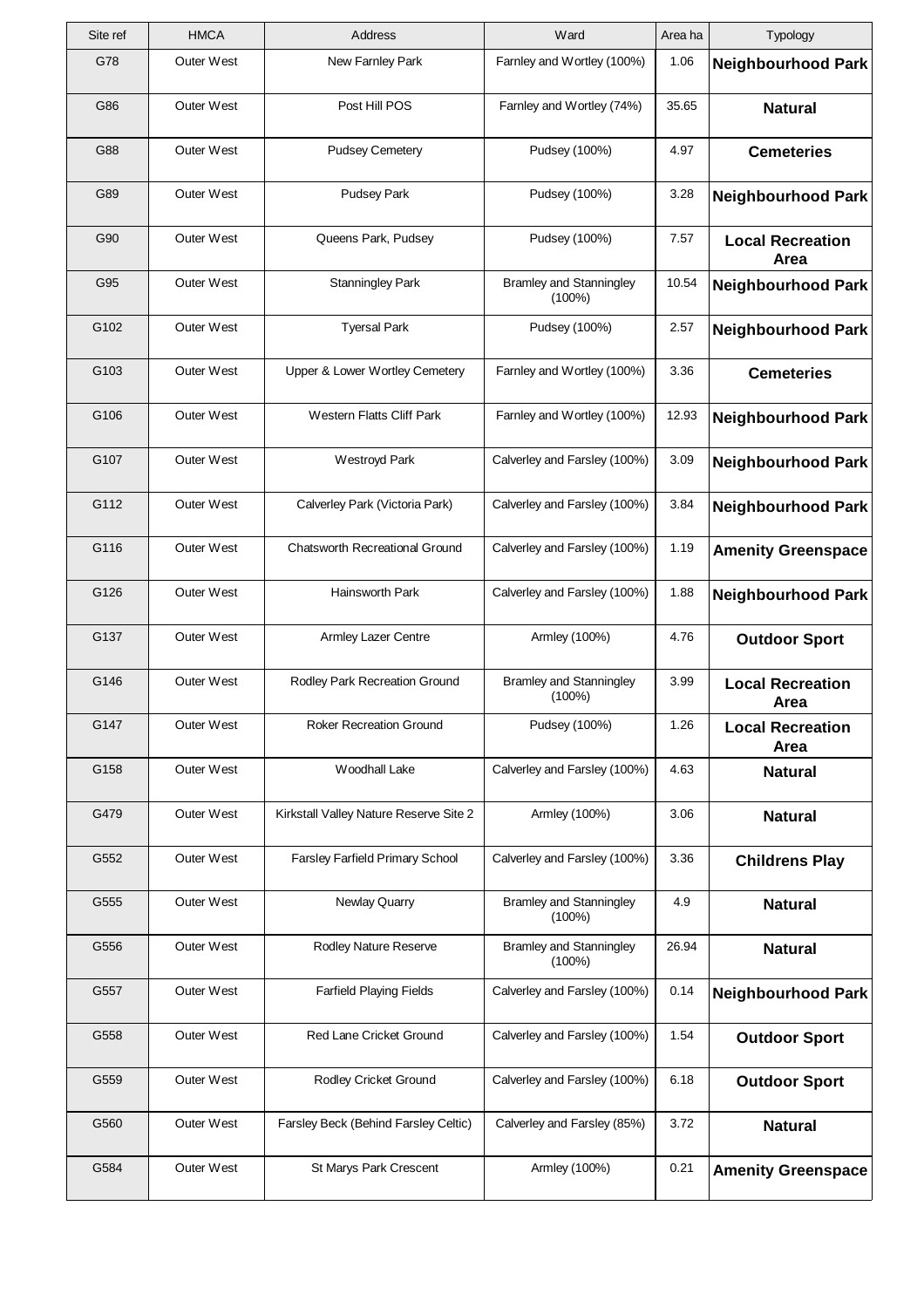| Site ref | HMCA | Address | Ward | Area ha | Typology |
|---|---|---|---|---|---|
| G78 | Outer West | New Farnley Park | Farnley and Wortley (100%) | 1.06 | **Neighbourhood Park** |
| G86 | Outer West | Post Hill POS | Farnley and Wortley (74%) | 35.65 | **Natural** |
| G88 | Outer West | Pudsey Cemetery | Pudsey (100%) | 4.97 | **Cemeteries** |
| G89 | Outer West | Pudsey Park | Pudsey (100%) | 3.28 | **Neighbourhood Park** |
| G90 | Outer West | Queens Park, Pudsey | Pudsey (100%) | 7.57 | **Local Recreation Area** |
| G95 | Outer West | Stanningley Park | Bramley and Stanningley (100%) | 10.54 | **Neighbourhood Park** |
| G102 | Outer West | Tyersal Park | Pudsey (100%) | 2.57 | **Neighbourhood Park** |
| G103 | Outer West | Upper & Lower Wortley Cemetery | Farnley and Wortley (100%) | 3.36 | **Cemeteries** |
| G106 | Outer West | Western Flatts Cliff Park | Farnley and Wortley (100%) | 12.93 | **Neighbourhood Park** |
| G107 | Outer West | Westroyd Park | Calverley and Farsley (100%) | 3.09 | **Neighbourhood Park** |
| G112 | Outer West | Calverley Park (Victoria Park) | Calverley and Farsley (100%) | 3.84 | **Neighbourhood Park** |
| G116 | Outer West | Chatsworth Recreational Ground | Calverley and Farsley (100%) | 1.19 | **Amenity Greenspace** |
| G126 | Outer West | Hainsworth Park | Calverley and Farsley (100%) | 1.88 | **Neighbourhood Park** |
| G137 | Outer West | Armley Lazer Centre | Armley (100%) | 4.76 | **Outdoor Sport** |
| G146 | Outer West | Rodley Park Recreation Ground | Bramley and Stanningley (100%) | 3.99 | **Local Recreation Area** |
| G147 | Outer West | Roker Recreation Ground | Pudsey (100%) | 1.26 | **Local Recreation Area** |
| G158 | Outer West | Woodhall Lake | Calverley and Farsley (100%) | 4.63 | **Natural** |
| G479 | Outer West | Kirkstall Valley Nature Reserve Site 2 | Armley (100%) | 3.06 | **Natural** |
| G552 | Outer West | Farsley Farfield Primary School | Calverley and Farsley (100%) | 3.36 | **Childrens Play** |
| G555 | Outer West | Newlay Quarry | Bramley and Stanningley (100%) | 4.9 | **Natural** |
| G556 | Outer West | Rodley Nature Reserve | Bramley and Stanningley (100%) | 26.94 | **Natural** |
| G557 | Outer West | Farfield Playing Fields | Calverley and Farsley (100%) | 0.14 | **Neighbourhood Park** |
| G558 | Outer West | Red Lane Cricket Ground | Calverley and Farsley (100%) | 1.54 | **Outdoor Sport** |
| G559 | Outer West | Rodley Cricket Ground | Calverley and Farsley (100%) | 6.18 | **Outdoor Sport** |
| G560 | Outer West | Farsley Beck (Behind Farsley Celtic) | Calverley and Farsley (85%) | 3.72 | **Natural** |
| G584 | Outer West | St Marys Park Crescent | Armley (100%) | 0.21 | **Amenity Greenspace** |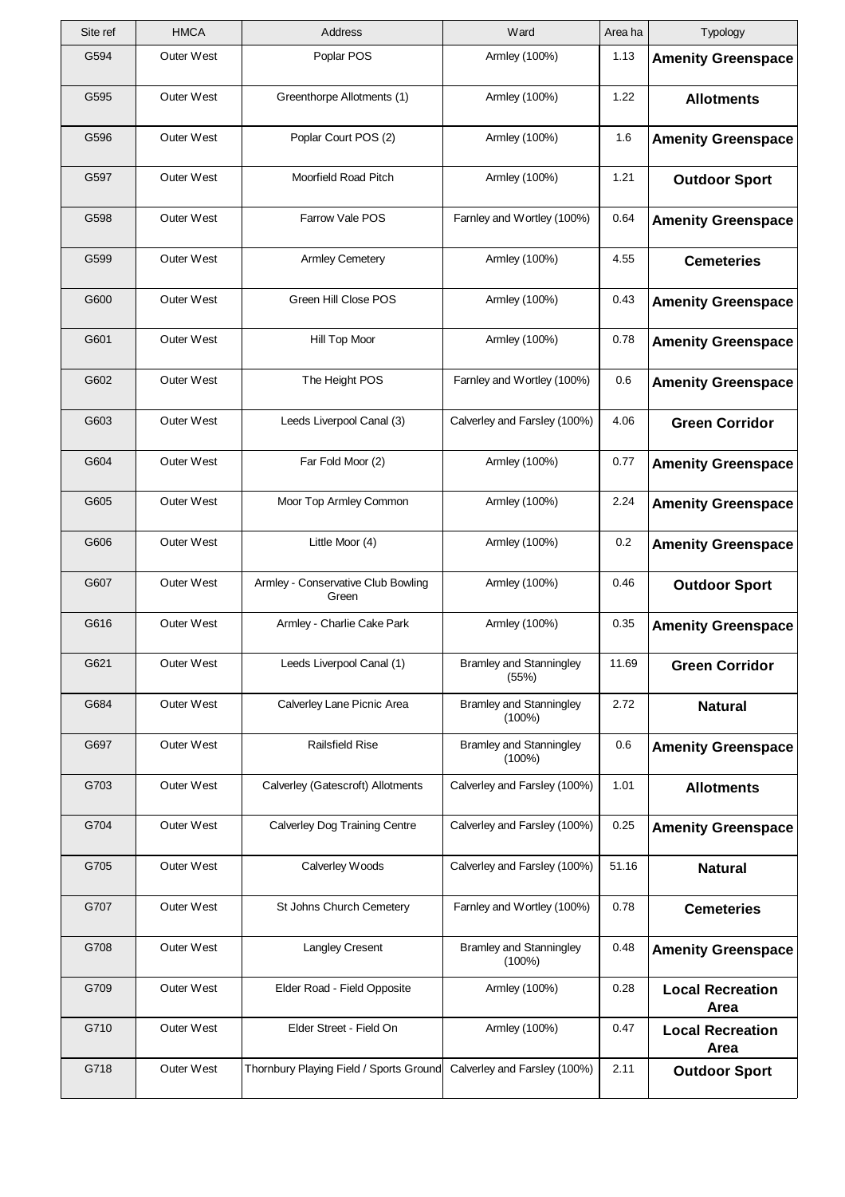| Site ref | HMCA | Address | Ward | Area ha | Typology |
|---|---|---|---|---|---|
| G594 | Outer West | Poplar POS | Armley (100%) | 1.13 | **Amenity Greenspace** |
| G595 | Outer West | Greenthorpe Allotments (1) | Armley (100%) | 1.22 | **Allotments** |
| G596 | Outer West | Poplar Court POS (2) | Armley (100%) | 1.6 | **Amenity Greenspace** |
| G597 | Outer West | Moorfield Road Pitch | Armley (100%) | 1.21 | **Outdoor Sport** |
| G598 | Outer West | Farrow Vale POS | Farnley and Wortley (100%) | 0.64 | **Amenity Greenspace** |
| G599 | Outer West | Armley Cemetery | Armley (100%) | 4.55 | **Cemeteries** |
| G600 | Outer West | Green Hill Close POS | Armley (100%) | 0.43 | **Amenity Greenspace** |
| G601 | Outer West | Hill Top Moor | Armley (100%) | 0.78 | **Amenity Greenspace** |
| G602 | Outer West | The Height POS | Farnley and Wortley (100%) | 0.6 | **Amenity Greenspace** |
| G603 | Outer West | Leeds Liverpool Canal (3) | Calverley and Farsley (100%) | 4.06 | **Green Corridor** |
| G604 | Outer West | Far Fold Moor (2) | Armley (100%) | 0.77 | **Amenity Greenspace** |
| G605 | Outer West | Moor Top Armley Common | Armley (100%) | 2.24 | **Amenity Greenspace** |
| G606 | Outer West | Little Moor (4) | Armley (100%) | 0.2 | **Amenity Greenspace** |
| G607 | Outer West | Armley - Conservative Club Bowling Green | Armley (100%) | 0.46 | **Outdoor Sport** |
| G616 | Outer West | Armley - Charlie Cake Park | Armley (100%) | 0.35 | **Amenity Greenspace** |
| G621 | Outer West | Leeds Liverpool Canal (1) | Bramley and Stanningley (55%) | 11.69 | **Green Corridor** |
| G684 | Outer West | Calverley Lane Picnic Area | Bramley and Stanningley (100%) | 2.72 | **Natural** |
| G697 | Outer West | Railsfield Rise | Bramley and Stanningley (100%) | 0.6 | **Amenity Greenspace** |
| G703 | Outer West | Calverley (Gatescroft) Allotments | Calverley and Farsley (100%) | 1.01 | **Allotments** |
| G704 | Outer West | Calverley Dog Training Centre | Calverley and Farsley (100%) | 0.25 | **Amenity Greenspace** |
| G705 | Outer West | Calverley Woods | Calverley and Farsley (100%) | 51.16 | **Natural** |
| G707 | Outer West | St Johns Church Cemetery | Farnley and Wortley (100%) | 0.78 | **Cemeteries** |
| G708 | Outer West | Langley Cresent | Bramley and Stanningley (100%) | 0.48 | **Amenity Greenspace** |
| G709 | Outer West | Elder Road - Field Opposite | Armley (100%) | 0.28 | **Local Recreation Area** |
| G710 | Outer West | Elder Street - Field On | Armley (100%) | 0.47 | **Local Recreation Area** |
| G718 | Outer West | Thornbury Playing Field / Sports Ground | Calverley and Farsley (100%) | 2.11 | **Outdoor Sport** |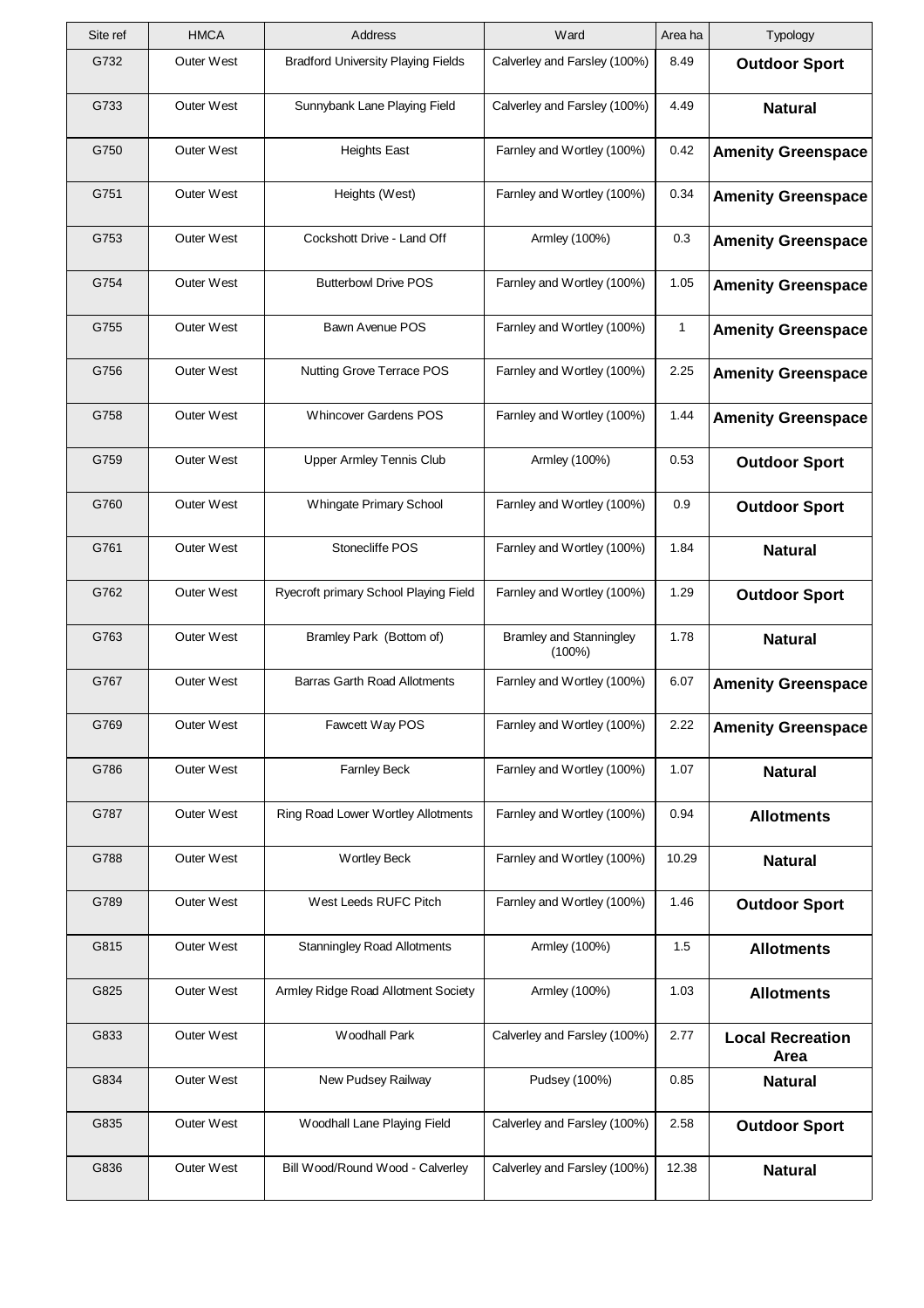| Site ref | HMCA | Address | Ward | Area ha | Typology |
|---|---|---|---|---|---|
| G732 | Outer West | Bradford University Playing Fields | Calverley and Farsley (100%) | 8.49 | **Outdoor Sport** |
| G733 | Outer West | Sunnybank Lane Playing Field | Calverley and Farsley (100%) | 4.49 | **Natural** |
| G750 | Outer West | Heights East | Farnley and Wortley (100%) | 0.42 | **Amenity Greenspace** |
| G751 | Outer West | Heights (West) | Farnley and Wortley (100%) | 0.34 | **Amenity Greenspace** |
| G753 | Outer West | Cockshott Drive - Land Off | Armley (100%) | 0.3 | **Amenity Greenspace** |
| G754 | Outer West | Butterbowl Drive POS | Farnley and Wortley (100%) | 1.05 | **Amenity Greenspace** |
| G755 | Outer West | Bawn Avenue POS | Farnley and Wortley (100%) | 1 | **Amenity Greenspace** |
| G756 | Outer West | Nutting Grove Terrace POS | Farnley and Wortley (100%) | 2.25 | **Amenity Greenspace** |
| G758 | Outer West | Whincover Gardens POS | Farnley and Wortley (100%) | 1.44 | **Amenity Greenspace** |
| G759 | Outer West | Upper Armley Tennis Club | Armley (100%) | 0.53 | **Outdoor Sport** |
| G760 | Outer West | Whingate Primary School | Farnley and Wortley (100%) | 0.9 | **Outdoor Sport** |
| G761 | Outer West | Stonecliffe POS | Farnley and Wortley (100%) | 1.84 | **Natural** |
| G762 | Outer West | Ryecroft primary School Playing Field | Farnley and Wortley (100%) | 1.29 | **Outdoor Sport** |
| G763 | Outer West | Bramley Park (Bottom of) | Bramley and Stanningley (100%) | 1.78 | **Natural** |
| G767 | Outer West | Barras Garth Road Allotments | Farnley and Wortley (100%) | 6.07 | **Amenity Greenspace** |
| G769 | Outer West | Fawcett Way POS | Farnley and Wortley (100%) | 2.22 | **Amenity Greenspace** |
| G786 | Outer West | Farnley Beck | Farnley and Wortley (100%) | 1.07 | **Natural** |
| G787 | Outer West | Ring Road Lower Wortley Allotments | Farnley and Wortley (100%) | 0.94 | **Allotments** |
| G788 | Outer West | Wortley Beck | Farnley and Wortley (100%) | 10.29 | **Natural** |
| G789 | Outer West | West Leeds RUFC Pitch | Farnley and Wortley (100%) | 1.46 | **Outdoor Sport** |
| G815 | Outer West | Stanningley Road Allotments | Armley (100%) | 1.5 | **Allotments** |
| G825 | Outer West | Armley Ridge Road Allotment Society | Armley (100%) | 1.03 | **Allotments** |
| G833 | Outer West | Woodhall Park | Calverley and Farsley (100%) | 2.77 | **Local Recreation Area** |
| G834 | Outer West | New Pudsey Railway | Pudsey (100%) | 0.85 | **Natural** |
| G835 | Outer West | Woodhall Lane Playing Field | Calverley and Farsley (100%) | 2.58 | **Outdoor Sport** |
| G836 | Outer West | Bill Wood/Round Wood - Calverley | Calverley and Farsley (100%) | 12.38 | **Natural** |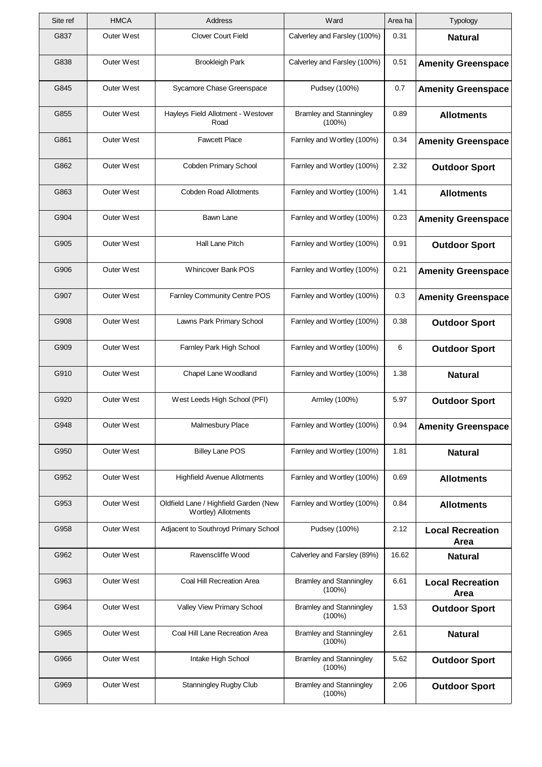| Site ref | HMCA | Address | Ward | Area ha | Typology |
|---|---|---|---|---|---|
| G837 | Outer West | Clover Court Field | Calverley and Farsley (100%) | 0.31 | **Natural** |
| G838 | Outer West | Brookleigh Park | Calverley and Farsley (100%) | 0.51 | **Amenity Greenspace** |
| G845 | Outer West | Sycamore Chase Greenspace | Pudsey (100%) | 0.7 | **Amenity Greenspace** |
| G855 | Outer West | Hayleys Field Allotment - Westover Road | Bramley and Stanningley (100%) | 0.89 | **Allotments** |
| G861 | Outer West | Fawcett Place | Farnley and Wortley (100%) | 0.34 | **Amenity Greenspace** |
| G862 | Outer West | Cobden Primary School | Farnley and Wortley (100%) | 2.32 | **Outdoor Sport** |
| G863 | Outer West | Cobden Road Allotments | Farnley and Wortley (100%) | 1.41 | **Allotments** |
| G904 | Outer West | Bawn Lane | Farnley and Wortley (100%) | 0.23 | **Amenity Greenspace** |
| G905 | Outer West | Hall Lane Pitch | Farnley and Wortley (100%) | 0.91 | **Outdoor Sport** |
| G906 | Outer West | Whincover Bank POS | Farnley and Wortley (100%) | 0.21 | **Amenity Greenspace** |
| G907 | Outer West | Farnley Community Centre POS | Farnley and Wortley (100%) | 0.3 | **Amenity Greenspace** |
| G908 | Outer West | Lawns Park Primary School | Farnley and Wortley (100%) | 0.38 | **Outdoor Sport** |
| G909 | Outer West | Farnley Park High School | Farnley and Wortley (100%) | 6 | **Outdoor Sport** |
| G910 | Outer West | Chapel Lane Woodland | Farnley and Wortley (100%) | 1.38 | **Natural** |
| G920 | Outer West | West Leeds High School (PFI) | Armley (100%) | 5.97 | **Outdoor Sport** |
| G948 | Outer West | Malmesbury Place | Farnley and Wortley (100%) | 0.94 | **Amenity Greenspace** |
| G950 | Outer West | Billey Lane POS | Farnley and Wortley (100%) | 1.81 | **Natural** |
| G952 | Outer West | Highfield Avenue Allotments | Farnley and Wortley (100%) | 0.69 | **Allotments** |
| G953 | Outer West | Oldfield Lane / Highfield Garden (New Wortley) Allotments | Farnley and Wortley (100%) | 0.84 | **Allotments** |
| G958 | Outer West | Adjacent to Southroyd Primary School | Pudsey (100%) | 2.12 | **Local Recreation Area** |
| G962 | Outer West | Ravenscliffe Wood | Calverley and Farsley (89%) | 16.62 | **Natural** |
| G963 | Outer West | Coal Hill Recreation Area | Bramley and Stanningley (100%) | 6.61 | **Local Recreation Area** |
| G964 | Outer West | Valley View Primary School | Bramley and Stanningley (100%) | 1.53 | **Outdoor Sport** |
| G965 | Outer West | Coal Hill Lane Recreation Area | Bramley and Stanningley (100%) | 2.61 | **Natural** |
| G966 | Outer West | Intake High School | Bramley and Stanningley (100%) | 5.62 | **Outdoor Sport** |
| G969 | Outer West | Stanningley Rugby Club | Bramley and Stanningley (100%) | 2.06 | **Outdoor Sport** |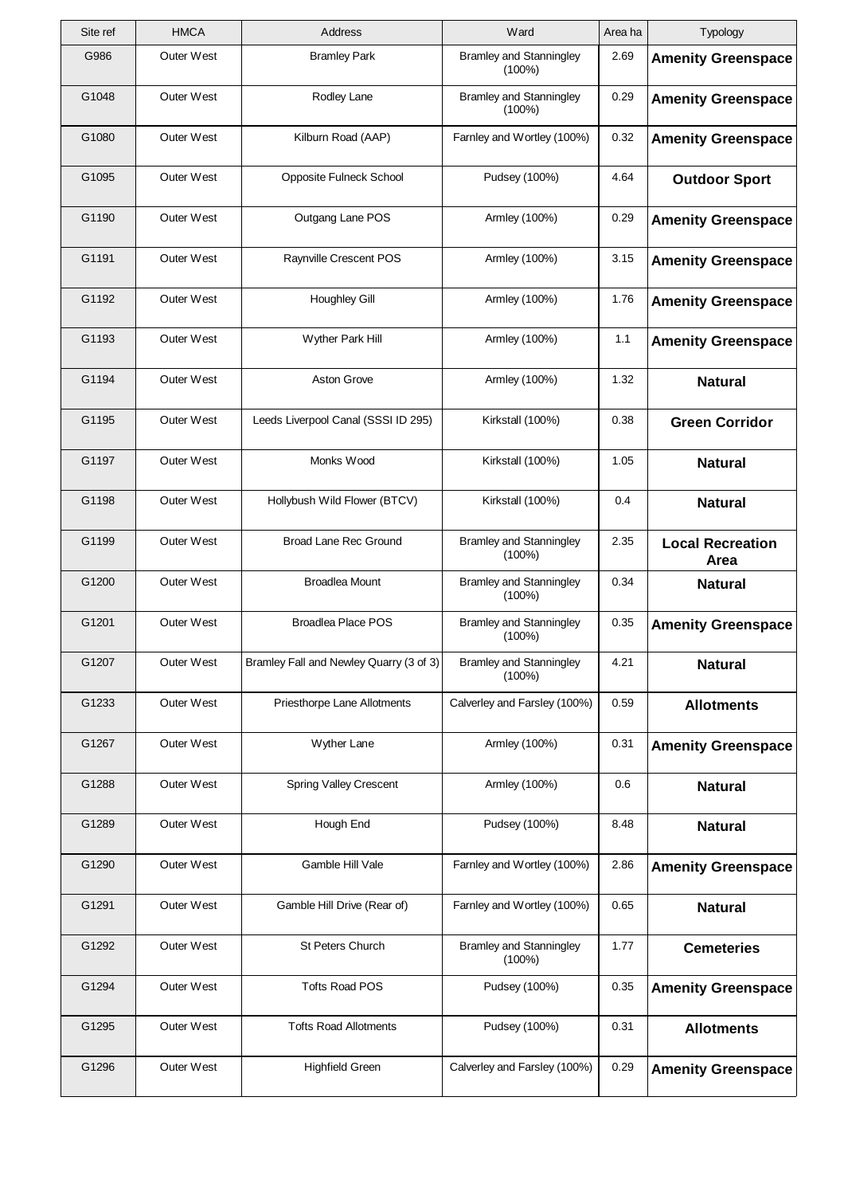| Site ref | HMCA | Address | Ward | Area ha | Typology |
|---|---|---|---|---|---|
| G986 | Outer West | Bramley Park | Bramley and Stanningley (100%) | 2.69 | **Amenity Greenspace** |
| G1048 | Outer West | Rodley Lane | Bramley and Stanningley (100%) | 0.29 | **Amenity Greenspace** |
| G1080 | Outer West | Kilburn Road (AAP) | Farnley and Wortley (100%) | 0.32 | **Amenity Greenspace** |
| G1095 | Outer West | Opposite Fulneck School | Pudsey (100%) | 4.64 | **Outdoor Sport** |
| G1190 | Outer West | Outgang Lane POS | Armley (100%) | 0.29 | **Amenity Greenspace** |
| G1191 | Outer West | Raynville Crescent POS | Armley (100%) | 3.15 | **Amenity Greenspace** |
| G1192 | Outer West | Houghley Gill | Armley (100%) | 1.76 | **Amenity Greenspace** |
| G1193 | Outer West | Wyther Park Hill | Armley (100%) | 1.1 | **Amenity Greenspace** |
| G1194 | Outer West | Aston Grove | Armley (100%) | 1.32 | **Natural** |
| G1195 | Outer West | Leeds Liverpool Canal (SSSI ID 295) | Kirkstall (100%) | 0.38 | **Green Corridor** |
| G1197 | Outer West | Monks Wood | Kirkstall (100%) | 1.05 | **Natural** |
| G1198 | Outer West | Hollybush Wild Flower (BTCV) | Kirkstall (100%) | 0.4 | **Natural** |
| G1199 | Outer West | Broad Lane Rec Ground | Bramley and Stanningley (100%) | 2.35 | **Local Recreation Area** |
| G1200 | Outer West | Broadlea Mount | Bramley and Stanningley (100%) | 0.34 | **Natural** |
| G1201 | Outer West | Broadlea Place POS | Bramley and Stanningley (100%) | 0.35 | **Amenity Greenspace** |
| G1207 | Outer West | Bramley Fall and Newley Quarry (3 of 3) | Bramley and Stanningley (100%) | 4.21 | **Natural** |
| G1233 | Outer West | Priesthorpe Lane Allotments | Calverley and Farsley (100%) | 0.59 | **Allotments** |
| G1267 | Outer West | Wyther Lane | Armley (100%) | 0.31 | **Amenity Greenspace** |
| G1288 | Outer West | Spring Valley Crescent | Armley (100%) | 0.6 | **Natural** |
| G1289 | Outer West | Hough End | Pudsey (100%) | 8.48 | **Natural** |
| G1290 | Outer West | Gamble Hill Vale | Farnley and Wortley (100%) | 2.86 | **Amenity Greenspace** |
| G1291 | Outer West | Gamble Hill Drive (Rear of) | Farnley and Wortley (100%) | 0.65 | **Natural** |
| G1292 | Outer West | St Peters Church | Bramley and Stanningley (100%) | 1.77 | **Cemeteries** |
| G1294 | Outer West | Tofts Road POS | Pudsey (100%) | 0.35 | **Amenity Greenspace** |
| G1295 | Outer West | Tofts Road Allotments | Pudsey (100%) | 0.31 | **Allotments** |
| G1296 | Outer West | Highfield Green | Calverley and Farsley (100%) | 0.29 | **Amenity Greenspace** |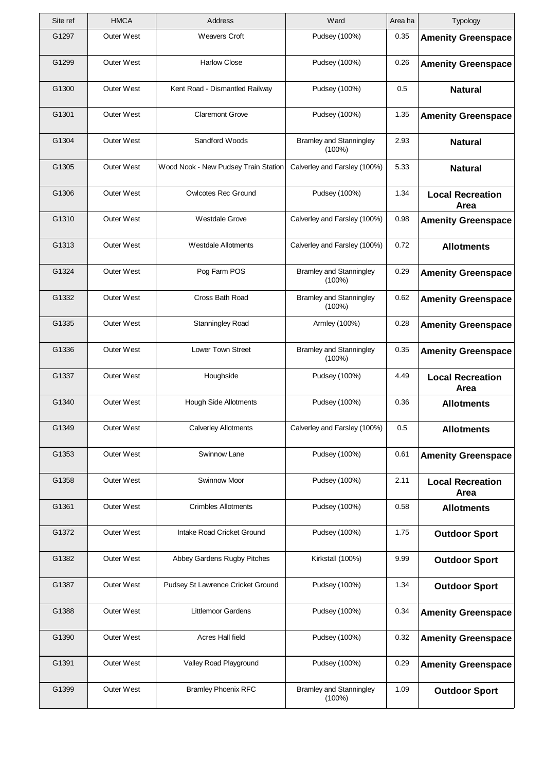| Site ref | HMCA | Address | Ward | Area ha | Typology |
|---|---|---|---|---|---|
| G1297 | Outer West | Weavers Croft | Pudsey (100%) | 0.35 | **Amenity Greenspace** |
| G1299 | Outer West | Harlow Close | Pudsey (100%) | 0.26 | **Amenity Greenspace** |
| G1300 | Outer West | Kent Road - Dismantled Railway | Pudsey (100%) | 0.5 | **Natural** |
| G1301 | Outer West | Claremont Grove | Pudsey (100%) | 1.35 | **Amenity Greenspace** |
| G1304 | Outer West | Sandford Woods | Bramley and Stanningley (100%) | 2.93 | **Natural** |
| G1305 | Outer West | Wood Nook - New Pudsey Train Station | Calverley and Farsley (100%) | 5.33 | **Natural** |
| G1306 | Outer West | Owlcotes Rec Ground | Pudsey (100%) | 1.34 | **Local Recreation Area** |
| G1310 | Outer West | Westdale Grove | Calverley and Farsley (100%) | 0.98 | **Amenity Greenspace** |
| G1313 | Outer West | Westdale Allotments | Calverley and Farsley (100%) | 0.72 | **Allotments** |
| G1324 | Outer West | Pog Farm POS | Bramley and Stanningley (100%) | 0.29 | **Amenity Greenspace** |
| G1332 | Outer West | Cross Bath Road | Bramley and Stanningley (100%) | 0.62 | **Amenity Greenspace** |
| G1335 | Outer West | Stanningley Road | Armley (100%) | 0.28 | **Amenity Greenspace** |
| G1336 | Outer West | Lower Town Street | Bramley and Stanningley (100%) | 0.35 | **Amenity Greenspace** |
| G1337 | Outer West | Houghside | Pudsey (100%) | 4.49 | **Local Recreation Area** |
| G1340 | Outer West | Hough Side Allotments | Pudsey (100%) | 0.36 | **Allotments** |
| G1349 | Outer West | Calverley Allotments | Calverley and Farsley (100%) | 0.5 | **Allotments** |
| G1353 | Outer West | Swinnow Lane | Pudsey (100%) | 0.61 | **Amenity Greenspace** |
| G1358 | Outer West | Swinnow Moor | Pudsey (100%) | 2.11 | **Local Recreation Area** |
| G1361 | Outer West | Crimbles Allotments | Pudsey (100%) | 0.58 | **Allotments** |
| G1372 | Outer West | Intake Road Cricket Ground | Pudsey (100%) | 1.75 | **Outdoor Sport** |
| G1382 | Outer West | Abbey Gardens Rugby Pitches | Kirkstall (100%) | 9.99 | **Outdoor Sport** |
| G1387 | Outer West | Pudsey St Lawrence Cricket Ground | Pudsey (100%) | 1.34 | **Outdoor Sport** |
| G1388 | Outer West | Littlemoor Gardens | Pudsey (100%) | 0.34 | **Amenity Greenspace** |
| G1390 | Outer West | Acres Hall field | Pudsey (100%) | 0.32 | **Amenity Greenspace** |
| G1391 | Outer West | Valley Road Playground | Pudsey (100%) | 0.29 | **Amenity Greenspace** |
| G1399 | Outer West | Bramley Phoenix RFC | Bramley and Stanningley (100%) | 1.09 | **Outdoor Sport** |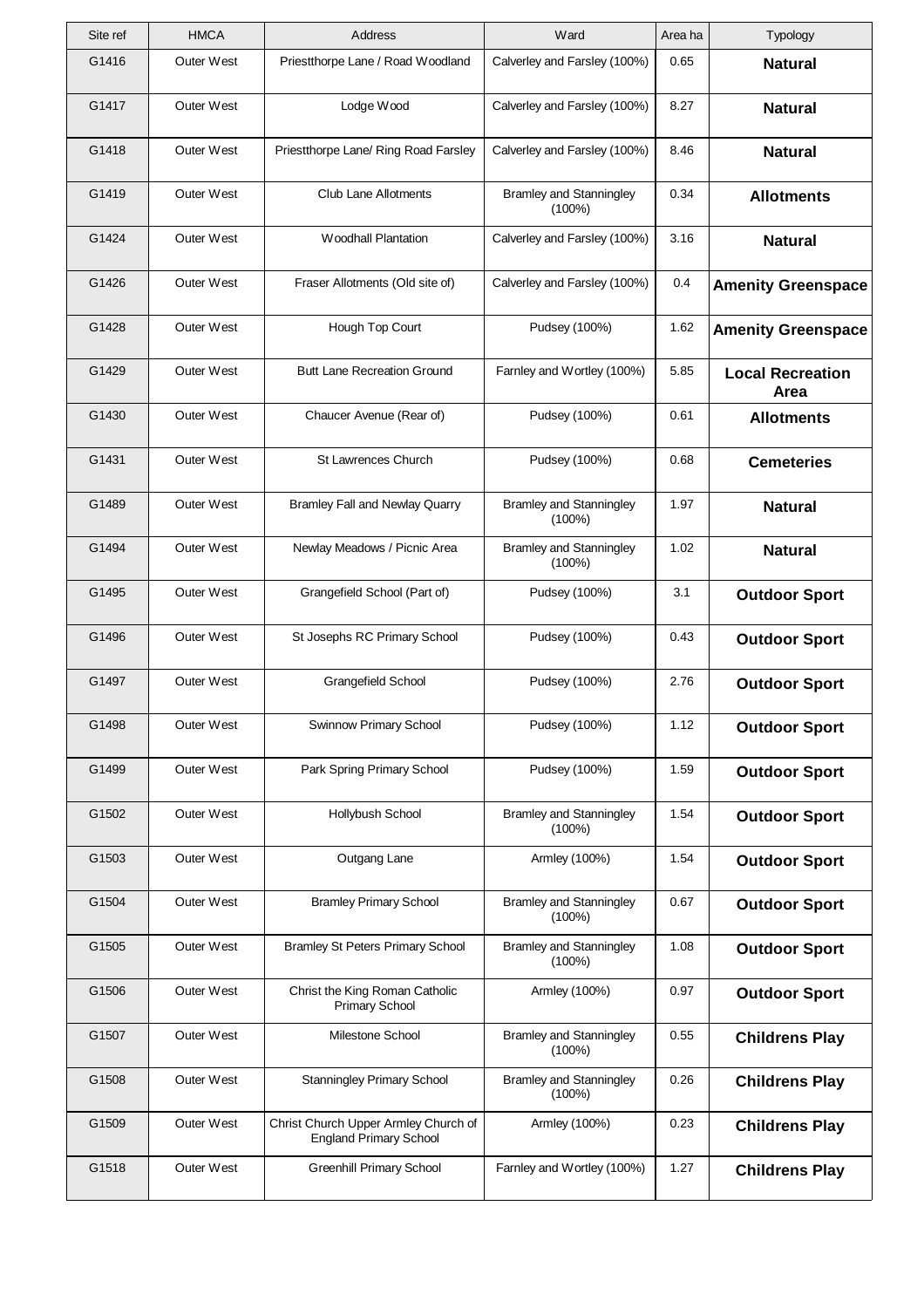| Site ref | HMCA | Address | Ward | Area ha | Typology |
|---|---|---|---|---|---|
| G1416 | Outer West | Priestthorpe Lane / Road Woodland | Calverley and Farsley (100%) | 0.65 | **Natural** |
| G1417 | Outer West | Lodge Wood | Calverley and Farsley (100%) | 8.27 | **Natural** |
| G1418 | Outer West | Priestthorpe Lane/ Ring Road Farsley | Calverley and Farsley (100%) | 8.46 | **Natural** |
| G1419 | Outer West | Club Lane Allotments | Bramley and Stanningley (100%) | 0.34 | **Allotments** |
| G1424 | Outer West | Woodhall Plantation | Calverley and Farsley (100%) | 3.16 | **Natural** |
| G1426 | Outer West | Fraser Allotments (Old site of) | Calverley and Farsley (100%) | 0.4 | **Amenity Greenspace** |
| G1428 | Outer West | Hough Top Court | Pudsey (100%) | 1.62 | **Amenity Greenspace** |
| G1429 | Outer West | Butt Lane Recreation Ground | Farnley and Wortley (100%) | 5.85 | **Local Recreation Area** |
| G1430 | Outer West | Chaucer Avenue (Rear of) | Pudsey (100%) | 0.61 | **Allotments** |
| G1431 | Outer West | St Lawrences Church | Pudsey (100%) | 0.68 | **Cemeteries** |
| G1489 | Outer West | Bramley Fall and Newlay Quarry | Bramley and Stanningley (100%) | 1.97 | **Natural** |
| G1494 | Outer West | Newlay Meadows / Picnic Area | Bramley and Stanningley (100%) | 1.02 | **Natural** |
| G1495 | Outer West | Grangefield School (Part of) | Pudsey (100%) | 3.1 | **Outdoor Sport** |
| G1496 | Outer West | St Josephs RC Primary School | Pudsey (100%) | 0.43 | **Outdoor Sport** |
| G1497 | Outer West | Grangefield School | Pudsey (100%) | 2.76 | **Outdoor Sport** |
| G1498 | Outer West | Swinnow Primary School | Pudsey (100%) | 1.12 | **Outdoor Sport** |
| G1499 | Outer West | Park Spring Primary School | Pudsey (100%) | 1.59 | **Outdoor Sport** |
| G1502 | Outer West | Hollybush School | Bramley and Stanningley (100%) | 1.54 | **Outdoor Sport** |
| G1503 | Outer West | Outgang Lane | Armley (100%) | 1.54 | **Outdoor Sport** |
| G1504 | Outer West | Bramley Primary School | Bramley and Stanningley (100%) | 0.67 | **Outdoor Sport** |
| G1505 | Outer West | Bramley St Peters Primary School | Bramley and Stanningley (100%) | 1.08 | **Outdoor Sport** |
| G1506 | Outer West | Christ the King Roman Catholic Primary School | Armley (100%) | 0.97 | **Outdoor Sport** |
| G1507 | Outer West | Milestone School | Bramley and Stanningley (100%) | 0.55 | **Childrens Play** |
| G1508 | Outer West | Stanningley Primary School | Bramley and Stanningley (100%) | 0.26 | **Childrens Play** |
| G1509 | Outer West | Christ Church Upper Armley Church of England Primary School | Armley (100%) | 0.23 | **Childrens Play** |
| G1518 | Outer West | Greenhill Primary School | Farnley and Wortley (100%) | 1.27 | **Childrens Play** |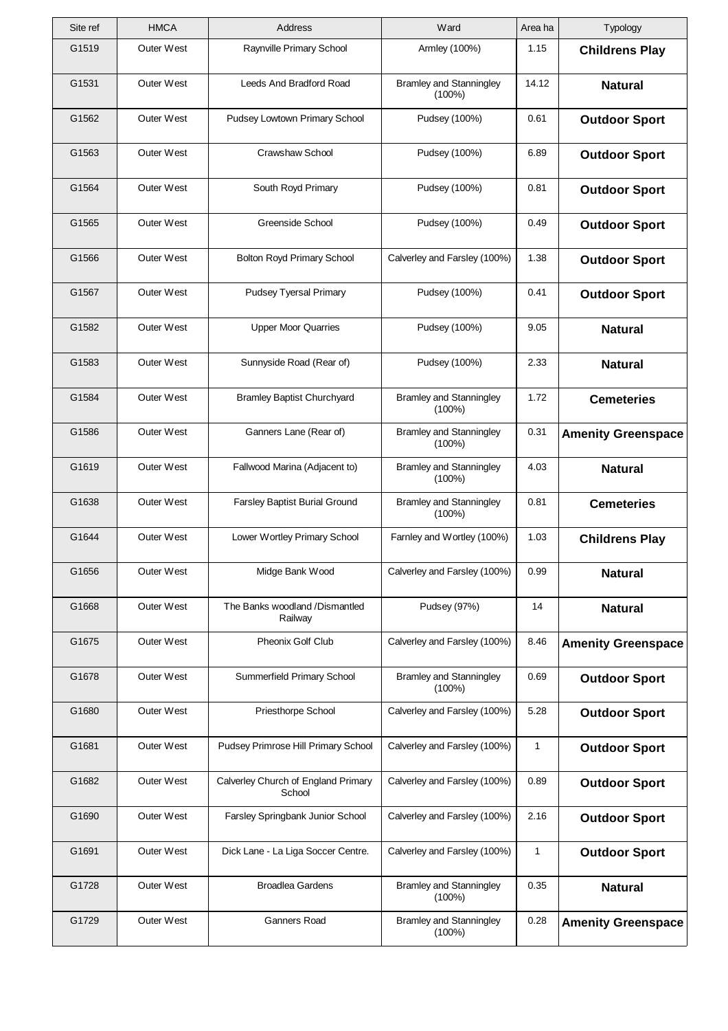| Site ref | HMCA | Address | Ward | Area ha | Typology |
|---|---|---|---|---|---|
| G1519 | Outer West | Raynville Primary School | Armley (100%) | 1.15 | **Childrens Play** |
| G1531 | Outer West | Leeds And Bradford Road | Bramley and Stanningley (100%) | 14.12 | **Natural** |
| G1562 | Outer West | Pudsey Lowtown Primary School | Pudsey (100%) | 0.61 | **Outdoor Sport** |
| G1563 | Outer West | Crawshaw School | Pudsey (100%) | 6.89 | **Outdoor Sport** |
| G1564 | Outer West | South Royd Primary | Pudsey (100%) | 0.81 | **Outdoor Sport** |
| G1565 | Outer West | Greenside School | Pudsey (100%) | 0.49 | **Outdoor Sport** |
| G1566 | Outer West | Bolton Royd Primary School | Calverley and Farsley (100%) | 1.38 | **Outdoor Sport** |
| G1567 | Outer West | Pudsey Tyersal Primary | Pudsey (100%) | 0.41 | **Outdoor Sport** |
| G1582 | Outer West | Upper Moor Quarries | Pudsey (100%) | 9.05 | **Natural** |
| G1583 | Outer West | Sunnyside Road (Rear of) | Pudsey (100%) | 2.33 | **Natural** |
| G1584 | Outer West | Bramley Baptist Churchyard | Bramley and Stanningley (100%) | 1.72 | **Cemeteries** |
| G1586 | Outer West | Ganners Lane (Rear of) | Bramley and Stanningley (100%) | 0.31 | **Amenity Greenspace** |
| G1619 | Outer West | Fallwood Marina (Adjacent to) | Bramley and Stanningley (100%) | 4.03 | **Natural** |
| G1638 | Outer West | Farsley Baptist Burial Ground | Bramley and Stanningley (100%) | 0.81 | **Cemeteries** |
| G1644 | Outer West | Lower Wortley Primary School | Farnley and Wortley (100%) | 1.03 | **Childrens Play** |
| G1656 | Outer West | Midge Bank Wood | Calverley and Farsley (100%) | 0.99 | **Natural** |
| G1668 | Outer West | The Banks woodland /Dismantled Railway | Pudsey (97%) | 14 | **Natural** |
| G1675 | Outer West | Pheonix Golf Club | Calverley and Farsley (100%) | 8.46 | **Amenity Greenspace** |
| G1678 | Outer West | Summerfield Primary School | Bramley and Stanningley (100%) | 0.69 | **Outdoor Sport** |
| G1680 | Outer West | Priesthorpe School | Calverley and Farsley (100%) | 5.28 | **Outdoor Sport** |
| G1681 | Outer West | Pudsey Primrose Hill Primary School | Calverley and Farsley (100%) | 1 | **Outdoor Sport** |
| G1682 | Outer West | Calverley Church of England Primary School | Calverley and Farsley (100%) | 0.89 | **Outdoor Sport** |
| G1690 | Outer West | Farsley Springbank Junior School | Calverley and Farsley (100%) | 2.16 | **Outdoor Sport** |
| G1691 | Outer West | Dick Lane - La Liga Soccer Centre. | Calverley and Farsley (100%) | 1 | **Outdoor Sport** |
| G1728 | Outer West | Broadlea Gardens | Bramley and Stanningley (100%) | 0.35 | **Natural** |
| G1729 | Outer West | Ganners Road | Bramley and Stanningley (100%) | 0.28 | **Amenity Greenspace** |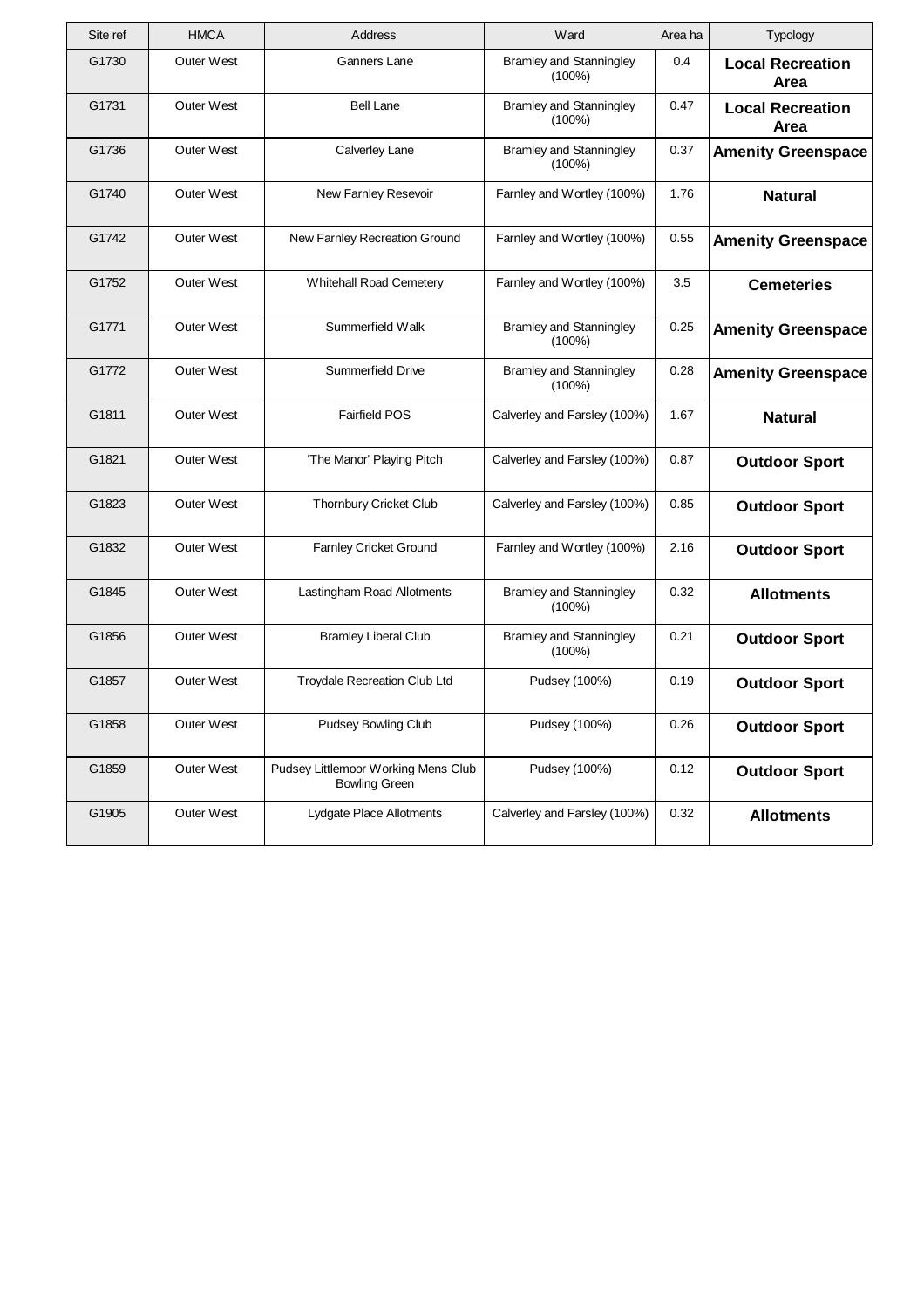| Site ref | HMCA | Address | Ward | Area ha | Typology |
|---|---|---|---|---|---|
| G1730 | Outer West | Ganners Lane | Bramley and Stanningley (100%) | 0.4 | **Local Recreation Area** |
| G1731 | Outer West | Bell Lane | Bramley and Stanningley (100%) | 0.47 | **Local Recreation Area** |
| G1736 | Outer West | Calverley Lane | Bramley and Stanningley (100%) | 0.37 | **Amenity Greenspace** |
| G1740 | Outer West | New Farnley Resevoir | Farnley and Wortley (100%) | 1.76 | **Natural** |
| G1742 | Outer West | New Farnley Recreation Ground | Farnley and Wortley (100%) | 0.55 | **Amenity Greenspace** |
| G1752 | Outer West | Whitehall Road Cemetery | Farnley and Wortley (100%) | 3.5 | **Cemeteries** |
| G1771 | Outer West | Summerfield Walk | Bramley and Stanningley (100%) | 0.25 | **Amenity Greenspace** |
| G1772 | Outer West | Summerfield Drive | Bramley and Stanningley (100%) | 0.28 | **Amenity Greenspace** |
| G1811 | Outer West | Fairfield POS | Calverley and Farsley (100%) | 1.67 | **Natural** |
| G1821 | Outer West | 'The Manor' Playing Pitch | Calverley and Farsley (100%) | 0.87 | **Outdoor Sport** |
| G1823 | Outer West | Thornbury Cricket Club | Calverley and Farsley (100%) | 0.85 | **Outdoor Sport** |
| G1832 | Outer West | Farnley Cricket Ground | Farnley and Wortley (100%) | 2.16 | **Outdoor Sport** |
| G1845 | Outer West | Lastingham Road Allotments | Bramley and Stanningley (100%) | 0.32 | **Allotments** |
| G1856 | Outer West | Bramley Liberal Club | Bramley and Stanningley (100%) | 0.21 | **Outdoor Sport** |
| G1857 | Outer West | Troydale Recreation Club Ltd | Pudsey (100%) | 0.19 | **Outdoor Sport** |
| G1858 | Outer West | Pudsey Bowling Club | Pudsey (100%) | 0.26 | **Outdoor Sport** |
| G1859 | Outer West | Pudsey Littlemoor Working Mens Club Bowling Green | Pudsey (100%) | 0.12 | **Outdoor Sport** |
| G1905 | Outer West | Lydgate Place Allotments | Calverley and Farsley (100%) | 0.32 | **Allotments** |